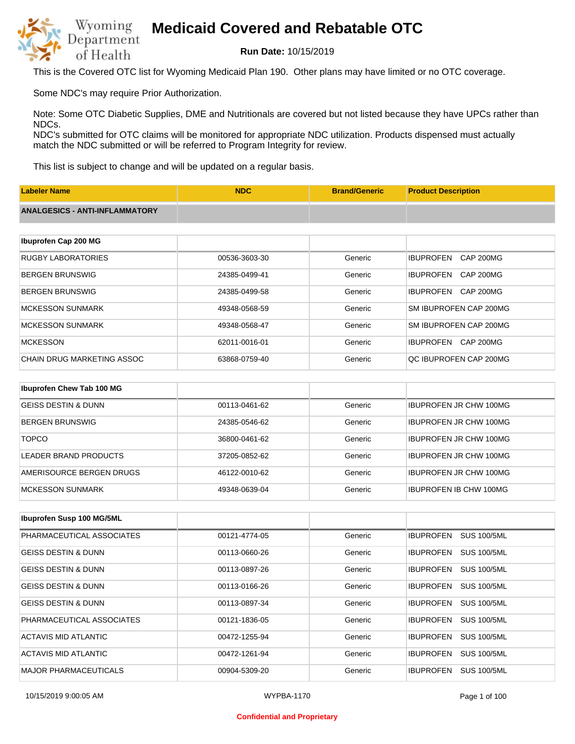# Medicaid Covered and Rebatable OTC

**Run Date:** 10/15/2019

This is the Covered OTC list for Wyoming Medicaid Plan 190. Other plans may have limited or no OTC coverage.

Some NDC's may require Prior Authorization.

Note: Some OTC Diabetic Supplies, DME and Nutritionals are covered but not listed because they have UPCs rather than NDCs.
NDC's submitted for OTC claims will be monitored for appropriate NDC utilization. Products dispensed must actually match the NDC submitted or will be referred to Program Integrity for review.

This list is subject to change and will be updated on a regular basis.

| Labeler Name | NDC | Brand/Generic | Product Description |
|---|---|---|---|
| **ANALGESICS - ANTI-INFLAMMATORY** | | | |
| **Ibuprofen Cap 200 MG** | | | |
| RUGBY LABORATORIES | 00536-3603-30 | Generic | IBUPROFEN CAP 200MG |
| BERGEN BRUNSWIG | 24385-0499-41 | Generic | IBUPROFEN CAP 200MG |
| BERGEN BRUNSWIG | 24385-0499-58 | Generic | IBUPROFEN CAP 200MG |
| MCKESSON SUNMARK | 49348-0568-59 | Generic | SM IBUPROFEN CAP 200MG |
| MCKESSON SUNMARK | 49348-0568-47 | Generic | SM IBUPROFEN CAP 200MG |
| MCKESSON | 62011-0016-01 | Generic | IBUPROFEN CAP 200MG |
| CHAIN DRUG MARKETING ASSOC | 63868-0759-40 | Generic | QC IBUPROFEN CAP 200MG |
| **Ibuprofen Chew Tab 100 MG** | | | |
| GEISS DESTIN & DUNN | 00113-0461-62 | Generic | IBUPROFEN JR CHW 100MG |
| BERGEN BRUNSWIG | 24385-0546-62 | Generic | IBUPROFEN JR CHW 100MG |
| TOPCO | 36800-0461-62 | Generic | IBUPROFEN JR CHW 100MG |
| LEADER BRAND PRODUCTS | 37205-0852-62 | Generic | IBUPROFEN JR CHW 100MG |
| AMERISOURCE BERGEN DRUGS | 46122-0010-62 | Generic | IBUPROFEN JR CHW 100MG |
| MCKESSON SUNMARK | 49348-0639-04 | Generic | IBUPROFEN IB CHW 100MG |
| **Ibuprofen Susp 100 MG/5ML** | | | |
| PHARMACEUTICAL ASSOCIATES | 00121-4774-05 | Generic | IBUPROFEN SUS 100/5ML |
| GEISS DESTIN & DUNN | 00113-0660-26 | Generic | IBUPROFEN SUS 100/5ML |
| GEISS DESTIN & DUNN | 00113-0897-26 | Generic | IBUPROFEN SUS 100/5ML |
| GEISS DESTIN & DUNN | 00113-0166-26 | Generic | IBUPROFEN SUS 100/5ML |
| GEISS DESTIN & DUNN | 00113-0897-34 | Generic | IBUPROFEN SUS 100/5ML |
| PHARMACEUTICAL ASSOCIATES | 00121-1836-05 | Generic | IBUPROFEN SUS 100/5ML |
| ACTAVIS MID ATLANTIC | 00472-1255-94 | Generic | IBUPROFEN SUS 100/5ML |
| ACTAVIS MID ATLANTIC | 00472-1261-94 | Generic | IBUPROFEN SUS 100/5ML |
| MAJOR PHARMACEUTICALS | 00904-5309-20 | Generic | IBUPROFEN SUS 100/5ML |

Confidential and Proprietary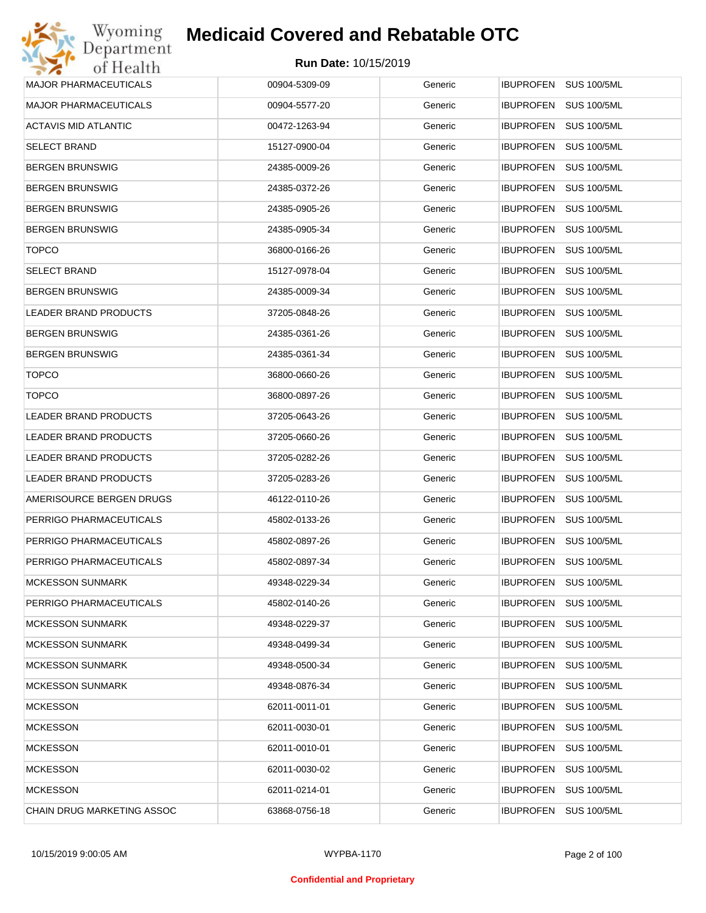| | | | |
|---|---|---|---|
| MAJOR PHARMACEUTICALS | 00904-5309-09 | Generic | IBUPROFEN SUS 100/5ML |
| MAJOR PHARMACEUTICALS | 00904-5577-20 | Generic | IBUPROFEN SUS 100/5ML |
| ACTAVIS MID ATLANTIC | 00472-1263-94 | Generic | IBUPROFEN SUS 100/5ML |
| SELECT BRAND | 15127-0900-04 | Generic | IBUPROFEN SUS 100/5ML |
| BERGEN BRUNSWIG | 24385-0009-26 | Generic | IBUPROFEN SUS 100/5ML |
| BERGEN BRUNSWIG | 24385-0372-26 | Generic | IBUPROFEN SUS 100/5ML |
| BERGEN BRUNSWIG | 24385-0905-26 | Generic | IBUPROFEN SUS 100/5ML |
| BERGEN BRUNSWIG | 24385-0905-34 | Generic | IBUPROFEN SUS 100/5ML |
| TOPCO | 36800-0166-26 | Generic | IBUPROFEN SUS 100/5ML |
| SELECT BRAND | 15127-0978-04 | Generic | IBUPROFEN SUS 100/5ML |
| BERGEN BRUNSWIG | 24385-0009-34 | Generic | IBUPROFEN SUS 100/5ML |
| LEADER BRAND PRODUCTS | 37205-0848-26 | Generic | IBUPROFEN SUS 100/5ML |
| BERGEN BRUNSWIG | 24385-0361-26 | Generic | IBUPROFEN SUS 100/5ML |
| BERGEN BRUNSWIG | 24385-0361-34 | Generic | IBUPROFEN SUS 100/5ML |
| TOPCO | 36800-0660-26 | Generic | IBUPROFEN SUS 100/5ML |
| TOPCO | 36800-0897-26 | Generic | IBUPROFEN SUS 100/5ML |
| LEADER BRAND PRODUCTS | 37205-0643-26 | Generic | IBUPROFEN SUS 100/5ML |
| LEADER BRAND PRODUCTS | 37205-0660-26 | Generic | IBUPROFEN SUS 100/5ML |
| LEADER BRAND PRODUCTS | 37205-0282-26 | Generic | IBUPROFEN SUS 100/5ML |
| LEADER BRAND PRODUCTS | 37205-0283-26 | Generic | IBUPROFEN SUS 100/5ML |
| AMERISOURCE BERGEN DRUGS | 46122-0110-26 | Generic | IBUPROFEN SUS 100/5ML |
| PERRIGO PHARMACEUTICALS | 45802-0133-26 | Generic | IBUPROFEN SUS 100/5ML |
| PERRIGO PHARMACEUTICALS | 45802-0897-26 | Generic | IBUPROFEN SUS 100/5ML |
| PERRIGO PHARMACEUTICALS | 45802-0897-34 | Generic | IBUPROFEN SUS 100/5ML |
| MCKESSON SUNMARK | 49348-0229-34 | Generic | IBUPROFEN SUS 100/5ML |
| PERRIGO PHARMACEUTICALS | 45802-0140-26 | Generic | IBUPROFEN SUS 100/5ML |
| MCKESSON SUNMARK | 49348-0229-37 | Generic | IBUPROFEN SUS 100/5ML |
| MCKESSON SUNMARK | 49348-0499-34 | Generic | IBUPROFEN SUS 100/5ML |
| MCKESSON SUNMARK | 49348-0500-34 | Generic | IBUPROFEN SUS 100/5ML |
| MCKESSON SUNMARK | 49348-0876-34 | Generic | IBUPROFEN SUS 100/5ML |
| MCKESSON | 62011-0011-01 | Generic | IBUPROFEN SUS 100/5ML |
| MCKESSON | 62011-0030-01 | Generic | IBUPROFEN SUS 100/5ML |
| MCKESSON | 62011-0010-01 | Generic | IBUPROFEN SUS 100/5ML |
| MCKESSON | 62011-0030-02 | Generic | IBUPROFEN SUS 100/5ML |
| MCKESSON | 62011-0214-01 | Generic | IBUPROFEN SUS 100/5ML |
| CHAIN DRUG MARKETING ASSOC | 63868-0756-18 | Generic | IBUPROFEN SUS 100/5ML |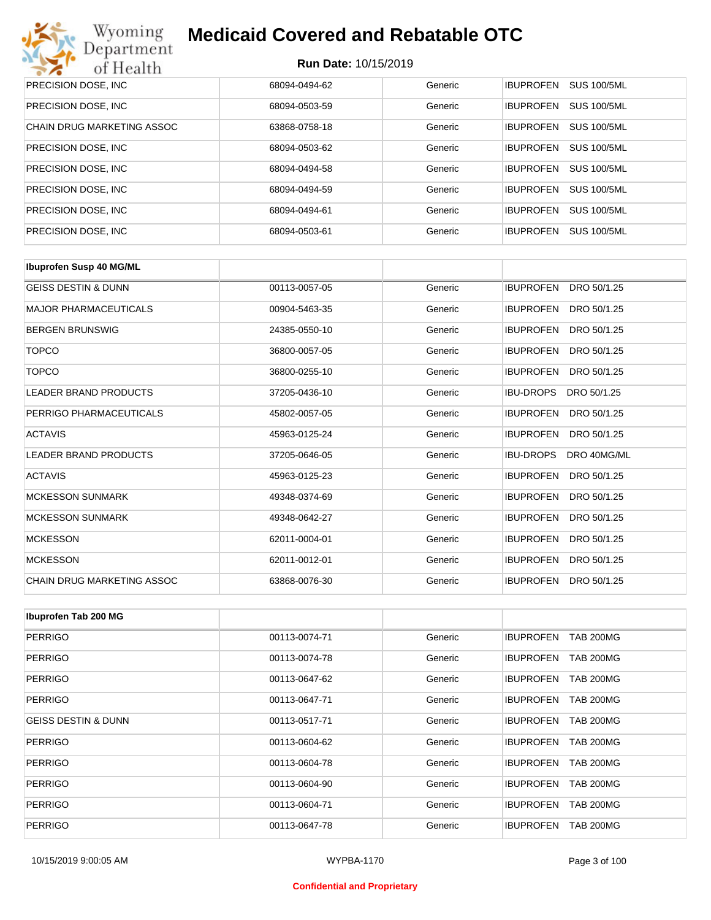| PRECISION DOSE, INC | 68094-0494-62 | Generic | IBUPROFEN SUS 100/5ML |
|---|---|---|---|
| PRECISION DOSE, INC | 68094-0503-59 | Generic | IBUPROFEN SUS 100/5ML |
| CHAIN DRUG MARKETING ASSOC | 63868-0758-18 | Generic | IBUPROFEN SUS 100/5ML |
| PRECISION DOSE, INC | 68094-0503-62 | Generic | IBUPROFEN SUS 100/5ML |
| PRECISION DOSE, INC | 68094-0494-58 | Generic | IBUPROFEN SUS 100/5ML |
| PRECISION DOSE, INC | 68094-0494-59 | Generic | IBUPROFEN SUS 100/5ML |
| PRECISION DOSE, INC | 68094-0494-61 | Generic | IBUPROFEN SUS 100/5ML |
| PRECISION DOSE, INC | 68094-0503-61 | Generic | IBUPROFEN SUS 100/5ML |

| Ibuprofen Susp 40 MG/ML | | | |
|---|---|---|---|
| GEISS DESTIN & DUNN | 00113-0057-05 | Generic | IBUPROFEN DRO 50/1.25 |
| MAJOR PHARMACEUTICALS | 00904-5463-35 | Generic | IBUPROFEN DRO 50/1.25 |
| BERGEN BRUNSWIG | 24385-0550-10 | Generic | IBUPROFEN DRO 50/1.25 |
| TOPCO | 36800-0057-05 | Generic | IBUPROFEN DRO 50/1.25 |
| TOPCO | 36800-0255-10 | Generic | IBUPROFEN DRO 50/1.25 |
| LEADER BRAND PRODUCTS | 37205-0436-10 | Generic | IBU-DROPS DRO 50/1.25 |
| PERRIGO PHARMACEUTICALS | 45802-0057-05 | Generic | IBUPROFEN DRO 50/1.25 |
| ACTAVIS | 45963-0125-24 | Generic | IBUPROFEN DRO 50/1.25 |
| LEADER BRAND PRODUCTS | 37205-0646-05 | Generic | IBU-DROPS DRO 40MG/ML |
| ACTAVIS | 45963-0125-23 | Generic | IBUPROFEN DRO 50/1.25 |
| MCKESSON SUNMARK | 49348-0374-69 | Generic | IBUPROFEN DRO 50/1.25 |
| MCKESSON SUNMARK | 49348-0642-27 | Generic | IBUPROFEN DRO 50/1.25 |
| MCKESSON | 62011-0004-01 | Generic | IBUPROFEN DRO 50/1.25 |
| MCKESSON | 62011-0012-01 | Generic | IBUPROFEN DRO 50/1.25 |
| CHAIN DRUG MARKETING ASSOC | 63868-0076-30 | Generic | IBUPROFEN DRO 50/1.25 |

| Ibuprofen Tab 200 MG | | | |
|---|---|---|---|
| PERRIGO | 00113-0074-71 | Generic | IBUPROFEN TAB 200MG |
| PERRIGO | 00113-0074-78 | Generic | IBUPROFEN TAB 200MG |
| PERRIGO | 00113-0647-62 | Generic | IBUPROFEN TAB 200MG |
| PERRIGO | 00113-0647-71 | Generic | IBUPROFEN TAB 200MG |
| GEISS DESTIN & DUNN | 00113-0517-71 | Generic | IBUPROFEN TAB 200MG |
| PERRIGO | 00113-0604-62 | Generic | IBUPROFEN TAB 200MG |
| PERRIGO | 00113-0604-78 | Generic | IBUPROFEN TAB 200MG |
| PERRIGO | 00113-0604-90 | Generic | IBUPROFEN TAB 200MG |
| PERRIGO | 00113-0604-71 | Generic | IBUPROFEN TAB 200MG |
| PERRIGO | 00113-0647-78 | Generic | IBUPROFEN TAB 200MG |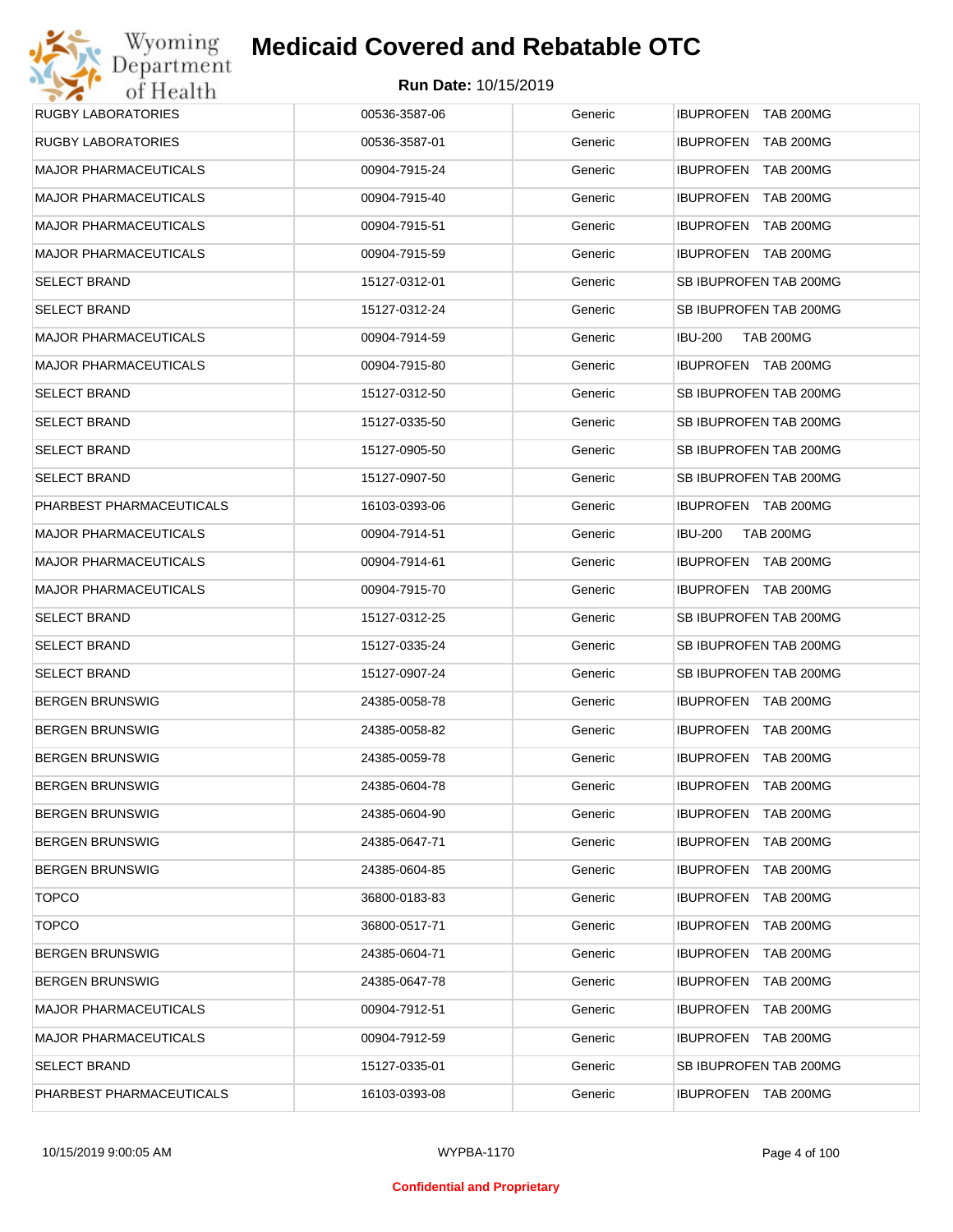# Medicaid Covered and Rebatable OTC

**Run Date:** 10/15/2019

| | | | |
|---|---|---|---|
| RUGBY LABORATORIES | 00536-3587-06 | Generic | IBUPROFEN TAB 200MG |
| RUGBY LABORATORIES | 00536-3587-01 | Generic | IBUPROFEN TAB 200MG |
| MAJOR PHARMACEUTICALS | 00904-7915-24 | Generic | IBUPROFEN TAB 200MG |
| MAJOR PHARMACEUTICALS | 00904-7915-40 | Generic | IBUPROFEN TAB 200MG |
| MAJOR PHARMACEUTICALS | 00904-7915-51 | Generic | IBUPROFEN TAB 200MG |
| MAJOR PHARMACEUTICALS | 00904-7915-59 | Generic | IBUPROFEN TAB 200MG |
| SELECT BRAND | 15127-0312-01 | Generic | SB IBUPROFEN TAB 200MG |
| SELECT BRAND | 15127-0312-24 | Generic | SB IBUPROFEN TAB 200MG |
| MAJOR PHARMACEUTICALS | 00904-7914-59 | Generic | IBU-200 TAB 200MG |
| MAJOR PHARMACEUTICALS | 00904-7915-80 | Generic | IBUPROFEN TAB 200MG |
| SELECT BRAND | 15127-0312-50 | Generic | SB IBUPROFEN TAB 200MG |
| SELECT BRAND | 15127-0335-50 | Generic | SB IBUPROFEN TAB 200MG |
| SELECT BRAND | 15127-0905-50 | Generic | SB IBUPROFEN TAB 200MG |
| SELECT BRAND | 15127-0907-50 | Generic | SB IBUPROFEN TAB 200MG |
| PHARBEST PHARMACEUTICALS | 16103-0393-06 | Generic | IBUPROFEN TAB 200MG |
| MAJOR PHARMACEUTICALS | 00904-7914-51 | Generic | IBU-200 TAB 200MG |
| MAJOR PHARMACEUTICALS | 00904-7914-61 | Generic | IBUPROFEN TAB 200MG |
| MAJOR PHARMACEUTICALS | 00904-7915-70 | Generic | IBUPROFEN TAB 200MG |
| SELECT BRAND | 15127-0312-25 | Generic | SB IBUPROFEN TAB 200MG |
| SELECT BRAND | 15127-0335-24 | Generic | SB IBUPROFEN TAB 200MG |
| SELECT BRAND | 15127-0907-24 | Generic | SB IBUPROFEN TAB 200MG |
| BERGEN BRUNSWIG | 24385-0058-78 | Generic | IBUPROFEN TAB 200MG |
| BERGEN BRUNSWIG | 24385-0058-82 | Generic | IBUPROFEN TAB 200MG |
| BERGEN BRUNSWIG | 24385-0059-78 | Generic | IBUPROFEN TAB 200MG |
| BERGEN BRUNSWIG | 24385-0604-78 | Generic | IBUPROFEN TAB 200MG |
| BERGEN BRUNSWIG | 24385-0604-90 | Generic | IBUPROFEN TAB 200MG |
| BERGEN BRUNSWIG | 24385-0647-71 | Generic | IBUPROFEN TAB 200MG |
| BERGEN BRUNSWIG | 24385-0604-85 | Generic | IBUPROFEN TAB 200MG |
| TOPCO | 36800-0183-83 | Generic | IBUPROFEN TAB 200MG |
| TOPCO | 36800-0517-71 | Generic | IBUPROFEN TAB 200MG |
| BERGEN BRUNSWIG | 24385-0604-71 | Generic | IBUPROFEN TAB 200MG |
| BERGEN BRUNSWIG | 24385-0647-78 | Generic | IBUPROFEN TAB 200MG |
| MAJOR PHARMACEUTICALS | 00904-7912-51 | Generic | IBUPROFEN TAB 200MG |
| MAJOR PHARMACEUTICALS | 00904-7912-59 | Generic | IBUPROFEN TAB 200MG |
| SELECT BRAND | 15127-0335-01 | Generic | SB IBUPROFEN TAB 200MG |
| PHARBEST PHARMACEUTICALS | 16103-0393-08 | Generic | IBUPROFEN TAB 200MG |

Confidential and Proprietary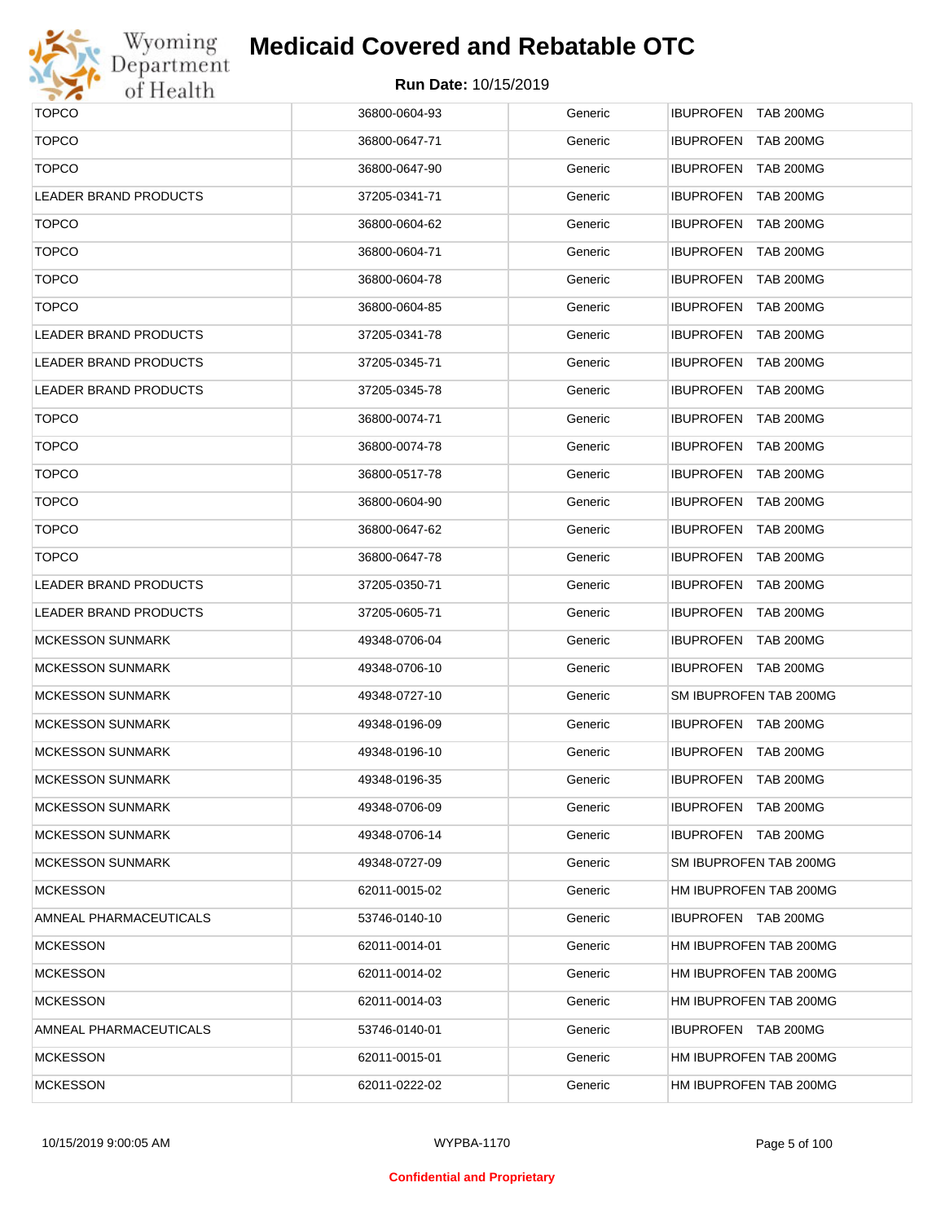| | | | |
|---|---|---|---|
| TOPCO | 36800-0604-93 | Generic | IBUPROFEN TAB 200MG |
| TOPCO | 36800-0647-71 | Generic | IBUPROFEN TAB 200MG |
| TOPCO | 36800-0647-90 | Generic | IBUPROFEN TAB 200MG |
| LEADER BRAND PRODUCTS | 37205-0341-71 | Generic | IBUPROFEN TAB 200MG |
| TOPCO | 36800-0604-62 | Generic | IBUPROFEN TAB 200MG |
| TOPCO | 36800-0604-71 | Generic | IBUPROFEN TAB 200MG |
| TOPCO | 36800-0604-78 | Generic | IBUPROFEN TAB 200MG |
| TOPCO | 36800-0604-85 | Generic | IBUPROFEN TAB 200MG |
| LEADER BRAND PRODUCTS | 37205-0341-78 | Generic | IBUPROFEN TAB 200MG |
| LEADER BRAND PRODUCTS | 37205-0345-71 | Generic | IBUPROFEN TAB 200MG |
| LEADER BRAND PRODUCTS | 37205-0345-78 | Generic | IBUPROFEN TAB 200MG |
| TOPCO | 36800-0074-71 | Generic | IBUPROFEN TAB 200MG |
| TOPCO | 36800-0074-78 | Generic | IBUPROFEN TAB 200MG |
| TOPCO | 36800-0517-78 | Generic | IBUPROFEN TAB 200MG |
| TOPCO | 36800-0604-90 | Generic | IBUPROFEN TAB 200MG |
| TOPCO | 36800-0647-62 | Generic | IBUPROFEN TAB 200MG |
| TOPCO | 36800-0647-78 | Generic | IBUPROFEN TAB 200MG |
| LEADER BRAND PRODUCTS | 37205-0350-71 | Generic | IBUPROFEN TAB 200MG |
| LEADER BRAND PRODUCTS | 37205-0605-71 | Generic | IBUPROFEN TAB 200MG |
| MCKESSON SUNMARK | 49348-0706-04 | Generic | IBUPROFEN TAB 200MG |
| MCKESSON SUNMARK | 49348-0706-10 | Generic | IBUPROFEN TAB 200MG |
| MCKESSON SUNMARK | 49348-0727-10 | Generic | SM IBUPROFEN TAB 200MG |
| MCKESSON SUNMARK | 49348-0196-09 | Generic | IBUPROFEN TAB 200MG |
| MCKESSON SUNMARK | 49348-0196-10 | Generic | IBUPROFEN TAB 200MG |
| MCKESSON SUNMARK | 49348-0196-35 | Generic | IBUPROFEN TAB 200MG |
| MCKESSON SUNMARK | 49348-0706-09 | Generic | IBUPROFEN TAB 200MG |
| MCKESSON SUNMARK | 49348-0706-14 | Generic | IBUPROFEN TAB 200MG |
| MCKESSON SUNMARK | 49348-0727-09 | Generic | SM IBUPROFEN TAB 200MG |
| MCKESSON | 62011-0015-02 | Generic | HM IBUPROFEN TAB 200MG |
| AMNEAL PHARMACEUTICALS | 53746-0140-10 | Generic | IBUPROFEN TAB 200MG |
| MCKESSON | 62011-0014-01 | Generic | HM IBUPROFEN TAB 200MG |
| MCKESSON | 62011-0014-02 | Generic | HM IBUPROFEN TAB 200MG |
| MCKESSON | 62011-0014-03 | Generic | HM IBUPROFEN TAB 200MG |
| AMNEAL PHARMACEUTICALS | 53746-0140-01 | Generic | IBUPROFEN TAB 200MG |
| MCKESSON | 62011-0015-01 | Generic | HM IBUPROFEN TAB 200MG |
| MCKESSON | 62011-0222-02 | Generic | HM IBUPROFEN TAB 200MG |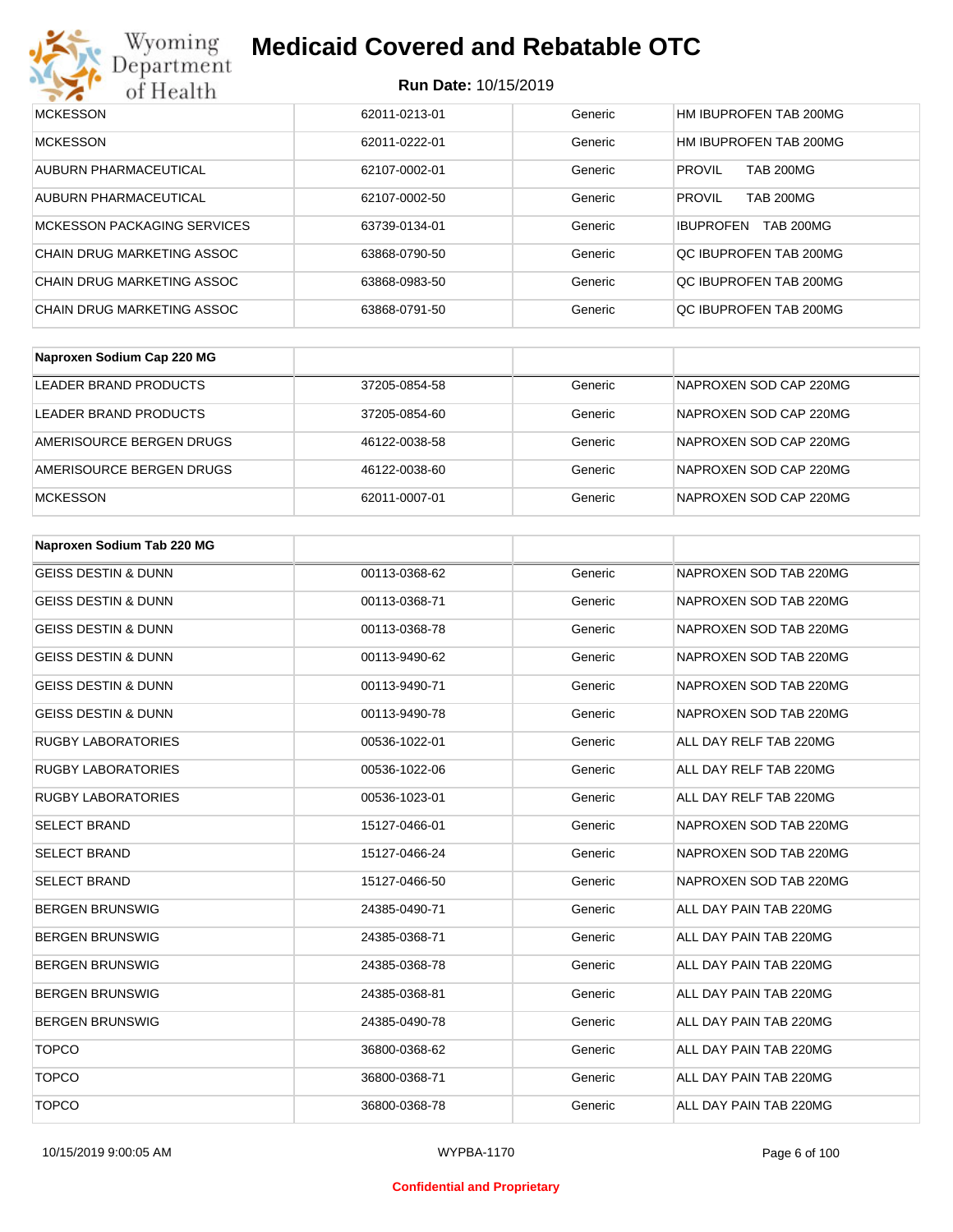| | | | |
|---|---|---|---|
| MCKESSON | 62011-0213-01 | Generic | HM IBUPROFEN TAB 200MG |
| MCKESSON | 62011-0222-01 | Generic | HM IBUPROFEN TAB 200MG |
| AUBURN PHARMACEUTICAL | 62107-0002-01 | Generic | PROVIL TAB 200MG |
| AUBURN PHARMACEUTICAL | 62107-0002-50 | Generic | PROVIL TAB 200MG |
| MCKESSON PACKAGING SERVICES | 63739-0134-01 | Generic | IBUPROFEN TAB 200MG |
| CHAIN DRUG MARKETING ASSOC | 63868-0790-50 | Generic | QC IBUPROFEN TAB 200MG |
| CHAIN DRUG MARKETING ASSOC | 63868-0983-50 | Generic | QC IBUPROFEN TAB 200MG |
| CHAIN DRUG MARKETING ASSOC | 63868-0791-50 | Generic | QC IBUPROFEN TAB 200MG |

| **Naproxen Sodium Cap 220 MG** | | | |
|---|---|---|---|
| LEADER BRAND PRODUCTS | 37205-0854-58 | Generic | NAPROXEN SOD CAP 220MG |
| LEADER BRAND PRODUCTS | 37205-0854-60 | Generic | NAPROXEN SOD CAP 220MG |
| AMERISOURCE BERGEN DRUGS | 46122-0038-58 | Generic | NAPROXEN SOD CAP 220MG |
| AMERISOURCE BERGEN DRUGS | 46122-0038-60 | Generic | NAPROXEN SOD CAP 220MG |
| MCKESSON | 62011-0007-01 | Generic | NAPROXEN SOD CAP 220MG |

| **Naproxen Sodium Tab 220 MG** | | | |
|---|---|---|---|
| GEISS DESTIN & DUNN | 00113-0368-62 | Generic | NAPROXEN SOD TAB 220MG |
| GEISS DESTIN & DUNN | 00113-0368-71 | Generic | NAPROXEN SOD TAB 220MG |
| GEISS DESTIN & DUNN | 00113-0368-78 | Generic | NAPROXEN SOD TAB 220MG |
| GEISS DESTIN & DUNN | 00113-9490-62 | Generic | NAPROXEN SOD TAB 220MG |
| GEISS DESTIN & DUNN | 00113-9490-71 | Generic | NAPROXEN SOD TAB 220MG |
| GEISS DESTIN & DUNN | 00113-9490-78 | Generic | NAPROXEN SOD TAB 220MG |
| RUGBY LABORATORIES | 00536-1022-01 | Generic | ALL DAY RELF TAB 220MG |
| RUGBY LABORATORIES | 00536-1022-06 | Generic | ALL DAY RELF TAB 220MG |
| RUGBY LABORATORIES | 00536-1023-01 | Generic | ALL DAY RELF TAB 220MG |
| SELECT BRAND | 15127-0466-01 | Generic | NAPROXEN SOD TAB 220MG |
| SELECT BRAND | 15127-0466-24 | Generic | NAPROXEN SOD TAB 220MG |
| SELECT BRAND | 15127-0466-50 | Generic | NAPROXEN SOD TAB 220MG |
| BERGEN BRUNSWIG | 24385-0490-71 | Generic | ALL DAY PAIN TAB 220MG |
| BERGEN BRUNSWIG | 24385-0368-71 | Generic | ALL DAY PAIN TAB 220MG |
| BERGEN BRUNSWIG | 24385-0368-78 | Generic | ALL DAY PAIN TAB 220MG |
| BERGEN BRUNSWIG | 24385-0368-81 | Generic | ALL DAY PAIN TAB 220MG |
| BERGEN BRUNSWIG | 24385-0490-78 | Generic | ALL DAY PAIN TAB 220MG |
| TOPCO | 36800-0368-62 | Generic | ALL DAY PAIN TAB 220MG |
| TOPCO | 36800-0368-71 | Generic | ALL DAY PAIN TAB 220MG |
| TOPCO | 36800-0368-78 | Generic | ALL DAY PAIN TAB 220MG |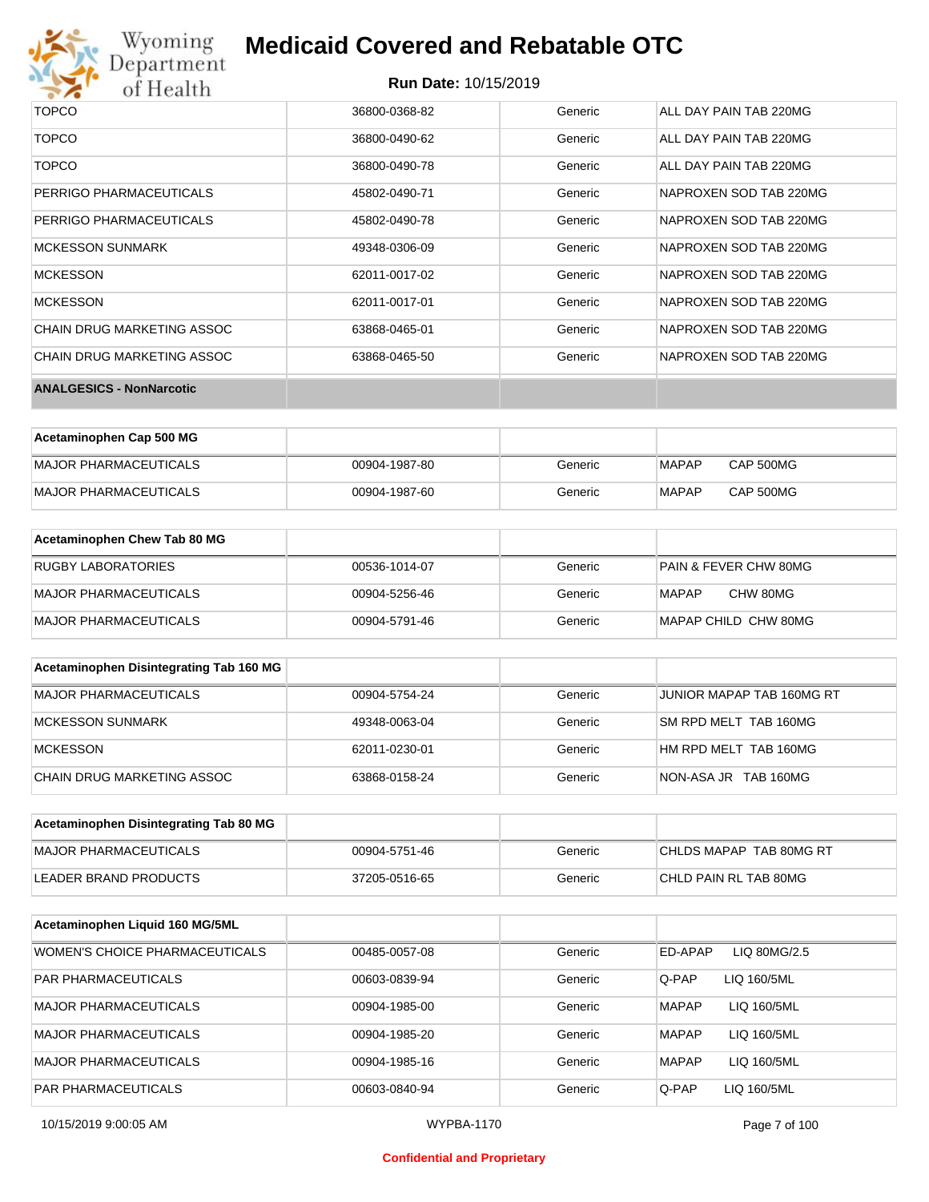| | | | |
|---|---|---|---|
| TOPCO | 36800-0368-82 | Generic | ALL DAY PAIN TAB 220MG |
| TOPCO | 36800-0490-62 | Generic | ALL DAY PAIN TAB 220MG |
| TOPCO | 36800-0490-78 | Generic | ALL DAY PAIN TAB 220MG |
| PERRIGO PHARMACEUTICALS | 45802-0490-71 | Generic | NAPROXEN SOD TAB 220MG |
| PERRIGO PHARMACEUTICALS | 45802-0490-78 | Generic | NAPROXEN SOD TAB 220MG |
| MCKESSON SUNMARK | 49348-0306-09 | Generic | NAPROXEN SOD TAB 220MG |
| MCKESSON | 62011-0017-02 | Generic | NAPROXEN SOD TAB 220MG |
| MCKESSON | 62011-0017-01 | Generic | NAPROXEN SOD TAB 220MG |
| CHAIN DRUG MARKETING ASSOC | 63868-0465-01 | Generic | NAPROXEN SOD TAB 220MG |
| CHAIN DRUG MARKETING ASSOC | 63868-0465-50 | Generic | NAPROXEN SOD TAB 220MG |

**ANALGESICS - NonNarcotic**

| Acetaminophen Cap 500 MG | | | |
|---|---|---|---|
| MAJOR PHARMACEUTICALS | 00904-1987-80 | Generic | MAPAP CAP 500MG |
| MAJOR PHARMACEUTICALS | 00904-1987-60 | Generic | MAPAP CAP 500MG |

| Acetaminophen Chew Tab 80 MG | | | |
|---|---|---|---|
| RUGBY LABORATORIES | 00536-1014-07 | Generic | PAIN & FEVER CHW 80MG |
| MAJOR PHARMACEUTICALS | 00904-5256-46 | Generic | MAPAP CHW 80MG |
| MAJOR PHARMACEUTICALS | 00904-5791-46 | Generic | MAPAP CHILD CHW 80MG |

| Acetaminophen Disintegrating Tab 160 MG | | | |
|---|---|---|---|
| MAJOR PHARMACEUTICALS | 00904-5754-24 | Generic | JUNIOR MAPAP TAB 160MG RT |
| MCKESSON SUNMARK | 49348-0063-04 | Generic | SM RPD MELT TAB 160MG |
| MCKESSON | 62011-0230-01 | Generic | HM RPD MELT TAB 160MG |
| CHAIN DRUG MARKETING ASSOC | 63868-0158-24 | Generic | NON-ASA JR TAB 160MG |

| Acetaminophen Disintegrating Tab 80 MG | | | |
|---|---|---|---|
| MAJOR PHARMACEUTICALS | 00904-5751-46 | Generic | CHLDS MAPAP TAB 80MG RT |
| LEADER BRAND PRODUCTS | 37205-0516-65 | Generic | CHLD PAIN RL TAB 80MG |

| Acetaminophen Liquid 160 MG/5ML | | | |
|---|---|---|---|
| WOMEN'S CHOICE PHARMACEUTICALS | 00485-0057-08 | Generic | ED-APAP LIQ 80MG/2.5 |
| PAR PHARMACEUTICALS | 00603-0839-94 | Generic | Q-PAP LIQ 160/5ML |
| MAJOR PHARMACEUTICALS | 00904-1985-00 | Generic | MAPAP LIQ 160/5ML |
| MAJOR PHARMACEUTICALS | 00904-1985-20 | Generic | MAPAP LIQ 160/5ML |
| MAJOR PHARMACEUTICALS | 00904-1985-16 | Generic | MAPAP LIQ 160/5ML |
| PAR PHARMACEUTICALS | 00603-0840-94 | Generic | Q-PAP LIQ 160/5ML |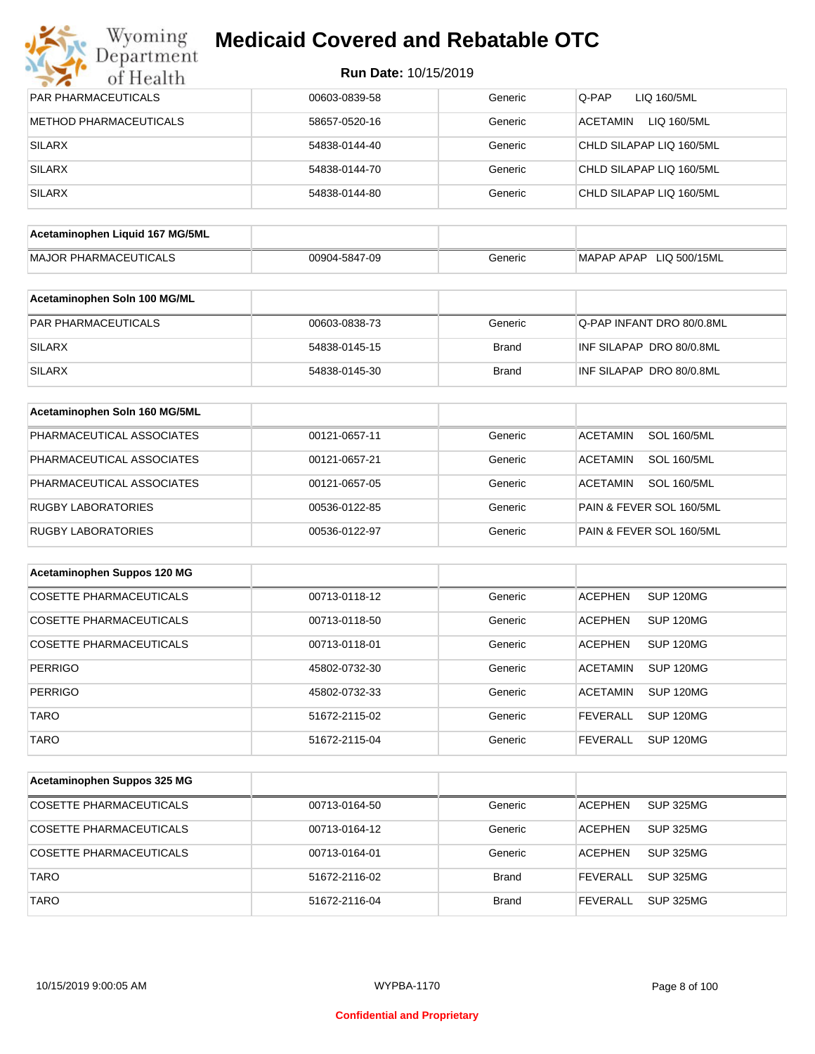| | | | |
|---|---|---|---|
| PAR PHARMACEUTICALS | 00603-0839-58 | Generic | Q-PAP LIQ 160/5ML |
| METHOD PHARMACEUTICALS | 58657-0520-16 | Generic | ACETAMIN LIQ 160/5ML |
| SILARX | 54838-0144-40 | Generic | CHLD SILAPAP LIQ 160/5ML |
| SILARX | 54838-0144-70 | Generic | CHLD SILAPAP LIQ 160/5ML |
| SILARX | 54838-0144-80 | Generic | CHLD SILAPAP LIQ 160/5ML |

| Acetaminophen Liquid 167 MG/5ML | | | |
|---|---|---|---|
| MAJOR PHARMACEUTICALS | 00904-5847-09 | Generic | MAPAP APAP LIQ 500/15ML |

| Acetaminophen Soln 100 MG/ML | | | |
|---|---|---|---|
| PAR PHARMACEUTICALS | 00603-0838-73 | Generic | Q-PAP INFANT DRO 80/0.8ML |
| SILARX | 54838-0145-15 | Brand | INF SILAPAP DRO 80/0.8ML |
| SILARX | 54838-0145-30 | Brand | INF SILAPAP DRO 80/0.8ML |

| Acetaminophen Soln 160 MG/5ML | | | |
|---|---|---|---|
| PHARMACEUTICAL ASSOCIATES | 00121-0657-11 | Generic | ACETAMIN SOL 160/5ML |
| PHARMACEUTICAL ASSOCIATES | 00121-0657-21 | Generic | ACETAMIN SOL 160/5ML |
| PHARMACEUTICAL ASSOCIATES | 00121-0657-05 | Generic | ACETAMIN SOL 160/5ML |
| RUGBY LABORATORIES | 00536-0122-85 | Generic | PAIN & FEVER SOL 160/5ML |
| RUGBY LABORATORIES | 00536-0122-97 | Generic | PAIN & FEVER SOL 160/5ML |

| Acetaminophen Suppos 120 MG | | | |
|---|---|---|---|
| COSETTE PHARMACEUTICALS | 00713-0118-12 | Generic | ACEPHEN SUP 120MG |
| COSETTE PHARMACEUTICALS | 00713-0118-50 | Generic | ACEPHEN SUP 120MG |
| COSETTE PHARMACEUTICALS | 00713-0118-01 | Generic | ACEPHEN SUP 120MG |
| PERRIGO | 45802-0732-30 | Generic | ACETAMIN SUP 120MG |
| PERRIGO | 45802-0732-33 | Generic | ACETAMIN SUP 120MG |
| TARO | 51672-2115-02 | Generic | FEVERALL SUP 120MG |
| TARO | 51672-2115-04 | Generic | FEVERALL SUP 120MG |

| Acetaminophen Suppos 325 MG | | | |
|---|---|---|---|
| COSETTE PHARMACEUTICALS | 00713-0164-50 | Generic | ACEPHEN SUP 325MG |
| COSETTE PHARMACEUTICALS | 00713-0164-12 | Generic | ACEPHEN SUP 325MG |
| COSETTE PHARMACEUTICALS | 00713-0164-01 | Generic | ACEPHEN SUP 325MG |
| TARO | 51672-2116-02 | Brand | FEVERALL SUP 325MG |
| TARO | 51672-2116-04 | Brand | FEVERALL SUP 325MG |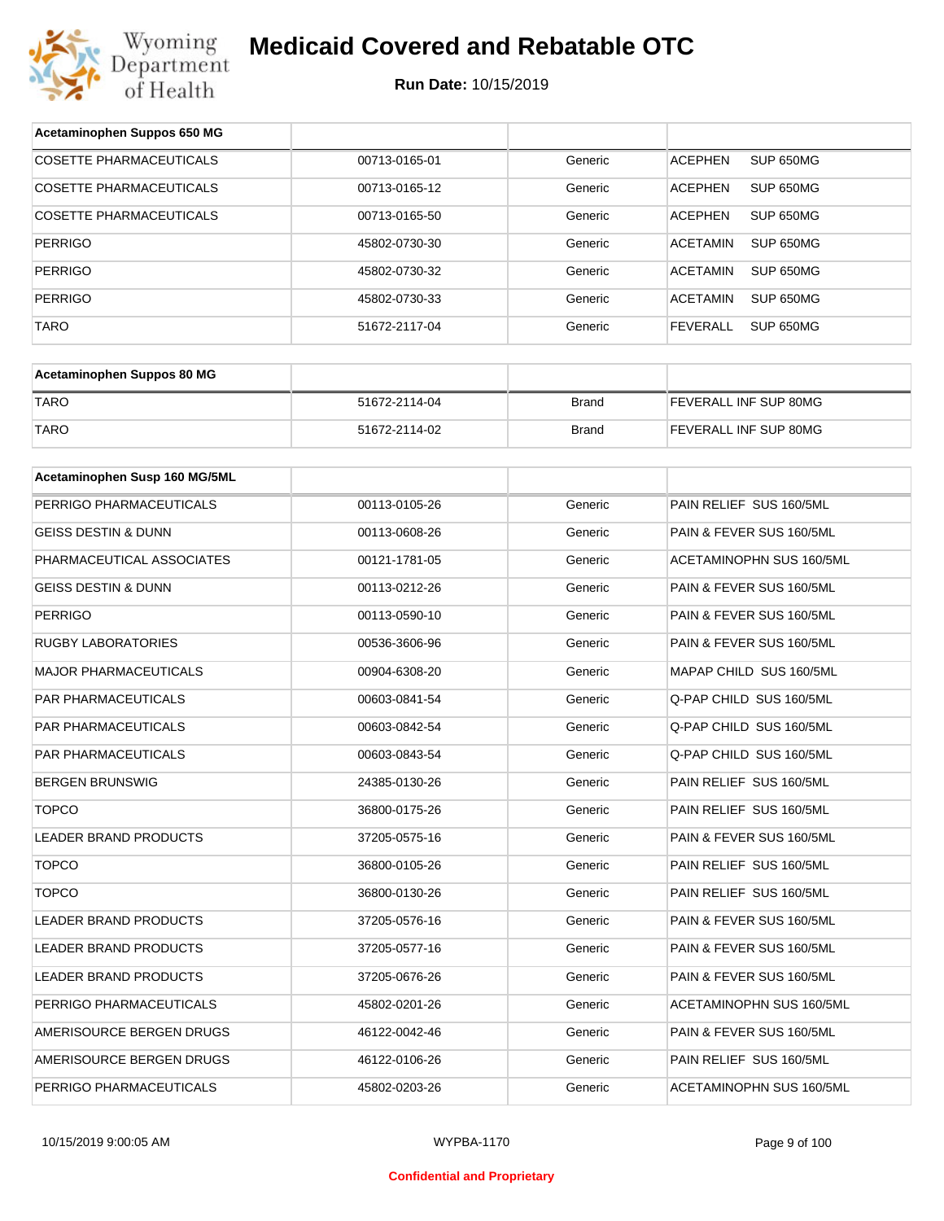# Medicaid Covered and Rebatable OTC

**Run Date:** 10/15/2019

| Acetaminophen Suppos 650 MG | | | |
|---|---|---|---|
| COSETTE PHARMACEUTICALS | 00713-0165-01 | Generic | ACEPHEN SUP 650MG |
| COSETTE PHARMACEUTICALS | 00713-0165-12 | Generic | ACEPHEN SUP 650MG |
| COSETTE PHARMACEUTICALS | 00713-0165-50 | Generic | ACEPHEN SUP 650MG |
| PERRIGO | 45802-0730-30 | Generic | ACETAMIN SUP 650MG |
| PERRIGO | 45802-0730-32 | Generic | ACETAMIN SUP 650MG |
| PERRIGO | 45802-0730-33 | Generic | ACETAMIN SUP 650MG |
| TARO | 51672-2117-04 | Generic | FEVERALL SUP 650MG |

| Acetaminophen Suppos 80 MG | | | |
|---|---|---|---|
| TARO | 51672-2114-04 | Brand | FEVERALL INF SUP 80MG |
| TARO | 51672-2114-02 | Brand | FEVERALL INF SUP 80MG |

| Acetaminophen Susp 160 MG/5ML | | | |
|---|---|---|---|
| PERRIGO PHARMACEUTICALS | 00113-0105-26 | Generic | PAIN RELIEF SUS 160/5ML |
| GEISS DESTIN & DUNN | 00113-0608-26 | Generic | PAIN & FEVER SUS 160/5ML |
| PHARMACEUTICAL ASSOCIATES | 00121-1781-05 | Generic | ACETAMINOPHN SUS 160/5ML |
| GEISS DESTIN & DUNN | 00113-0212-26 | Generic | PAIN & FEVER SUS 160/5ML |
| PERRIGO | 00113-0590-10 | Generic | PAIN & FEVER SUS 160/5ML |
| RUGBY LABORATORIES | 00536-3606-96 | Generic | PAIN & FEVER SUS 160/5ML |
| MAJOR PHARMACEUTICALS | 00904-6308-20 | Generic | MAPAP CHILD SUS 160/5ML |
| PAR PHARMACEUTICALS | 00603-0841-54 | Generic | Q-PAP CHILD SUS 160/5ML |
| PAR PHARMACEUTICALS | 00603-0842-54 | Generic | Q-PAP CHILD SUS 160/5ML |
| PAR PHARMACEUTICALS | 00603-0843-54 | Generic | Q-PAP CHILD SUS 160/5ML |
| BERGEN BRUNSWIG | 24385-0130-26 | Generic | PAIN RELIEF SUS 160/5ML |
| TOPCO | 36800-0175-26 | Generic | PAIN RELIEF SUS 160/5ML |
| LEADER BRAND PRODUCTS | 37205-0575-16 | Generic | PAIN & FEVER SUS 160/5ML |
| TOPCO | 36800-0105-26 | Generic | PAIN RELIEF SUS 160/5ML |
| TOPCO | 36800-0130-26 | Generic | PAIN RELIEF SUS 160/5ML |
| LEADER BRAND PRODUCTS | 37205-0576-16 | Generic | PAIN & FEVER SUS 160/5ML |
| LEADER BRAND PRODUCTS | 37205-0577-16 | Generic | PAIN & FEVER SUS 160/5ML |
| LEADER BRAND PRODUCTS | 37205-0676-26 | Generic | PAIN & FEVER SUS 160/5ML |
| PERRIGO PHARMACEUTICALS | 45802-0201-26 | Generic | ACETAMINOPHN SUS 160/5ML |
| AMERISOURCE BERGEN DRUGS | 46122-0042-46 | Generic | PAIN & FEVER SUS 160/5ML |
| AMERISOURCE BERGEN DRUGS | 46122-0106-26 | Generic | PAIN RELIEF SUS 160/5ML |
| PERRIGO PHARMACEUTICALS | 45802-0203-26 | Generic | ACETAMINOPHN SUS 160/5ML |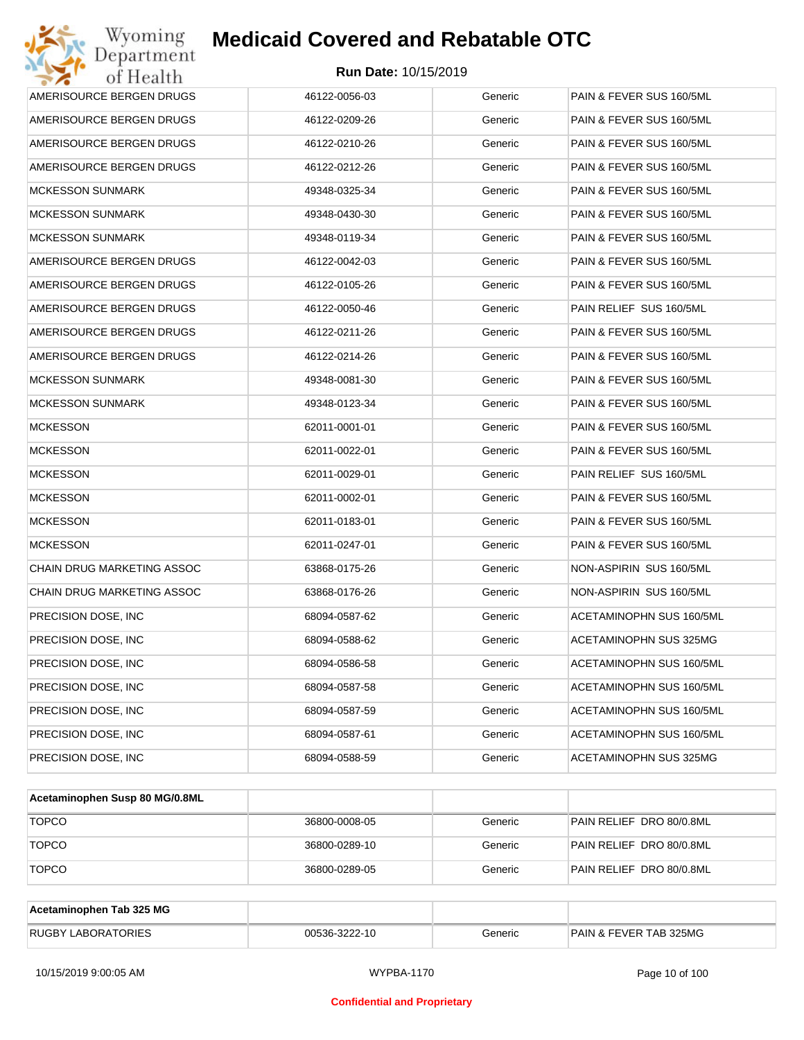| | | | |
|---|---|---|---|
| AMERISOURCE BERGEN DRUGS | 46122-0056-03 | Generic | PAIN & FEVER SUS 160/5ML |
| AMERISOURCE BERGEN DRUGS | 46122-0209-26 | Generic | PAIN & FEVER SUS 160/5ML |
| AMERISOURCE BERGEN DRUGS | 46122-0210-26 | Generic | PAIN & FEVER SUS 160/5ML |
| AMERISOURCE BERGEN DRUGS | 46122-0212-26 | Generic | PAIN & FEVER SUS 160/5ML |
| MCKESSON SUNMARK | 49348-0325-34 | Generic | PAIN & FEVER SUS 160/5ML |
| MCKESSON SUNMARK | 49348-0430-30 | Generic | PAIN & FEVER SUS 160/5ML |
| MCKESSON SUNMARK | 49348-0119-34 | Generic | PAIN & FEVER SUS 160/5ML |
| AMERISOURCE BERGEN DRUGS | 46122-0042-03 | Generic | PAIN & FEVER SUS 160/5ML |
| AMERISOURCE BERGEN DRUGS | 46122-0105-26 | Generic | PAIN & FEVER SUS 160/5ML |
| AMERISOURCE BERGEN DRUGS | 46122-0050-46 | Generic | PAIN RELIEF SUS 160/5ML |
| AMERISOURCE BERGEN DRUGS | 46122-0211-26 | Generic | PAIN & FEVER SUS 160/5ML |
| AMERISOURCE BERGEN DRUGS | 46122-0214-26 | Generic | PAIN & FEVER SUS 160/5ML |
| MCKESSON SUNMARK | 49348-0081-30 | Generic | PAIN & FEVER SUS 160/5ML |
| MCKESSON SUNMARK | 49348-0123-34 | Generic | PAIN & FEVER SUS 160/5ML |
| MCKESSON | 62011-0001-01 | Generic | PAIN & FEVER SUS 160/5ML |
| MCKESSON | 62011-0022-01 | Generic | PAIN & FEVER SUS 160/5ML |
| MCKESSON | 62011-0029-01 | Generic | PAIN RELIEF SUS 160/5ML |
| MCKESSON | 62011-0002-01 | Generic | PAIN & FEVER SUS 160/5ML |
| MCKESSON | 62011-0183-01 | Generic | PAIN & FEVER SUS 160/5ML |
| MCKESSON | 62011-0247-01 | Generic | PAIN & FEVER SUS 160/5ML |
| CHAIN DRUG MARKETING ASSOC | 63868-0175-26 | Generic | NON-ASPIRIN SUS 160/5ML |
| CHAIN DRUG MARKETING ASSOC | 63868-0176-26 | Generic | NON-ASPIRIN SUS 160/5ML |
| PRECISION DOSE, INC | 68094-0587-62 | Generic | ACETAMINOPHN SUS 160/5ML |
| PRECISION DOSE, INC | 68094-0588-62 | Generic | ACETAMINOPHN SUS 325MG |
| PRECISION DOSE, INC | 68094-0586-58 | Generic | ACETAMINOPHN SUS 160/5ML |
| PRECISION DOSE, INC | 68094-0587-58 | Generic | ACETAMINOPHN SUS 160/5ML |
| PRECISION DOSE, INC | 68094-0587-59 | Generic | ACETAMINOPHN SUS 160/5ML |
| PRECISION DOSE, INC | 68094-0587-61 | Generic | ACETAMINOPHN SUS 160/5ML |
| PRECISION DOSE, INC | 68094-0588-59 | Generic | ACETAMINOPHN SUS 325MG |

| **Acetaminophen Susp 80 MG/0.8ML** | | | |
|---|---|---|---|
| TOPCO | 36800-0008-05 | Generic | PAIN RELIEF DRO 80/0.8ML |
| TOPCO | 36800-0289-10 | Generic | PAIN RELIEF DRO 80/0.8ML |
| TOPCO | 36800-0289-05 | Generic | PAIN RELIEF DRO 80/0.8ML |

| **Acetaminophen Tab 325 MG** | | | |
|---|---|---|---|
| RUGBY LABORATORIES | 00536-3222-10 | Generic | PAIN & FEVER TAB 325MG |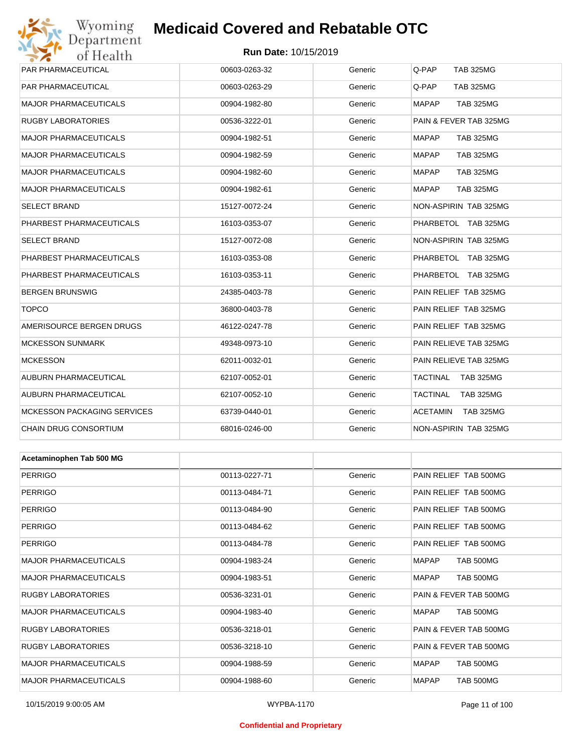| | | | |
|---|---|---|---|
| PAR PHARMACEUTICAL | 00603-0263-32 | Generic | Q-PAP TAB 325MG |
| PAR PHARMACEUTICAL | 00603-0263-29 | Generic | Q-PAP TAB 325MG |
| MAJOR PHARMACEUTICALS | 00904-1982-80 | Generic | MAPAP TAB 325MG |
| RUGBY LABORATORIES | 00536-3222-01 | Generic | PAIN & FEVER TAB 325MG |
| MAJOR PHARMACEUTICALS | 00904-1982-51 | Generic | MAPAP TAB 325MG |
| MAJOR PHARMACEUTICALS | 00904-1982-59 | Generic | MAPAP TAB 325MG |
| MAJOR PHARMACEUTICALS | 00904-1982-60 | Generic | MAPAP TAB 325MG |
| MAJOR PHARMACEUTICALS | 00904-1982-61 | Generic | MAPAP TAB 325MG |
| SELECT BRAND | 15127-0072-24 | Generic | NON-ASPIRIN TAB 325MG |
| PHARBEST PHARMACEUTICALS | 16103-0353-07 | Generic | PHARBETOL TAB 325MG |
| SELECT BRAND | 15127-0072-08 | Generic | NON-ASPIRIN TAB 325MG |
| PHARBEST PHARMACEUTICALS | 16103-0353-08 | Generic | PHARBETOL TAB 325MG |
| PHARBEST PHARMACEUTICALS | 16103-0353-11 | Generic | PHARBETOL TAB 325MG |
| BERGEN BRUNSWIG | 24385-0403-78 | Generic | PAIN RELIEF TAB 325MG |
| TOPCO | 36800-0403-78 | Generic | PAIN RELIEF TAB 325MG |
| AMERISOURCE BERGEN DRUGS | 46122-0247-78 | Generic | PAIN RELIEF TAB 325MG |
| MCKESSON SUNMARK | 49348-0973-10 | Generic | PAIN RELIEVE TAB 325MG |
| MCKESSON | 62011-0032-01 | Generic | PAIN RELIEVE TAB 325MG |
| AUBURN PHARMACEUTICAL | 62107-0052-01 | Generic | TACTINAL TAB 325MG |
| AUBURN PHARMACEUTICAL | 62107-0052-10 | Generic | TACTINAL TAB 325MG |
| MCKESSON PACKAGING SERVICES | 63739-0440-01 | Generic | ACETAMIN TAB 325MG |
| CHAIN DRUG CONSORTIUM | 68016-0246-00 | Generic | NON-ASPIRIN TAB 325MG |

| **Acetaminophen Tab 500 MG** | | | |
|---|---|---|---|
| PERRIGO | 00113-0227-71 | Generic | PAIN RELIEF TAB 500MG |
| PERRIGO | 00113-0484-71 | Generic | PAIN RELIEF TAB 500MG |
| PERRIGO | 00113-0484-90 | Generic | PAIN RELIEF TAB 500MG |
| PERRIGO | 00113-0484-62 | Generic | PAIN RELIEF TAB 500MG |
| PERRIGO | 00113-0484-78 | Generic | PAIN RELIEF TAB 500MG |
| MAJOR PHARMACEUTICALS | 00904-1983-24 | Generic | MAPAP TAB 500MG |
| MAJOR PHARMACEUTICALS | 00904-1983-51 | Generic | MAPAP TAB 500MG |
| RUGBY LABORATORIES | 00536-3231-01 | Generic | PAIN & FEVER TAB 500MG |
| MAJOR PHARMACEUTICALS | 00904-1983-40 | Generic | MAPAP TAB 500MG |
| RUGBY LABORATORIES | 00536-3218-01 | Generic | PAIN & FEVER TAB 500MG |
| RUGBY LABORATORIES | 00536-3218-10 | Generic | PAIN & FEVER TAB 500MG |
| MAJOR PHARMACEUTICALS | 00904-1988-59 | Generic | MAPAP TAB 500MG |
| MAJOR PHARMACEUTICALS | 00904-1988-60 | Generic | MAPAP TAB 500MG |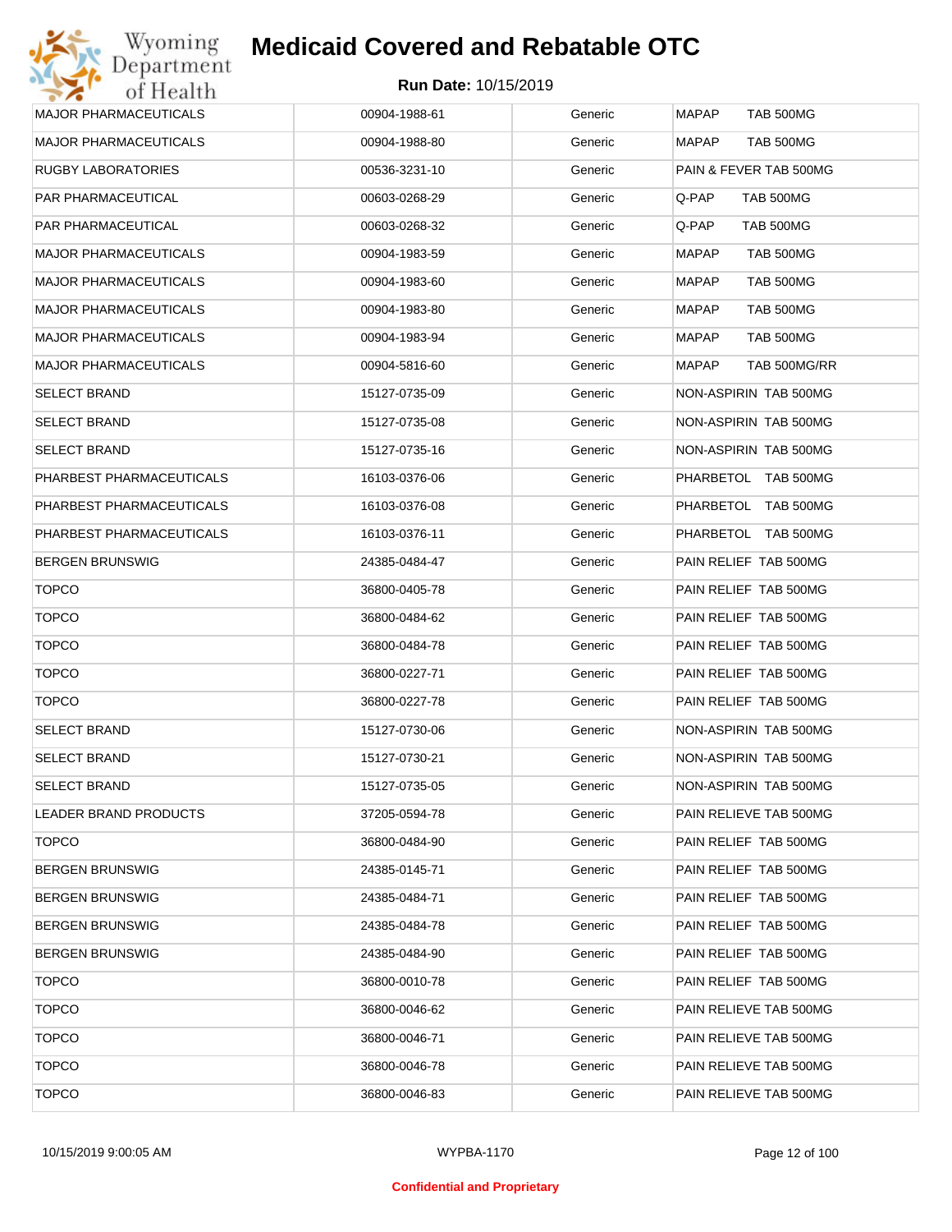# Medicaid Covered and Rebatable OTC

**Run Date:** 10/15/2019

| | | | |
|---|---|---|---|
| MAJOR PHARMACEUTICALS | 00904-1988-61 | Generic | MAPAP TAB 500MG |
| MAJOR PHARMACEUTICALS | 00904-1988-80 | Generic | MAPAP TAB 500MG |
| RUGBY LABORATORIES | 00536-3231-10 | Generic | PAIN & FEVER TAB 500MG |
| PAR PHARMACEUTICAL | 00603-0268-29 | Generic | Q-PAP TAB 500MG |
| PAR PHARMACEUTICAL | 00603-0268-32 | Generic | Q-PAP TAB 500MG |
| MAJOR PHARMACEUTICALS | 00904-1983-59 | Generic | MAPAP TAB 500MG |
| MAJOR PHARMACEUTICALS | 00904-1983-60 | Generic | MAPAP TAB 500MG |
| MAJOR PHARMACEUTICALS | 00904-1983-80 | Generic | MAPAP TAB 500MG |
| MAJOR PHARMACEUTICALS | 00904-1983-94 | Generic | MAPAP TAB 500MG |
| MAJOR PHARMACEUTICALS | 00904-5816-60 | Generic | MAPAP TAB 500MG/RR |
| SELECT BRAND | 15127-0735-09 | Generic | NON-ASPIRIN TAB 500MG |
| SELECT BRAND | 15127-0735-08 | Generic | NON-ASPIRIN TAB 500MG |
| SELECT BRAND | 15127-0735-16 | Generic | NON-ASPIRIN TAB 500MG |
| PHARBEST PHARMACEUTICALS | 16103-0376-06 | Generic | PHARBETOL TAB 500MG |
| PHARBEST PHARMACEUTICALS | 16103-0376-08 | Generic | PHARBETOL TAB 500MG |
| PHARBEST PHARMACEUTICALS | 16103-0376-11 | Generic | PHARBETOL TAB 500MG |
| BERGEN BRUNSWIG | 24385-0484-47 | Generic | PAIN RELIEF TAB 500MG |
| TOPCO | 36800-0405-78 | Generic | PAIN RELIEF TAB 500MG |
| TOPCO | 36800-0484-62 | Generic | PAIN RELIEF TAB 500MG |
| TOPCO | 36800-0484-78 | Generic | PAIN RELIEF TAB 500MG |
| TOPCO | 36800-0227-71 | Generic | PAIN RELIEF TAB 500MG |
| TOPCO | 36800-0227-78 | Generic | PAIN RELIEF TAB 500MG |
| SELECT BRAND | 15127-0730-06 | Generic | NON-ASPIRIN TAB 500MG |
| SELECT BRAND | 15127-0730-21 | Generic | NON-ASPIRIN TAB 500MG |
| SELECT BRAND | 15127-0735-05 | Generic | NON-ASPIRIN TAB 500MG |
| LEADER BRAND PRODUCTS | 37205-0594-78 | Generic | PAIN RELIEVE TAB 500MG |
| TOPCO | 36800-0484-90 | Generic | PAIN RELIEF TAB 500MG |
| BERGEN BRUNSWIG | 24385-0145-71 | Generic | PAIN RELIEF TAB 500MG |
| BERGEN BRUNSWIG | 24385-0484-71 | Generic | PAIN RELIEF TAB 500MG |
| BERGEN BRUNSWIG | 24385-0484-78 | Generic | PAIN RELIEF TAB 500MG |
| BERGEN BRUNSWIG | 24385-0484-90 | Generic | PAIN RELIEF TAB 500MG |
| TOPCO | 36800-0010-78 | Generic | PAIN RELIEF TAB 500MG |
| TOPCO | 36800-0046-62 | Generic | PAIN RELIEVE TAB 500MG |
| TOPCO | 36800-0046-71 | Generic | PAIN RELIEVE TAB 500MG |
| TOPCO | 36800-0046-78 | Generic | PAIN RELIEVE TAB 500MG |
| TOPCO | 36800-0046-83 | Generic | PAIN RELIEVE TAB 500MG |

10/15/2019 9:00:05 AM WYPBA-1170

**Confidential and Proprietary**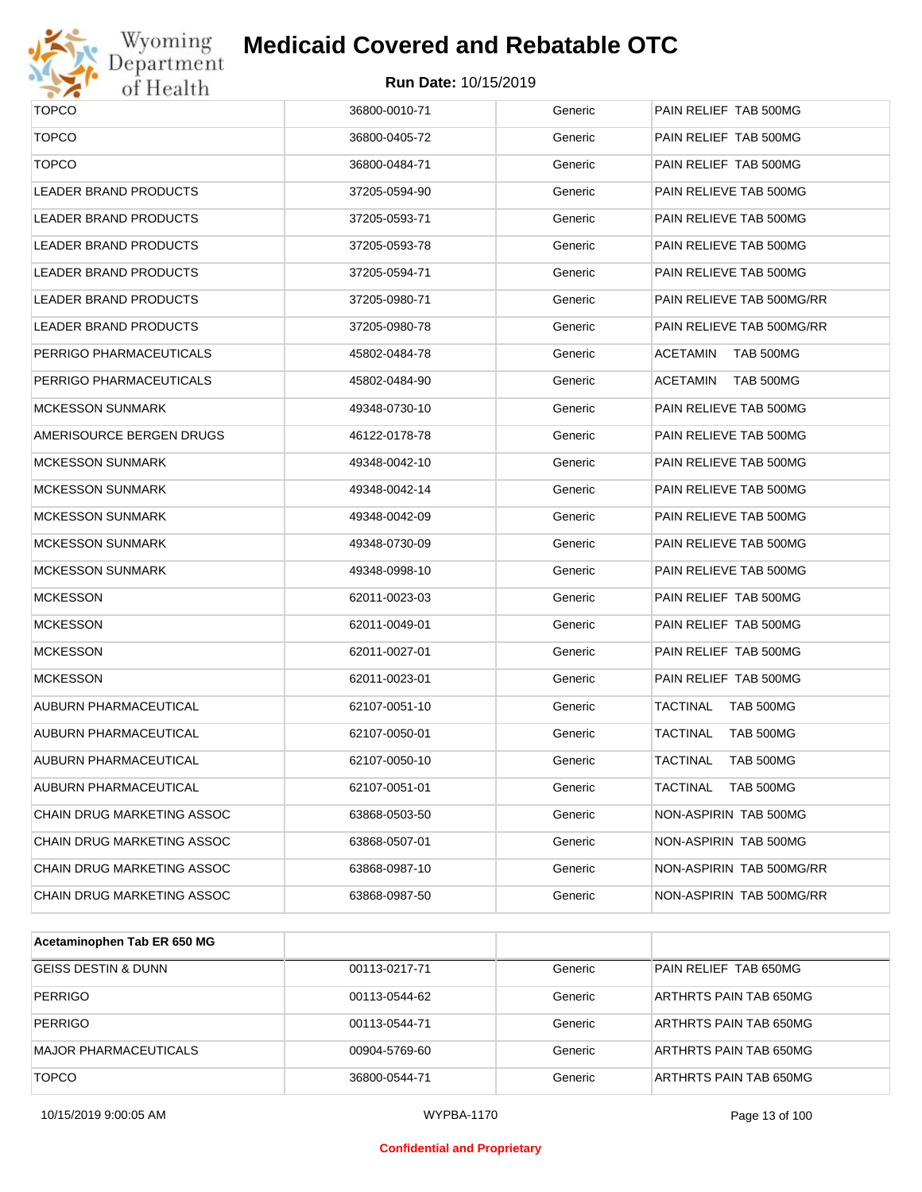| | | | |
|---|---|---|---|
| TOPCO | 36800-0010-71 | Generic | PAIN RELIEF TAB 500MG |
| TOPCO | 36800-0405-72 | Generic | PAIN RELIEF TAB 500MG |
| TOPCO | 36800-0484-71 | Generic | PAIN RELIEF TAB 500MG |
| LEADER BRAND PRODUCTS | 37205-0594-90 | Generic | PAIN RELIEVE TAB 500MG |
| LEADER BRAND PRODUCTS | 37205-0593-71 | Generic | PAIN RELIEVE TAB 500MG |
| LEADER BRAND PRODUCTS | 37205-0593-78 | Generic | PAIN RELIEVE TAB 500MG |
| LEADER BRAND PRODUCTS | 37205-0594-71 | Generic | PAIN RELIEVE TAB 500MG |
| LEADER BRAND PRODUCTS | 37205-0980-71 | Generic | PAIN RELIEVE TAB 500MG/RR |
| LEADER BRAND PRODUCTS | 37205-0980-78 | Generic | PAIN RELIEVE TAB 500MG/RR |
| PERRIGO PHARMACEUTICALS | 45802-0484-78 | Generic | ACETAMIN TAB 500MG |
| PERRIGO PHARMACEUTICALS | 45802-0484-90 | Generic | ACETAMIN TAB 500MG |
| MCKESSON SUNMARK | 49348-0730-10 | Generic | PAIN RELIEVE TAB 500MG |
| AMERISOURCE BERGEN DRUGS | 46122-0178-78 | Generic | PAIN RELIEVE TAB 500MG |
| MCKESSON SUNMARK | 49348-0042-10 | Generic | PAIN RELIEVE TAB 500MG |
| MCKESSON SUNMARK | 49348-0042-14 | Generic | PAIN RELIEVE TAB 500MG |
| MCKESSON SUNMARK | 49348-0042-09 | Generic | PAIN RELIEVE TAB 500MG |
| MCKESSON SUNMARK | 49348-0730-09 | Generic | PAIN RELIEVE TAB 500MG |
| MCKESSON SUNMARK | 49348-0998-10 | Generic | PAIN RELIEVE TAB 500MG |
| MCKESSON | 62011-0023-03 | Generic | PAIN RELIEF TAB 500MG |
| MCKESSON | 62011-0049-01 | Generic | PAIN RELIEF TAB 500MG |
| MCKESSON | 62011-0027-01 | Generic | PAIN RELIEF TAB 500MG |
| MCKESSON | 62011-0023-01 | Generic | PAIN RELIEF TAB 500MG |
| AUBURN PHARMACEUTICAL | 62107-0051-10 | Generic | TACTINAL TAB 500MG |
| AUBURN PHARMACEUTICAL | 62107-0050-01 | Generic | TACTINAL TAB 500MG |
| AUBURN PHARMACEUTICAL | 62107-0050-10 | Generic | TACTINAL TAB 500MG |
| AUBURN PHARMACEUTICAL | 62107-0051-01 | Generic | TACTINAL TAB 500MG |
| CHAIN DRUG MARKETING ASSOC | 63868-0503-50 | Generic | NON-ASPIRIN TAB 500MG |
| CHAIN DRUG MARKETING ASSOC | 63868-0507-01 | Generic | NON-ASPIRIN TAB 500MG |
| CHAIN DRUG MARKETING ASSOC | 63868-0987-10 | Generic | NON-ASPIRIN TAB 500MG/RR |
| CHAIN DRUG MARKETING ASSOC | 63868-0987-50 | Generic | NON-ASPIRIN TAB 500MG/RR |

| **Acetaminophen Tab ER 650 MG** | | | |
|---|---|---|---|
| GEISS DESTIN & DUNN | 00113-0217-71 | Generic | PAIN RELIEF TAB 650MG |
| PERRIGO | 00113-0544-62 | Generic | ARTHRTS PAIN TAB 650MG |
| PERRIGO | 00113-0544-71 | Generic | ARTHRTS PAIN TAB 650MG |
| MAJOR PHARMACEUTICALS | 00904-5769-60 | Generic | ARTHRTS PAIN TAB 650MG |
| TOPCO | 36800-0544-71 | Generic | ARTHRTS PAIN TAB 650MG |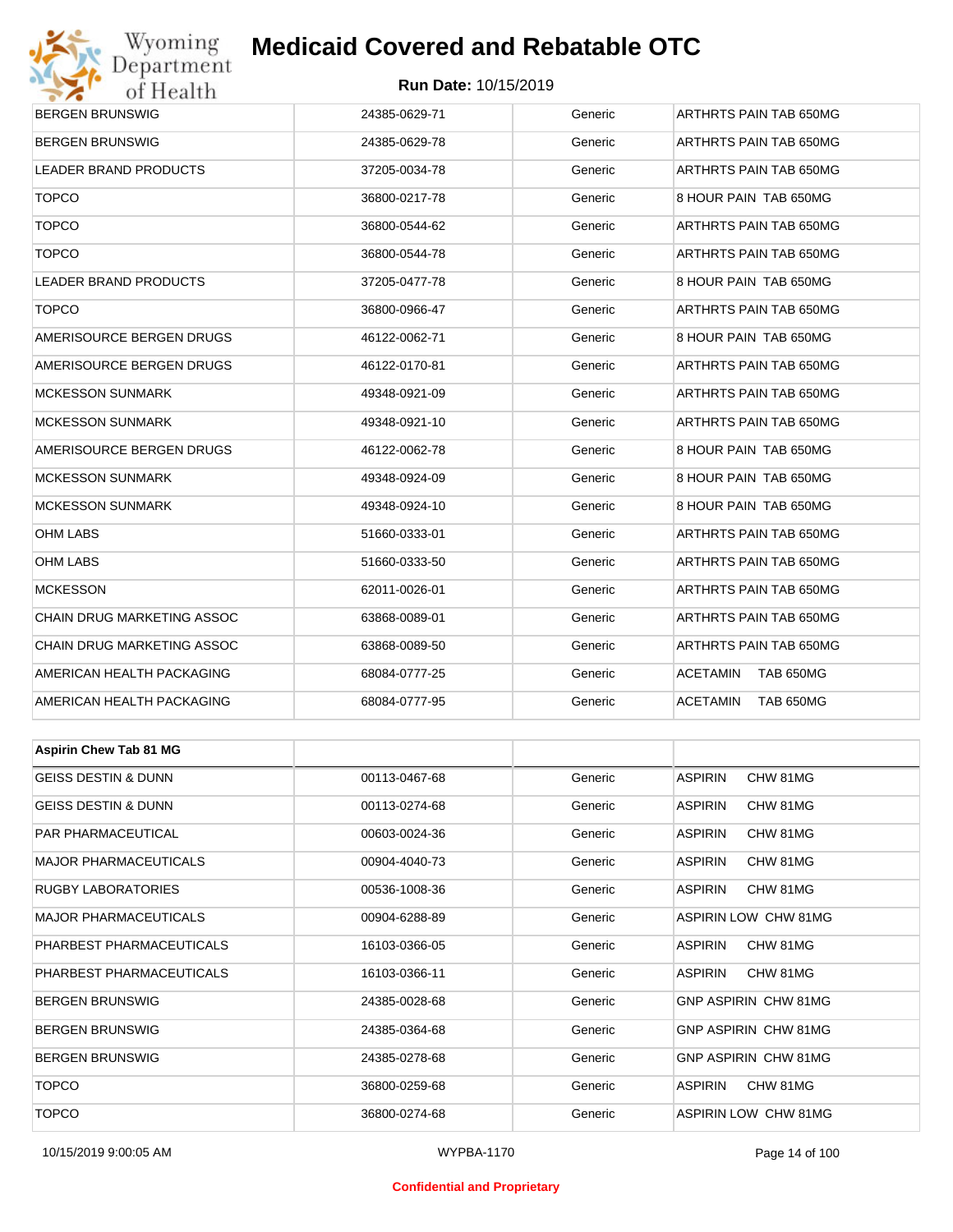| | | | |
|---|---|---|---|
| BERGEN BRUNSWIG | 24385-0629-71 | Generic | ARTHRTS PAIN TAB 650MG |
| BERGEN BRUNSWIG | 24385-0629-78 | Generic | ARTHRTS PAIN TAB 650MG |
| LEADER BRAND PRODUCTS | 37205-0034-78 | Generic | ARTHRTS PAIN TAB 650MG |
| TOPCO | 36800-0217-78 | Generic | 8 HOUR PAIN TAB 650MG |
| TOPCO | 36800-0544-62 | Generic | ARTHRTS PAIN TAB 650MG |
| TOPCO | 36800-0544-78 | Generic | ARTHRTS PAIN TAB 650MG |
| LEADER BRAND PRODUCTS | 37205-0477-78 | Generic | 8 HOUR PAIN TAB 650MG |
| TOPCO | 36800-0966-47 | Generic | ARTHRTS PAIN TAB 650MG |
| AMERISOURCE BERGEN DRUGS | 46122-0062-71 | Generic | 8 HOUR PAIN TAB 650MG |
| AMERISOURCE BERGEN DRUGS | 46122-0170-81 | Generic | ARTHRTS PAIN TAB 650MG |
| MCKESSON SUNMARK | 49348-0921-09 | Generic | ARTHRTS PAIN TAB 650MG |
| MCKESSON SUNMARK | 49348-0921-10 | Generic | ARTHRTS PAIN TAB 650MG |
| AMERISOURCE BERGEN DRUGS | 46122-0062-78 | Generic | 8 HOUR PAIN TAB 650MG |
| MCKESSON SUNMARK | 49348-0924-09 | Generic | 8 HOUR PAIN TAB 650MG |
| MCKESSON SUNMARK | 49348-0924-10 | Generic | 8 HOUR PAIN TAB 650MG |
| OHM LABS | 51660-0333-01 | Generic | ARTHRTS PAIN TAB 650MG |
| OHM LABS | 51660-0333-50 | Generic | ARTHRTS PAIN TAB 650MG |
| MCKESSON | 62011-0026-01 | Generic | ARTHRTS PAIN TAB 650MG |
| CHAIN DRUG MARKETING ASSOC | 63868-0089-01 | Generic | ARTHRTS PAIN TAB 650MG |
| CHAIN DRUG MARKETING ASSOC | 63868-0089-50 | Generic | ARTHRTS PAIN TAB 650MG |
| AMERICAN HEALTH PACKAGING | 68084-0777-25 | Generic | ACETAMIN TAB 650MG |
| AMERICAN HEALTH PACKAGING | 68084-0777-95 | Generic | ACETAMIN TAB 650MG |

| **Aspirin Chew Tab 81 MG** | | | |
|---|---|---|---|
| GEISS DESTIN & DUNN | 00113-0467-68 | Generic | ASPIRIN CHW 81MG |
| GEISS DESTIN & DUNN | 00113-0274-68 | Generic | ASPIRIN CHW 81MG |
| PAR PHARMACEUTICAL | 00603-0024-36 | Generic | ASPIRIN CHW 81MG |
| MAJOR PHARMACEUTICALS | 00904-4040-73 | Generic | ASPIRIN CHW 81MG |
| RUGBY LABORATORIES | 00536-1008-36 | Generic | ASPIRIN CHW 81MG |
| MAJOR PHARMACEUTICALS | 00904-6288-89 | Generic | ASPIRIN LOW CHW 81MG |
| PHARBEST PHARMACEUTICALS | 16103-0366-05 | Generic | ASPIRIN CHW 81MG |
| PHARBEST PHARMACEUTICALS | 16103-0366-11 | Generic | ASPIRIN CHW 81MG |
| BERGEN BRUNSWIG | 24385-0028-68 | Generic | GNP ASPIRIN CHW 81MG |
| BERGEN BRUNSWIG | 24385-0364-68 | Generic | GNP ASPIRIN CHW 81MG |
| BERGEN BRUNSWIG | 24385-0278-68 | Generic | GNP ASPIRIN CHW 81MG |
| TOPCO | 36800-0259-68 | Generic | ASPIRIN CHW 81MG |
| TOPCO | 36800-0274-68 | Generic | ASPIRIN LOW CHW 81MG |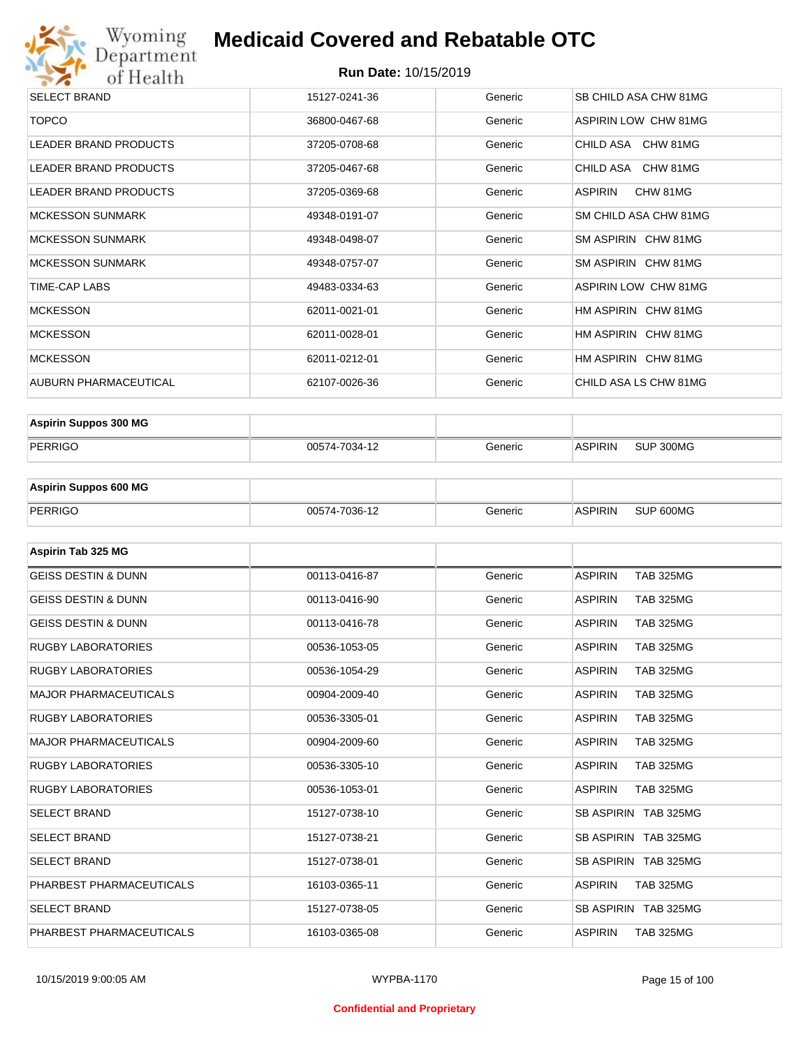| | | | |
|---|---|---|---|
| SELECT BRAND | 15127-0241-36 | Generic | SB CHILD ASA CHW 81MG |
| TOPCO | 36800-0467-68 | Generic | ASPIRIN LOW CHW 81MG |
| LEADER BRAND PRODUCTS | 37205-0708-68 | Generic | CHILD ASA CHW 81MG |
| LEADER BRAND PRODUCTS | 37205-0467-68 | Generic | CHILD ASA CHW 81MG |
| LEADER BRAND PRODUCTS | 37205-0369-68 | Generic | ASPIRIN CHW 81MG |
| MCKESSON SUNMARK | 49348-0191-07 | Generic | SM CHILD ASA CHW 81MG |
| MCKESSON SUNMARK | 49348-0498-07 | Generic | SM ASPIRIN CHW 81MG |
| MCKESSON SUNMARK | 49348-0757-07 | Generic | SM ASPIRIN CHW 81MG |
| TIME-CAP LABS | 49483-0334-63 | Generic | ASPIRIN LOW CHW 81MG |
| MCKESSON | 62011-0021-01 | Generic | HM ASPIRIN CHW 81MG |
| MCKESSON | 62011-0028-01 | Generic | HM ASPIRIN CHW 81MG |
| MCKESSON | 62011-0212-01 | Generic | HM ASPIRIN CHW 81MG |
| AUBURN PHARMACEUTICAL | 62107-0026-36 | Generic | CHILD ASA LS CHW 81MG |

| **Aspirin Suppos 300 MG** | | | |
|---|---|---|---|
| PERRIGO | 00574-7034-12 | Generic | ASPIRIN SUP 300MG |

| **Aspirin Suppos 600 MG** | | | |
|---|---|---|---|
| PERRIGO | 00574-7036-12 | Generic | ASPIRIN SUP 600MG |

| **Aspirin Tab 325 MG** | | | |
|---|---|---|---|
| GEISS DESTIN & DUNN | 00113-0416-87 | Generic | ASPIRIN TAB 325MG |
| GEISS DESTIN & DUNN | 00113-0416-90 | Generic | ASPIRIN TAB 325MG |
| GEISS DESTIN & DUNN | 00113-0416-78 | Generic | ASPIRIN TAB 325MG |
| RUGBY LABORATORIES | 00536-1053-05 | Generic | ASPIRIN TAB 325MG |
| RUGBY LABORATORIES | 00536-1054-29 | Generic | ASPIRIN TAB 325MG |
| MAJOR PHARMACEUTICALS | 00904-2009-40 | Generic | ASPIRIN TAB 325MG |
| RUGBY LABORATORIES | 00536-3305-01 | Generic | ASPIRIN TAB 325MG |
| MAJOR PHARMACEUTICALS | 00904-2009-60 | Generic | ASPIRIN TAB 325MG |
| RUGBY LABORATORIES | 00536-3305-10 | Generic | ASPIRIN TAB 325MG |
| RUGBY LABORATORIES | 00536-1053-01 | Generic | ASPIRIN TAB 325MG |
| SELECT BRAND | 15127-0738-10 | Generic | SB ASPIRIN TAB 325MG |
| SELECT BRAND | 15127-0738-21 | Generic | SB ASPIRIN TAB 325MG |
| SELECT BRAND | 15127-0738-01 | Generic | SB ASPIRIN TAB 325MG |
| PHARBEST PHARMACEUTICALS | 16103-0365-11 | Generic | ASPIRIN TAB 325MG |
| SELECT BRAND | 15127-0738-05 | Generic | SB ASPIRIN TAB 325MG |
| PHARBEST PHARMACEUTICALS | 16103-0365-08 | Generic | ASPIRIN TAB 325MG |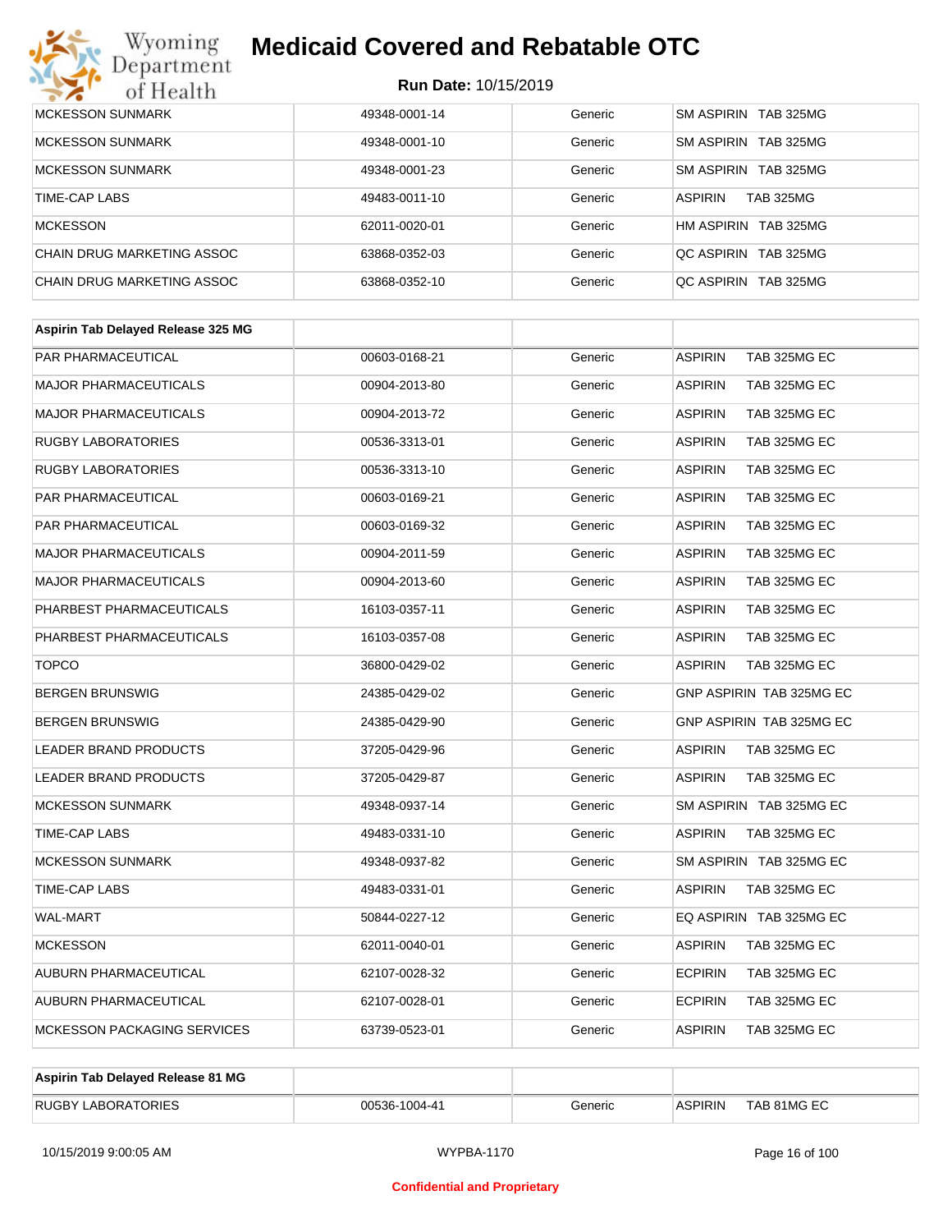# Medicaid Covered and Rebatable OTC

**Run Date:** 10/15/2019

| | | | |
|---|---|---|---|
| MCKESSON SUNMARK | 49348-0001-14 | Generic | SM ASPIRIN TAB 325MG |
| MCKESSON SUNMARK | 49348-0001-10 | Generic | SM ASPIRIN TAB 325MG |
| MCKESSON SUNMARK | 49348-0001-23 | Generic | SM ASPIRIN TAB 325MG |
| TIME-CAP LABS | 49483-0011-10 | Generic | ASPIRIN TAB 325MG |
| MCKESSON | 62011-0020-01 | Generic | HM ASPIRIN TAB 325MG |
| CHAIN DRUG MARKETING ASSOC | 63868-0352-03 | Generic | QC ASPIRIN TAB 325MG |
| CHAIN DRUG MARKETING ASSOC | 63868-0352-10 | Generic | QC ASPIRIN TAB 325MG |

| Aspirin Tab Delayed Release 325 MG | | | |
|---|---|---|---|
| PAR PHARMACEUTICAL | 00603-0168-21 | Generic | ASPIRIN TAB 325MG EC |
| MAJOR PHARMACEUTICALS | 00904-2013-80 | Generic | ASPIRIN TAB 325MG EC |
| MAJOR PHARMACEUTICALS | 00904-2013-72 | Generic | ASPIRIN TAB 325MG EC |
| RUGBY LABORATORIES | 00536-3313-01 | Generic | ASPIRIN TAB 325MG EC |
| RUGBY LABORATORIES | 00536-3313-10 | Generic | ASPIRIN TAB 325MG EC |
| PAR PHARMACEUTICAL | 00603-0169-21 | Generic | ASPIRIN TAB 325MG EC |
| PAR PHARMACEUTICAL | 00603-0169-32 | Generic | ASPIRIN TAB 325MG EC |
| MAJOR PHARMACEUTICALS | 00904-2011-59 | Generic | ASPIRIN TAB 325MG EC |
| MAJOR PHARMACEUTICALS | 00904-2013-60 | Generic | ASPIRIN TAB 325MG EC |
| PHARBEST PHARMACEUTICALS | 16103-0357-11 | Generic | ASPIRIN TAB 325MG EC |
| PHARBEST PHARMACEUTICALS | 16103-0357-08 | Generic | ASPIRIN TAB 325MG EC |
| TOPCO | 36800-0429-02 | Generic | ASPIRIN TAB 325MG EC |
| BERGEN BRUNSWIG | 24385-0429-02 | Generic | GNP ASPIRIN TAB 325MG EC |
| BERGEN BRUNSWIG | 24385-0429-90 | Generic | GNP ASPIRIN TAB 325MG EC |
| LEADER BRAND PRODUCTS | 37205-0429-96 | Generic | ASPIRIN TAB 325MG EC |
| LEADER BRAND PRODUCTS | 37205-0429-87 | Generic | ASPIRIN TAB 325MG EC |
| MCKESSON SUNMARK | 49348-0937-14 | Generic | SM ASPIRIN TAB 325MG EC |
| TIME-CAP LABS | 49483-0331-10 | Generic | ASPIRIN TAB 325MG EC |
| MCKESSON SUNMARK | 49348-0937-82 | Generic | SM ASPIRIN TAB 325MG EC |
| TIME-CAP LABS | 49483-0331-01 | Generic | ASPIRIN TAB 325MG EC |
| WAL-MART | 50844-0227-12 | Generic | EQ ASPIRIN TAB 325MG EC |
| MCKESSON | 62011-0040-01 | Generic | ASPIRIN TAB 325MG EC |
| AUBURN PHARMACEUTICAL | 62107-0028-32 | Generic | ECPIRIN TAB 325MG EC |
| AUBURN PHARMACEUTICAL | 62107-0028-01 | Generic | ECPIRIN TAB 325MG EC |
| MCKESSON PACKAGING SERVICES | 63739-0523-01 | Generic | ASPIRIN TAB 325MG EC |

| Aspirin Tab Delayed Release 81 MG | | | |
|---|---|---|---|
| RUGBY LABORATORIES | 00536-1004-41 | Generic | ASPIRIN TAB 81MG EC |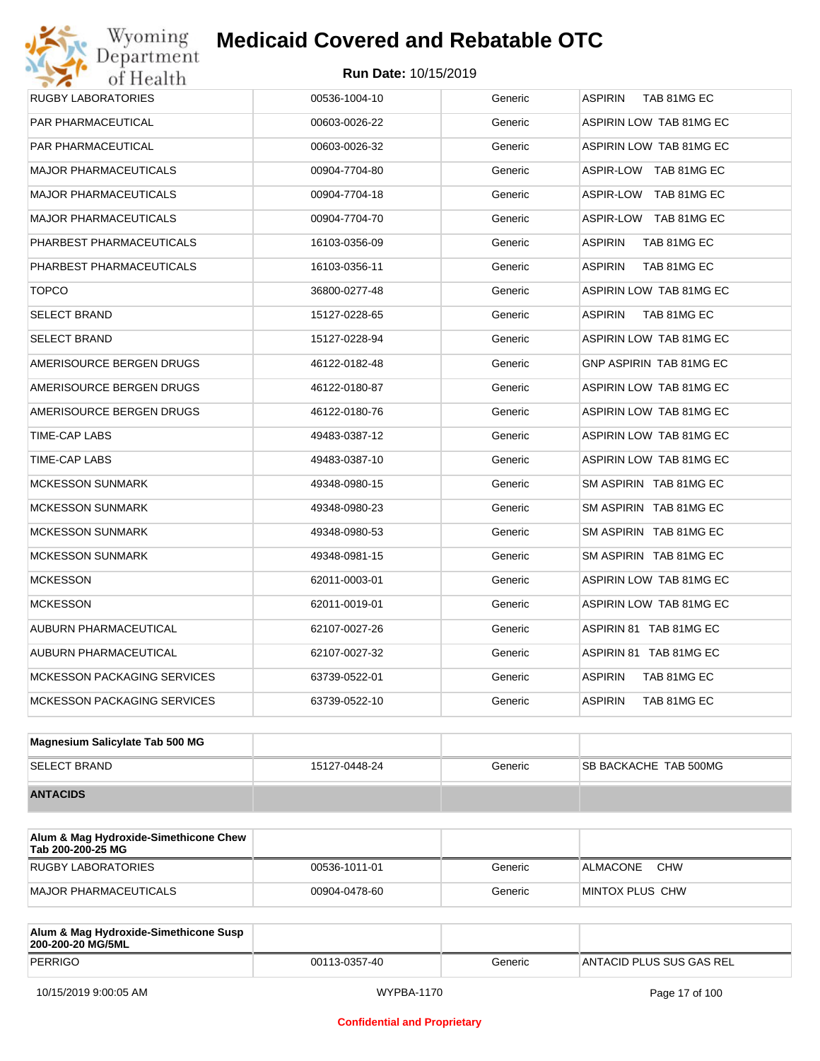| | | | |
|---|---|---|---|
| RUGBY LABORATORIES | 00536-1004-10 | Generic | ASPIRIN TAB 81MG EC |
| PAR PHARMACEUTICAL | 00603-0026-22 | Generic | ASPIRIN LOW TAB 81MG EC |
| PAR PHARMACEUTICAL | 00603-0026-32 | Generic | ASPIRIN LOW TAB 81MG EC |
| MAJOR PHARMACEUTICALS | 00904-7704-80 | Generic | ASPIR-LOW TAB 81MG EC |
| MAJOR PHARMACEUTICALS | 00904-7704-18 | Generic | ASPIR-LOW TAB 81MG EC |
| MAJOR PHARMACEUTICALS | 00904-7704-70 | Generic | ASPIR-LOW TAB 81MG EC |
| PHARBEST PHARMACEUTICALS | 16103-0356-09 | Generic | ASPIRIN TAB 81MG EC |
| PHARBEST PHARMACEUTICALS | 16103-0356-11 | Generic | ASPIRIN TAB 81MG EC |
| TOPCO | 36800-0277-48 | Generic | ASPIRIN LOW TAB 81MG EC |
| SELECT BRAND | 15127-0228-65 | Generic | ASPIRIN TAB 81MG EC |
| SELECT BRAND | 15127-0228-94 | Generic | ASPIRIN LOW TAB 81MG EC |
| AMERISOURCE BERGEN DRUGS | 46122-0182-48 | Generic | GNP ASPIRIN TAB 81MG EC |
| AMERISOURCE BERGEN DRUGS | 46122-0180-87 | Generic | ASPIRIN LOW TAB 81MG EC |
| AMERISOURCE BERGEN DRUGS | 46122-0180-76 | Generic | ASPIRIN LOW TAB 81MG EC |
| TIME-CAP LABS | 49483-0387-12 | Generic | ASPIRIN LOW TAB 81MG EC |
| TIME-CAP LABS | 49483-0387-10 | Generic | ASPIRIN LOW TAB 81MG EC |
| MCKESSON SUNMARK | 49348-0980-15 | Generic | SM ASPIRIN TAB 81MG EC |
| MCKESSON SUNMARK | 49348-0980-23 | Generic | SM ASPIRIN TAB 81MG EC |
| MCKESSON SUNMARK | 49348-0980-53 | Generic | SM ASPIRIN TAB 81MG EC |
| MCKESSON SUNMARK | 49348-0981-15 | Generic | SM ASPIRIN TAB 81MG EC |
| MCKESSON | 62011-0003-01 | Generic | ASPIRIN LOW TAB 81MG EC |
| MCKESSON | 62011-0019-01 | Generic | ASPIRIN LOW TAB 81MG EC |
| AUBURN PHARMACEUTICAL | 62107-0027-26 | Generic | ASPIRIN 81 TAB 81MG EC |
| AUBURN PHARMACEUTICAL | 62107-0027-32 | Generic | ASPIRIN 81 TAB 81MG EC |
| MCKESSON PACKAGING SERVICES | 63739-0522-01 | Generic | ASPIRIN TAB 81MG EC |
| MCKESSON PACKAGING SERVICES | 63739-0522-10 | Generic | ASPIRIN TAB 81MG EC |

| **Magnesium Salicylate Tab 500 MG** | | | |
|---|---|---|---|
| SELECT BRAND | 15127-0448-24 | Generic | SB BACKACHE TAB 500MG |

**ANTACIDS**

| **Alum & Mag Hydroxide-Simethicone Chew Tab 200-200-25 MG** | | | |
|---|---|---|---|
| RUGBY LABORATORIES | 00536-1011-01 | Generic | ALMACONE CHW |
| MAJOR PHARMACEUTICALS | 00904-0478-60 | Generic | MINTOX PLUS CHW |

| **Alum & Mag Hydroxide-Simethicone Susp 200-200-20 MG/5ML** | | | |
|---|---|---|---|
| PERRIGO | 00113-0357-40 | Generic | ANTACID PLUS SUS GAS REL |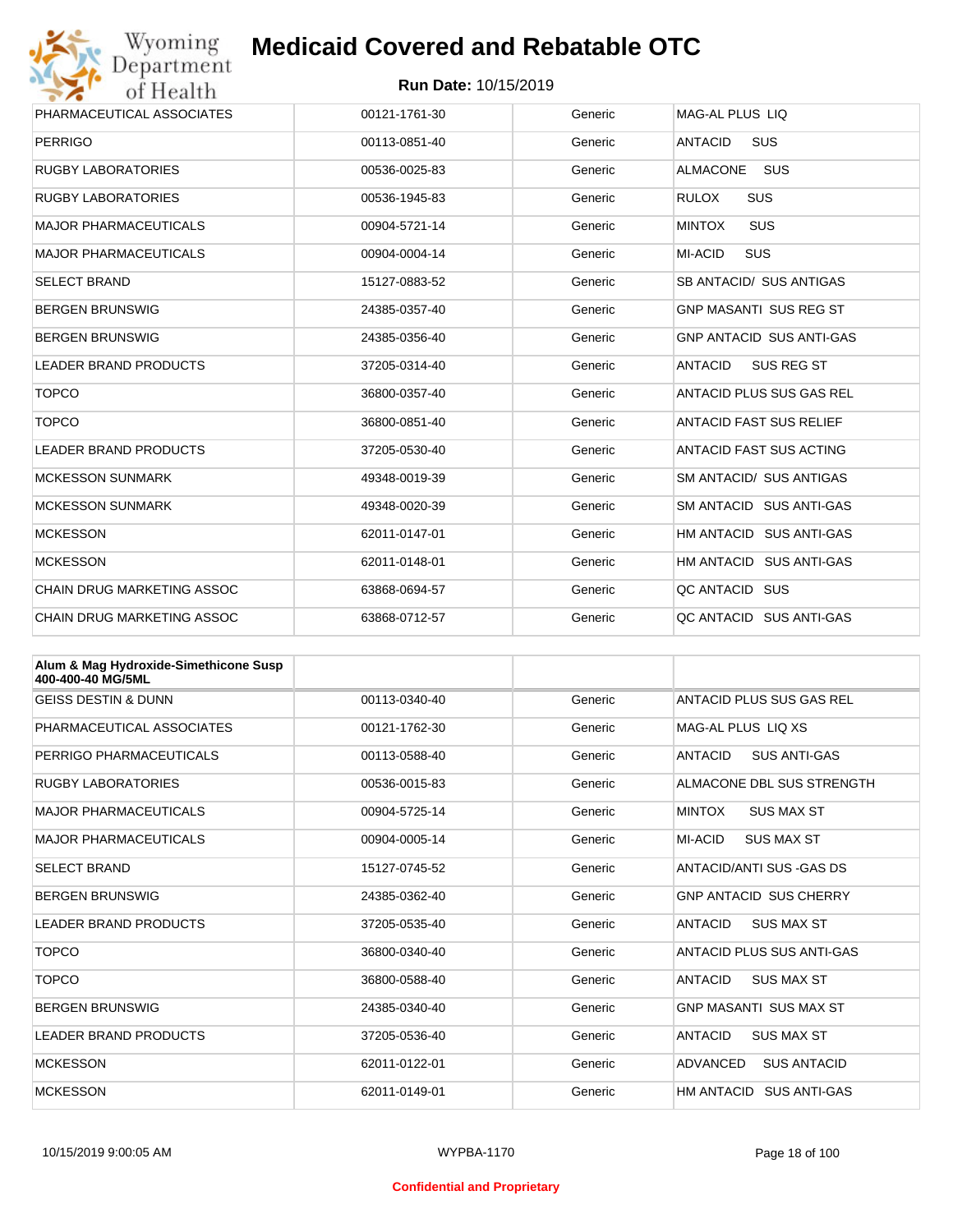| | | | |
|---|---|---|---|
| PHARMACEUTICAL ASSOCIATES | 00121-1761-30 | Generic | MAG-AL PLUS LIQ |
| PERRIGO | 00113-0851-40 | Generic | ANTACID SUS |
| RUGBY LABORATORIES | 00536-0025-83 | Generic | ALMACONE SUS |
| RUGBY LABORATORIES | 00536-1945-83 | Generic | RULOX SUS |
| MAJOR PHARMACEUTICALS | 00904-5721-14 | Generic | MINTOX SUS |
| MAJOR PHARMACEUTICALS | 00904-0004-14 | Generic | MI-ACID SUS |
| SELECT BRAND | 15127-0883-52 | Generic | SB ANTACID/ SUS ANTIGAS |
| BERGEN BRUNSWIG | 24385-0357-40 | Generic | GNP MASANTI SUS REG ST |
| BERGEN BRUNSWIG | 24385-0356-40 | Generic | GNP ANTACID SUS ANTI-GAS |
| LEADER BRAND PRODUCTS | 37205-0314-40 | Generic | ANTACID SUS REG ST |
| TOPCO | 36800-0357-40 | Generic | ANTACID PLUS SUS GAS REL |
| TOPCO | 36800-0851-40 | Generic | ANTACID FAST SUS RELIEF |
| LEADER BRAND PRODUCTS | 37205-0530-40 | Generic | ANTACID FAST SUS ACTING |
| MCKESSON SUNMARK | 49348-0019-39 | Generic | SM ANTACID/ SUS ANTIGAS |
| MCKESSON SUNMARK | 49348-0020-39 | Generic | SM ANTACID SUS ANTI-GAS |
| MCKESSON | 62011-0147-01 | Generic | HM ANTACID SUS ANTI-GAS |
| MCKESSON | 62011-0148-01 | Generic | HM ANTACID SUS ANTI-GAS |
| CHAIN DRUG MARKETING ASSOC | 63868-0694-57 | Generic | QC ANTACID SUS |
| CHAIN DRUG MARKETING ASSOC | 63868-0712-57 | Generic | QC ANTACID SUS ANTI-GAS |

| **Alum & Mag Hydroxide-Simethicone Susp 400-400-40 MG/5ML** | | | |
|---|---|---|---|
| GEISS DESTIN & DUNN | 00113-0340-40 | Generic | ANTACID PLUS SUS GAS REL |
| PHARMACEUTICAL ASSOCIATES | 00121-1762-30 | Generic | MAG-AL PLUS LIQ XS |
| PERRIGO PHARMACEUTICALS | 00113-0588-40 | Generic | ANTACID SUS ANTI-GAS |
| RUGBY LABORATORIES | 00536-0015-83 | Generic | ALMACONE DBL SUS STRENGTH |
| MAJOR PHARMACEUTICALS | 00904-5725-14 | Generic | MINTOX SUS MAX ST |
| MAJOR PHARMACEUTICALS | 00904-0005-14 | Generic | MI-ACID SUS MAX ST |
| SELECT BRAND | 15127-0745-52 | Generic | ANTACID/ANTI SUS -GAS DS |
| BERGEN BRUNSWIG | 24385-0362-40 | Generic | GNP ANTACID SUS CHERRY |
| LEADER BRAND PRODUCTS | 37205-0535-40 | Generic | ANTACID SUS MAX ST |
| TOPCO | 36800-0340-40 | Generic | ANTACID PLUS SUS ANTI-GAS |
| TOPCO | 36800-0588-40 | Generic | ANTACID SUS MAX ST |
| BERGEN BRUNSWIG | 24385-0340-40 | Generic | GNP MASANTI SUS MAX ST |
| LEADER BRAND PRODUCTS | 37205-0536-40 | Generic | ANTACID SUS MAX ST |
| MCKESSON | 62011-0122-01 | Generic | ADVANCED SUS ANTACID |
| MCKESSON | 62011-0149-01 | Generic | HM ANTACID SUS ANTI-GAS |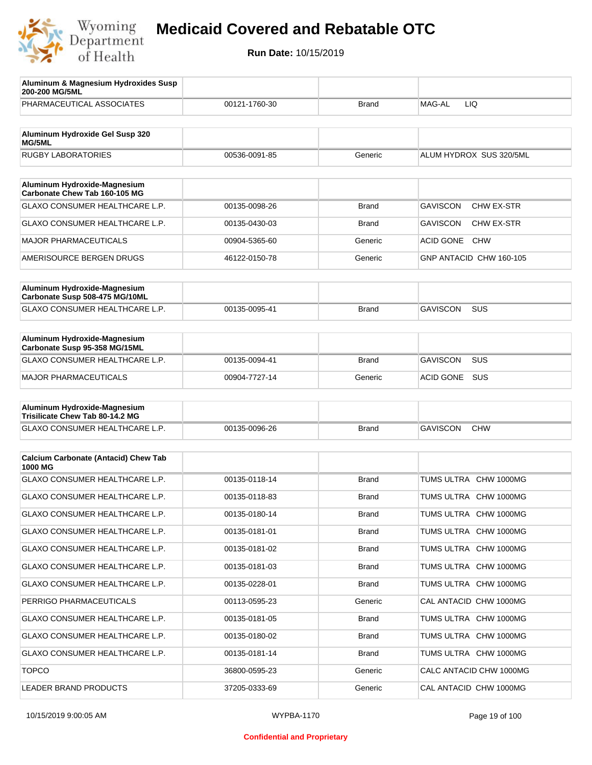# Medicaid Covered and Rebatable OTC

**Run Date:** 10/15/2019

| Aluminum & Magnesium Hydroxides Susp 200-200 MG/5ML | | | |
|---|---|---|---|
| PHARMACEUTICAL ASSOCIATES | 00121-1760-30 | Brand | MAG-AL LIQ |

| Aluminum Hydroxide Gel Susp 320 MG/5ML | | | |
|---|---|---|---|
| RUGBY LABORATORIES | 00536-0091-85 | Generic | ALUM HYDROX SUS 320/5ML |

| Aluminum Hydroxide-Magnesium Carbonate Chew Tab 160-105 MG | | | |
|---|---|---|---|
| GLAXO CONSUMER HEALTHCARE L.P. | 00135-0098-26 | Brand | GAVISCON CHW EX-STR |
| GLAXO CONSUMER HEALTHCARE L.P. | 00135-0430-03 | Brand | GAVISCON CHW EX-STR |
| MAJOR PHARMACEUTICALS | 00904-5365-60 | Generic | ACID GONE CHW |
| AMERISOURCE BERGEN DRUGS | 46122-0150-78 | Generic | GNP ANTACID CHW 160-105 |

| Aluminum Hydroxide-Magnesium Carbonate Susp 508-475 MG/10ML | | | |
|---|---|---|---|
| GLAXO CONSUMER HEALTHCARE L.P. | 00135-0095-41 | Brand | GAVISCON SUS |

| Aluminum Hydroxide-Magnesium Carbonate Susp 95-358 MG/15ML | | | |
|---|---|---|---|
| GLAXO CONSUMER HEALTHCARE L.P. | 00135-0094-41 | Brand | GAVISCON SUS |
| MAJOR PHARMACEUTICALS | 00904-7727-14 | Generic | ACID GONE SUS |

| Aluminum Hydroxide-Magnesium Trisilicate Chew Tab 80-14.2 MG | | | |
|---|---|---|---|
| GLAXO CONSUMER HEALTHCARE L.P. | 00135-0096-26 | Brand | GAVISCON CHW |

| Calcium Carbonate (Antacid) Chew Tab 1000 MG | | | |
|---|---|---|---|
| GLAXO CONSUMER HEALTHCARE L.P. | 00135-0118-14 | Brand | TUMS ULTRA CHW 1000MG |
| GLAXO CONSUMER HEALTHCARE L.P. | 00135-0118-83 | Brand | TUMS ULTRA CHW 1000MG |
| GLAXO CONSUMER HEALTHCARE L.P. | 00135-0180-14 | Brand | TUMS ULTRA CHW 1000MG |
| GLAXO CONSUMER HEALTHCARE L.P. | 00135-0181-01 | Brand | TUMS ULTRA CHW 1000MG |
| GLAXO CONSUMER HEALTHCARE L.P. | 00135-0181-02 | Brand | TUMS ULTRA CHW 1000MG |
| GLAXO CONSUMER HEALTHCARE L.P. | 00135-0181-03 | Brand | TUMS ULTRA CHW 1000MG |
| GLAXO CONSUMER HEALTHCARE L.P. | 00135-0228-01 | Brand | TUMS ULTRA CHW 1000MG |
| PERRIGO PHARMACEUTICALS | 00113-0595-23 | Generic | CAL ANTACID CHW 1000MG |
| GLAXO CONSUMER HEALTHCARE L.P. | 00135-0181-05 | Brand | TUMS ULTRA CHW 1000MG |
| GLAXO CONSUMER HEALTHCARE L.P. | 00135-0180-02 | Brand | TUMS ULTRA CHW 1000MG |
| GLAXO CONSUMER HEALTHCARE L.P. | 00135-0181-14 | Brand | TUMS ULTRA CHW 1000MG |
| TOPCO | 36800-0595-23 | Generic | CALC ANTACID CHW 1000MG |
| LEADER BRAND PRODUCTS | 37205-0333-69 | Generic | CAL ANTACID CHW 1000MG |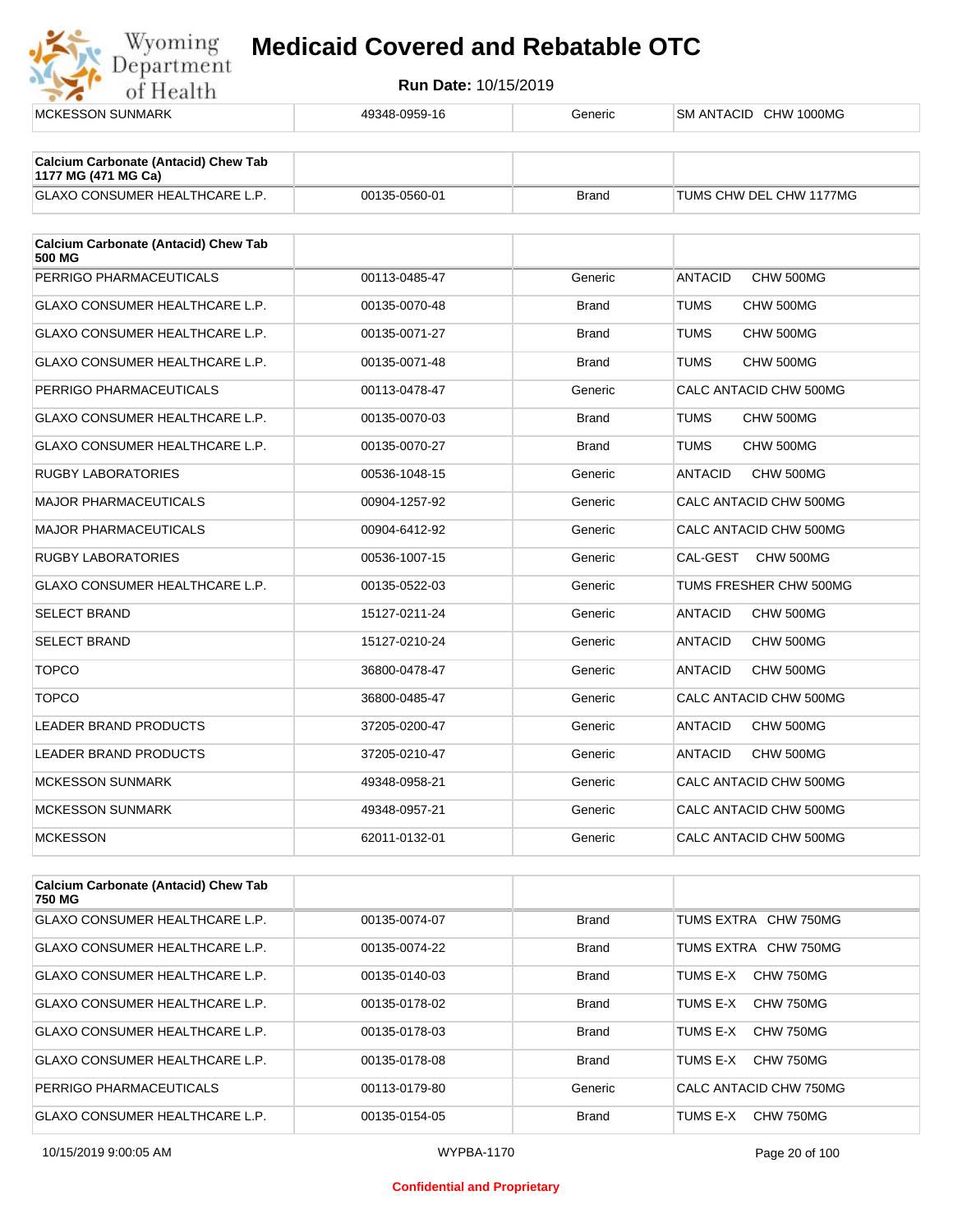| MCKESSON SUNMARK | 49348-0959-16 | Generic | SM ANTACID CHW 1000MG |
|---|---|---|---|

| Calcium Carbonate (Antacid) Chew Tab 1177 MG (471 MG Ca) | | | |
|---|---|---|---|
| GLAXO CONSUMER HEALTHCARE L.P. | 00135-0560-01 | Brand | TUMS CHW DEL CHW 1177MG |

| Calcium Carbonate (Antacid) Chew Tab 500 MG | | | |
|---|---|---|---|
| PERRIGO PHARMACEUTICALS | 00113-0485-47 | Generic | ANTACID CHW 500MG |
| GLAXO CONSUMER HEALTHCARE L.P. | 00135-0070-48 | Brand | TUMS CHW 500MG |
| GLAXO CONSUMER HEALTHCARE L.P. | 00135-0071-27 | Brand | TUMS CHW 500MG |
| GLAXO CONSUMER HEALTHCARE L.P. | 00135-0071-48 | Brand | TUMS CHW 500MG |
| PERRIGO PHARMACEUTICALS | 00113-0478-47 | Generic | CALC ANTACID CHW 500MG |
| GLAXO CONSUMER HEALTHCARE L.P. | 00135-0070-03 | Brand | TUMS CHW 500MG |
| GLAXO CONSUMER HEALTHCARE L.P. | 00135-0070-27 | Brand | TUMS CHW 500MG |
| RUGBY LABORATORIES | 00536-1048-15 | Generic | ANTACID CHW 500MG |
| MAJOR PHARMACEUTICALS | 00904-1257-92 | Generic | CALC ANTACID CHW 500MG |
| MAJOR PHARMACEUTICALS | 00904-6412-92 | Generic | CALC ANTACID CHW 500MG |
| RUGBY LABORATORIES | 00536-1007-15 | Generic | CAL-GEST CHW 500MG |
| GLAXO CONSUMER HEALTHCARE L.P. | 00135-0522-03 | Generic | TUMS FRESHER CHW 500MG |
| SELECT BRAND | 15127-0211-24 | Generic | ANTACID CHW 500MG |
| SELECT BRAND | 15127-0210-24 | Generic | ANTACID CHW 500MG |
| TOPCO | 36800-0478-47 | Generic | ANTACID CHW 500MG |
| TOPCO | 36800-0485-47 | Generic | CALC ANTACID CHW 500MG |
| LEADER BRAND PRODUCTS | 37205-0200-47 | Generic | ANTACID CHW 500MG |
| LEADER BRAND PRODUCTS | 37205-0210-47 | Generic | ANTACID CHW 500MG |
| MCKESSON SUNMARK | 49348-0958-21 | Generic | CALC ANTACID CHW 500MG |
| MCKESSON SUNMARK | 49348-0957-21 | Generic | CALC ANTACID CHW 500MG |
| MCKESSON | 62011-0132-01 | Generic | CALC ANTACID CHW 500MG |

| Calcium Carbonate (Antacid) Chew Tab 750 MG | | | |
|---|---|---|---|
| GLAXO CONSUMER HEALTHCARE L.P. | 00135-0074-07 | Brand | TUMS EXTRA CHW 750MG |
| GLAXO CONSUMER HEALTHCARE L.P. | 00135-0074-22 | Brand | TUMS EXTRA CHW 750MG |
| GLAXO CONSUMER HEALTHCARE L.P. | 00135-0140-03 | Brand | TUMS E-X CHW 750MG |
| GLAXO CONSUMER HEALTHCARE L.P. | 00135-0178-02 | Brand | TUMS E-X CHW 750MG |
| GLAXO CONSUMER HEALTHCARE L.P. | 00135-0178-03 | Brand | TUMS E-X CHW 750MG |
| GLAXO CONSUMER HEALTHCARE L.P. | 00135-0178-08 | Brand | TUMS E-X CHW 750MG |
| PERRIGO PHARMACEUTICALS | 00113-0179-80 | Generic | CALC ANTACID CHW 750MG |
| GLAXO CONSUMER HEALTHCARE L.P. | 00135-0154-05 | Brand | TUMS E-X CHW 750MG |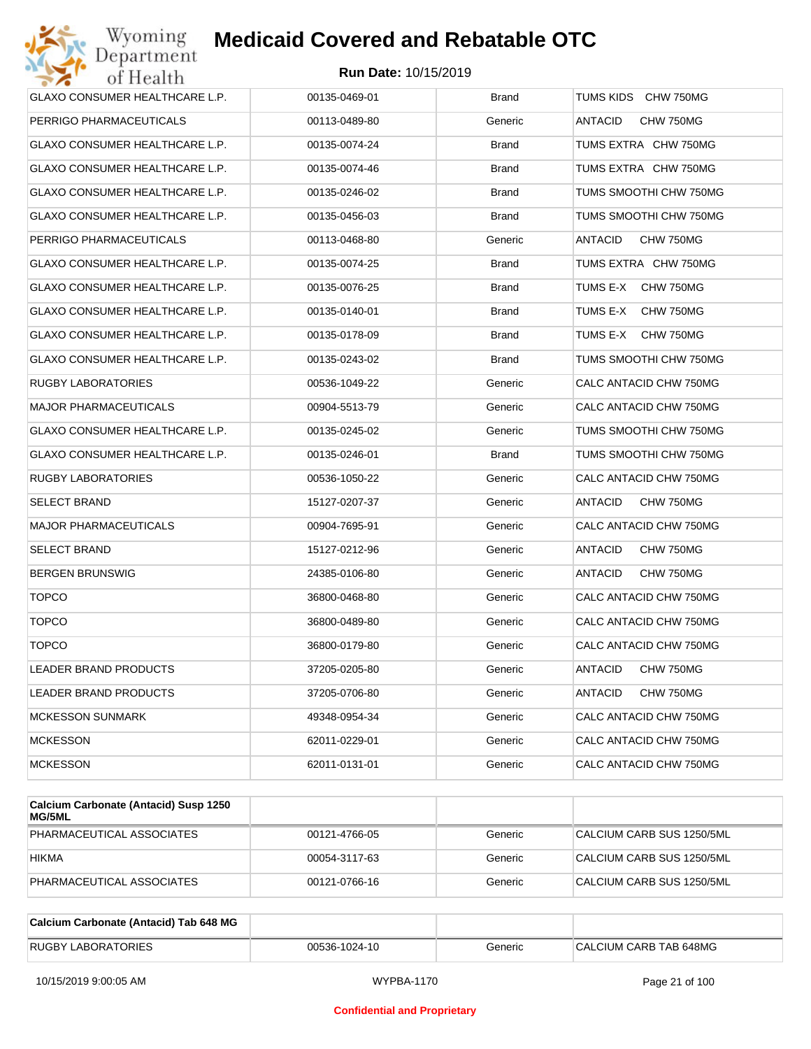| | | | |
|---|---|---|---|
| GLAXO CONSUMER HEALTHCARE L.P. | 00135-0469-01 | Brand | TUMS KIDS CHW 750MG |
| PERRIGO PHARMACEUTICALS | 00113-0489-80 | Generic | ANTACID CHW 750MG |
| GLAXO CONSUMER HEALTHCARE L.P. | 00135-0074-24 | Brand | TUMS EXTRA CHW 750MG |
| GLAXO CONSUMER HEALTHCARE L.P. | 00135-0074-46 | Brand | TUMS EXTRA CHW 750MG |
| GLAXO CONSUMER HEALTHCARE L.P. | 00135-0246-02 | Brand | TUMS SMOOTHI CHW 750MG |
| GLAXO CONSUMER HEALTHCARE L.P. | 00135-0456-03 | Brand | TUMS SMOOTHI CHW 750MG |
| PERRIGO PHARMACEUTICALS | 00113-0468-80 | Generic | ANTACID CHW 750MG |
| GLAXO CONSUMER HEALTHCARE L.P. | 00135-0074-25 | Brand | TUMS EXTRA CHW 750MG |
| GLAXO CONSUMER HEALTHCARE L.P. | 00135-0076-25 | Brand | TUMS E-X CHW 750MG |
| GLAXO CONSUMER HEALTHCARE L.P. | 00135-0140-01 | Brand | TUMS E-X CHW 750MG |
| GLAXO CONSUMER HEALTHCARE L.P. | 00135-0178-09 | Brand | TUMS E-X CHW 750MG |
| GLAXO CONSUMER HEALTHCARE L.P. | 00135-0243-02 | Brand | TUMS SMOOTHI CHW 750MG |
| RUGBY LABORATORIES | 00536-1049-22 | Generic | CALC ANTACID CHW 750MG |
| MAJOR PHARMACEUTICALS | 00904-5513-79 | Generic | CALC ANTACID CHW 750MG |
| GLAXO CONSUMER HEALTHCARE L.P. | 00135-0245-02 | Generic | TUMS SMOOTHI CHW 750MG |
| GLAXO CONSUMER HEALTHCARE L.P. | 00135-0246-01 | Brand | TUMS SMOOTHI CHW 750MG |
| RUGBY LABORATORIES | 00536-1050-22 | Generic | CALC ANTACID CHW 750MG |
| SELECT BRAND | 15127-0207-37 | Generic | ANTACID CHW 750MG |
| MAJOR PHARMACEUTICALS | 00904-7695-91 | Generic | CALC ANTACID CHW 750MG |
| SELECT BRAND | 15127-0212-96 | Generic | ANTACID CHW 750MG |
| BERGEN BRUNSWIG | 24385-0106-80 | Generic | ANTACID CHW 750MG |
| TOPCO | 36800-0468-80 | Generic | CALC ANTACID CHW 750MG |
| TOPCO | 36800-0489-80 | Generic | CALC ANTACID CHW 750MG |
| TOPCO | 36800-0179-80 | Generic | CALC ANTACID CHW 750MG |
| LEADER BRAND PRODUCTS | 37205-0205-80 | Generic | ANTACID CHW 750MG |
| LEADER BRAND PRODUCTS | 37205-0706-80 | Generic | ANTACID CHW 750MG |
| MCKESSON SUNMARK | 49348-0954-34 | Generic | CALC ANTACID CHW 750MG |
| MCKESSON | 62011-0229-01 | Generic | CALC ANTACID CHW 750MG |
| MCKESSON | 62011-0131-01 | Generic | CALC ANTACID CHW 750MG |

| **Calcium Carbonate (Antacid) Susp 1250 MG/5ML** | | | |
|---|---|---|---|
| PHARMACEUTICAL ASSOCIATES | 00121-4766-05 | Generic | CALCIUM CARB SUS 1250/5ML |
| HIKMA | 00054-3117-63 | Generic | CALCIUM CARB SUS 1250/5ML |
| PHARMACEUTICAL ASSOCIATES | 00121-0766-16 | Generic | CALCIUM CARB SUS 1250/5ML |

| **Calcium Carbonate (Antacid) Tab 648 MG** | | | |
|---|---|---|---|
| RUGBY LABORATORIES | 00536-1024-10 | Generic | CALCIUM CARB TAB 648MG |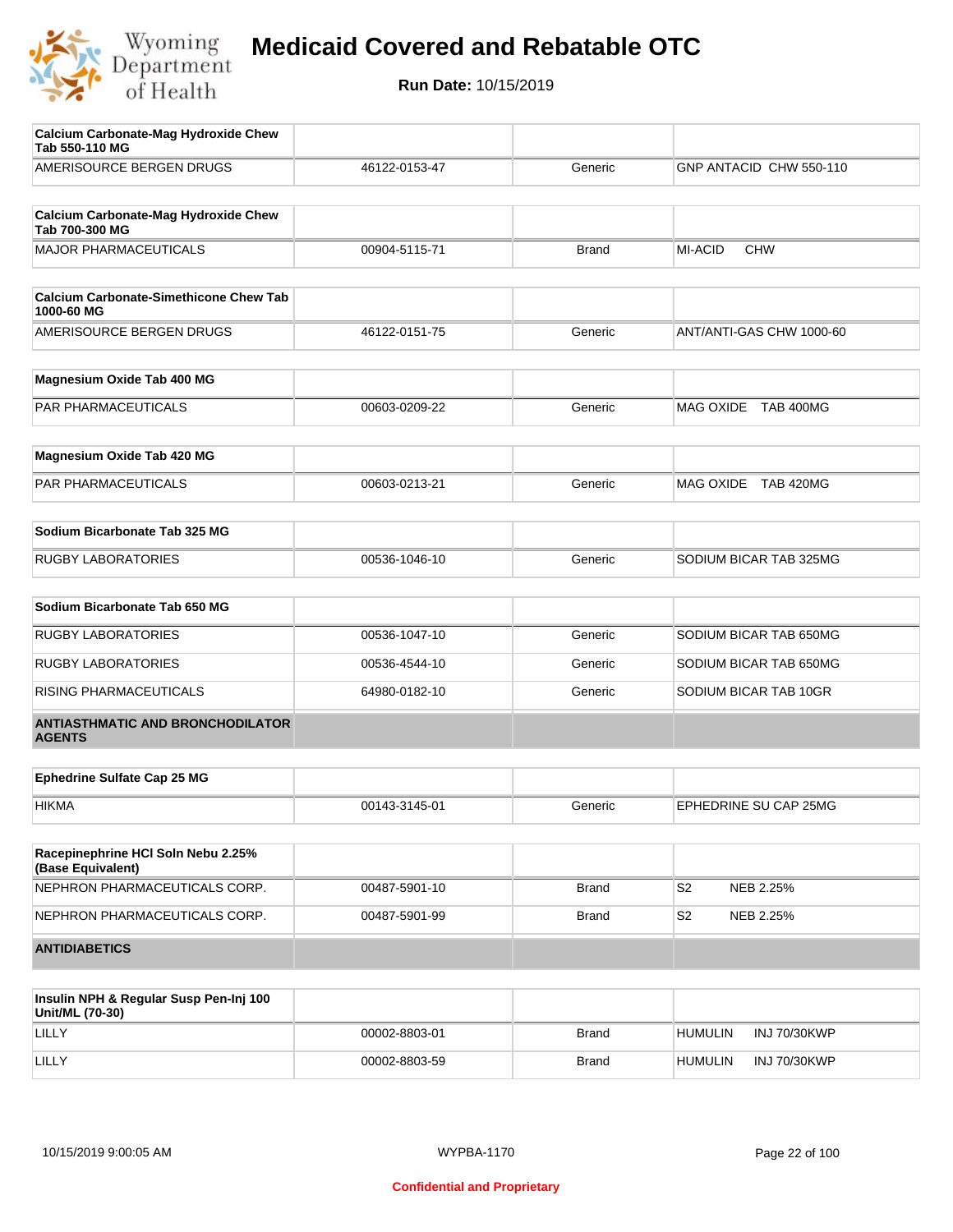# Medicaid Covered and Rebatable OTC

**Run Date:** 10/15/2019

| Calcium Carbonate-Mag Hydroxide Chew Tab 550-110 MG | | | |
|---|---|---|---|
| AMERISOURCE BERGEN DRUGS | 46122-0153-47 | Generic | GNP ANTACID CHW 550-110 |

| Calcium Carbonate-Mag Hydroxide Chew Tab 700-300 MG | | | |
|---|---|---|---|
| MAJOR PHARMACEUTICALS | 00904-5115-71 | Brand | MI-ACID CHW |

| Calcium Carbonate-Simethicone Chew Tab 1000-60 MG | | | |
|---|---|---|---|
| AMERISOURCE BERGEN DRUGS | 46122-0151-75 | Generic | ANT/ANTI-GAS CHW 1000-60 |

| Magnesium Oxide Tab 400 MG | | | |
|---|---|---|---|
| PAR PHARMACEUTICALS | 00603-0209-22 | Generic | MAG OXIDE TAB 400MG |

| Magnesium Oxide Tab 420 MG | | | |
|---|---|---|---|
| PAR PHARMACEUTICALS | 00603-0213-21 | Generic | MAG OXIDE TAB 420MG |

| Sodium Bicarbonate Tab 325 MG | | | |
|---|---|---|---|
| RUGBY LABORATORIES | 00536-1046-10 | Generic | SODIUM BICAR TAB 325MG |

| Sodium Bicarbonate Tab 650 MG | | | |
|---|---|---|---|
| RUGBY LABORATORIES | 00536-1047-10 | Generic | SODIUM BICAR TAB 650MG |
| RUGBY LABORATORIES | 00536-4544-10 | Generic | SODIUM BICAR TAB 650MG |
| RISING PHARMACEUTICALS | 64980-0182-10 | Generic | SODIUM BICAR TAB 10GR |

## ANTIASTHMATIC AND BRONCHODILATOR AGENTS

| Ephedrine Sulfate Cap 25 MG | | | |
|---|---|---|---|
| HIKMA | 00143-3145-01 | Generic | EPHEDRINE SU CAP 25MG |

| Racepinephrine HCl Soln Nebu 2.25% (Base Equivalent) | | | |
|---|---|---|---|
| NEPHRON PHARMACEUTICALS CORP. | 00487-5901-10 | Brand | S2 NEB 2.25% |
| NEPHRON PHARMACEUTICALS CORP. | 00487-5901-99 | Brand | S2 NEB 2.25% |

## ANTIDIABETICS

| Insulin NPH & Regular Susp Pen-Inj 100 Unit/ML (70-30) | | | |
|---|---|---|---|
| LILLY | 00002-8803-01 | Brand | HUMULIN INJ 70/30KWP |
| LILLY | 00002-8803-59 | Brand | HUMULIN INJ 70/30KWP |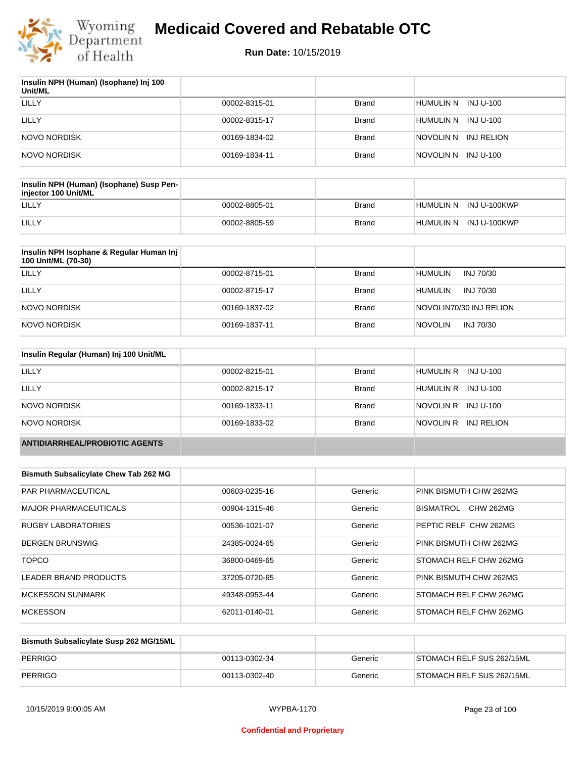| Insulin NPH (Human) (Isophane) Inj 100 Unit/ML | | | |
|---|---|---|---|
| LILLY | 00002-8315-01 | Brand | HUMULIN N INJ U-100 |
| LILLY | 00002-8315-17 | Brand | HUMULIN N INJ U-100 |
| NOVO NORDISK | 00169-1834-02 | Brand | NOVOLIN N INJ RELION |
| NOVO NORDISK | 00169-1834-11 | Brand | NOVOLIN N INJ U-100 |

| Insulin NPH (Human) (Isophane) Susp Pen-injector 100 Unit/ML | | | |
|---|---|---|---|
| LILLY | 00002-8805-01 | Brand | HUMULIN N INJ U-100KWP |
| LILLY | 00002-8805-59 | Brand | HUMULIN N INJ U-100KWP |

| Insulin NPH Isophane & Regular Human Inj 100 Unit/ML (70-30) | | | |
|---|---|---|---|
| LILLY | 00002-8715-01 | Brand | HUMULIN INJ 70/30 |
| LILLY | 00002-8715-17 | Brand | HUMULIN INJ 70/30 |
| NOVO NORDISK | 00169-1837-02 | Brand | NOVOLIN70/30 INJ RELION |
| NOVO NORDISK | 00169-1837-11 | Brand | NOVOLIN INJ 70/30 |

| Insulin Regular (Human) Inj 100 Unit/ML | | | |
|---|---|---|---|
| LILLY | 00002-8215-01 | Brand | HUMULIN R INJ U-100 |
| LILLY | 00002-8215-17 | Brand | HUMULIN R INJ U-100 |
| NOVO NORDISK | 00169-1833-11 | Brand | NOVOLIN R INJ U-100 |
| NOVO NORDISK | 00169-1833-02 | Brand | NOVOLIN R INJ RELION |

**ANTIDIARRHEAL/PROBIOTIC AGENTS**

| Bismuth Subsalicylate Chew Tab 262 MG | | | |
|---|---|---|---|
| PAR PHARMACEUTICAL | 00603-0235-16 | Generic | PINK BISMUTH CHW 262MG |
| MAJOR PHARMACEUTICALS | 00904-1315-46 | Generic | BISMATROL CHW 262MG |
| RUGBY LABORATORIES | 00536-1021-07 | Generic | PEPTIC RELF CHW 262MG |
| BERGEN BRUNSWIG | 24385-0024-65 | Generic | PINK BISMUTH CHW 262MG |
| TOPCO | 36800-0469-65 | Generic | STOMACH RELF CHW 262MG |
| LEADER BRAND PRODUCTS | 37205-0720-65 | Generic | PINK BISMUTH CHW 262MG |
| MCKESSON SUNMARK | 49348-0953-44 | Generic | STOMACH RELF CHW 262MG |
| MCKESSON | 62011-0140-01 | Generic | STOMACH RELF CHW 262MG |

| Bismuth Subsalicylate Susp 262 MG/15ML | | | |
|---|---|---|---|
| PERRIGO | 00113-0302-34 | Generic | STOMACH RELF SUS 262/15ML |
| PERRIGO | 00113-0302-40 | Generic | STOMACH RELF SUS 262/15ML |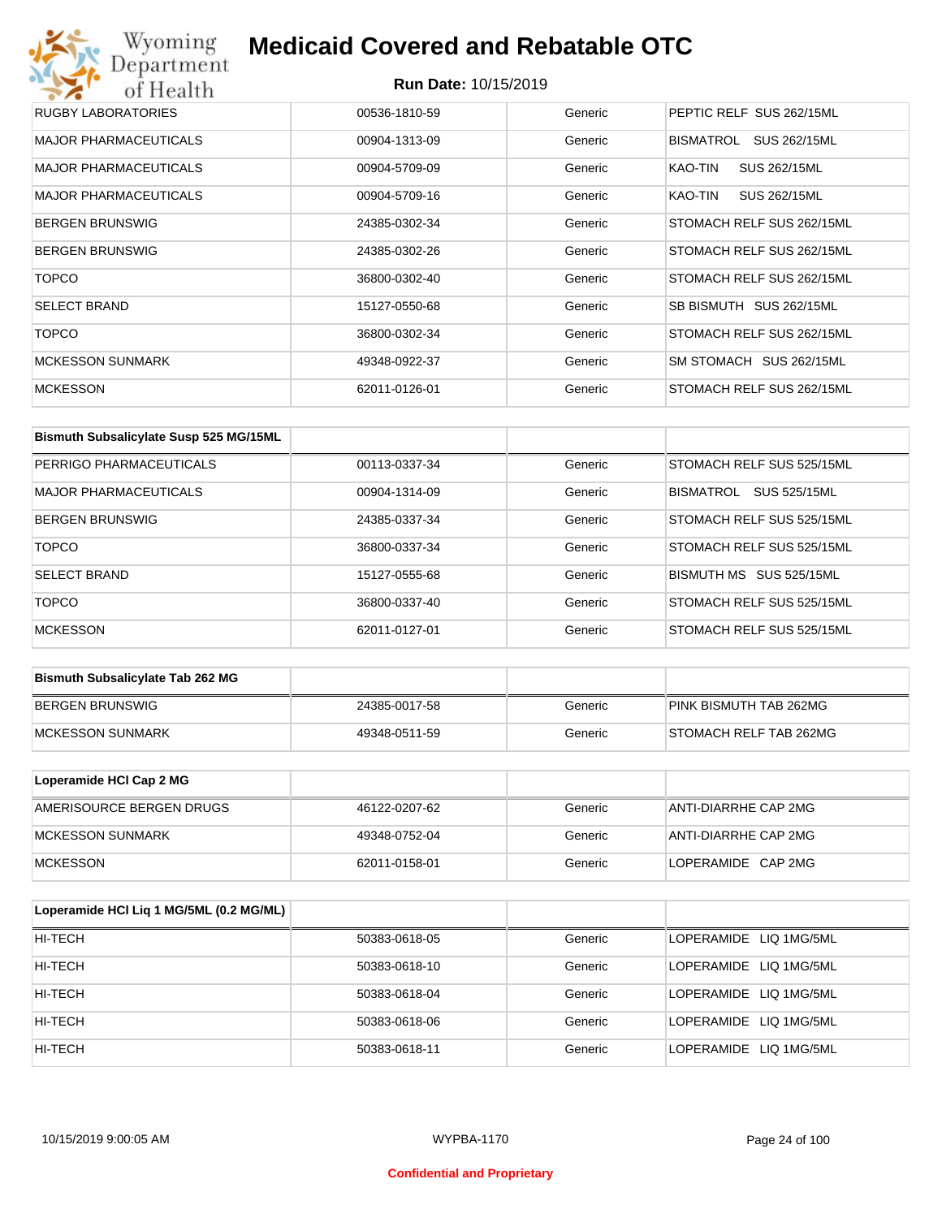| RUGBY LABORATORIES | 00536-1810-59 | Generic | PEPTIC RELF SUS 262/15ML |
|---|---|---|---|
| MAJOR PHARMACEUTICALS | 00904-1313-09 | Generic | BISMATROL SUS 262/15ML |
| MAJOR PHARMACEUTICALS | 00904-5709-09 | Generic | KAO-TIN SUS 262/15ML |
| MAJOR PHARMACEUTICALS | 00904-5709-16 | Generic | KAO-TIN SUS 262/15ML |
| BERGEN BRUNSWIG | 24385-0302-34 | Generic | STOMACH RELF SUS 262/15ML |
| BERGEN BRUNSWIG | 24385-0302-26 | Generic | STOMACH RELF SUS 262/15ML |
| TOPCO | 36800-0302-40 | Generic | STOMACH RELF SUS 262/15ML |
| SELECT BRAND | 15127-0550-68 | Generic | SB BISMUTH SUS 262/15ML |
| TOPCO | 36800-0302-34 | Generic | STOMACH RELF SUS 262/15ML |
| MCKESSON SUNMARK | 49348-0922-37 | Generic | SM STOMACH SUS 262/15ML |
| MCKESSON | 62011-0126-01 | Generic | STOMACH RELF SUS 262/15ML |

| Bismuth Subsalicylate Susp 525 MG/15ML | | | |
|---|---|---|---|
| PERRIGO PHARMACEUTICALS | 00113-0337-34 | Generic | STOMACH RELF SUS 525/15ML |
| MAJOR PHARMACEUTICALS | 00904-1314-09 | Generic | BISMATROL SUS 525/15ML |
| BERGEN BRUNSWIG | 24385-0337-34 | Generic | STOMACH RELF SUS 525/15ML |
| TOPCO | 36800-0337-34 | Generic | STOMACH RELF SUS 525/15ML |
| SELECT BRAND | 15127-0555-68 | Generic | BISMUTH MS SUS 525/15ML |
| TOPCO | 36800-0337-40 | Generic | STOMACH RELF SUS 525/15ML |
| MCKESSON | 62011-0127-01 | Generic | STOMACH RELF SUS 525/15ML |

| Bismuth Subsalicylate Tab 262 MG | | | |
|---|---|---|---|
| BERGEN BRUNSWIG | 24385-0017-58 | Generic | PINK BISMUTH TAB 262MG |
| MCKESSON SUNMARK | 49348-0511-59 | Generic | STOMACH RELF TAB 262MG |

| Loperamide HCl Cap 2 MG | | | |
|---|---|---|---|
| AMERISOURCE BERGEN DRUGS | 46122-0207-62 | Generic | ANTI-DIARRHE CAP 2MG |
| MCKESSON SUNMARK | 49348-0752-04 | Generic | ANTI-DIARRHE CAP 2MG |
| MCKESSON | 62011-0158-01 | Generic | LOPERAMIDE CAP 2MG |

| Loperamide HCl Liq 1 MG/5ML (0.2 MG/ML) | | | |
|---|---|---|---|
| HI-TECH | 50383-0618-05 | Generic | LOPERAMIDE LIQ 1MG/5ML |
| HI-TECH | 50383-0618-10 | Generic | LOPERAMIDE LIQ 1MG/5ML |
| HI-TECH | 50383-0618-04 | Generic | LOPERAMIDE LIQ 1MG/5ML |
| HI-TECH | 50383-0618-06 | Generic | LOPERAMIDE LIQ 1MG/5ML |
| HI-TECH | 50383-0618-11 | Generic | LOPERAMIDE LIQ 1MG/5ML |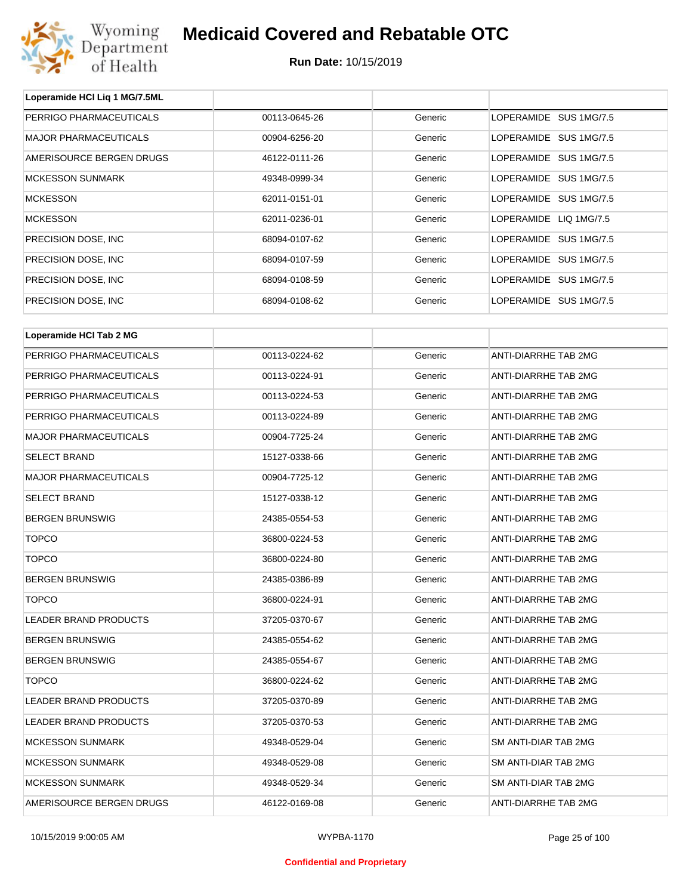# Medicaid Covered and Rebatable OTC

**Run Date:** 10/15/2019

| Loperamide HCl Liq 1 MG/7.5ML | | | |
|---|---|---|---|
| PERRIGO PHARMACEUTICALS | 00113-0645-26 | Generic | LOPERAMIDE SUS 1MG/7.5 |
| MAJOR PHARMACEUTICALS | 00904-6256-20 | Generic | LOPERAMIDE SUS 1MG/7.5 |
| AMERISOURCE BERGEN DRUGS | 46122-0111-26 | Generic | LOPERAMIDE SUS 1MG/7.5 |
| MCKESSON SUNMARK | 49348-0999-34 | Generic | LOPERAMIDE SUS 1MG/7.5 |
| MCKESSON | 62011-0151-01 | Generic | LOPERAMIDE SUS 1MG/7.5 |
| MCKESSON | 62011-0236-01 | Generic | LOPERAMIDE LIQ 1MG/7.5 |
| PRECISION DOSE, INC | 68094-0107-62 | Generic | LOPERAMIDE SUS 1MG/7.5 |
| PRECISION DOSE, INC | 68094-0107-59 | Generic | LOPERAMIDE SUS 1MG/7.5 |
| PRECISION DOSE, INC | 68094-0108-59 | Generic | LOPERAMIDE SUS 1MG/7.5 |
| PRECISION DOSE, INC | 68094-0108-62 | Generic | LOPERAMIDE SUS 1MG/7.5 |

| Loperamide HCl Tab 2 MG | | | |
|---|---|---|---|
| PERRIGO PHARMACEUTICALS | 00113-0224-62 | Generic | ANTI-DIARRHE TAB 2MG |
| PERRIGO PHARMACEUTICALS | 00113-0224-91 | Generic | ANTI-DIARRHE TAB 2MG |
| PERRIGO PHARMACEUTICALS | 00113-0224-53 | Generic | ANTI-DIARRHE TAB 2MG |
| PERRIGO PHARMACEUTICALS | 00113-0224-89 | Generic | ANTI-DIARRHE TAB 2MG |
| MAJOR PHARMACEUTICALS | 00904-7725-24 | Generic | ANTI-DIARRHE TAB 2MG |
| SELECT BRAND | 15127-0338-66 | Generic | ANTI-DIARRHE TAB 2MG |
| MAJOR PHARMACEUTICALS | 00904-7725-12 | Generic | ANTI-DIARRHE TAB 2MG |
| SELECT BRAND | 15127-0338-12 | Generic | ANTI-DIARRHE TAB 2MG |
| BERGEN BRUNSWIG | 24385-0554-53 | Generic | ANTI-DIARRHE TAB 2MG |
| TOPCO | 36800-0224-53 | Generic | ANTI-DIARRHE TAB 2MG |
| TOPCO | 36800-0224-80 | Generic | ANTI-DIARRHE TAB 2MG |
| BERGEN BRUNSWIG | 24385-0386-89 | Generic | ANTI-DIARRHE TAB 2MG |
| TOPCO | 36800-0224-91 | Generic | ANTI-DIARRHE TAB 2MG |
| LEADER BRAND PRODUCTS | 37205-0370-67 | Generic | ANTI-DIARRHE TAB 2MG |
| BERGEN BRUNSWIG | 24385-0554-62 | Generic | ANTI-DIARRHE TAB 2MG |
| BERGEN BRUNSWIG | 24385-0554-67 | Generic | ANTI-DIARRHE TAB 2MG |
| TOPCO | 36800-0224-62 | Generic | ANTI-DIARRHE TAB 2MG |
| LEADER BRAND PRODUCTS | 37205-0370-89 | Generic | ANTI-DIARRHE TAB 2MG |
| LEADER BRAND PRODUCTS | 37205-0370-53 | Generic | ANTI-DIARRHE TAB 2MG |
| MCKESSON SUNMARK | 49348-0529-04 | Generic | SM ANTI-DIAR TAB 2MG |
| MCKESSON SUNMARK | 49348-0529-08 | Generic | SM ANTI-DIAR TAB 2MG |
| MCKESSON SUNMARK | 49348-0529-34 | Generic | SM ANTI-DIAR TAB 2MG |
| AMERISOURCE BERGEN DRUGS | 46122-0169-08 | Generic | ANTI-DIARRHE TAB 2MG |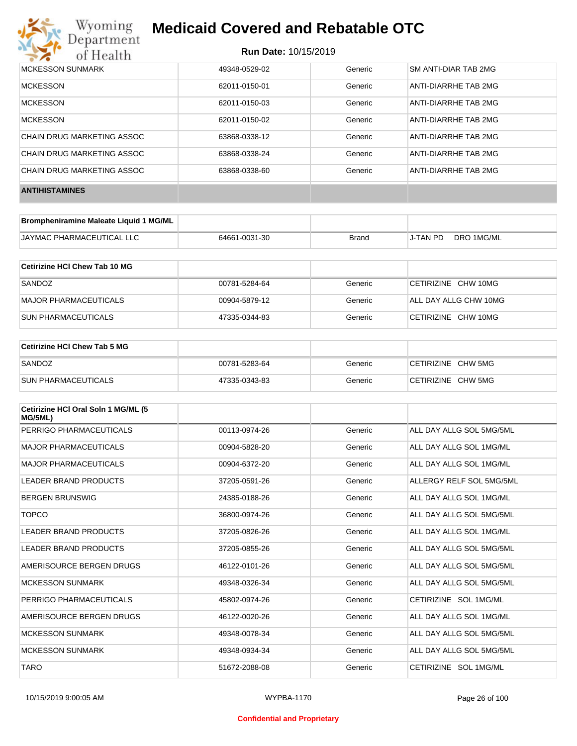| | | | |
|---|---|---|---|
| MCKESSON SUNMARK | 49348-0529-02 | Generic | SM ANTI-DIAR TAB 2MG |
| MCKESSON | 62011-0150-01 | Generic | ANTI-DIARRHE TAB 2MG |
| MCKESSON | 62011-0150-03 | Generic | ANTI-DIARRHE TAB 2MG |
| MCKESSON | 62011-0150-02 | Generic | ANTI-DIARRHE TAB 2MG |
| CHAIN DRUG MARKETING ASSOC | 63868-0338-12 | Generic | ANTI-DIARRHE TAB 2MG |
| CHAIN DRUG MARKETING ASSOC | 63868-0338-24 | Generic | ANTI-DIARRHE TAB 2MG |
| CHAIN DRUG MARKETING ASSOC | 63868-0338-60 | Generic | ANTI-DIARRHE TAB 2MG |

## ANTIHISTAMINES

| Brompheniramine Maleate Liquid 1 MG/ML | | | |
|---|---|---|---|
| JAYMAC PHARMACEUTICAL LLC | 64661-0031-30 | Brand | J-TAN PD DRO 1MG/ML |

| Cetirizine HCl Chew Tab 10 MG | | | |
|---|---|---|---|
| SANDOZ | 00781-5284-64 | Generic | CETIRIZINE CHW 10MG |
| MAJOR PHARMACEUTICALS | 00904-5879-12 | Generic | ALL DAY ALLG CHW 10MG |
| SUN PHARMACEUTICALS | 47335-0344-83 | Generic | CETIRIZINE CHW 10MG |

| Cetirizine HCl Chew Tab 5 MG | | | |
|---|---|---|---|
| SANDOZ | 00781-5283-64 | Generic | CETIRIZINE CHW 5MG |
| SUN PHARMACEUTICALS | 47335-0343-83 | Generic | CETIRIZINE CHW 5MG |

| Cetirizine HCl Oral Soln 1 MG/ML (5 MG/5ML) | | | |
|---|---|---|---|
| PERRIGO PHARMACEUTICALS | 00113-0974-26 | Generic | ALL DAY ALLG SOL 5MG/5ML |
| MAJOR PHARMACEUTICALS | 00904-5828-20 | Generic | ALL DAY ALLG SOL 1MG/ML |
| MAJOR PHARMACEUTICALS | 00904-6372-20 | Generic | ALL DAY ALLG SOL 1MG/ML |
| LEADER BRAND PRODUCTS | 37205-0591-26 | Generic | ALLERGY RELF SOL 5MG/5ML |
| BERGEN BRUNSWIG | 24385-0188-26 | Generic | ALL DAY ALLG SOL 1MG/ML |
| TOPCO | 36800-0974-26 | Generic | ALL DAY ALLG SOL 5MG/5ML |
| LEADER BRAND PRODUCTS | 37205-0826-26 | Generic | ALL DAY ALLG SOL 1MG/ML |
| LEADER BRAND PRODUCTS | 37205-0855-26 | Generic | ALL DAY ALLG SOL 5MG/5ML |
| AMERISOURCE BERGEN DRUGS | 46122-0101-26 | Generic | ALL DAY ALLG SOL 5MG/5ML |
| MCKESSON SUNMARK | 49348-0326-34 | Generic | ALL DAY ALLG SOL 5MG/5ML |
| PERRIGO PHARMACEUTICALS | 45802-0974-26 | Generic | CETIRIZINE SOL 1MG/ML |
| AMERISOURCE BERGEN DRUGS | 46122-0020-26 | Generic | ALL DAY ALLG SOL 1MG/ML |
| MCKESSON SUNMARK | 49348-0078-34 | Generic | ALL DAY ALLG SOL 5MG/5ML |
| MCKESSON SUNMARK | 49348-0934-34 | Generic | ALL DAY ALLG SOL 5MG/5ML |
| TARO | 51672-2088-08 | Generic | CETIRIZINE SOL 1MG/ML |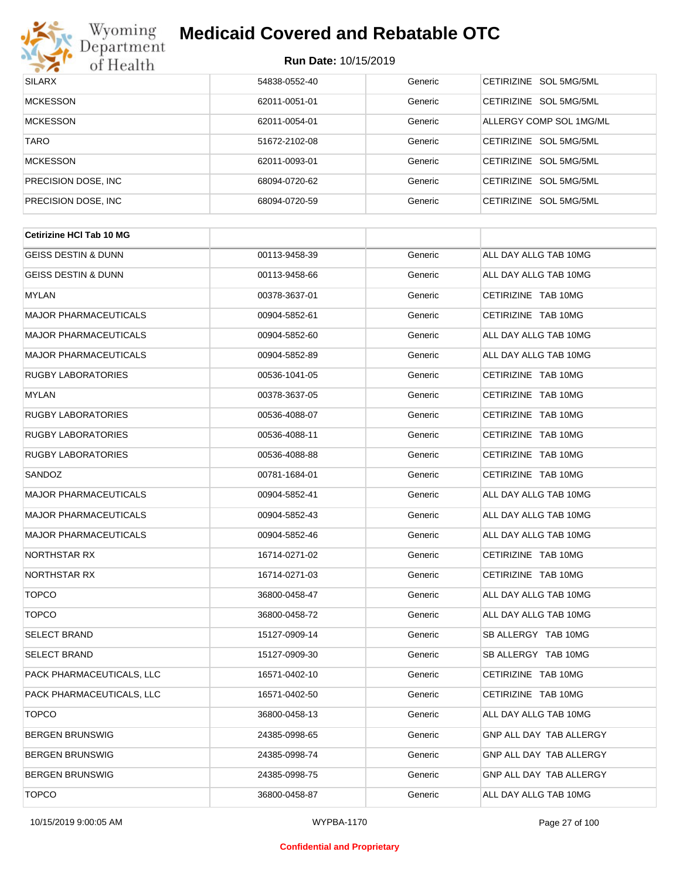# Medicaid Covered and Rebatable OTC

**Run Date:** 10/15/2019

| | | | |
|---|---|---|---|
| SILARX | 54838-0552-40 | Generic | CETIRIZINE SOL 5MG/5ML |
| MCKESSON | 62011-0051-01 | Generic | CETIRIZINE SOL 5MG/5ML |
| MCKESSON | 62011-0054-01 | Generic | ALLERGY COMP SOL 1MG/ML |
| TARO | 51672-2102-08 | Generic | CETIRIZINE SOL 5MG/5ML |
| MCKESSON | 62011-0093-01 | Generic | CETIRIZINE SOL 5MG/5ML |
| PRECISION DOSE, INC | 68094-0720-62 | Generic | CETIRIZINE SOL 5MG/5ML |
| PRECISION DOSE, INC | 68094-0720-59 | Generic | CETIRIZINE SOL 5MG/5ML |

| **Cetirizine HCl Tab 10 MG** | | | |
|---|---|---|---|
| GEISS DESTIN & DUNN | 00113-9458-39 | Generic | ALL DAY ALLG TAB 10MG |
| GEISS DESTIN & DUNN | 00113-9458-66 | Generic | ALL DAY ALLG TAB 10MG |
| MYLAN | 00378-3637-01 | Generic | CETIRIZINE TAB 10MG |
| MAJOR PHARMACEUTICALS | 00904-5852-61 | Generic | CETIRIZINE TAB 10MG |
| MAJOR PHARMACEUTICALS | 00904-5852-60 | Generic | ALL DAY ALLG TAB 10MG |
| MAJOR PHARMACEUTICALS | 00904-5852-89 | Generic | ALL DAY ALLG TAB 10MG |
| RUGBY LABORATORIES | 00536-1041-05 | Generic | CETIRIZINE TAB 10MG |
| MYLAN | 00378-3637-05 | Generic | CETIRIZINE TAB 10MG |
| RUGBY LABORATORIES | 00536-4088-07 | Generic | CETIRIZINE TAB 10MG |
| RUGBY LABORATORIES | 00536-4088-11 | Generic | CETIRIZINE TAB 10MG |
| RUGBY LABORATORIES | 00536-4088-88 | Generic | CETIRIZINE TAB 10MG |
| SANDOZ | 00781-1684-01 | Generic | CETIRIZINE TAB 10MG |
| MAJOR PHARMACEUTICALS | 00904-5852-41 | Generic | ALL DAY ALLG TAB 10MG |
| MAJOR PHARMACEUTICALS | 00904-5852-43 | Generic | ALL DAY ALLG TAB 10MG |
| MAJOR PHARMACEUTICALS | 00904-5852-46 | Generic | ALL DAY ALLG TAB 10MG |
| NORTHSTAR RX | 16714-0271-02 | Generic | CETIRIZINE TAB 10MG |
| NORTHSTAR RX | 16714-0271-03 | Generic | CETIRIZINE TAB 10MG |
| TOPCO | 36800-0458-47 | Generic | ALL DAY ALLG TAB 10MG |
| TOPCO | 36800-0458-72 | Generic | ALL DAY ALLG TAB 10MG |
| SELECT BRAND | 15127-0909-14 | Generic | SB ALLERGY TAB 10MG |
| SELECT BRAND | 15127-0909-30 | Generic | SB ALLERGY TAB 10MG |
| PACK PHARMACEUTICALS, LLC | 16571-0402-10 | Generic | CETIRIZINE TAB 10MG |
| PACK PHARMACEUTICALS, LLC | 16571-0402-50 | Generic | CETIRIZINE TAB 10MG |
| TOPCO | 36800-0458-13 | Generic | ALL DAY ALLG TAB 10MG |
| BERGEN BRUNSWIG | 24385-0998-65 | Generic | GNP ALL DAY TAB ALLERGY |
| BERGEN BRUNSWIG | 24385-0998-74 | Generic | GNP ALL DAY TAB ALLERGY |
| BERGEN BRUNSWIG | 24385-0998-75 | Generic | GNP ALL DAY TAB ALLERGY |
| TOPCO | 36800-0458-87 | Generic | ALL DAY ALLG TAB 10MG |

**Confidential and Proprietary**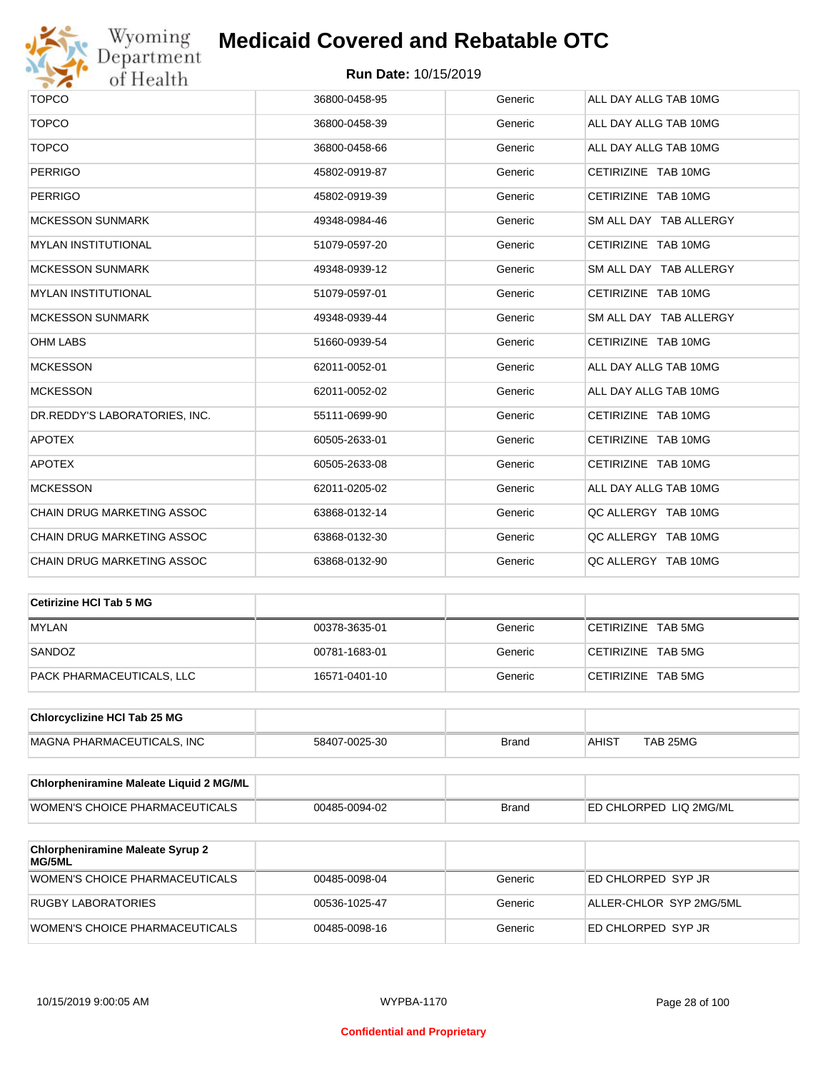| | | | |
|---|---|---|---|
| TOPCO | 36800-0458-95 | Generic | ALL DAY ALLG TAB 10MG |
| TOPCO | 36800-0458-39 | Generic | ALL DAY ALLG TAB 10MG |
| TOPCO | 36800-0458-66 | Generic | ALL DAY ALLG TAB 10MG |
| PERRIGO | 45802-0919-87 | Generic | CETIRIZINE TAB 10MG |
| PERRIGO | 45802-0919-39 | Generic | CETIRIZINE TAB 10MG |
| MCKESSON SUNMARK | 49348-0984-46 | Generic | SM ALL DAY TAB ALLERGY |
| MYLAN INSTITUTIONAL | 51079-0597-20 | Generic | CETIRIZINE TAB 10MG |
| MCKESSON SUNMARK | 49348-0939-12 | Generic | SM ALL DAY TAB ALLERGY |
| MYLAN INSTITUTIONAL | 51079-0597-01 | Generic | CETIRIZINE TAB 10MG |
| MCKESSON SUNMARK | 49348-0939-44 | Generic | SM ALL DAY TAB ALLERGY |
| OHM LABS | 51660-0939-54 | Generic | CETIRIZINE TAB 10MG |
| MCKESSON | 62011-0052-01 | Generic | ALL DAY ALLG TAB 10MG |
| MCKESSON | 62011-0052-02 | Generic | ALL DAY ALLG TAB 10MG |
| DR.REDDY'S LABORATORIES, INC. | 55111-0699-90 | Generic | CETIRIZINE TAB 10MG |
| APOTEX | 60505-2633-01 | Generic | CETIRIZINE TAB 10MG |
| APOTEX | 60505-2633-08 | Generic | CETIRIZINE TAB 10MG |
| MCKESSON | 62011-0205-02 | Generic | ALL DAY ALLG TAB 10MG |
| CHAIN DRUG MARKETING ASSOC | 63868-0132-14 | Generic | QC ALLERGY TAB 10MG |
| CHAIN DRUG MARKETING ASSOC | 63868-0132-30 | Generic | QC ALLERGY TAB 10MG |
| CHAIN DRUG MARKETING ASSOC | 63868-0132-90 | Generic | QC ALLERGY TAB 10MG |

| **Cetirizine HCl Tab 5 MG** | | | |
|---|---|---|---|
| MYLAN | 00378-3635-01 | Generic | CETIRIZINE TAB 5MG |
| SANDOZ | 00781-1683-01 | Generic | CETIRIZINE TAB 5MG |
| PACK PHARMACEUTICALS, LLC | 16571-0401-10 | Generic | CETIRIZINE TAB 5MG |

| **Chlorcyclizine HCl Tab 25 MG** | | | |
|---|---|---|---|
| MAGNA PHARMACEUTICALS, INC | 58407-0025-30 | Brand | AHIST TAB 25MG |

| **Chlorpheniramine Maleate Liquid 2 MG/ML** | | | |
|---|---|---|---|
| WOMEN'S CHOICE PHARMACEUTICALS | 00485-0094-02 | Brand | ED CHLORPED LIQ 2MG/ML |

| **Chlorpheniramine Maleate Syrup 2 MG/5ML** | | | |
|---|---|---|---|
| WOMEN'S CHOICE PHARMACEUTICALS | 00485-0098-04 | Generic | ED CHLORPED SYP JR |
| RUGBY LABORATORIES | 00536-1025-47 | Generic | ALLER-CHLOR SYP 2MG/5ML |
| WOMEN'S CHOICE PHARMACEUTICALS | 00485-0098-16 | Generic | ED CHLORPED SYP JR |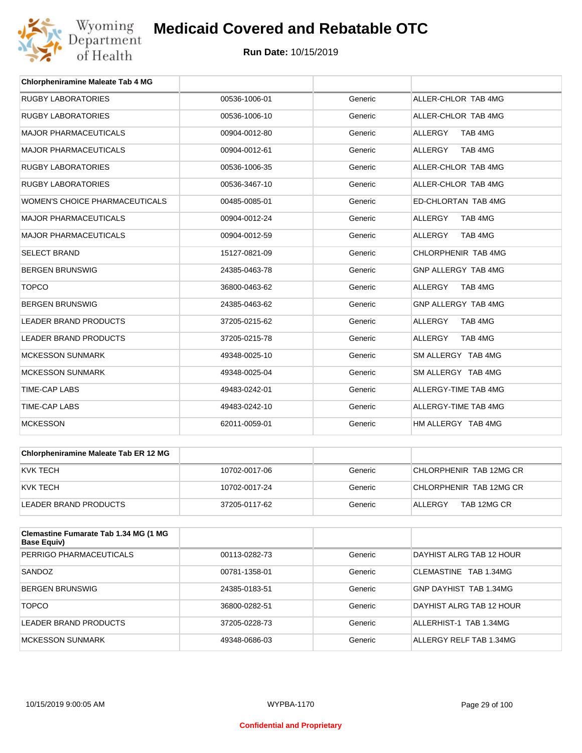| Chlorpheniramine Maleate Tab 4 MG | | | |
|---|---|---|---|
| RUGBY LABORATORIES | 00536-1006-01 | Generic | ALLER-CHLOR TAB 4MG |
| RUGBY LABORATORIES | 00536-1006-10 | Generic | ALLER-CHLOR TAB 4MG |
| MAJOR PHARMACEUTICALS | 00904-0012-80 | Generic | ALLERGY TAB 4MG |
| MAJOR PHARMACEUTICALS | 00904-0012-61 | Generic | ALLERGY TAB 4MG |
| RUGBY LABORATORIES | 00536-1006-35 | Generic | ALLER-CHLOR TAB 4MG |
| RUGBY LABORATORIES | 00536-3467-10 | Generic | ALLER-CHLOR TAB 4MG |
| WOMEN'S CHOICE PHARMACEUTICALS | 00485-0085-01 | Generic | ED-CHLORTAN TAB 4MG |
| MAJOR PHARMACEUTICALS | 00904-0012-24 | Generic | ALLERGY TAB 4MG |
| MAJOR PHARMACEUTICALS | 00904-0012-59 | Generic | ALLERGY TAB 4MG |
| SELECT BRAND | 15127-0821-09 | Generic | CHLORPHENIR TAB 4MG |
| BERGEN BRUNSWIG | 24385-0463-78 | Generic | GNP ALLERGY TAB 4MG |
| TOPCO | 36800-0463-62 | Generic | ALLERGY TAB 4MG |
| BERGEN BRUNSWIG | 24385-0463-62 | Generic | GNP ALLERGY TAB 4MG |
| LEADER BRAND PRODUCTS | 37205-0215-62 | Generic | ALLERGY TAB 4MG |
| LEADER BRAND PRODUCTS | 37205-0215-78 | Generic | ALLERGY TAB 4MG |
| MCKESSON SUNMARK | 49348-0025-10 | Generic | SM ALLERGY TAB 4MG |
| MCKESSON SUNMARK | 49348-0025-04 | Generic | SM ALLERGY TAB 4MG |
| TIME-CAP LABS | 49483-0242-01 | Generic | ALLERGY-TIME TAB 4MG |
| TIME-CAP LABS | 49483-0242-10 | Generic | ALLERGY-TIME TAB 4MG |
| MCKESSON | 62011-0059-01 | Generic | HM ALLERGY TAB 4MG |

| Chlorpheniramine Maleate Tab ER 12 MG | | | |
|---|---|---|---|
| KVK TECH | 10702-0017-06 | Generic | CHLORPHENIR TAB 12MG CR |
| KVK TECH | 10702-0017-24 | Generic | CHLORPHENIR TAB 12MG CR |
| LEADER BRAND PRODUCTS | 37205-0117-62 | Generic | ALLERGY TAB 12MG CR |

| Clemastine Fumarate Tab 1.34 MG (1 MG Base Equiv) | | | |
|---|---|---|---|
| PERRIGO PHARMACEUTICALS | 00113-0282-73 | Generic | DAYHIST ALRG TAB 12 HOUR |
| SANDOZ | 00781-1358-01 | Generic | CLEMASTINE TAB 1.34MG |
| BERGEN BRUNSWIG | 24385-0183-51 | Generic | GNP DAYHIST TAB 1.34MG |
| TOPCO | 36800-0282-51 | Generic | DAYHIST ALRG TAB 12 HOUR |
| LEADER BRAND PRODUCTS | 37205-0228-73 | Generic | ALLERHIST-1 TAB 1.34MG |
| MCKESSON SUNMARK | 49348-0686-03 | Generic | ALLERGY RELF TAB 1.34MG |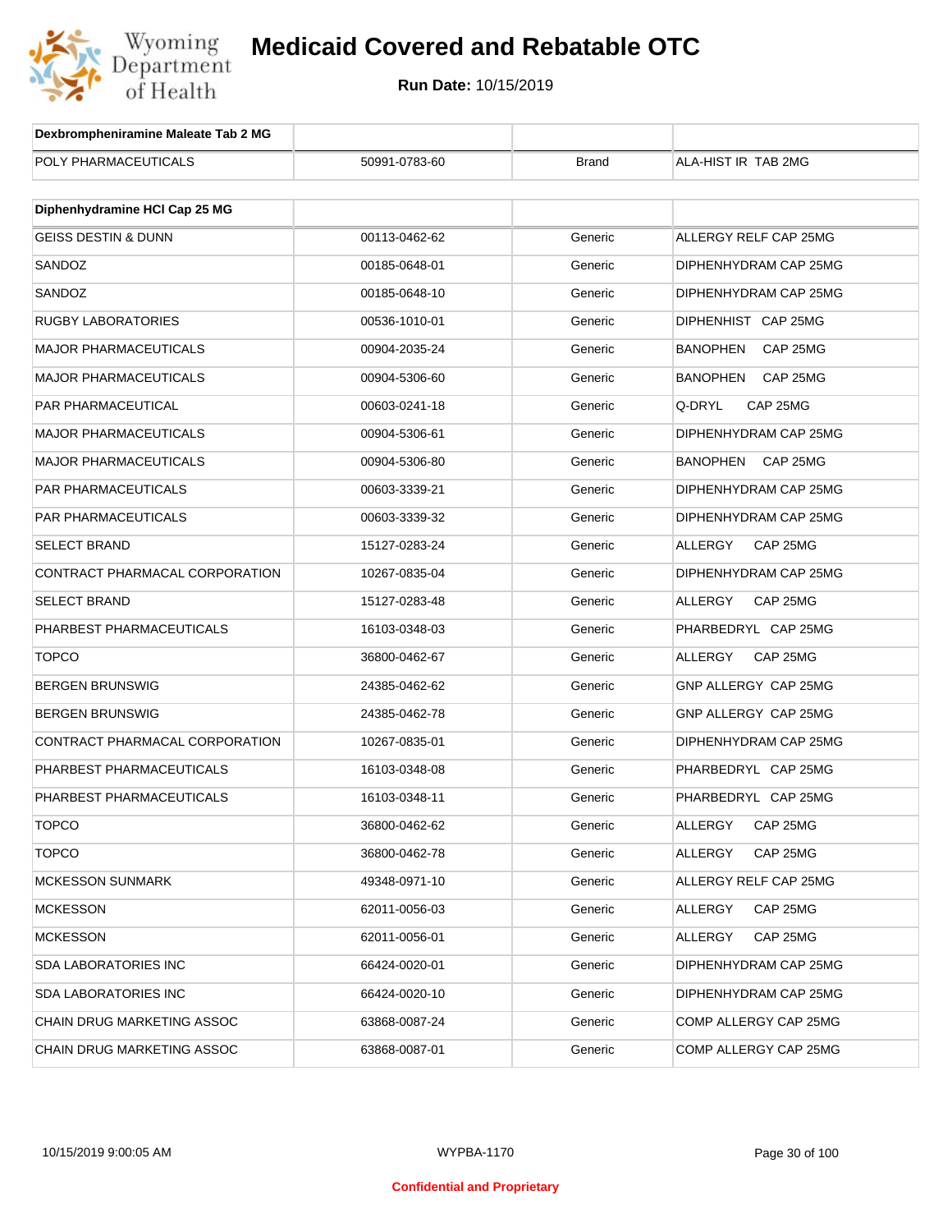# Medicaid Covered and Rebatable OTC

**Run Date:** 10/15/2019

| Dexbrompheniramine Maleate Tab 2 MG | | | |
|---|---|---|---|
| POLY PHARMACEUTICALS | 50991-0783-60 | Brand | ALA-HIST IR TAB 2MG |

| Diphenhydramine HCl Cap 25 MG | | | |
|---|---|---|---|
| GEISS DESTIN & DUNN | 00113-0462-62 | Generic | ALLERGY RELF CAP 25MG |
| SANDOZ | 00185-0648-01 | Generic | DIPHENHYDRAM CAP 25MG |
| SANDOZ | 00185-0648-10 | Generic | DIPHENHYDRAM CAP 25MG |
| RUGBY LABORATORIES | 00536-1010-01 | Generic | DIPHENHIST CAP 25MG |
| MAJOR PHARMACEUTICALS | 00904-2035-24 | Generic | BANOPHEN CAP 25MG |
| MAJOR PHARMACEUTICALS | 00904-5306-60 | Generic | BANOPHEN CAP 25MG |
| PAR PHARMACEUTICAL | 00603-0241-18 | Generic | Q-DRYL CAP 25MG |
| MAJOR PHARMACEUTICALS | 00904-5306-61 | Generic | DIPHENHYDRAM CAP 25MG |
| MAJOR PHARMACEUTICALS | 00904-5306-80 | Generic | BANOPHEN CAP 25MG |
| PAR PHARMACEUTICALS | 00603-3339-21 | Generic | DIPHENHYDRAM CAP 25MG |
| PAR PHARMACEUTICALS | 00603-3339-32 | Generic | DIPHENHYDRAM CAP 25MG |
| SELECT BRAND | 15127-0283-24 | Generic | ALLERGY CAP 25MG |
| CONTRACT PHARMACAL CORPORATION | 10267-0835-04 | Generic | DIPHENHYDRAM CAP 25MG |
| SELECT BRAND | 15127-0283-48 | Generic | ALLERGY CAP 25MG |
| PHARBEST PHARMACEUTICALS | 16103-0348-03 | Generic | PHARBEDRYL CAP 25MG |
| TOPCO | 36800-0462-67 | Generic | ALLERGY CAP 25MG |
| BERGEN BRUNSWIG | 24385-0462-62 | Generic | GNP ALLERGY CAP 25MG |
| BERGEN BRUNSWIG | 24385-0462-78 | Generic | GNP ALLERGY CAP 25MG |
| CONTRACT PHARMACAL CORPORATION | 10267-0835-01 | Generic | DIPHENHYDRAM CAP 25MG |
| PHARBEST PHARMACEUTICALS | 16103-0348-08 | Generic | PHARBEDRYL CAP 25MG |
| PHARBEST PHARMACEUTICALS | 16103-0348-11 | Generic | PHARBEDRYL CAP 25MG |
| TOPCO | 36800-0462-62 | Generic | ALLERGY CAP 25MG |
| TOPCO | 36800-0462-78 | Generic | ALLERGY CAP 25MG |
| MCKESSON SUNMARK | 49348-0971-10 | Generic | ALLERGY RELF CAP 25MG |
| MCKESSON | 62011-0056-03 | Generic | ALLERGY CAP 25MG |
| MCKESSON | 62011-0056-01 | Generic | ALLERGY CAP 25MG |
| SDA LABORATORIES INC | 66424-0020-01 | Generic | DIPHENHYDRAM CAP 25MG |
| SDA LABORATORIES INC | 66424-0020-10 | Generic | DIPHENHYDRAM CAP 25MG |
| CHAIN DRUG MARKETING ASSOC | 63868-0087-24 | Generic | COMP ALLERGY CAP 25MG |
| CHAIN DRUG MARKETING ASSOC | 63868-0087-01 | Generic | COMP ALLERGY CAP 25MG |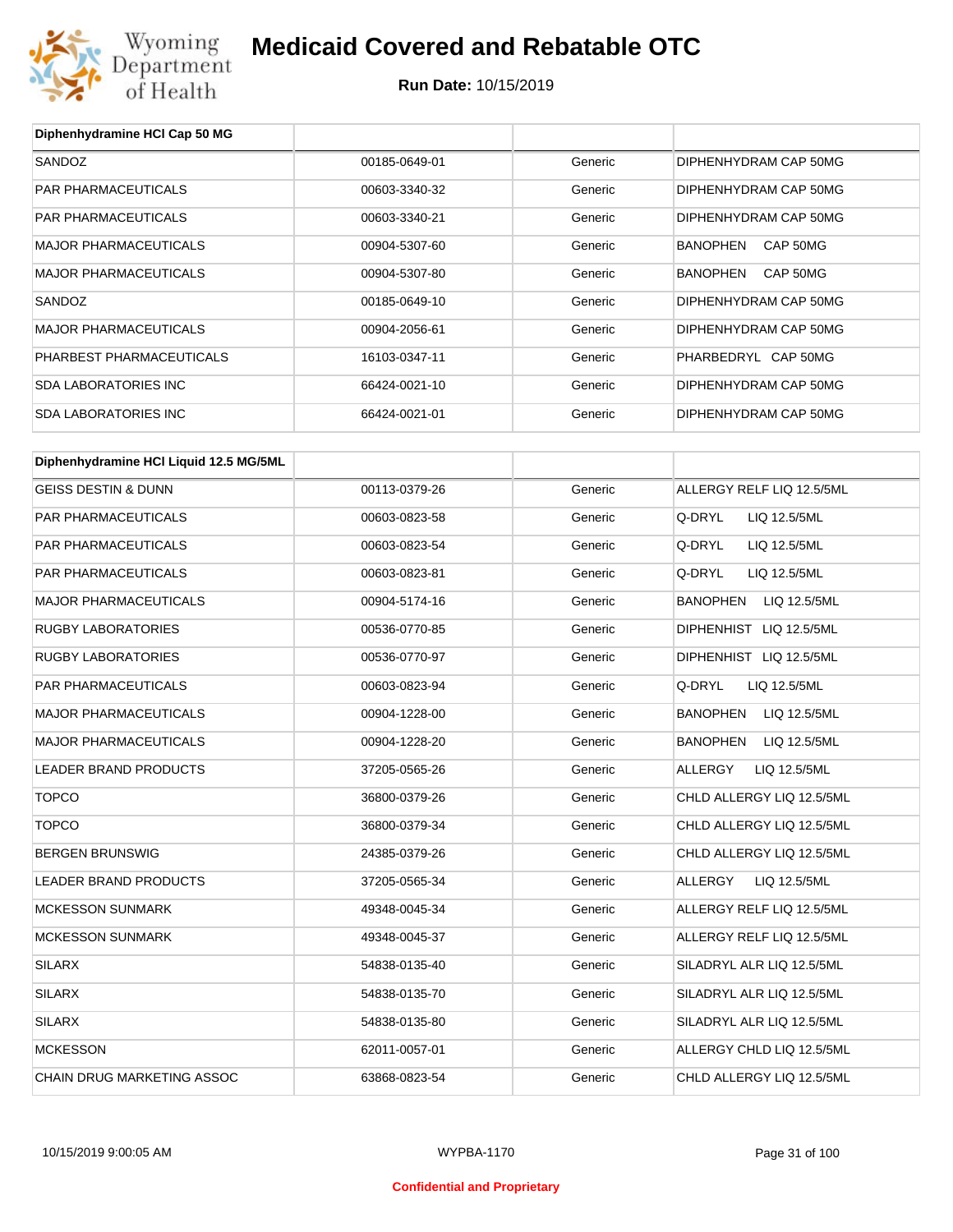# Medicaid Covered and Rebatable OTC

**Run Date:** 10/15/2019

| Diphenhydramine HCl Cap 50 MG | | | |
|---|---|---|---|
| SANDOZ | 00185-0649-01 | Generic | DIPHENHYDRAM CAP 50MG |
| PAR PHARMACEUTICALS | 00603-3340-32 | Generic | DIPHENHYDRAM CAP 50MG |
| PAR PHARMACEUTICALS | 00603-3340-21 | Generic | DIPHENHYDRAM CAP 50MG |
| MAJOR PHARMACEUTICALS | 00904-5307-60 | Generic | BANOPHEN CAP 50MG |
| MAJOR PHARMACEUTICALS | 00904-5307-80 | Generic | BANOPHEN CAP 50MG |
| SANDOZ | 00185-0649-10 | Generic | DIPHENHYDRAM CAP 50MG |
| MAJOR PHARMACEUTICALS | 00904-2056-61 | Generic | DIPHENHYDRAM CAP 50MG |
| PHARBEST PHARMACEUTICALS | 16103-0347-11 | Generic | PHARBEDRYL CAP 50MG |
| SDA LABORATORIES INC | 66424-0021-10 | Generic | DIPHENHYDRAM CAP 50MG |
| SDA LABORATORIES INC | 66424-0021-01 | Generic | DIPHENHYDRAM CAP 50MG |

| Diphenhydramine HCl Liquid 12.5 MG/5ML | | | |
|---|---|---|---|
| GEISS DESTIN & DUNN | 00113-0379-26 | Generic | ALLERGY RELF LIQ 12.5/5ML |
| PAR PHARMACEUTICALS | 00603-0823-58 | Generic | Q-DRYL LIQ 12.5/5ML |
| PAR PHARMACEUTICALS | 00603-0823-54 | Generic | Q-DRYL LIQ 12.5/5ML |
| PAR PHARMACEUTICALS | 00603-0823-81 | Generic | Q-DRYL LIQ 12.5/5ML |
| MAJOR PHARMACEUTICALS | 00904-5174-16 | Generic | BANOPHEN LIQ 12.5/5ML |
| RUGBY LABORATORIES | 00536-0770-85 | Generic | DIPHENHIST LIQ 12.5/5ML |
| RUGBY LABORATORIES | 00536-0770-97 | Generic | DIPHENHIST LIQ 12.5/5ML |
| PAR PHARMACEUTICALS | 00603-0823-94 | Generic | Q-DRYL LIQ 12.5/5ML |
| MAJOR PHARMACEUTICALS | 00904-1228-00 | Generic | BANOPHEN LIQ 12.5/5ML |
| MAJOR PHARMACEUTICALS | 00904-1228-20 | Generic | BANOPHEN LIQ 12.5/5ML |
| LEADER BRAND PRODUCTS | 37205-0565-26 | Generic | ALLERGY LIQ 12.5/5ML |
| TOPCO | 36800-0379-26 | Generic | CHLD ALLERGY LIQ 12.5/5ML |
| TOPCO | 36800-0379-34 | Generic | CHLD ALLERGY LIQ 12.5/5ML |
| BERGEN BRUNSWIG | 24385-0379-26 | Generic | CHLD ALLERGY LIQ 12.5/5ML |
| LEADER BRAND PRODUCTS | 37205-0565-34 | Generic | ALLERGY LIQ 12.5/5ML |
| MCKESSON SUNMARK | 49348-0045-34 | Generic | ALLERGY RELF LIQ 12.5/5ML |
| MCKESSON SUNMARK | 49348-0045-37 | Generic | ALLERGY RELF LIQ 12.5/5ML |
| SILARX | 54838-0135-40 | Generic | SILADRYL ALR LIQ 12.5/5ML |
| SILARX | 54838-0135-70 | Generic | SILADRYL ALR LIQ 12.5/5ML |
| SILARX | 54838-0135-80 | Generic | SILADRYL ALR LIQ 12.5/5ML |
| MCKESSON | 62011-0057-01 | Generic | ALLERGY CHLD LIQ 12.5/5ML |
| CHAIN DRUG MARKETING ASSOC | 63868-0823-54 | Generic | CHLD ALLERGY LIQ 12.5/5ML |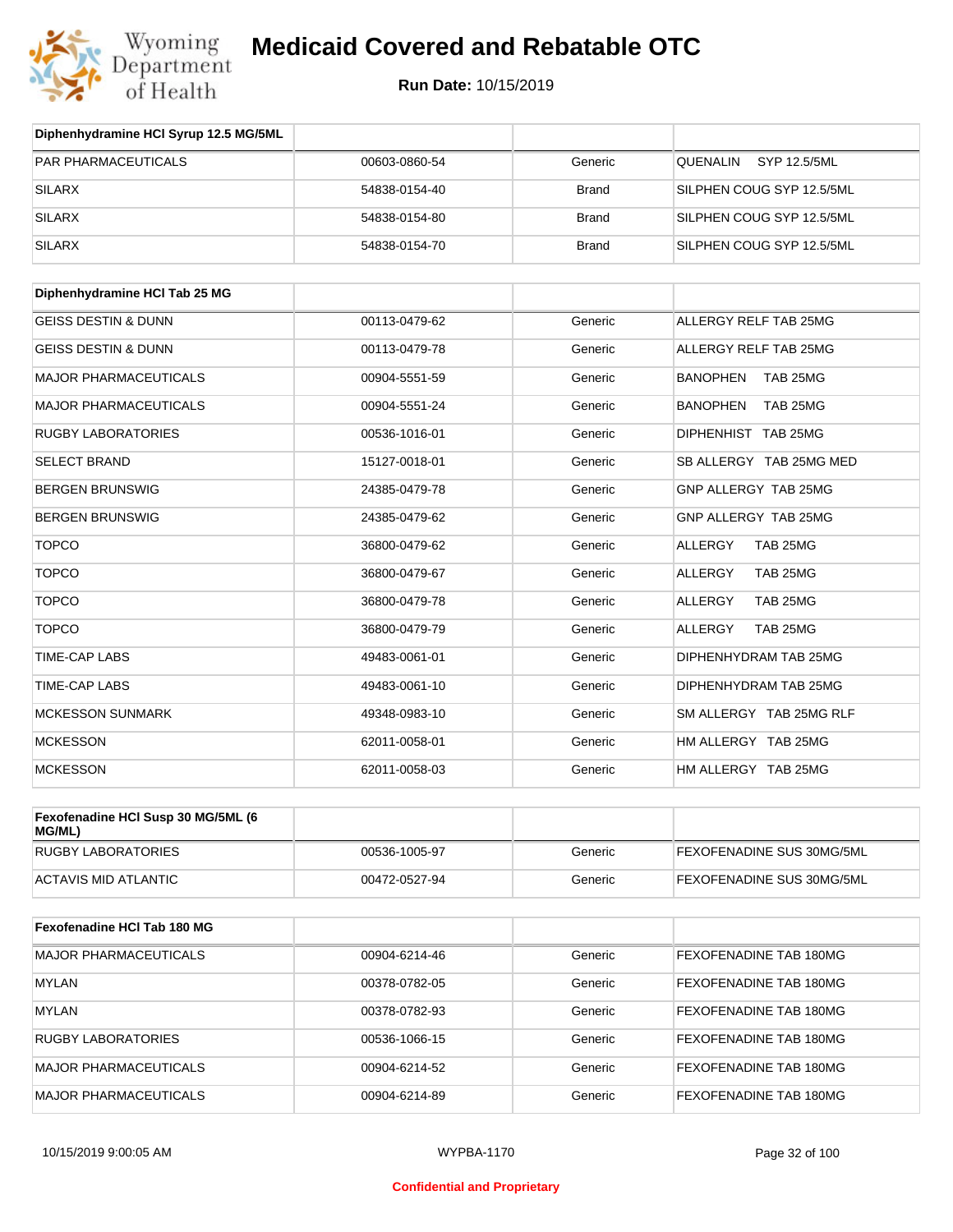# Medicaid Covered and Rebatable OTC

**Run Date:** 10/15/2019

| Diphenhydramine HCl Syrup 12.5 MG/5ML | | | |
|---|---|---|---|
| PAR PHARMACEUTICALS | 00603-0860-54 | Generic | QUENALIN SYP 12.5/5ML |
| SILARX | 54838-0154-40 | Brand | SILPHEN COUG SYP 12.5/5ML |
| SILARX | 54838-0154-80 | Brand | SILPHEN COUG SYP 12.5/5ML |
| SILARX | 54838-0154-70 | Brand | SILPHEN COUG SYP 12.5/5ML |

| Diphenhydramine HCl Tab 25 MG | | | |
|---|---|---|---|
| GEISS DESTIN & DUNN | 00113-0479-62 | Generic | ALLERGY RELF TAB 25MG |
| GEISS DESTIN & DUNN | 00113-0479-78 | Generic | ALLERGY RELF TAB 25MG |
| MAJOR PHARMACEUTICALS | 00904-5551-59 | Generic | BANOPHEN TAB 25MG |
| MAJOR PHARMACEUTICALS | 00904-5551-24 | Generic | BANOPHEN TAB 25MG |
| RUGBY LABORATORIES | 00536-1016-01 | Generic | DIPHENHIST TAB 25MG |
| SELECT BRAND | 15127-0018-01 | Generic | SB ALLERGY TAB 25MG MED |
| BERGEN BRUNSWIG | 24385-0479-78 | Generic | GNP ALLERGY TAB 25MG |
| BERGEN BRUNSWIG | 24385-0479-62 | Generic | GNP ALLERGY TAB 25MG |
| TOPCO | 36800-0479-62 | Generic | ALLERGY TAB 25MG |
| TOPCO | 36800-0479-67 | Generic | ALLERGY TAB 25MG |
| TOPCO | 36800-0479-78 | Generic | ALLERGY TAB 25MG |
| TOPCO | 36800-0479-79 | Generic | ALLERGY TAB 25MG |
| TIME-CAP LABS | 49483-0061-01 | Generic | DIPHENHYDRAM TAB 25MG |
| TIME-CAP LABS | 49483-0061-10 | Generic | DIPHENHYDRAM TAB 25MG |
| MCKESSON SUNMARK | 49348-0983-10 | Generic | SM ALLERGY TAB 25MG RLF |
| MCKESSON | 62011-0058-01 | Generic | HM ALLERGY TAB 25MG |
| MCKESSON | 62011-0058-03 | Generic | HM ALLERGY TAB 25MG |

| Fexofenadine HCl Susp 30 MG/5ML (6 MG/ML) | | | |
|---|---|---|---|
| RUGBY LABORATORIES | 00536-1005-97 | Generic | FEXOFENADINE SUS 30MG/5ML |
| ACTAVIS MID ATLANTIC | 00472-0527-94 | Generic | FEXOFENADINE SUS 30MG/5ML |

| Fexofenadine HCl Tab 180 MG | | | |
|---|---|---|---|
| MAJOR PHARMACEUTICALS | 00904-6214-46 | Generic | FEXOFENADINE TAB 180MG |
| MYLAN | 00378-0782-05 | Generic | FEXOFENADINE TAB 180MG |
| MYLAN | 00378-0782-93 | Generic | FEXOFENADINE TAB 180MG |
| RUGBY LABORATORIES | 00536-1066-15 | Generic | FEXOFENADINE TAB 180MG |
| MAJOR PHARMACEUTICALS | 00904-6214-52 | Generic | FEXOFENADINE TAB 180MG |
| MAJOR PHARMACEUTICALS | 00904-6214-89 | Generic | FEXOFENADINE TAB 180MG |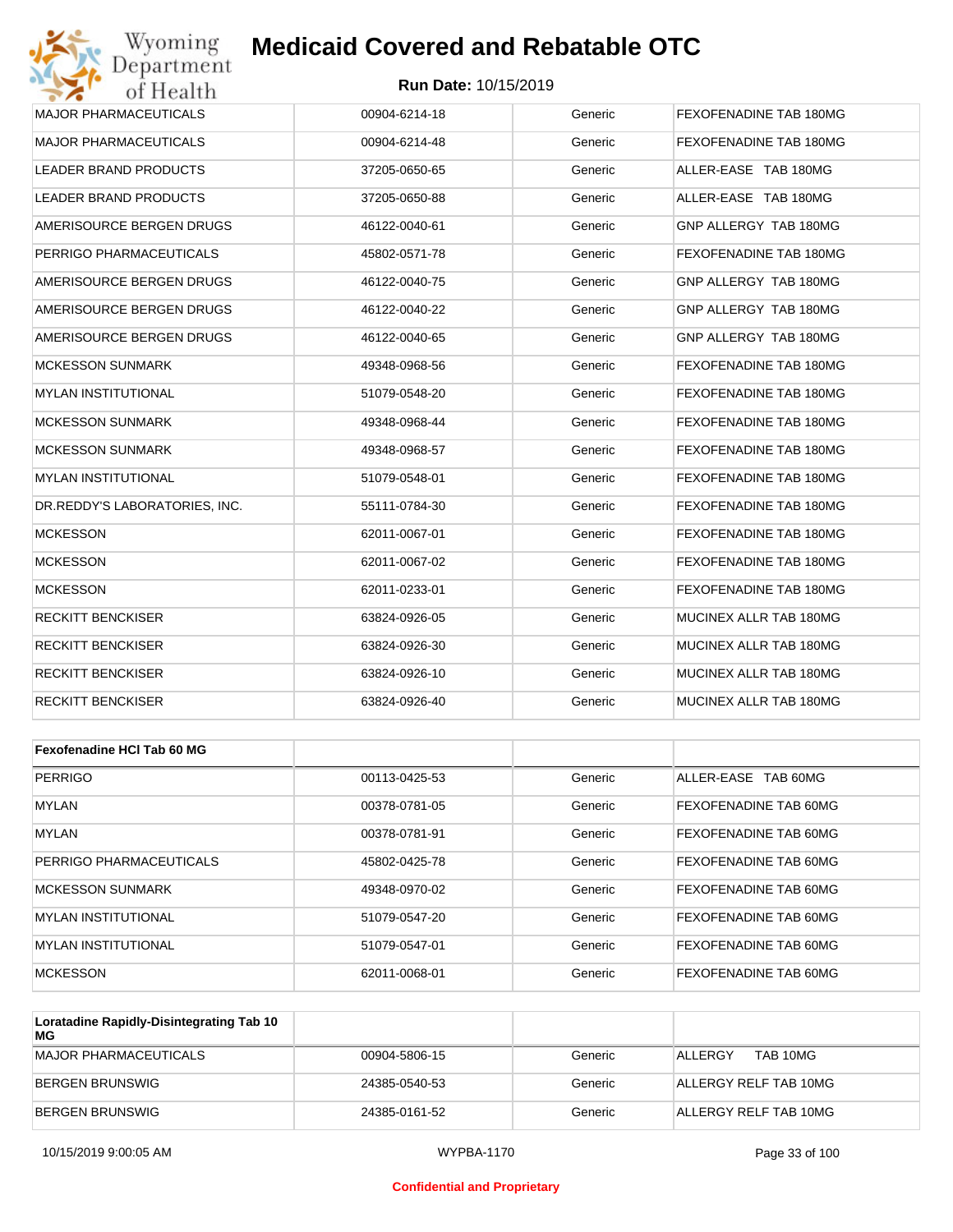| | | | |
|---|---|---|---|
| MAJOR PHARMACEUTICALS | 00904-6214-18 | Generic | FEXOFENADINE TAB 180MG |
| MAJOR PHARMACEUTICALS | 00904-6214-48 | Generic | FEXOFENADINE TAB 180MG |
| LEADER BRAND PRODUCTS | 37205-0650-65 | Generic | ALLER-EASE TAB 180MG |
| LEADER BRAND PRODUCTS | 37205-0650-88 | Generic | ALLER-EASE TAB 180MG |
| AMERISOURCE BERGEN DRUGS | 46122-0040-61 | Generic | GNP ALLERGY TAB 180MG |
| PERRIGO PHARMACEUTICALS | 45802-0571-78 | Generic | FEXOFENADINE TAB 180MG |
| AMERISOURCE BERGEN DRUGS | 46122-0040-75 | Generic | GNP ALLERGY TAB 180MG |
| AMERISOURCE BERGEN DRUGS | 46122-0040-22 | Generic | GNP ALLERGY TAB 180MG |
| AMERISOURCE BERGEN DRUGS | 46122-0040-65 | Generic | GNP ALLERGY TAB 180MG |
| MCKESSON SUNMARK | 49348-0968-56 | Generic | FEXOFENADINE TAB 180MG |
| MYLAN INSTITUTIONAL | 51079-0548-20 | Generic | FEXOFENADINE TAB 180MG |
| MCKESSON SUNMARK | 49348-0968-44 | Generic | FEXOFENADINE TAB 180MG |
| MCKESSON SUNMARK | 49348-0968-57 | Generic | FEXOFENADINE TAB 180MG |
| MYLAN INSTITUTIONAL | 51079-0548-01 | Generic | FEXOFENADINE TAB 180MG |
| DR.REDDY'S LABORATORIES, INC. | 55111-0784-30 | Generic | FEXOFENADINE TAB 180MG |
| MCKESSON | 62011-0067-01 | Generic | FEXOFENADINE TAB 180MG |
| MCKESSON | 62011-0067-02 | Generic | FEXOFENADINE TAB 180MG |
| MCKESSON | 62011-0233-01 | Generic | FEXOFENADINE TAB 180MG |
| RECKITT BENCKISER | 63824-0926-05 | Generic | MUCINEX ALLR TAB 180MG |
| RECKITT BENCKISER | 63824-0926-30 | Generic | MUCINEX ALLR TAB 180MG |
| RECKITT BENCKISER | 63824-0926-10 | Generic | MUCINEX ALLR TAB 180MG |
| RECKITT BENCKISER | 63824-0926-40 | Generic | MUCINEX ALLR TAB 180MG |

| **Fexofenadine HCl Tab 60 MG** | | | |
|---|---|---|---|
| PERRIGO | 00113-0425-53 | Generic | ALLER-EASE TAB 60MG |
| MYLAN | 00378-0781-05 | Generic | FEXOFENADINE TAB 60MG |
| MYLAN | 00378-0781-91 | Generic | FEXOFENADINE TAB 60MG |
| PERRIGO PHARMACEUTICALS | 45802-0425-78 | Generic | FEXOFENADINE TAB 60MG |
| MCKESSON SUNMARK | 49348-0970-02 | Generic | FEXOFENADINE TAB 60MG |
| MYLAN INSTITUTIONAL | 51079-0547-20 | Generic | FEXOFENADINE TAB 60MG |
| MYLAN INSTITUTIONAL | 51079-0547-01 | Generic | FEXOFENADINE TAB 60MG |
| MCKESSON | 62011-0068-01 | Generic | FEXOFENADINE TAB 60MG |

| **Loratadine Rapidly-Disintegrating Tab 10 MG** | | | |
|---|---|---|---|
| MAJOR PHARMACEUTICALS | 00904-5806-15 | Generic | ALLERGY TAB 10MG |
| BERGEN BRUNSWIG | 24385-0540-53 | Generic | ALLERGY RELF TAB 10MG |
| BERGEN BRUNSWIG | 24385-0161-52 | Generic | ALLERGY RELF TAB 10MG |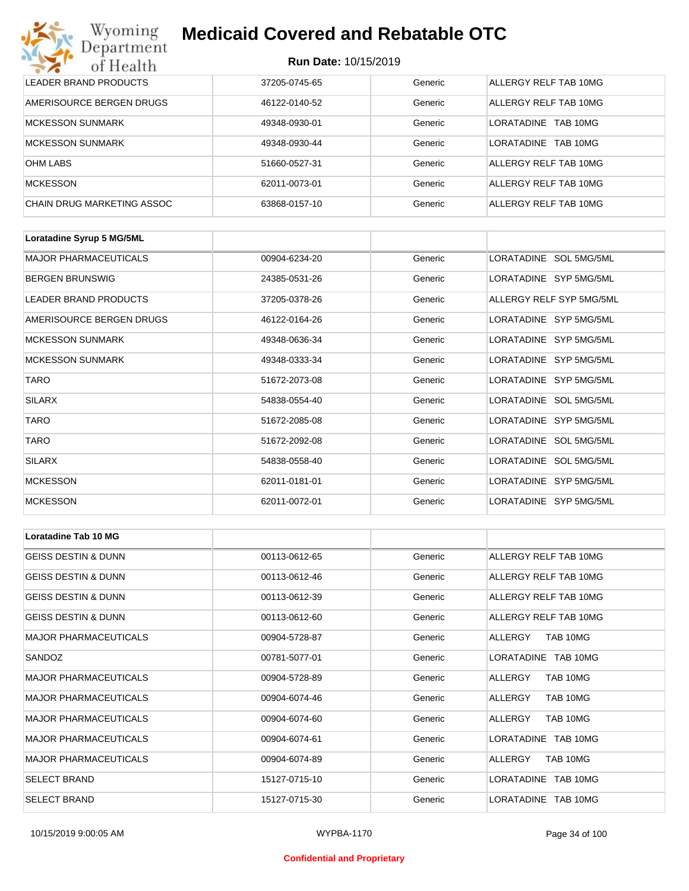| | | | |
|---|---|---|---|
| LEADER BRAND PRODUCTS | 37205-0745-65 | Generic | ALLERGY RELF TAB 10MG |
| AMERISOURCE BERGEN DRUGS | 46122-0140-52 | Generic | ALLERGY RELF TAB 10MG |
| MCKESSON SUNMARK | 49348-0930-01 | Generic | LORATADINE TAB 10MG |
| MCKESSON SUNMARK | 49348-0930-44 | Generic | LORATADINE TAB 10MG |
| OHM LABS | 51660-0527-31 | Generic | ALLERGY RELF TAB 10MG |
| MCKESSON | 62011-0073-01 | Generic | ALLERGY RELF TAB 10MG |
| CHAIN DRUG MARKETING ASSOC | 63868-0157-10 | Generic | ALLERGY RELF TAB 10MG |

| **Loratadine Syrup 5 MG/5ML** | | | |
|---|---|---|---|
| MAJOR PHARMACEUTICALS | 00904-6234-20 | Generic | LORATADINE SOL 5MG/5ML |
| BERGEN BRUNSWIG | 24385-0531-26 | Generic | LORATADINE SYP 5MG/5ML |
| LEADER BRAND PRODUCTS | 37205-0378-26 | Generic | ALLERGY RELF SYP 5MG/5ML |
| AMERISOURCE BERGEN DRUGS | 46122-0164-26 | Generic | LORATADINE SYP 5MG/5ML |
| MCKESSON SUNMARK | 49348-0636-34 | Generic | LORATADINE SYP 5MG/5ML |
| MCKESSON SUNMARK | 49348-0333-34 | Generic | LORATADINE SYP 5MG/5ML |
| TARO | 51672-2073-08 | Generic | LORATADINE SYP 5MG/5ML |
| SILARX | 54838-0554-40 | Generic | LORATADINE SOL 5MG/5ML |
| TARO | 51672-2085-08 | Generic | LORATADINE SYP 5MG/5ML |
| TARO | 51672-2092-08 | Generic | LORATADINE SOL 5MG/5ML |
| SILARX | 54838-0558-40 | Generic | LORATADINE SOL 5MG/5ML |
| MCKESSON | 62011-0181-01 | Generic | LORATADINE SYP 5MG/5ML |
| MCKESSON | 62011-0072-01 | Generic | LORATADINE SYP 5MG/5ML |

| **Loratadine Tab 10 MG** | | | |
|---|---|---|---|
| GEISS DESTIN & DUNN | 00113-0612-65 | Generic | ALLERGY RELF TAB 10MG |
| GEISS DESTIN & DUNN | 00113-0612-46 | Generic | ALLERGY RELF TAB 10MG |
| GEISS DESTIN & DUNN | 00113-0612-39 | Generic | ALLERGY RELF TAB 10MG |
| GEISS DESTIN & DUNN | 00113-0612-60 | Generic | ALLERGY RELF TAB 10MG |
| MAJOR PHARMACEUTICALS | 00904-5728-87 | Generic | ALLERGY TAB 10MG |
| SANDOZ | 00781-5077-01 | Generic | LORATADINE TAB 10MG |
| MAJOR PHARMACEUTICALS | 00904-5728-89 | Generic | ALLERGY TAB 10MG |
| MAJOR PHARMACEUTICALS | 00904-6074-46 | Generic | ALLERGY TAB 10MG |
| MAJOR PHARMACEUTICALS | 00904-6074-60 | Generic | ALLERGY TAB 10MG |
| MAJOR PHARMACEUTICALS | 00904-6074-61 | Generic | LORATADINE TAB 10MG |
| MAJOR PHARMACEUTICALS | 00904-6074-89 | Generic | ALLERGY TAB 10MG |
| SELECT BRAND | 15127-0715-10 | Generic | LORATADINE TAB 10MG |
| SELECT BRAND | 15127-0715-30 | Generic | LORATADINE TAB 10MG |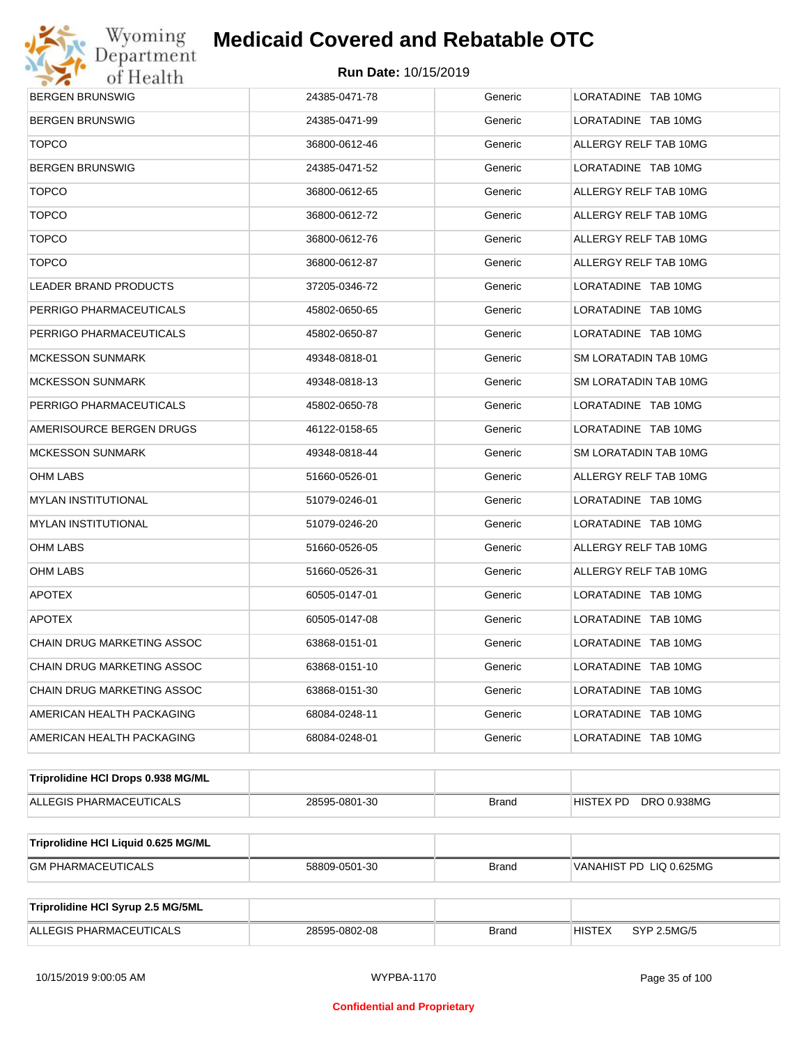| | | | |
|---|---|---|---|
| BERGEN BRUNSWIG | 24385-0471-78 | Generic | LORATADINE TAB 10MG |
| BERGEN BRUNSWIG | 24385-0471-99 | Generic | LORATADINE TAB 10MG |
| TOPCO | 36800-0612-46 | Generic | ALLERGY RELF TAB 10MG |
| BERGEN BRUNSWIG | 24385-0471-52 | Generic | LORATADINE TAB 10MG |
| TOPCO | 36800-0612-65 | Generic | ALLERGY RELF TAB 10MG |
| TOPCO | 36800-0612-72 | Generic | ALLERGY RELF TAB 10MG |
| TOPCO | 36800-0612-76 | Generic | ALLERGY RELF TAB 10MG |
| TOPCO | 36800-0612-87 | Generic | ALLERGY RELF TAB 10MG |
| LEADER BRAND PRODUCTS | 37205-0346-72 | Generic | LORATADINE TAB 10MG |
| PERRIGO PHARMACEUTICALS | 45802-0650-65 | Generic | LORATADINE TAB 10MG |
| PERRIGO PHARMACEUTICALS | 45802-0650-87 | Generic | LORATADINE TAB 10MG |
| MCKESSON SUNMARK | 49348-0818-01 | Generic | SM LORATADIN TAB 10MG |
| MCKESSON SUNMARK | 49348-0818-13 | Generic | SM LORATADIN TAB 10MG |
| PERRIGO PHARMACEUTICALS | 45802-0650-78 | Generic | LORATADINE TAB 10MG |
| AMERISOURCE BERGEN DRUGS | 46122-0158-65 | Generic | LORATADINE TAB 10MG |
| MCKESSON SUNMARK | 49348-0818-44 | Generic | SM LORATADIN TAB 10MG |
| OHM LABS | 51660-0526-01 | Generic | ALLERGY RELF TAB 10MG |
| MYLAN INSTITUTIONAL | 51079-0246-01 | Generic | LORATADINE TAB 10MG |
| MYLAN INSTITUTIONAL | 51079-0246-20 | Generic | LORATADINE TAB 10MG |
| OHM LABS | 51660-0526-05 | Generic | ALLERGY RELF TAB 10MG |
| OHM LABS | 51660-0526-31 | Generic | ALLERGY RELF TAB 10MG |
| APOTEX | 60505-0147-01 | Generic | LORATADINE TAB 10MG |
| APOTEX | 60505-0147-08 | Generic | LORATADINE TAB 10MG |
| CHAIN DRUG MARKETING ASSOC | 63868-0151-01 | Generic | LORATADINE TAB 10MG |
| CHAIN DRUG MARKETING ASSOC | 63868-0151-10 | Generic | LORATADINE TAB 10MG |
| CHAIN DRUG MARKETING ASSOC | 63868-0151-30 | Generic | LORATADINE TAB 10MG |
| AMERICAN HEALTH PACKAGING | 68084-0248-11 | Generic | LORATADINE TAB 10MG |
| AMERICAN HEALTH PACKAGING | 68084-0248-01 | Generic | LORATADINE TAB 10MG |

| **Triprolidine HCl Drops 0.938 MG/ML** | | | |
|---|---|---|---|
| ALLEGIS PHARMACEUTICALS | 28595-0801-30 | Brand | HISTEX PD DRO 0.938MG |

| **Triprolidine HCl Liquid 0.625 MG/ML** | | | |
|---|---|---|---|
| GM PHARMACEUTICALS | 58809-0501-30 | Brand | VANAHIST PD LIQ 0.625MG |

| **Triprolidine HCl Syrup 2.5 MG/5ML** | | | |
|---|---|---|---|
| ALLEGIS PHARMACEUTICALS | 28595-0802-08 | Brand | HISTEX SYP 2.5MG/5 |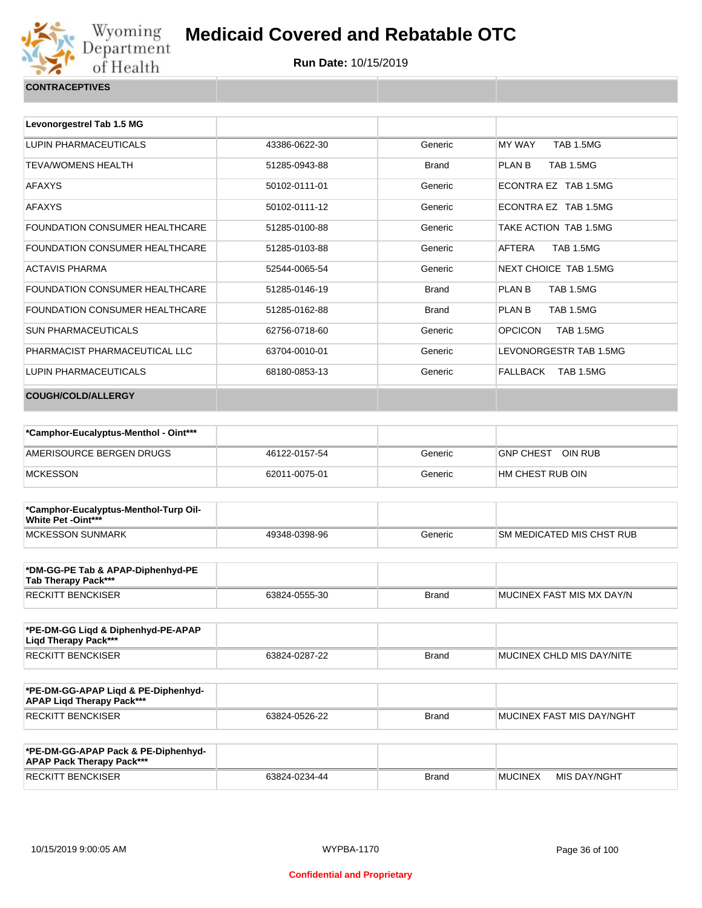# Medicaid Covered and Rebatable OTC

**Run Date:** 10/15/2019

## CONTRACEPTIVES

| Levonorgestrel Tab 1.5 MG | | | |
|---|---|---|---|
| LUPIN PHARMACEUTICALS | 43386-0622-30 | Generic | MY WAY TAB 1.5MG |
| TEVA/WOMENS HEALTH | 51285-0943-88 | Brand | PLAN B TAB 1.5MG |
| AFAXYS | 50102-0111-01 | Generic | ECONTRA EZ TAB 1.5MG |
| AFAXYS | 50102-0111-12 | Generic | ECONTRA EZ TAB 1.5MG |
| FOUNDATION CONSUMER HEALTHCARE | 51285-0100-88 | Generic | TAKE ACTION TAB 1.5MG |
| FOUNDATION CONSUMER HEALTHCARE | 51285-0103-88 | Generic | AFTERA TAB 1.5MG |
| ACTAVIS PHARMA | 52544-0065-54 | Generic | NEXT CHOICE TAB 1.5MG |
| FOUNDATION CONSUMER HEALTHCARE | 51285-0146-19 | Brand | PLAN B TAB 1.5MG |
| FOUNDATION CONSUMER HEALTHCARE | 51285-0162-88 | Brand | PLAN B TAB 1.5MG |
| SUN PHARMACEUTICALS | 62756-0718-60 | Generic | OPCICON TAB 1.5MG |
| PHARMACIST PHARMACEUTICAL LLC | 63704-0010-01 | Generic | LEVONORGESTR TAB 1.5MG |
| LUPIN PHARMACEUTICALS | 68180-0853-13 | Generic | FALLBACK TAB 1.5MG |

## COUGH/COLD/ALLERGY

| *Camphor-Eucalyptus-Menthol - Oint*** | | | |
|---|---|---|---|
| AMERISOURCE BERGEN DRUGS | 46122-0157-54 | Generic | GNP CHEST OIN RUB |
| MCKESSON | 62011-0075-01 | Generic | HM CHEST RUB OIN |

| *Camphor-Eucalyptus-Menthol-Turp Oil-White Pet -Oint*** | | | |
|---|---|---|---|
| MCKESSON SUNMARK | 49348-0398-96 | Generic | SM MEDICATED MIS CHST RUB |

| *DM-GG-PE Tab & APAP-Diphenhyd-PE Tab Therapy Pack*** | | | |
|---|---|---|---|
| RECKITT BENCKISER | 63824-0555-30 | Brand | MUCINEX FAST MIS MX DAY/N |

| *PE-DM-GG Liqd & Diphenhyd-PE-APAP Liqd Therapy Pack*** | | | |
|---|---|---|---|
| RECKITT BENCKISER | 63824-0287-22 | Brand | MUCINEX CHLD MIS DAY/NITE |

| *PE-DM-GG-APAP Liqd & PE-Diphenhyd-APAP Liqd Therapy Pack*** | | | |
|---|---|---|---|
| RECKITT BENCKISER | 63824-0526-22 | Brand | MUCINEX FAST MIS DAY/NGHT |

| *PE-DM-GG-APAP Pack & PE-Diphenhyd-APAP Pack Therapy Pack*** | | | |
|---|---|---|---|
| RECKITT BENCKISER | 63824-0234-44 | Brand | MUCINEX MIS DAY/NGHT |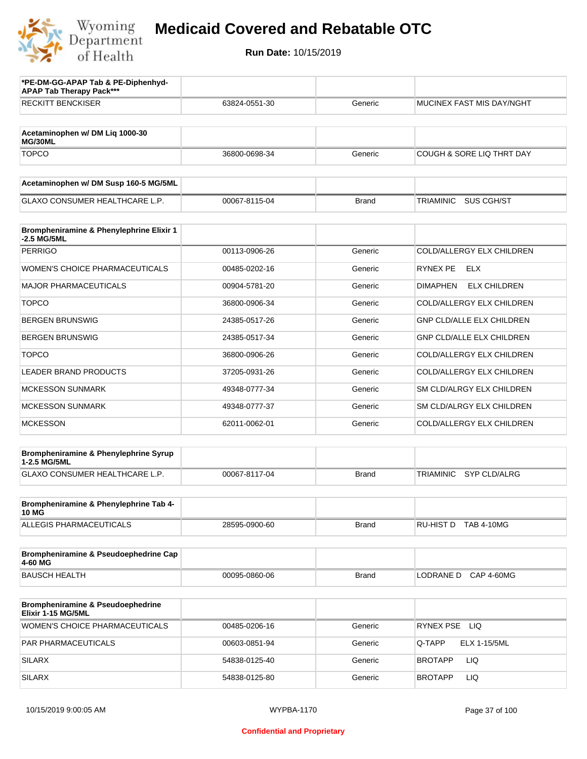# Medicaid Covered and Rebatable OTC

**Run Date:** 10/15/2019

| *PE-DM-GG-APAP Tab & PE-Diphenhyd-APAP Tab Therapy Pack*** | | | |
|---|---|---|---|
| RECKITT BENCKISER | 63824-0551-30 | Generic | MUCINEX FAST MIS DAY/NGHT |

| Acetaminophen w/ DM Liq 1000-30 MG/30ML | | | |
|---|---|---|---|
| TOPCO | 36800-0698-34 | Generic | COUGH & SORE LIQ THRT DAY |

| Acetaminophen w/ DM Susp 160-5 MG/5ML | | | |
|---|---|---|---|
| GLAXO CONSUMER HEALTHCARE L.P. | 00067-8115-04 | Brand | TRIAMINIC SUS CGH/ST |

| Brompheniramine & Phenylephrine Elixir 1-2.5 MG/5ML | | | |
|---|---|---|---|
| PERRIGO | 00113-0906-26 | Generic | COLD/ALLERGY ELX CHILDREN |
| WOMEN'S CHOICE PHARMACEUTICALS | 00485-0202-16 | Generic | RYNEX PE ELX |
| MAJOR PHARMACEUTICALS | 00904-5781-20 | Generic | DIMAPHEN ELX CHILDREN |
| TOPCO | 36800-0906-34 | Generic | COLD/ALLERGY ELX CHILDREN |
| BERGEN BRUNSWIG | 24385-0517-26 | Generic | GNP CLD/ALLE ELX CHILDREN |
| BERGEN BRUNSWIG | 24385-0517-34 | Generic | GNP CLD/ALLE ELX CHILDREN |
| TOPCO | 36800-0906-26 | Generic | COLD/ALLERGY ELX CHILDREN |
| LEADER BRAND PRODUCTS | 37205-0931-26 | Generic | COLD/ALLERGY ELX CHILDREN |
| MCKESSON SUNMARK | 49348-0777-34 | Generic | SM CLD/ALRGY ELX CHILDREN |
| MCKESSON SUNMARK | 49348-0777-37 | Generic | SM CLD/ALRGY ELX CHILDREN |
| MCKESSON | 62011-0062-01 | Generic | COLD/ALLERGY ELX CHILDREN |

| Brompheniramine & Phenylephrine Syrup 1-2.5 MG/5ML | | | |
|---|---|---|---|
| GLAXO CONSUMER HEALTHCARE L.P. | 00067-8117-04 | Brand | TRIAMINIC SYP CLD/ALRG |

| Brompheniramine & Phenylephrine Tab 4-10 MG | | | |
|---|---|---|---|
| ALLEGIS PHARMACEUTICALS | 28595-0900-60 | Brand | RU-HIST D TAB 4-10MG |

| Brompheniramine & Pseudoephedrine Cap 4-60 MG | | | |
|---|---|---|---|
| BAUSCH HEALTH | 00095-0860-06 | Brand | LODRANE D CAP 4-60MG |

| Brompheniramine & Pseudoephedrine Elixir 1-15 MG/5ML | | | |
|---|---|---|---|
| WOMEN'S CHOICE PHARMACEUTICALS | 00485-0206-16 | Generic | RYNEX PSE LIQ |
| PAR PHARMACEUTICALS | 00603-0851-94 | Generic | Q-TAPP ELX 1-15/5ML |
| SILARX | 54838-0125-40 | Generic | BROTAPP LIQ |
| SILARX | 54838-0125-80 | Generic | BROTAPP LIQ |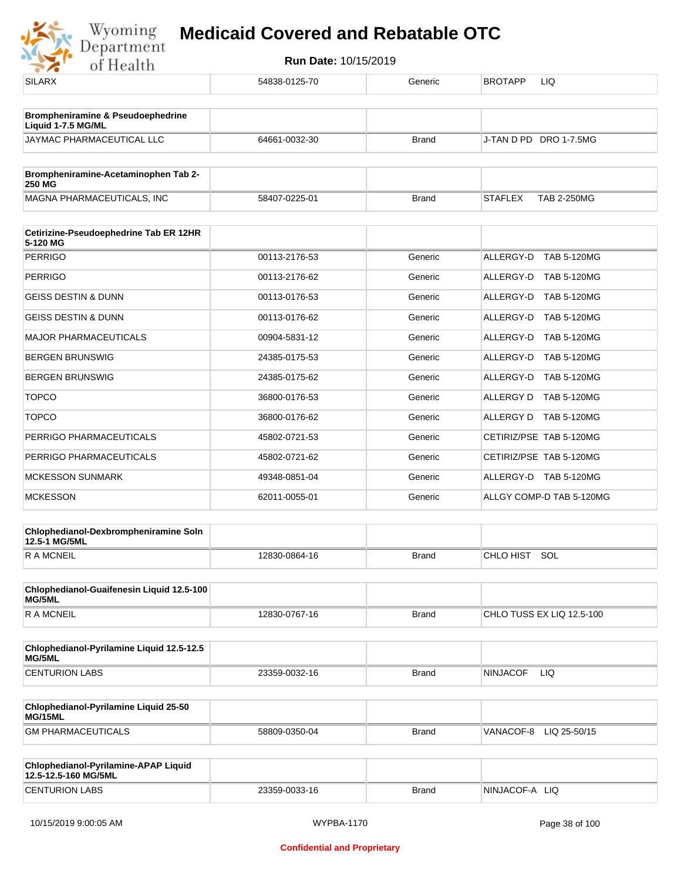| SILARX | 54838-0125-70 | Generic | BROTAPP LIQ |
|---|---|---|---|

| **Brompheniramine & Pseudoephedrine Liquid 1-7.5 MG/ML** | | | |
|---|---|---|---|
| JAYMAC PHARMACEUTICAL LLC | 64661-0032-30 | Brand | J-TAN D PD DRO 1-7.5MG |

| **Brompheniramine-Acetaminophen Tab 2-250 MG** | | | |
|---|---|---|---|
| MAGNA PHARMACEUTICALS, INC | 58407-0225-01 | Brand | STAFLEX TAB 2-250MG |

| **Cetirizine-Pseudoephedrine Tab ER 12HR 5-120 MG** | | | |
|---|---|---|---|
| PERRIGO | 00113-2176-53 | Generic | ALLERGY-D TAB 5-120MG |
| PERRIGO | 00113-2176-62 | Generic | ALLERGY-D TAB 5-120MG |
| GEISS DESTIN & DUNN | 00113-0176-53 | Generic | ALLERGY-D TAB 5-120MG |
| GEISS DESTIN & DUNN | 00113-0176-62 | Generic | ALLERGY-D TAB 5-120MG |
| MAJOR PHARMACEUTICALS | 00904-5831-12 | Generic | ALLERGY-D TAB 5-120MG |
| BERGEN BRUNSWIG | 24385-0175-53 | Generic | ALLERGY-D TAB 5-120MG |
| BERGEN BRUNSWIG | 24385-0175-62 | Generic | ALLERGY-D TAB 5-120MG |
| TOPCO | 36800-0176-53 | Generic | ALLERGY D TAB 5-120MG |
| TOPCO | 36800-0176-62 | Generic | ALLERGY D TAB 5-120MG |
| PERRIGO PHARMACEUTICALS | 45802-0721-53 | Generic | CETIRIZ/PSE TAB 5-120MG |
| PERRIGO PHARMACEUTICALS | 45802-0721-62 | Generic | CETIRIZ/PSE TAB 5-120MG |
| MCKESSON SUNMARK | 49348-0851-04 | Generic | ALLERGY-D TAB 5-120MG |
| MCKESSON | 62011-0055-01 | Generic | ALLGY COMP-D TAB 5-120MG |

| **Chlophedianol-Dexbrompheniramine Soln 12.5-1 MG/5ML** | | | |
|---|---|---|---|
| R A MCNEIL | 12830-0864-16 | Brand | CHLO HIST SOL |

| **Chlophedianol-Guaifenesin Liquid 12.5-100 MG/5ML** | | | |
|---|---|---|---|
| R A MCNEIL | 12830-0767-16 | Brand | CHLO TUSS EX LIQ 12.5-100 |

| **Chlophedianol-Pyrilamine Liquid 12.5-12.5 MG/5ML** | | | |
|---|---|---|---|
| CENTURION LABS | 23359-0032-16 | Brand | NINJACOF LIQ |

| **Chlophedianol-Pyrilamine Liquid 25-50 MG/15ML** | | | |
|---|---|---|---|
| GM PHARMACEUTICALS | 58809-0350-04 | Brand | VANACOF-8 LIQ 25-50/15 |

| **Chlophedianol-Pyrilamine-APAP Liquid 12.5-12.5-160 MG/5ML** | | | |
|---|---|---|---|
| CENTURION LABS | 23359-0033-16 | Brand | NINJACOF-A LIQ |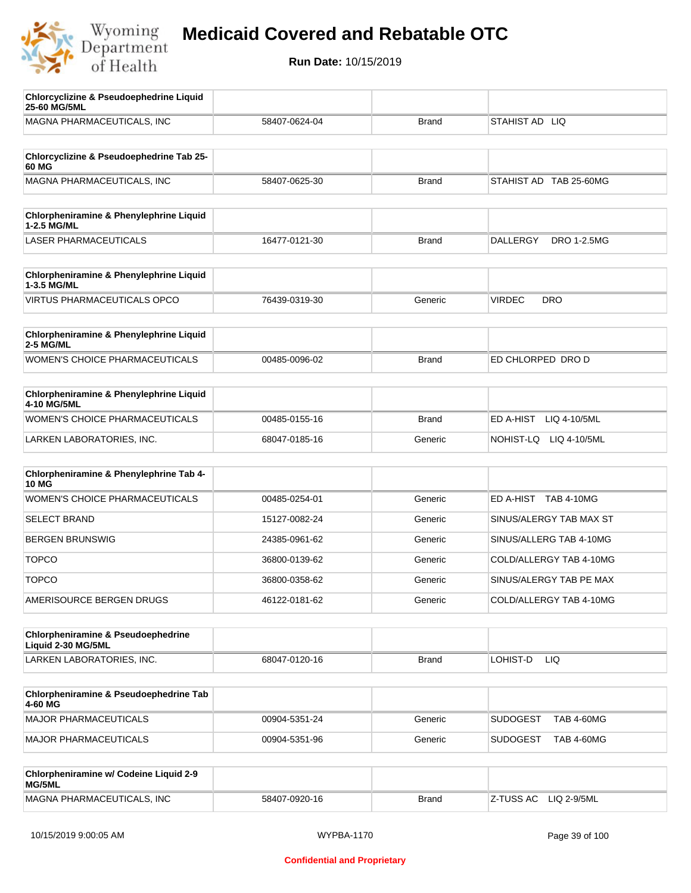# Medicaid Covered and Rebatable OTC

**Run Date:** 10/15/2019

| Chlorcyclizine & Pseudoephedrine Liquid 25-60 MG/5ML | | | |
|---|---|---|---|
| MAGNA PHARMACEUTICALS, INC | 58407-0624-04 | Brand | STAHIST AD LIQ |

| Chlorcyclizine & Pseudoephedrine Tab 25-60 MG | | | |
|---|---|---|---|
| MAGNA PHARMACEUTICALS, INC | 58407-0625-30 | Brand | STAHIST AD TAB 25-60MG |

| Chlorpheniramine & Phenylephrine Liquid 1-2.5 MG/ML | | | |
|---|---|---|---|
| LASER PHARMACEUTICALS | 16477-0121-30 | Brand | DALLERGY DRO 1-2.5MG |

| Chlorpheniramine & Phenylephrine Liquid 1-3.5 MG/ML | | | |
|---|---|---|---|
| VIRTUS PHARMACEUTICALS OPCO | 76439-0319-30 | Generic | VIRDEC DRO |

| Chlorpheniramine & Phenylephrine Liquid 2-5 MG/ML | | | |
|---|---|---|---|
| WOMEN'S CHOICE PHARMACEUTICALS | 00485-0096-02 | Brand | ED CHLORPED DRO D |

| Chlorpheniramine & Phenylephrine Liquid 4-10 MG/5ML | | | |
|---|---|---|---|
| WOMEN'S CHOICE PHARMACEUTICALS | 00485-0155-16 | Brand | ED A-HIST LIQ 4-10/5ML |
| LARKEN LABORATORIES, INC. | 68047-0185-16 | Generic | NOHIST-LQ LIQ 4-10/5ML |

| Chlorpheniramine & Phenylephrine Tab 4-10 MG | | | |
|---|---|---|---|
| WOMEN'S CHOICE PHARMACEUTICALS | 00485-0254-01 | Generic | ED A-HIST TAB 4-10MG |
| SELECT BRAND | 15127-0082-24 | Generic | SINUS/ALERGY TAB MAX ST |
| BERGEN BRUNSWIG | 24385-0961-62 | Generic | SINUS/ALLERG TAB 4-10MG |
| TOPCO | 36800-0139-62 | Generic | COLD/ALLERGY TAB 4-10MG |
| TOPCO | 36800-0358-62 | Generic | SINUS/ALERGY TAB PE MAX |
| AMERISOURCE BERGEN DRUGS | 46122-0181-62 | Generic | COLD/ALLERGY TAB 4-10MG |

| Chlorpheniramine & Pseudoephedrine Liquid 2-30 MG/5ML | | | |
|---|---|---|---|
| LARKEN LABORATORIES, INC. | 68047-0120-16 | Brand | LOHIST-D LIQ |

| Chlorpheniramine & Pseudoephedrine Tab 4-60 MG | | | |
|---|---|---|---|
| MAJOR PHARMACEUTICALS | 00904-5351-24 | Generic | SUDOGEST TAB 4-60MG |
| MAJOR PHARMACEUTICALS | 00904-5351-96 | Generic | SUDOGEST TAB 4-60MG |

| Chlorpheniramine w/ Codeine Liquid 2-9 MG/5ML | | | |
|---|---|---|---|
| MAGNA PHARMACEUTICALS, INC | 58407-0920-16 | Brand | Z-TUSS AC LIQ 2-9/5ML |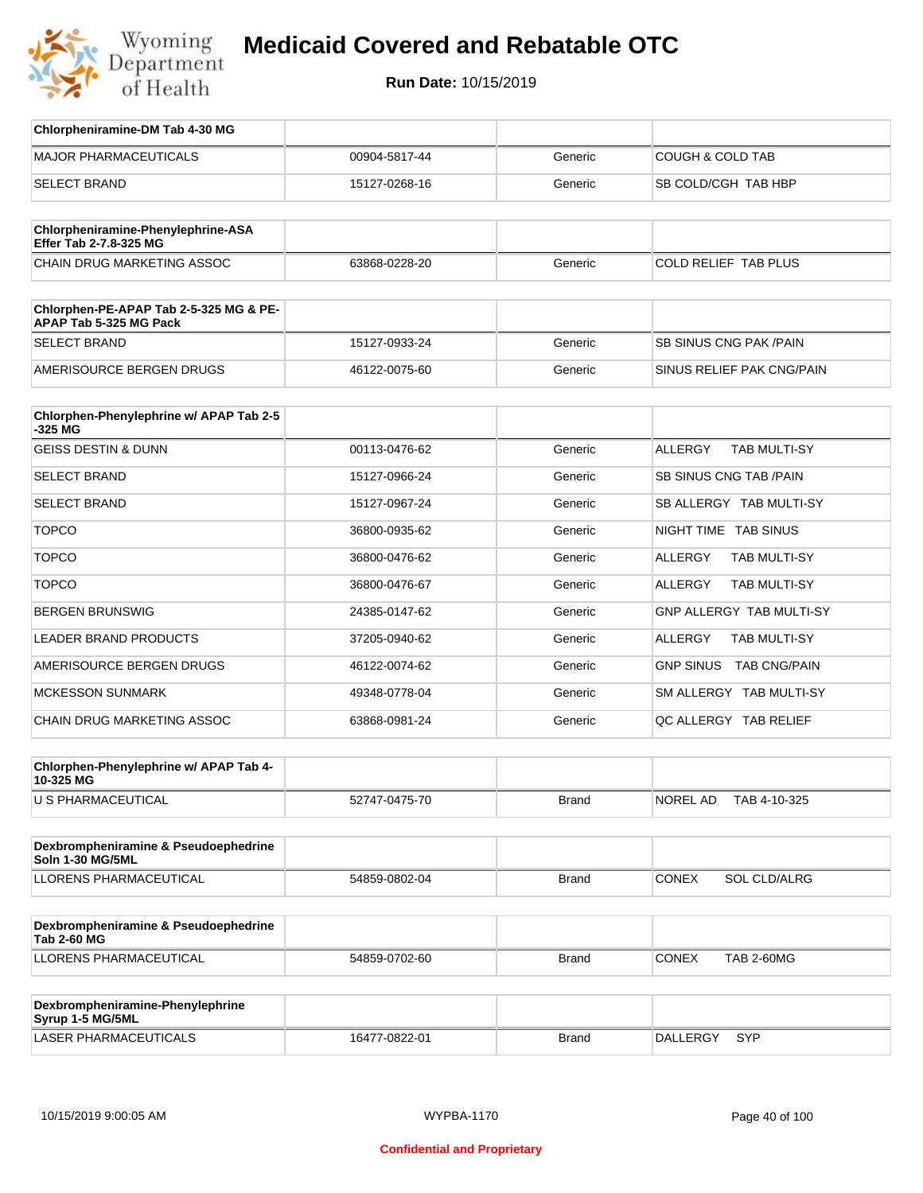# Medicaid Covered and Rebatable OTC

**Run Date:** 10/15/2019

| Chlorpheniramine-DM Tab 4-30 MG | | | |
|---|---|---|---|
| MAJOR PHARMACEUTICALS | 00904-5817-44 | Generic | COUGH & COLD TAB |
| SELECT BRAND | 15127-0268-16 | Generic | SB COLD/CGH TAB HBP |

| Chlorpheniramine-Phenylephrine-ASA Effer Tab 2-7.8-325 MG | | | |
|---|---|---|---|
| CHAIN DRUG MARKETING ASSOC | 63868-0228-20 | Generic | COLD RELIEF TAB PLUS |

| Chlorphen-PE-APAP Tab 2-5-325 MG & PE-APAP Tab 5-325 MG Pack | | | |
|---|---|---|---|
| SELECT BRAND | 15127-0933-24 | Generic | SB SINUS CNG PAK /PAIN |
| AMERISOURCE BERGEN DRUGS | 46122-0075-60 | Generic | SINUS RELIEF PAK CNG/PAIN |

| Chlorphen-Phenylephrine w/ APAP Tab 2-5-325 MG | | | |
|---|---|---|---|
| GEISS DESTIN & DUNN | 00113-0476-62 | Generic | ALLERGY TAB MULTI-SY |
| SELECT BRAND | 15127-0966-24 | Generic | SB SINUS CNG TAB /PAIN |
| SELECT BRAND | 15127-0967-24 | Generic | SB ALLERGY TAB MULTI-SY |
| TOPCO | 36800-0935-62 | Generic | NIGHT TIME TAB SINUS |
| TOPCO | 36800-0476-62 | Generic | ALLERGY TAB MULTI-SY |
| TOPCO | 36800-0476-67 | Generic | ALLERGY TAB MULTI-SY |
| BERGEN BRUNSWIG | 24385-0147-62 | Generic | GNP ALLERGY TAB MULTI-SY |
| LEADER BRAND PRODUCTS | 37205-0940-62 | Generic | ALLERGY TAB MULTI-SY |
| AMERISOURCE BERGEN DRUGS | 46122-0074-62 | Generic | GNP SINUS TAB CNG/PAIN |
| MCKESSON SUNMARK | 49348-0778-04 | Generic | SM ALLERGY TAB MULTI-SY |
| CHAIN DRUG MARKETING ASSOC | 63868-0981-24 | Generic | QC ALLERGY TAB RELIEF |

| Chlorphen-Phenylephrine w/ APAP Tab 4-10-325 MG | | | |
|---|---|---|---|
| U S PHARMACEUTICAL | 52747-0475-70 | Brand | NOREL AD TAB 4-10-325 |

| Dexbrompheniramine & Pseudoephedrine Soln 1-30 MG/5ML | | | |
|---|---|---|---|
| LLORENS PHARMACEUTICAL | 54859-0802-04 | Brand | CONEX SOL CLD/ALRG |

| Dexbrompheniramine & Pseudoephedrine Tab 2-60 MG | | | |
|---|---|---|---|
| LLORENS PHARMACEUTICAL | 54859-0702-60 | Brand | CONEX TAB 2-60MG |

| Dexbrompheniramine-Phenylephrine Syrup 1-5 MG/5ML | | | |
|---|---|---|---|
| LASER PHARMACEUTICALS | 16477-0822-01 | Brand | DALLERGY SYP |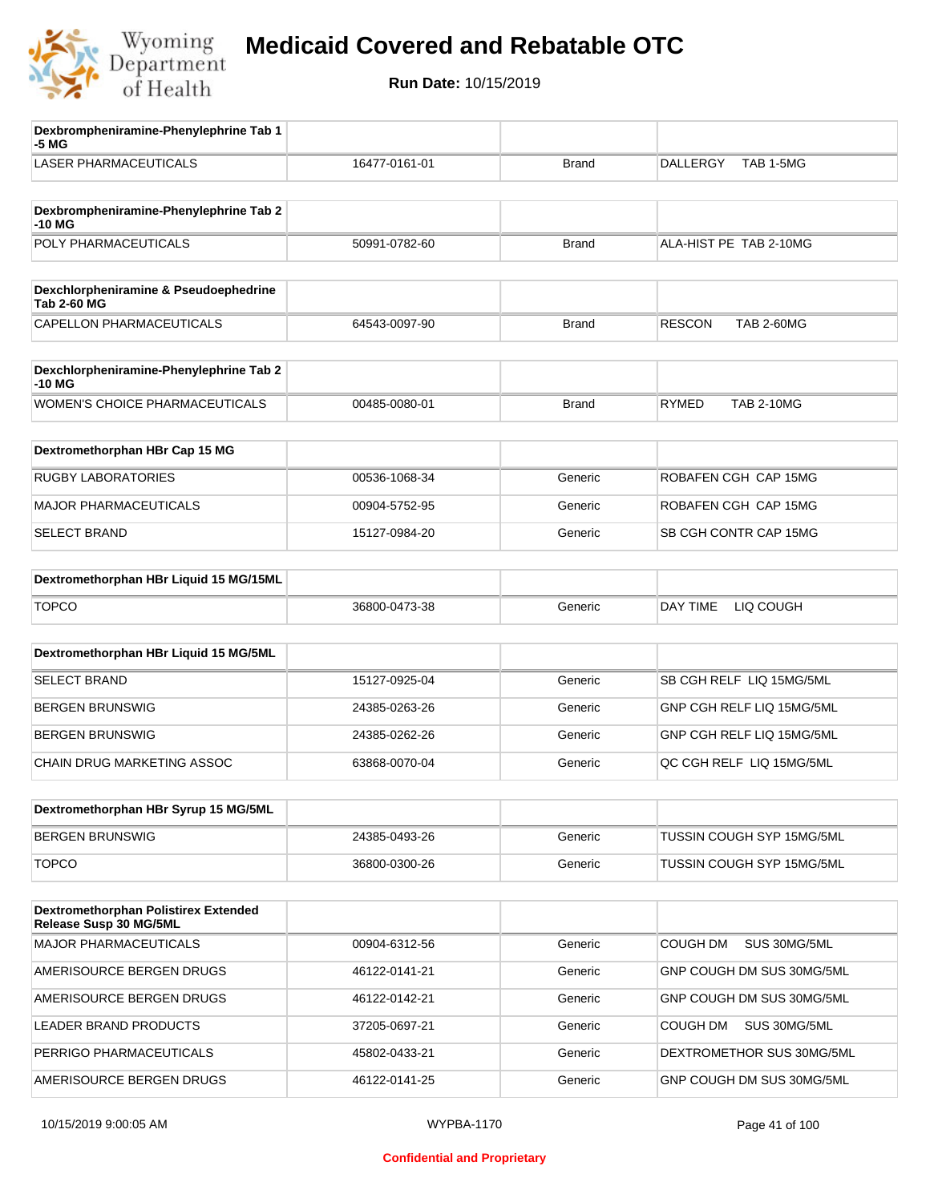# Medicaid Covered and Rebatable OTC

**Run Date:** 10/15/2019

| Dexbrompheniramine-Phenylephrine Tab 1-5 MG | | | |
|---|---|---|---|
| LASER PHARMACEUTICALS | 16477-0161-01 | Brand | DALLERGY TAB 1-5MG |

| Dexbrompheniramine-Phenylephrine Tab 2-10 MG | | | |
|---|---|---|---|
| POLY PHARMACEUTICALS | 50991-0782-60 | Brand | ALA-HIST PE TAB 2-10MG |

| Dexchlorpheniramine & Pseudoephedrine Tab 2-60 MG | | | |
|---|---|---|---|
| CAPELLON PHARMACEUTICALS | 64543-0097-90 | Brand | RESCON TAB 2-60MG |

| Dexchlorpheniramine-Phenylephrine Tab 2-10 MG | | | |
|---|---|---|---|
| WOMEN'S CHOICE PHARMACEUTICALS | 00485-0080-01 | Brand | RYMED TAB 2-10MG |

| Dextromethorphan HBr Cap 15 MG | | | |
|---|---|---|---|
| RUGBY LABORATORIES | 00536-1068-34 | Generic | ROBAFEN CGH CAP 15MG |
| MAJOR PHARMACEUTICALS | 00904-5752-95 | Generic | ROBAFEN CGH CAP 15MG |
| SELECT BRAND | 15127-0984-20 | Generic | SB CGH CONTR CAP 15MG |

| Dextromethorphan HBr Liquid 15 MG/15ML | | | |
|---|---|---|---|
| TOPCO | 36800-0473-38 | Generic | DAY TIME LIQ COUGH |

| Dextromethorphan HBr Liquid 15 MG/5ML | | | |
|---|---|---|---|
| SELECT BRAND | 15127-0925-04 | Generic | SB CGH RELF LIQ 15MG/5ML |
| BERGEN BRUNSWIG | 24385-0263-26 | Generic | GNP CGH RELF LIQ 15MG/5ML |
| BERGEN BRUNSWIG | 24385-0262-26 | Generic | GNP CGH RELF LIQ 15MG/5ML |
| CHAIN DRUG MARKETING ASSOC | 63868-0070-04 | Generic | QC CGH RELF LIQ 15MG/5ML |

| Dextromethorphan HBr Syrup 15 MG/5ML | | | |
|---|---|---|---|
| BERGEN BRUNSWIG | 24385-0493-26 | Generic | TUSSIN COUGH SYP 15MG/5ML |
| TOPCO | 36800-0300-26 | Generic | TUSSIN COUGH SYP 15MG/5ML |

| Dextromethorphan Polistirex Extended Release Susp 30 MG/5ML | | | |
|---|---|---|---|
| MAJOR PHARMACEUTICALS | 00904-6312-56 | Generic | COUGH DM SUS 30MG/5ML |
| AMERISOURCE BERGEN DRUGS | 46122-0141-21 | Generic | GNP COUGH DM SUS 30MG/5ML |
| AMERISOURCE BERGEN DRUGS | 46122-0142-21 | Generic | GNP COUGH DM SUS 30MG/5ML |
| LEADER BRAND PRODUCTS | 37205-0697-21 | Generic | COUGH DM SUS 30MG/5ML |
| PERRIGO PHARMACEUTICALS | 45802-0433-21 | Generic | DEXTROMETHOR SUS 30MG/5ML |
| AMERISOURCE BERGEN DRUGS | 46122-0141-25 | Generic | GNP COUGH DM SUS 30MG/5ML |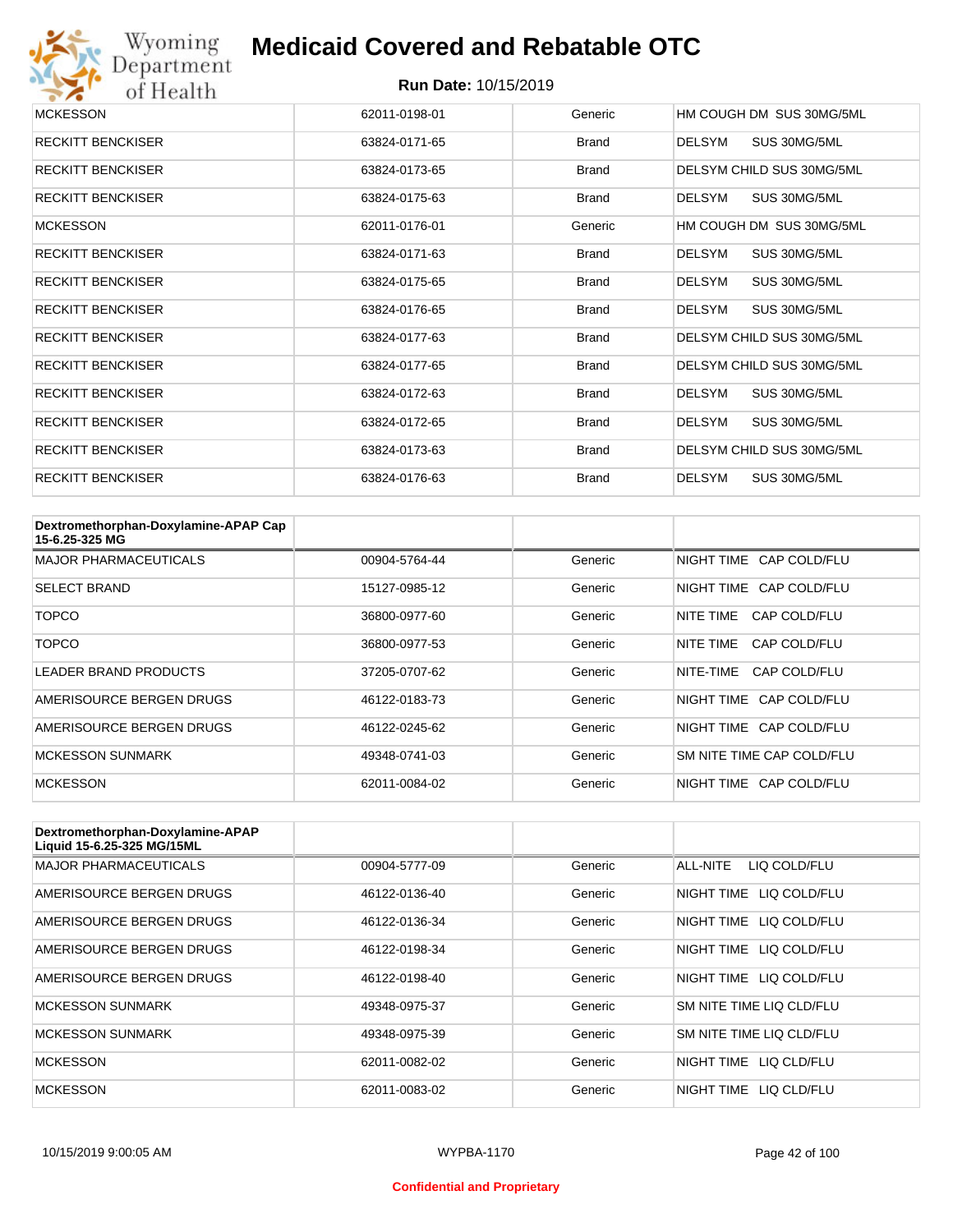# Medicaid Covered and Rebatable OTC

**Run Date:** 10/15/2019

| | | | |
|---|---|---|---|
| MCKESSON | 62011-0198-01 | Generic | HM COUGH DM SUS 30MG/5ML |
| RECKITT BENCKISER | 63824-0171-65 | Brand | DELSYM SUS 30MG/5ML |
| RECKITT BENCKISER | 63824-0173-65 | Brand | DELSYM CHILD SUS 30MG/5ML |
| RECKITT BENCKISER | 63824-0175-63 | Brand | DELSYM SUS 30MG/5ML |
| MCKESSON | 62011-0176-01 | Generic | HM COUGH DM SUS 30MG/5ML |
| RECKITT BENCKISER | 63824-0171-63 | Brand | DELSYM SUS 30MG/5ML |
| RECKITT BENCKISER | 63824-0175-65 | Brand | DELSYM SUS 30MG/5ML |
| RECKITT BENCKISER | 63824-0176-65 | Brand | DELSYM SUS 30MG/5ML |
| RECKITT BENCKISER | 63824-0177-63 | Brand | DELSYM CHILD SUS 30MG/5ML |
| RECKITT BENCKISER | 63824-0177-65 | Brand | DELSYM CHILD SUS 30MG/5ML |
| RECKITT BENCKISER | 63824-0172-63 | Brand | DELSYM SUS 30MG/5ML |
| RECKITT BENCKISER | 63824-0172-65 | Brand | DELSYM SUS 30MG/5ML |
| RECKITT BENCKISER | 63824-0173-63 | Brand | DELSYM CHILD SUS 30MG/5ML |
| RECKITT BENCKISER | 63824-0176-63 | Brand | DELSYM SUS 30MG/5ML |

| **Dextromethorphan-Doxylamine-APAP Cap 15-6.25-325 MG** | | | |
|---|---|---|---|
| MAJOR PHARMACEUTICALS | 00904-5764-44 | Generic | NIGHT TIME CAP COLD/FLU |
| SELECT BRAND | 15127-0985-12 | Generic | NIGHT TIME CAP COLD/FLU |
| TOPCO | 36800-0977-60 | Generic | NITE TIME CAP COLD/FLU |
| TOPCO | 36800-0977-53 | Generic | NITE TIME CAP COLD/FLU |
| LEADER BRAND PRODUCTS | 37205-0707-62 | Generic | NITE-TIME CAP COLD/FLU |
| AMERISOURCE BERGEN DRUGS | 46122-0183-73 | Generic | NIGHT TIME CAP COLD/FLU |
| AMERISOURCE BERGEN DRUGS | 46122-0245-62 | Generic | NIGHT TIME CAP COLD/FLU |
| MCKESSON SUNMARK | 49348-0741-03 | Generic | SM NITE TIME CAP COLD/FLU |
| MCKESSON | 62011-0084-02 | Generic | NIGHT TIME CAP COLD/FLU |

| **Dextromethorphan-Doxylamine-APAP Liquid 15-6.25-325 MG/15ML** | | | |
|---|---|---|---|
| MAJOR PHARMACEUTICALS | 00904-5777-09 | Generic | ALL-NITE LIQ COLD/FLU |
| AMERISOURCE BERGEN DRUGS | 46122-0136-40 | Generic | NIGHT TIME LIQ COLD/FLU |
| AMERISOURCE BERGEN DRUGS | 46122-0136-34 | Generic | NIGHT TIME LIQ COLD/FLU |
| AMERISOURCE BERGEN DRUGS | 46122-0198-34 | Generic | NIGHT TIME LIQ COLD/FLU |
| AMERISOURCE BERGEN DRUGS | 46122-0198-40 | Generic | NIGHT TIME LIQ COLD/FLU |
| MCKESSON SUNMARK | 49348-0975-37 | Generic | SM NITE TIME LIQ CLD/FLU |
| MCKESSON SUNMARK | 49348-0975-39 | Generic | SM NITE TIME LIQ CLD/FLU |
| MCKESSON | 62011-0082-02 | Generic | NIGHT TIME LIQ CLD/FLU |
| MCKESSON | 62011-0083-02 | Generic | NIGHT TIME LIQ CLD/FLU |

Confidential and Proprietary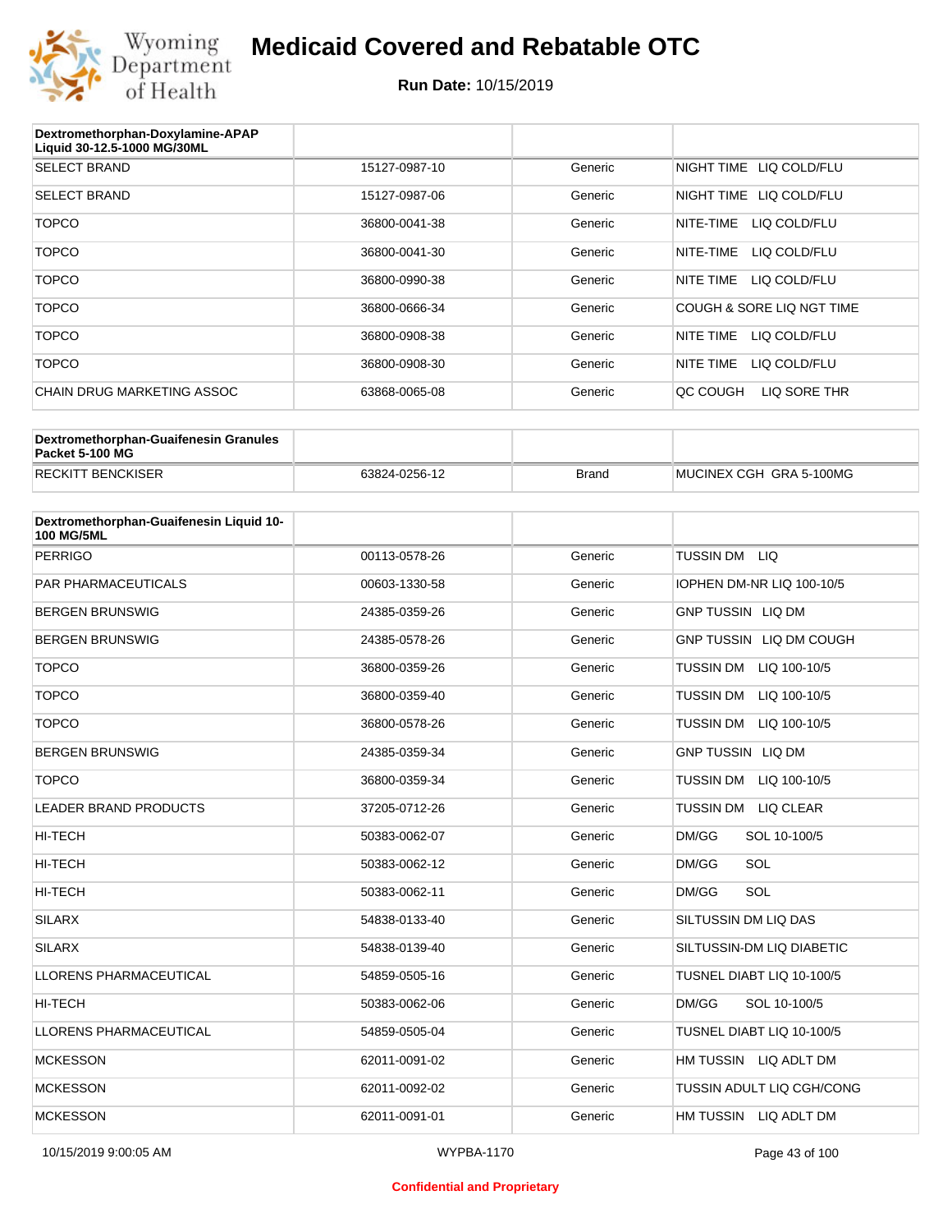# Medicaid Covered and Rebatable OTC

**Run Date:** 10/15/2019

| Dextromethorphan-Doxylamine-APAP Liquid 30-12.5-1000 MG/30ML | | | |
|---|---|---|---|
| SELECT BRAND | 15127-0987-10 | Generic | NIGHT TIME LIQ COLD/FLU |
| SELECT BRAND | 15127-0987-06 | Generic | NIGHT TIME LIQ COLD/FLU |
| TOPCO | 36800-0041-38 | Generic | NITE-TIME LIQ COLD/FLU |
| TOPCO | 36800-0041-30 | Generic | NITE-TIME LIQ COLD/FLU |
| TOPCO | 36800-0990-38 | Generic | NITE TIME LIQ COLD/FLU |
| TOPCO | 36800-0666-34 | Generic | COUGH & SORE LIQ NGT TIME |
| TOPCO | 36800-0908-38 | Generic | NITE TIME LIQ COLD/FLU |
| TOPCO | 36800-0908-30 | Generic | NITE TIME LIQ COLD/FLU |
| CHAIN DRUG MARKETING ASSOC | 63868-0065-08 | Generic | QC COUGH LIQ SORE THR |

| Dextromethorphan-Guaifenesin Granules Packet 5-100 MG | | | |
|---|---|---|---|
| RECKITT BENCKISER | 63824-0256-12 | Brand | MUCINEX CGH GRA 5-100MG |

| Dextromethorphan-Guaifenesin Liquid 10-100 MG/5ML | | | |
|---|---|---|---|
| PERRIGO | 00113-0578-26 | Generic | TUSSIN DM LIQ |
| PAR PHARMACEUTICALS | 00603-1330-58 | Generic | IOPHEN DM-NR LIQ 100-10/5 |
| BERGEN BRUNSWIG | 24385-0359-26 | Generic | GNP TUSSIN LIQ DM |
| BERGEN BRUNSWIG | 24385-0578-26 | Generic | GNP TUSSIN LIQ DM COUGH |
| TOPCO | 36800-0359-26 | Generic | TUSSIN DM LIQ 100-10/5 |
| TOPCO | 36800-0359-40 | Generic | TUSSIN DM LIQ 100-10/5 |
| TOPCO | 36800-0578-26 | Generic | TUSSIN DM LIQ 100-10/5 |
| BERGEN BRUNSWIG | 24385-0359-34 | Generic | GNP TUSSIN LIQ DM |
| TOPCO | 36800-0359-34 | Generic | TUSSIN DM LIQ 100-10/5 |
| LEADER BRAND PRODUCTS | 37205-0712-26 | Generic | TUSSIN DM LIQ CLEAR |
| HI-TECH | 50383-0062-07 | Generic | DM/GG SOL 10-100/5 |
| HI-TECH | 50383-0062-12 | Generic | DM/GG SOL |
| HI-TECH | 50383-0062-11 | Generic | DM/GG SOL |
| SILARX | 54838-0133-40 | Generic | SILTUSSIN DM LIQ DAS |
| SILARX | 54838-0139-40 | Generic | SILTUSSIN-DM LIQ DIABETIC |
| LLORENS PHARMACEUTICAL | 54859-0505-16 | Generic | TUSNEL DIABT LIQ 10-100/5 |
| HI-TECH | 50383-0062-06 | Generic | DM/GG SOL 10-100/5 |
| LLORENS PHARMACEUTICAL | 54859-0505-04 | Generic | TUSNEL DIABT LIQ 10-100/5 |
| MCKESSON | 62011-0091-02 | Generic | HM TUSSIN LIQ ADLT DM |
| MCKESSON | 62011-0092-02 | Generic | TUSSIN ADULT LIQ CGH/CONG |
| MCKESSON | 62011-0091-01 | Generic | HM TUSSIN LIQ ADLT DM |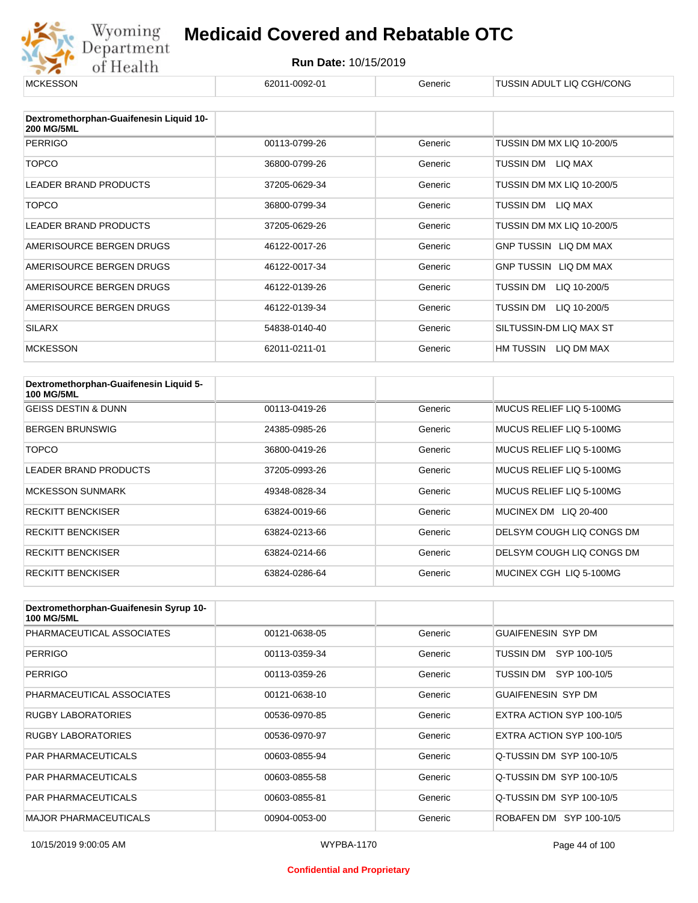| MCKESSON | 62011-0092-01 | Generic | TUSSIN ADULT LIQ CGH/CONG |
|---|---|---|---|

| Dextromethorphan-Guaifenesin Liquid 10-200 MG/5ML | | | |
|---|---|---|---|
| PERRIGO | 00113-0799-26 | Generic | TUSSIN DM MX LIQ 10-200/5 |
| TOPCO | 36800-0799-26 | Generic | TUSSIN DM LIQ MAX |
| LEADER BRAND PRODUCTS | 37205-0629-34 | Generic | TUSSIN DM MX LIQ 10-200/5 |
| TOPCO | 36800-0799-34 | Generic | TUSSIN DM LIQ MAX |
| LEADER BRAND PRODUCTS | 37205-0629-26 | Generic | TUSSIN DM MX LIQ 10-200/5 |
| AMERISOURCE BERGEN DRUGS | 46122-0017-26 | Generic | GNP TUSSIN LIQ DM MAX |
| AMERISOURCE BERGEN DRUGS | 46122-0017-34 | Generic | GNP TUSSIN LIQ DM MAX |
| AMERISOURCE BERGEN DRUGS | 46122-0139-26 | Generic | TUSSIN DM LIQ 10-200/5 |
| AMERISOURCE BERGEN DRUGS | 46122-0139-34 | Generic | TUSSIN DM LIQ 10-200/5 |
| SILARX | 54838-0140-40 | Generic | SILTUSSIN-DM LIQ MAX ST |
| MCKESSON | 62011-0211-01 | Generic | HM TUSSIN LIQ DM MAX |

| Dextromethorphan-Guaifenesin Liquid 5-100 MG/5ML | | | |
|---|---|---|---|
| GEISS DESTIN & DUNN | 00113-0419-26 | Generic | MUCUS RELIEF LIQ 5-100MG |
| BERGEN BRUNSWIG | 24385-0985-26 | Generic | MUCUS RELIEF LIQ 5-100MG |
| TOPCO | 36800-0419-26 | Generic | MUCUS RELIEF LIQ 5-100MG |
| LEADER BRAND PRODUCTS | 37205-0993-26 | Generic | MUCUS RELIEF LIQ 5-100MG |
| MCKESSON SUNMARK | 49348-0828-34 | Generic | MUCUS RELIEF LIQ 5-100MG |
| RECKITT BENCKISER | 63824-0019-66 | Generic | MUCINEX DM LIQ 20-400 |
| RECKITT BENCKISER | 63824-0213-66 | Generic | DELSYM COUGH LIQ CONGS DM |
| RECKITT BENCKISER | 63824-0214-66 | Generic | DELSYM COUGH LIQ CONGS DM |
| RECKITT BENCKISER | 63824-0286-64 | Generic | MUCINEX CGH LIQ 5-100MG |

| Dextromethorphan-Guaifenesin Syrup 10-100 MG/5ML | | | |
|---|---|---|---|
| PHARMACEUTICAL ASSOCIATES | 00121-0638-05 | Generic | GUAIFENESIN SYP DM |
| PERRIGO | 00113-0359-34 | Generic | TUSSIN DM SYP 100-10/5 |
| PERRIGO | 00113-0359-26 | Generic | TUSSIN DM SYP 100-10/5 |
| PHARMACEUTICAL ASSOCIATES | 00121-0638-10 | Generic | GUAIFENESIN SYP DM |
| RUGBY LABORATORIES | 00536-0970-85 | Generic | EXTRA ACTION SYP 100-10/5 |
| RUGBY LABORATORIES | 00536-0970-97 | Generic | EXTRA ACTION SYP 100-10/5 |
| PAR PHARMACEUTICALS | 00603-0855-94 | Generic | Q-TUSSIN DM SYP 100-10/5 |
| PAR PHARMACEUTICALS | 00603-0855-58 | Generic | Q-TUSSIN DM SYP 100-10/5 |
| PAR PHARMACEUTICALS | 00603-0855-81 | Generic | Q-TUSSIN DM SYP 100-10/5 |
| MAJOR PHARMACEUTICALS | 00904-0053-00 | Generic | ROBAFEN DM SYP 100-10/5 |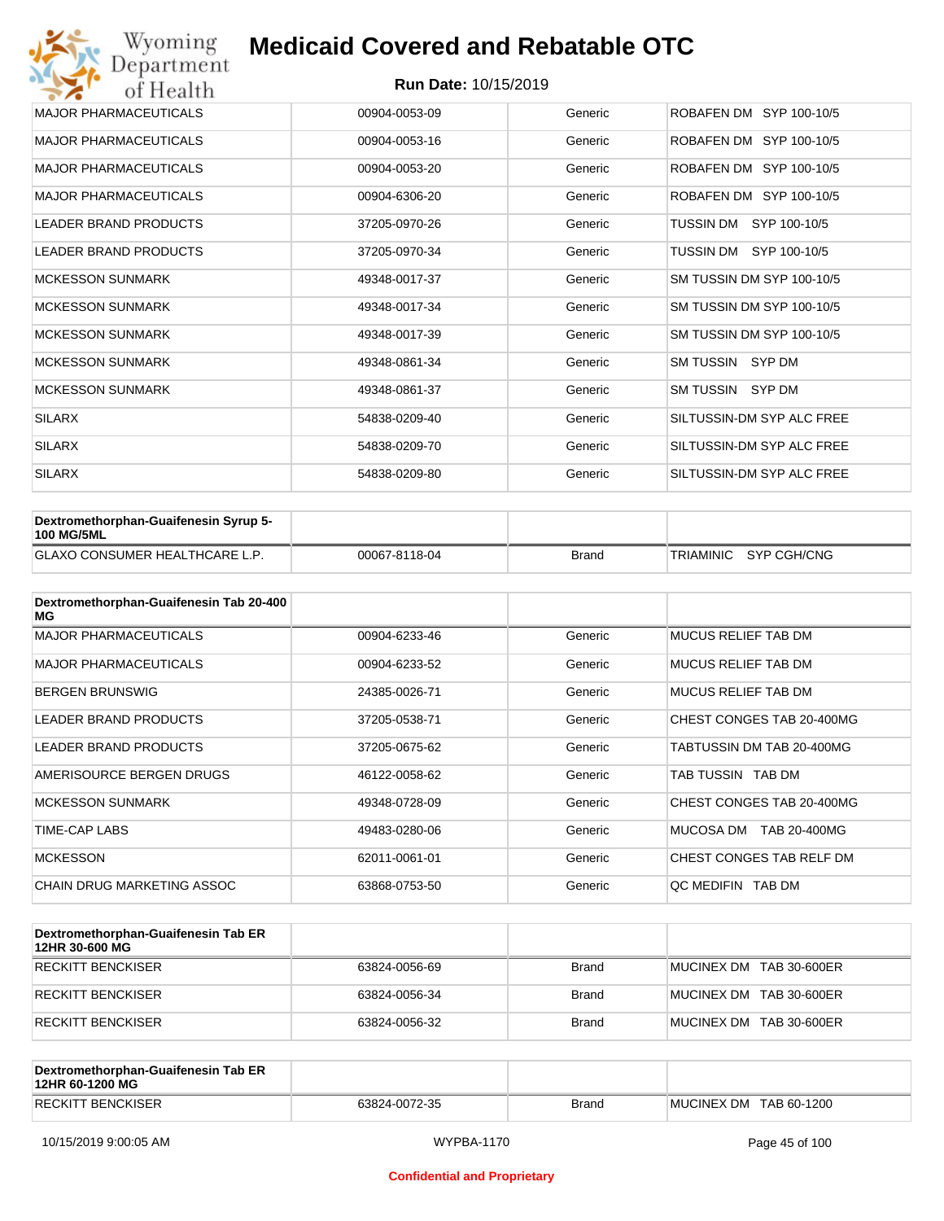| | | | |
|---|---|---|---|
| MAJOR PHARMACEUTICALS | 00904-0053-09 | Generic | ROBAFEN DM SYP 100-10/5 |
| MAJOR PHARMACEUTICALS | 00904-0053-16 | Generic | ROBAFEN DM SYP 100-10/5 |
| MAJOR PHARMACEUTICALS | 00904-0053-20 | Generic | ROBAFEN DM SYP 100-10/5 |
| MAJOR PHARMACEUTICALS | 00904-6306-20 | Generic | ROBAFEN DM SYP 100-10/5 |
| LEADER BRAND PRODUCTS | 37205-0970-26 | Generic | TUSSIN DM SYP 100-10/5 |
| LEADER BRAND PRODUCTS | 37205-0970-34 | Generic | TUSSIN DM SYP 100-10/5 |
| MCKESSON SUNMARK | 49348-0017-37 | Generic | SM TUSSIN DM SYP 100-10/5 |
| MCKESSON SUNMARK | 49348-0017-34 | Generic | SM TUSSIN DM SYP 100-10/5 |
| MCKESSON SUNMARK | 49348-0017-39 | Generic | SM TUSSIN DM SYP 100-10/5 |
| MCKESSON SUNMARK | 49348-0861-34 | Generic | SM TUSSIN SYP DM |
| MCKESSON SUNMARK | 49348-0861-37 | Generic | SM TUSSIN SYP DM |
| SILARX | 54838-0209-40 | Generic | SILTUSSIN-DM SYP ALC FREE |
| SILARX | 54838-0209-70 | Generic | SILTUSSIN-DM SYP ALC FREE |
| SILARX | 54838-0209-80 | Generic | SILTUSSIN-DM SYP ALC FREE |

| Dextromethorphan-Guaifenesin Syrup 5-100 MG/5ML | | | |
|---|---|---|---|
| GLAXO CONSUMER HEALTHCARE L.P. | 00067-8118-04 | Brand | TRIAMINIC SYP CGH/CNG |

| Dextromethorphan-Guaifenesin Tab 20-400 MG | | | |
|---|---|---|---|
| MAJOR PHARMACEUTICALS | 00904-6233-46 | Generic | MUCUS RELIEF TAB DM |
| MAJOR PHARMACEUTICALS | 00904-6233-52 | Generic | MUCUS RELIEF TAB DM |
| BERGEN BRUNSWIG | 24385-0026-71 | Generic | MUCUS RELIEF TAB DM |
| LEADER BRAND PRODUCTS | 37205-0538-71 | Generic | CHEST CONGES TAB 20-400MG |
| LEADER BRAND PRODUCTS | 37205-0675-62 | Generic | TABTUSSIN DM TAB 20-400MG |
| AMERISOURCE BERGEN DRUGS | 46122-0058-62 | Generic | TAB TUSSIN TAB DM |
| MCKESSON SUNMARK | 49348-0728-09 | Generic | CHEST CONGES TAB 20-400MG |
| TIME-CAP LABS | 49483-0280-06 | Generic | MUCOSA DM TAB 20-400MG |
| MCKESSON | 62011-0061-01 | Generic | CHEST CONGES TAB RELF DM |
| CHAIN DRUG MARKETING ASSOC | 63868-0753-50 | Generic | QC MEDIFIN TAB DM |

| Dextromethorphan-Guaifenesin Tab ER 12HR 30-600 MG | | | |
|---|---|---|---|
| RECKITT BENCKISER | 63824-0056-69 | Brand | MUCINEX DM TAB 30-600ER |
| RECKITT BENCKISER | 63824-0056-34 | Brand | MUCINEX DM TAB 30-600ER |
| RECKITT BENCKISER | 63824-0056-32 | Brand | MUCINEX DM TAB 30-600ER |

| Dextromethorphan-Guaifenesin Tab ER 12HR 60-1200 MG | | | |
|---|---|---|---|
| RECKITT BENCKISER | 63824-0072-35 | Brand | MUCINEX DM TAB 60-1200 |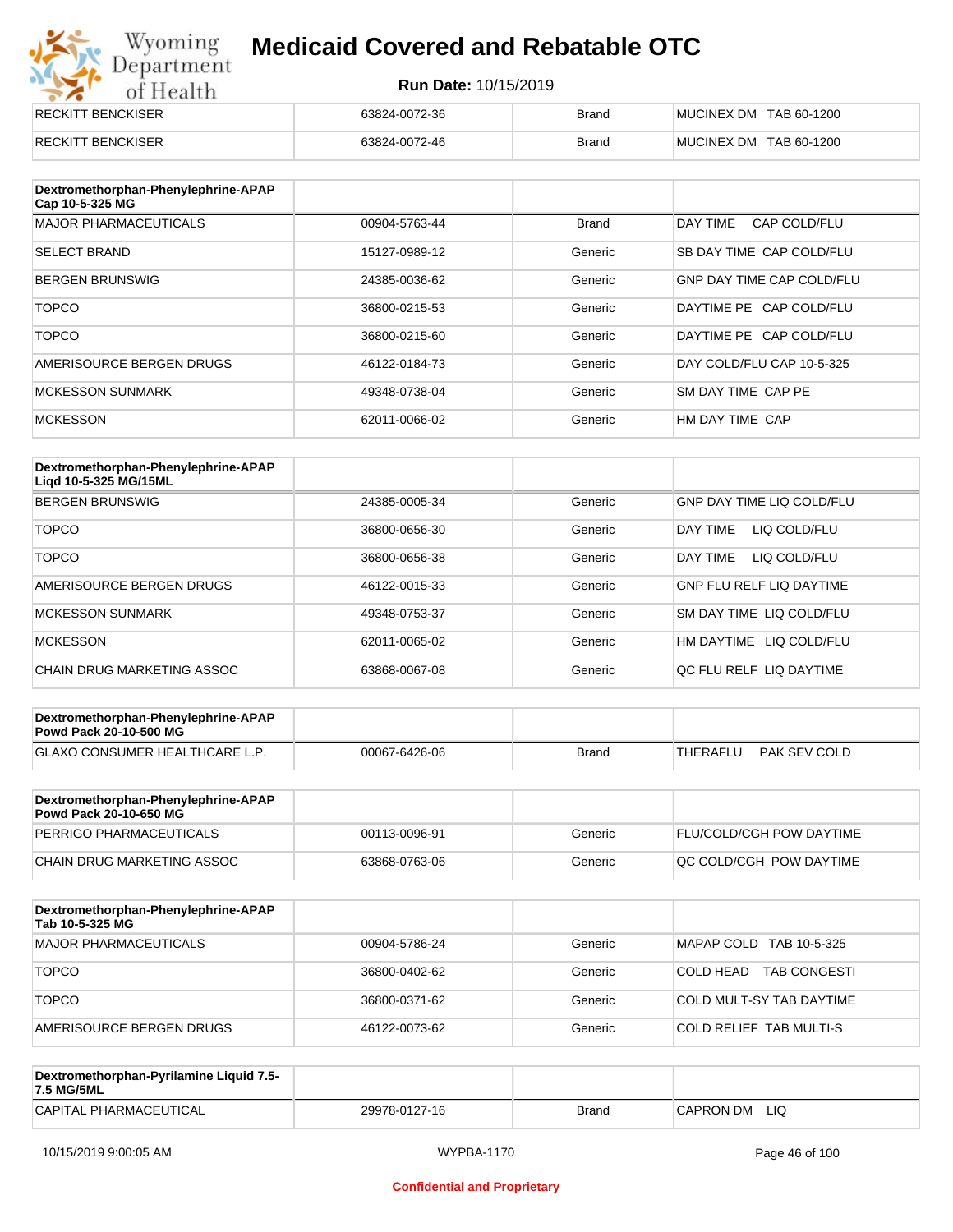| RECKITT BENCKISER | 63824-0072-36 | Brand | MUCINEX DM TAB 60-1200 |
|---|---|---|---|
| RECKITT BENCKISER | 63824-0072-46 | Brand | MUCINEX DM TAB 60-1200 |

| Dextromethorphan-Phenylephrine-APAP Cap 10-5-325 MG | | | |
|---|---|---|---|
| MAJOR PHARMACEUTICALS | 00904-5763-44 | Brand | DAY TIME CAP COLD/FLU |
| SELECT BRAND | 15127-0989-12 | Generic | SB DAY TIME CAP COLD/FLU |
| BERGEN BRUNSWIG | 24385-0036-62 | Generic | GNP DAY TIME CAP COLD/FLU |
| TOPCO | 36800-0215-53 | Generic | DAYTIME PE CAP COLD/FLU |
| TOPCO | 36800-0215-60 | Generic | DAYTIME PE CAP COLD/FLU |
| AMERISOURCE BERGEN DRUGS | 46122-0184-73 | Generic | DAY COLD/FLU CAP 10-5-325 |
| MCKESSON SUNMARK | 49348-0738-04 | Generic | SM DAY TIME CAP PE |
| MCKESSON | 62011-0066-02 | Generic | HM DAY TIME CAP |

| Dextromethorphan-Phenylephrine-APAP Liqd 10-5-325 MG/15ML | | | |
|---|---|---|---|
| BERGEN BRUNSWIG | 24385-0005-34 | Generic | GNP DAY TIME LIQ COLD/FLU |
| TOPCO | 36800-0656-30 | Generic | DAY TIME LIQ COLD/FLU |
| TOPCO | 36800-0656-38 | Generic | DAY TIME LIQ COLD/FLU |
| AMERISOURCE BERGEN DRUGS | 46122-0015-33 | Generic | GNP FLU RELF LIQ DAYTIME |
| MCKESSON SUNMARK | 49348-0753-37 | Generic | SM DAY TIME LIQ COLD/FLU |
| MCKESSON | 62011-0065-02 | Generic | HM DAYTIME LIQ COLD/FLU |
| CHAIN DRUG MARKETING ASSOC | 63868-0067-08 | Generic | QC FLU RELF LIQ DAYTIME |

| Dextromethorphan-Phenylephrine-APAP Powd Pack 20-10-500 MG | | | |
|---|---|---|---|
| GLAXO CONSUMER HEALTHCARE L.P. | 00067-6426-06 | Brand | THERAFLU PAK SEV COLD |

| Dextromethorphan-Phenylephrine-APAP Powd Pack 20-10-650 MG | | | |
|---|---|---|---|
| PERRIGO PHARMACEUTICALS | 00113-0096-91 | Generic | FLU/COLD/CGH POW DAYTIME |
| CHAIN DRUG MARKETING ASSOC | 63868-0763-06 | Generic | QC COLD/CGH POW DAYTIME |

| Dextromethorphan-Phenylephrine-APAP Tab 10-5-325 MG | | | |
|---|---|---|---|
| MAJOR PHARMACEUTICALS | 00904-5786-24 | Generic | MAPAP COLD TAB 10-5-325 |
| TOPCO | 36800-0402-62 | Generic | COLD HEAD TAB CONGESTI |
| TOPCO | 36800-0371-62 | Generic | COLD MULT-SY TAB DAYTIME |
| AMERISOURCE BERGEN DRUGS | 46122-0073-62 | Generic | COLD RELIEF TAB MULTI-S |

| Dextromethorphan-Pyrilamine Liquid 7.5-7.5 MG/5ML | | | |
|---|---|---|---|
| CAPITAL PHARMACEUTICAL | 29978-0127-16 | Brand | CAPRON DM LIQ |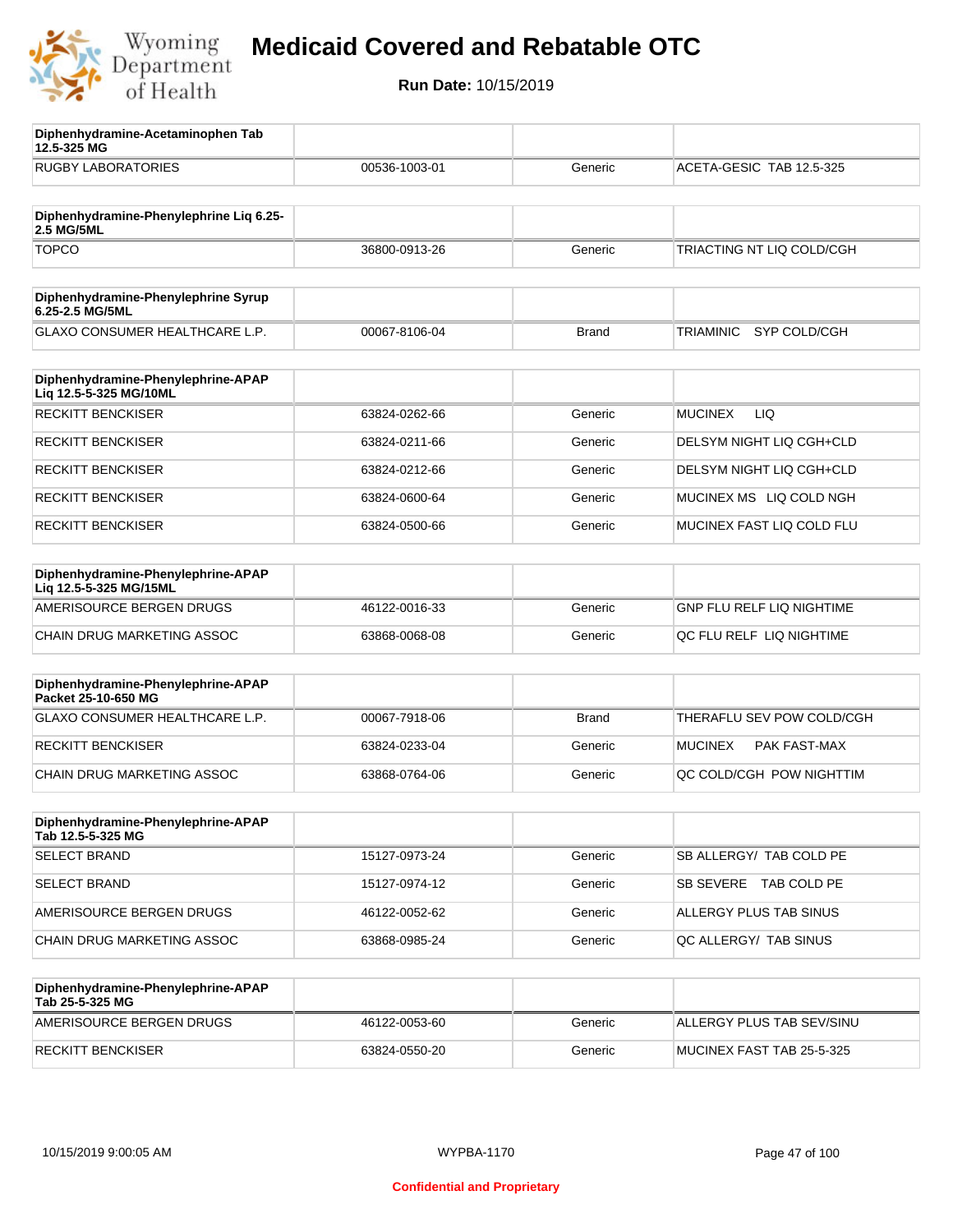# Medicaid Covered and Rebatable OTC

**Run Date:** 10/15/2019

| **Diphenhydramine-Acetaminophen Tab 12.5-325 MG** | | | |
|---|---|---|---|
| RUGBY LABORATORIES | 00536-1003-01 | Generic | ACETA-GESIC TAB 12.5-325 |

| **Diphenhydramine-Phenylephrine Liq 6.25-2.5 MG/5ML** | | | |
|---|---|---|---|
| TOPCO | 36800-0913-26 | Generic | TRIACTING NT LIQ COLD/CGH |

| **Diphenhydramine-Phenylephrine Syrup 6.25-2.5 MG/5ML** | | | |
|---|---|---|---|
| GLAXO CONSUMER HEALTHCARE L.P. | 00067-8106-04 | Brand | TRIAMINIC SYP COLD/CGH |

| **Diphenhydramine-Phenylephrine-APAP Liq 12.5-5-325 MG/10ML** | | | |
|---|---|---|---|
| RECKITT BENCKISER | 63824-0262-66 | Generic | MUCINEX LIQ |
| RECKITT BENCKISER | 63824-0211-66 | Generic | DELSYM NIGHT LIQ CGH+CLD |
| RECKITT BENCKISER | 63824-0212-66 | Generic | DELSYM NIGHT LIQ CGH+CLD |
| RECKITT BENCKISER | 63824-0600-64 | Generic | MUCINEX MS LIQ COLD NGH |
| RECKITT BENCKISER | 63824-0500-66 | Generic | MUCINEX FAST LIQ COLD FLU |

| **Diphenhydramine-Phenylephrine-APAP Liq 12.5-5-325 MG/15ML** | | | |
|---|---|---|---|
| AMERISOURCE BERGEN DRUGS | 46122-0016-33 | Generic | GNP FLU RELF LIQ NIGHTIME |
| CHAIN DRUG MARKETING ASSOC | 63868-0068-08 | Generic | QC FLU RELF LIQ NIGHTIME |

| **Diphenhydramine-Phenylephrine-APAP Packet 25-10-650 MG** | | | |
|---|---|---|---|
| GLAXO CONSUMER HEALTHCARE L.P. | 00067-7918-06 | Brand | THERAFLU SEV POW COLD/CGH |
| RECKITT BENCKISER | 63824-0233-04 | Generic | MUCINEX PAK FAST-MAX |
| CHAIN DRUG MARKETING ASSOC | 63868-0764-06 | Generic | QC COLD/CGH POW NIGHTTIM |

| **Diphenhydramine-Phenylephrine-APAP Tab 12.5-5-325 MG** | | | |
|---|---|---|---|
| SELECT BRAND | 15127-0973-24 | Generic | SB ALLERGY/ TAB COLD PE |
| SELECT BRAND | 15127-0974-12 | Generic | SB SEVERE TAB COLD PE |
| AMERISOURCE BERGEN DRUGS | 46122-0052-62 | Generic | ALLERGY PLUS TAB SINUS |
| CHAIN DRUG MARKETING ASSOC | 63868-0985-24 | Generic | QC ALLERGY/ TAB SINUS |

| **Diphenhydramine-Phenylephrine-APAP Tab 25-5-325 MG** | | | |
|---|---|---|---|
| AMERISOURCE BERGEN DRUGS | 46122-0053-60 | Generic | ALLERGY PLUS TAB SEV/SINU |
| RECKITT BENCKISER | 63824-0550-20 | Generic | MUCINEX FAST TAB 25-5-325 |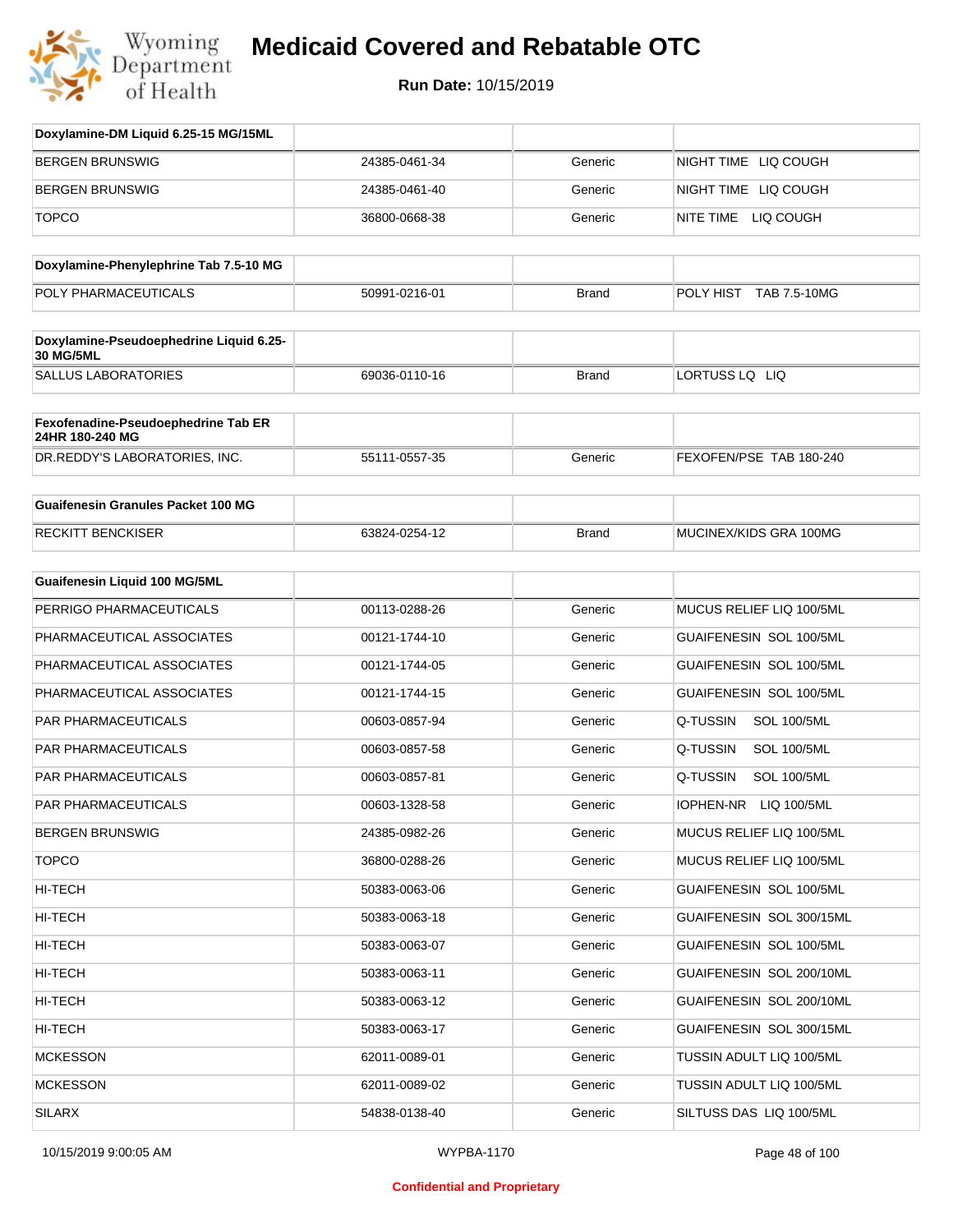# Medicaid Covered and Rebatable OTC

**Run Date:** 10/15/2019

| Doxylamine-DM Liquid 6.25-15 MG/15ML | | | |
|---|---|---|---|
| BERGEN BRUNSWIG | 24385-0461-34 | Generic | NIGHT TIME LIQ COUGH |
| BERGEN BRUNSWIG | 24385-0461-40 | Generic | NIGHT TIME LIQ COUGH |
| TOPCO | 36800-0668-38 | Generic | NITE TIME LIQ COUGH |

| Doxylamine-Phenylephrine Tab 7.5-10 MG | | | |
|---|---|---|---|
| POLY PHARMACEUTICALS | 50991-0216-01 | Brand | POLY HIST TAB 7.5-10MG |

| Doxylamine-Pseudoephedrine Liquid 6.25-30 MG/5ML | | | |
|---|---|---|---|
| SALLUS LABORATORIES | 69036-0110-16 | Brand | LORTUSS LQ LIQ |

| Fexofenadine-Pseudoephedrine Tab ER 24HR 180-240 MG | | | |
|---|---|---|---|
| DR.REDDY'S LABORATORIES, INC. | 55111-0557-35 | Generic | FEXOFEN/PSE TAB 180-240 |

| Guaifenesin Granules Packet 100 MG | | | |
|---|---|---|---|
| RECKITT BENCKISER | 63824-0254-12 | Brand | MUCINEX/KIDS GRA 100MG |

| Guaifenesin Liquid 100 MG/5ML | | | |
|---|---|---|---|
| PERRIGO PHARMACEUTICALS | 00113-0288-26 | Generic | MUCUS RELIEF LIQ 100/5ML |
| PHARMACEUTICAL ASSOCIATES | 00121-1744-10 | Generic | GUAIFENESIN SOL 100/5ML |
| PHARMACEUTICAL ASSOCIATES | 00121-1744-05 | Generic | GUAIFENESIN SOL 100/5ML |
| PHARMACEUTICAL ASSOCIATES | 00121-1744-15 | Generic | GUAIFENESIN SOL 100/5ML |
| PAR PHARMACEUTICALS | 00603-0857-94 | Generic | Q-TUSSIN SOL 100/5ML |
| PAR PHARMACEUTICALS | 00603-0857-58 | Generic | Q-TUSSIN SOL 100/5ML |
| PAR PHARMACEUTICALS | 00603-0857-81 | Generic | Q-TUSSIN SOL 100/5ML |
| PAR PHARMACEUTICALS | 00603-1328-58 | Generic | IOPHEN-NR LIQ 100/5ML |
| BERGEN BRUNSWIG | 24385-0982-26 | Generic | MUCUS RELIEF LIQ 100/5ML |
| TOPCO | 36800-0288-26 | Generic | MUCUS RELIEF LIQ 100/5ML |
| HI-TECH | 50383-0063-06 | Generic | GUAIFENESIN SOL 100/5ML |
| HI-TECH | 50383-0063-18 | Generic | GUAIFENESIN SOL 300/15ML |
| HI-TECH | 50383-0063-07 | Generic | GUAIFENESIN SOL 100/5ML |
| HI-TECH | 50383-0063-11 | Generic | GUAIFENESIN SOL 200/10ML |
| HI-TECH | 50383-0063-12 | Generic | GUAIFENESIN SOL 200/10ML |
| HI-TECH | 50383-0063-17 | Generic | GUAIFENESIN SOL 300/15ML |
| MCKESSON | 62011-0089-01 | Generic | TUSSIN ADULT LIQ 100/5ML |
| MCKESSON | 62011-0089-02 | Generic | TUSSIN ADULT LIQ 100/5ML |
| SILARX | 54838-0138-40 | Generic | SILTUSS DAS LIQ 100/5ML |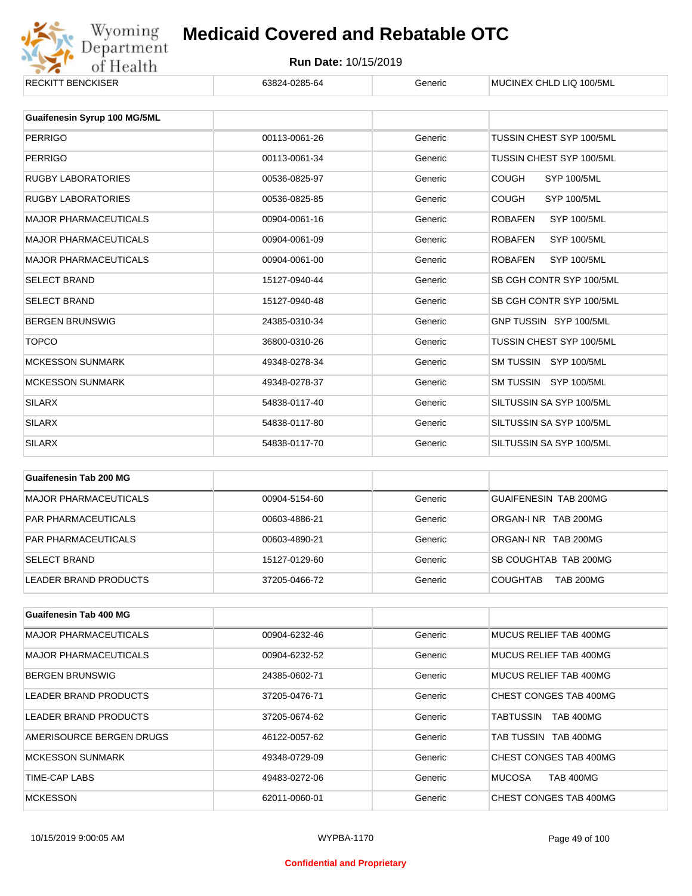| RECKITT BENCKISER | 63824-0285-64 | Generic | MUCINEX CHLD LIQ 100/5ML |
|---|---|---|---|

| Guaifenesin Syrup 100 MG/5ML | | | |
|---|---|---|---|
| PERRIGO | 00113-0061-26 | Generic | TUSSIN CHEST SYP 100/5ML |
| PERRIGO | 00113-0061-34 | Generic | TUSSIN CHEST SYP 100/5ML |
| RUGBY LABORATORIES | 00536-0825-97 | Generic | COUGH SYP 100/5ML |
| RUGBY LABORATORIES | 00536-0825-85 | Generic | COUGH SYP 100/5ML |
| MAJOR PHARMACEUTICALS | 00904-0061-16 | Generic | ROBAFEN SYP 100/5ML |
| MAJOR PHARMACEUTICALS | 00904-0061-09 | Generic | ROBAFEN SYP 100/5ML |
| MAJOR PHARMACEUTICALS | 00904-0061-00 | Generic | ROBAFEN SYP 100/5ML |
| SELECT BRAND | 15127-0940-44 | Generic | SB CGH CONTR SYP 100/5ML |
| SELECT BRAND | 15127-0940-48 | Generic | SB CGH CONTR SYP 100/5ML |
| BERGEN BRUNSWIG | 24385-0310-34 | Generic | GNP TUSSIN SYP 100/5ML |
| TOPCO | 36800-0310-26 | Generic | TUSSIN CHEST SYP 100/5ML |
| MCKESSON SUNMARK | 49348-0278-34 | Generic | SM TUSSIN SYP 100/5ML |
| MCKESSON SUNMARK | 49348-0278-37 | Generic | SM TUSSIN SYP 100/5ML |
| SILARX | 54838-0117-40 | Generic | SILTUSSIN SA SYP 100/5ML |
| SILARX | 54838-0117-80 | Generic | SILTUSSIN SA SYP 100/5ML |
| SILARX | 54838-0117-70 | Generic | SILTUSSIN SA SYP 100/5ML |

| Guaifenesin Tab 200 MG | | | |
|---|---|---|---|
| MAJOR PHARMACEUTICALS | 00904-5154-60 | Generic | GUAIFENESIN TAB 200MG |
| PAR PHARMACEUTICALS | 00603-4886-21 | Generic | ORGAN-I NR TAB 200MG |
| PAR PHARMACEUTICALS | 00603-4890-21 | Generic | ORGAN-I NR TAB 200MG |
| SELECT BRAND | 15127-0129-60 | Generic | SB COUGHTAB TAB 200MG |
| LEADER BRAND PRODUCTS | 37205-0466-72 | Generic | COUGHTAB TAB 200MG |

| Guaifenesin Tab 400 MG | | | |
|---|---|---|---|
| MAJOR PHARMACEUTICALS | 00904-6232-46 | Generic | MUCUS RELIEF TAB 400MG |
| MAJOR PHARMACEUTICALS | 00904-6232-52 | Generic | MUCUS RELIEF TAB 400MG |
| BERGEN BRUNSWIG | 24385-0602-71 | Generic | MUCUS RELIEF TAB 400MG |
| LEADER BRAND PRODUCTS | 37205-0476-71 | Generic | CHEST CONGES TAB 400MG |
| LEADER BRAND PRODUCTS | 37205-0674-62 | Generic | TABTUSSIN TAB 400MG |
| AMERISOURCE BERGEN DRUGS | 46122-0057-62 | Generic | TAB TUSSIN TAB 400MG |
| MCKESSON SUNMARK | 49348-0729-09 | Generic | CHEST CONGES TAB 400MG |
| TIME-CAP LABS | 49483-0272-06 | Generic | MUCOSA TAB 400MG |
| MCKESSON | 62011-0060-01 | Generic | CHEST CONGES TAB 400MG |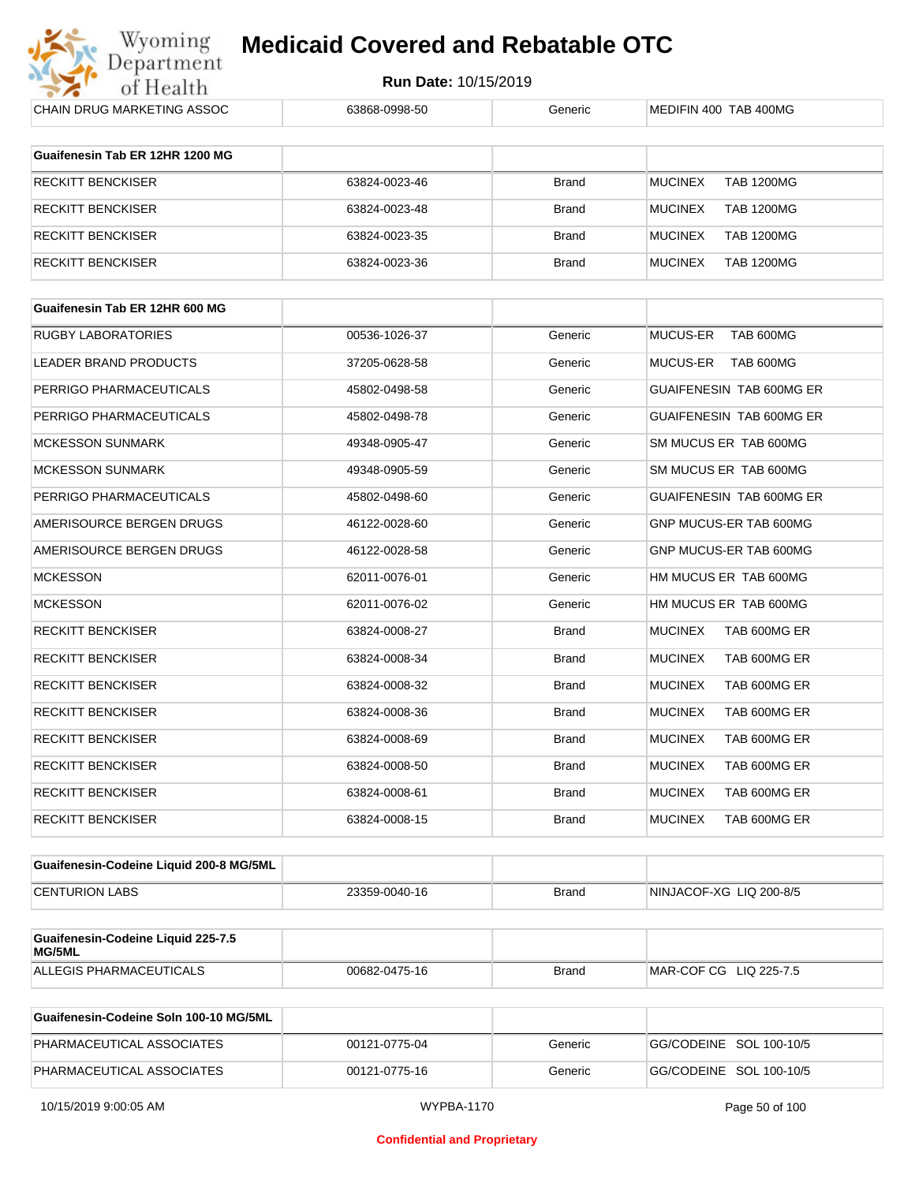| CHAIN DRUG MARKETING ASSOC | 63868-0998-50 | Generic | MEDIFIN 400 TAB 400MG |
|---|---|---|---|

| Guaifenesin Tab ER 12HR 1200 MG | | | |
|---|---|---|---|
| RECKITT BENCKISER | 63824-0023-46 | Brand | MUCINEX TAB 1200MG |
| RECKITT BENCKISER | 63824-0023-48 | Brand | MUCINEX TAB 1200MG |
| RECKITT BENCKISER | 63824-0023-35 | Brand | MUCINEX TAB 1200MG |
| RECKITT BENCKISER | 63824-0023-36 | Brand | MUCINEX TAB 1200MG |

| Guaifenesin Tab ER 12HR 600 MG | | | |
|---|---|---|---|
| RUGBY LABORATORIES | 00536-1026-37 | Generic | MUCUS-ER TAB 600MG |
| LEADER BRAND PRODUCTS | 37205-0628-58 | Generic | MUCUS-ER TAB 600MG |
| PERRIGO PHARMACEUTICALS | 45802-0498-58 | Generic | GUAIFENESIN TAB 600MG ER |
| PERRIGO PHARMACEUTICALS | 45802-0498-78 | Generic | GUAIFENESIN TAB 600MG ER |
| MCKESSON SUNMARK | 49348-0905-47 | Generic | SM MUCUS ER TAB 600MG |
| MCKESSON SUNMARK | 49348-0905-59 | Generic | SM MUCUS ER TAB 600MG |
| PERRIGO PHARMACEUTICALS | 45802-0498-60 | Generic | GUAIFENESIN TAB 600MG ER |
| AMERISOURCE BERGEN DRUGS | 46122-0028-60 | Generic | GNP MUCUS-ER TAB 600MG |
| AMERISOURCE BERGEN DRUGS | 46122-0028-58 | Generic | GNP MUCUS-ER TAB 600MG |
| MCKESSON | 62011-0076-01 | Generic | HM MUCUS ER TAB 600MG |
| MCKESSON | 62011-0076-02 | Generic | HM MUCUS ER TAB 600MG |
| RECKITT BENCKISER | 63824-0008-27 | Brand | MUCINEX TAB 600MG ER |
| RECKITT BENCKISER | 63824-0008-34 | Brand | MUCINEX TAB 600MG ER |
| RECKITT BENCKISER | 63824-0008-32 | Brand | MUCINEX TAB 600MG ER |
| RECKITT BENCKISER | 63824-0008-36 | Brand | MUCINEX TAB 600MG ER |
| RECKITT BENCKISER | 63824-0008-69 | Brand | MUCINEX TAB 600MG ER |
| RECKITT BENCKISER | 63824-0008-50 | Brand | MUCINEX TAB 600MG ER |
| RECKITT BENCKISER | 63824-0008-61 | Brand | MUCINEX TAB 600MG ER |
| RECKITT BENCKISER | 63824-0008-15 | Brand | MUCINEX TAB 600MG ER |

| Guaifenesin-Codeine Liquid 200-8 MG/5ML | | | |
|---|---|---|---|
| CENTURION LABS | 23359-0040-16 | Brand | NINJACOF-XG LIQ 200-8/5 |

| Guaifenesin-Codeine Liquid 225-7.5 MG/5ML | | | |
|---|---|---|---|
| ALLEGIS PHARMACEUTICALS | 00682-0475-16 | Brand | MAR-COF CG LIQ 225-7.5 |

| Guaifenesin-Codeine Soln 100-10 MG/5ML | | | |
|---|---|---|---|
| PHARMACEUTICAL ASSOCIATES | 00121-0775-04 | Generic | GG/CODEINE SOL 100-10/5 |
| PHARMACEUTICAL ASSOCIATES | 00121-0775-16 | Generic | GG/CODEINE SOL 100-10/5 |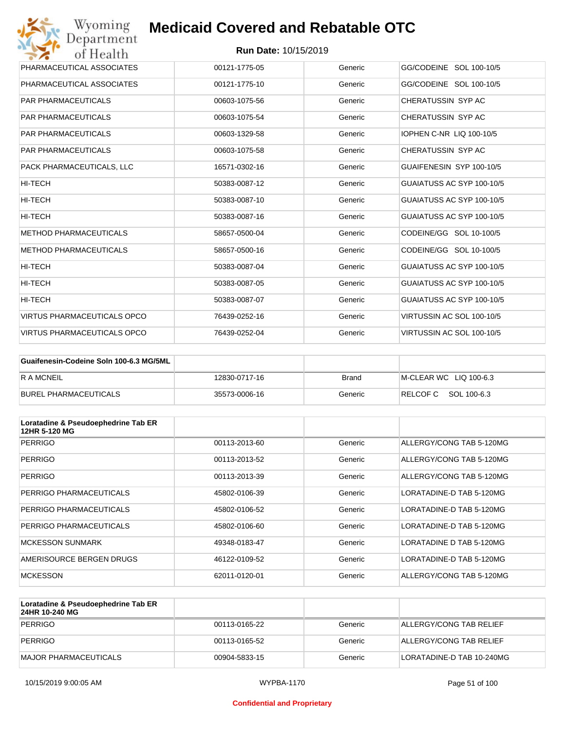| | | | |
|---|---|---|---|
| PHARMACEUTICAL ASSOCIATES | 00121-1775-05 | Generic | GG/CODEINE SOL 100-10/5 |
| PHARMACEUTICAL ASSOCIATES | 00121-1775-10 | Generic | GG/CODEINE SOL 100-10/5 |
| PAR PHARMACEUTICALS | 00603-1075-56 | Generic | CHERATUSSIN SYP AC |
| PAR PHARMACEUTICALS | 00603-1075-54 | Generic | CHERATUSSIN SYP AC |
| PAR PHARMACEUTICALS | 00603-1329-58 | Generic | IOPHEN C-NR LIQ 100-10/5 |
| PAR PHARMACEUTICALS | 00603-1075-58 | Generic | CHERATUSSIN SYP AC |
| PACK PHARMACEUTICALS, LLC | 16571-0302-16 | Generic | GUAIFENESIN SYP 100-10/5 |
| HI-TECH | 50383-0087-12 | Generic | GUAIATUSS AC SYP 100-10/5 |
| HI-TECH | 50383-0087-10 | Generic | GUAIATUSS AC SYP 100-10/5 |
| HI-TECH | 50383-0087-16 | Generic | GUAIATUSS AC SYP 100-10/5 |
| METHOD PHARMACEUTICALS | 58657-0500-04 | Generic | CODEINE/GG SOL 10-100/5 |
| METHOD PHARMACEUTICALS | 58657-0500-16 | Generic | CODEINE/GG SOL 10-100/5 |
| HI-TECH | 50383-0087-04 | Generic | GUAIATUSS AC SYP 100-10/5 |
| HI-TECH | 50383-0087-05 | Generic | GUAIATUSS AC SYP 100-10/5 |
| HI-TECH | 50383-0087-07 | Generic | GUAIATUSS AC SYP 100-10/5 |
| VIRTUS PHARMACEUTICALS OPCO | 76439-0252-16 | Generic | VIRTUSSIN AC SOL 100-10/5 |
| VIRTUS PHARMACEUTICALS OPCO | 76439-0252-04 | Generic | VIRTUSSIN AC SOL 100-10/5 |

| Guaifenesin-Codeine Soln 100-6.3 MG/5ML | | | |
|---|---|---|---|
| R A MCNEIL | 12830-0717-16 | Brand | M-CLEAR WC LIQ 100-6.3 |
| BUREL PHARMACEUTICALS | 35573-0006-16 | Generic | RELCOF C SOL 100-6.3 |

| Loratadine & Pseudoephedrine Tab ER 12HR 5-120 MG | | | |
|---|---|---|---|
| PERRIGO | 00113-2013-60 | Generic | ALLERGY/CONG TAB 5-120MG |
| PERRIGO | 00113-2013-52 | Generic | ALLERGY/CONG TAB 5-120MG |
| PERRIGO | 00113-2013-39 | Generic | ALLERGY/CONG TAB 5-120MG |
| PERRIGO PHARMACEUTICALS | 45802-0106-39 | Generic | LORATADINE-D TAB 5-120MG |
| PERRIGO PHARMACEUTICALS | 45802-0106-52 | Generic | LORATADINE-D TAB 5-120MG |
| PERRIGO PHARMACEUTICALS | 45802-0106-60 | Generic | LORATADINE-D TAB 5-120MG |
| MCKESSON SUNMARK | 49348-0183-47 | Generic | LORATADINE D TAB 5-120MG |
| AMERISOURCE BERGEN DRUGS | 46122-0109-52 | Generic | LORATADINE-D TAB 5-120MG |
| MCKESSON | 62011-0120-01 | Generic | ALLERGY/CONG TAB 5-120MG |

| Loratadine & Pseudoephedrine Tab ER 24HR 10-240 MG | | | |
|---|---|---|---|
| PERRIGO | 00113-0165-22 | Generic | ALLERGY/CONG TAB RELIEF |
| PERRIGO | 00113-0165-52 | Generic | ALLERGY/CONG TAB RELIEF |
| MAJOR PHARMACEUTICALS | 00904-5833-15 | Generic | LORATADINE-D TAB 10-240MG |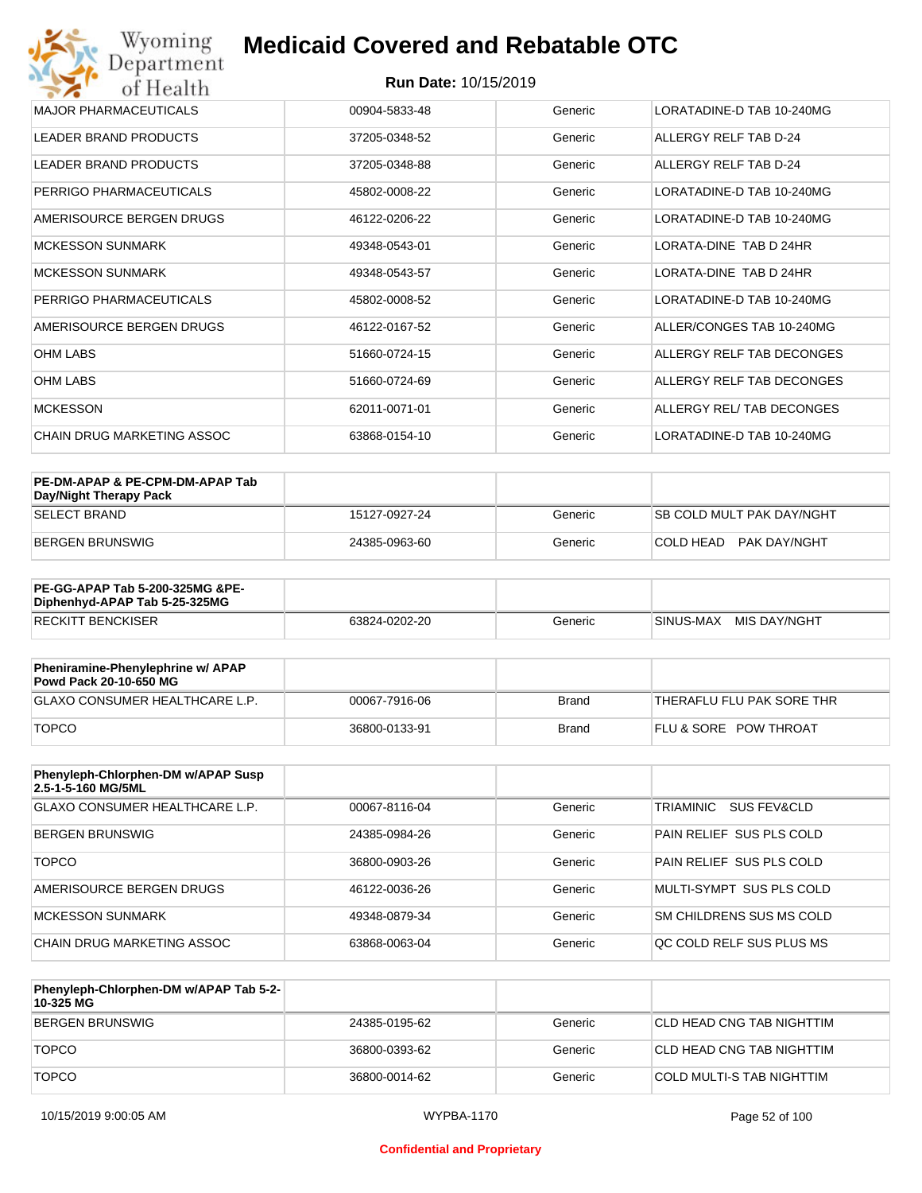| MAJOR PHARMACEUTICALS | 00904-5833-48 | Generic | LORATADINE-D TAB 10-240MG |
|---|---|---|---|
| LEADER BRAND PRODUCTS | 37205-0348-52 | Generic | ALLERGY RELF TAB D-24 |
| LEADER BRAND PRODUCTS | 37205-0348-88 | Generic | ALLERGY RELF TAB D-24 |
| PERRIGO PHARMACEUTICALS | 45802-0008-22 | Generic | LORATADINE-D TAB 10-240MG |
| AMERISOURCE BERGEN DRUGS | 46122-0206-22 | Generic | LORATADINE-D TAB 10-240MG |
| MCKESSON SUNMARK | 49348-0543-01 | Generic | LORATA-DINE TAB D 24HR |
| MCKESSON SUNMARK | 49348-0543-57 | Generic | LORATA-DINE TAB D 24HR |
| PERRIGO PHARMACEUTICALS | 45802-0008-52 | Generic | LORATADINE-D TAB 10-240MG |
| AMERISOURCE BERGEN DRUGS | 46122-0167-52 | Generic | ALLER/CONGES TAB 10-240MG |
| OHM LABS | 51660-0724-15 | Generic | ALLERGY RELF TAB DECONGES |
| OHM LABS | 51660-0724-69 | Generic | ALLERGY RELF TAB DECONGES |
| MCKESSON | 62011-0071-01 | Generic | ALLERGY REL/ TAB DECONGES |
| CHAIN DRUG MARKETING ASSOC | 63868-0154-10 | Generic | LORATADINE-D TAB 10-240MG |

| **PE-DM-APAP & PE-CPM-DM-APAP Tab Day/Night Therapy Pack** | | | |
|---|---|---|---|
| SELECT BRAND | 15127-0927-24 | Generic | SB COLD MULT PAK DAY/NGHT |
| BERGEN BRUNSWIG | 24385-0963-60 | Generic | COLD HEAD PAK DAY/NGHT |

| **PE-GG-APAP Tab 5-200-325MG &PE-Diphenhyd-APAP Tab 5-25-325MG** | | | |
|---|---|---|---|
| RECKITT BENCKISER | 63824-0202-20 | Generic | SINUS-MAX MIS DAY/NGHT |

| **Pheniramine-Phenylephrine w/ APAP Powd Pack 20-10-650 MG** | | | |
|---|---|---|---|
| GLAXO CONSUMER HEALTHCARE L.P. | 00067-7916-06 | Brand | THERAFLU FLU PAK SORE THR |
| TOPCO | 36800-0133-91 | Brand | FLU & SORE POW THROAT |

| **Phenyleph-Chlorphen-DM w/APAP Susp 2.5-1-5-160 MG/5ML** | | | |
|---|---|---|---|
| GLAXO CONSUMER HEALTHCARE L.P. | 00067-8116-04 | Generic | TRIAMINIC SUS FEV&CLD |
| BERGEN BRUNSWIG | 24385-0984-26 | Generic | PAIN RELIEF SUS PLS COLD |
| TOPCO | 36800-0903-26 | Generic | PAIN RELIEF SUS PLS COLD |
| AMERISOURCE BERGEN DRUGS | 46122-0036-26 | Generic | MULTI-SYMPT SUS PLS COLD |
| MCKESSON SUNMARK | 49348-0879-34 | Generic | SM CHILDRENS SUS MS COLD |
| CHAIN DRUG MARKETING ASSOC | 63868-0063-04 | Generic | QC COLD RELF SUS PLUS MS |

| **Phenyleph-Chlorphen-DM w/APAP Tab 5-2-10-325 MG** | | | |
|---|---|---|---|
| BERGEN BRUNSWIG | 24385-0195-62 | Generic | CLD HEAD CNG TAB NIGHTTIM |
| TOPCO | 36800-0393-62 | Generic | CLD HEAD CNG TAB NIGHTTIM |
| TOPCO | 36800-0014-62 | Generic | COLD MULTI-S TAB NIGHTTIM |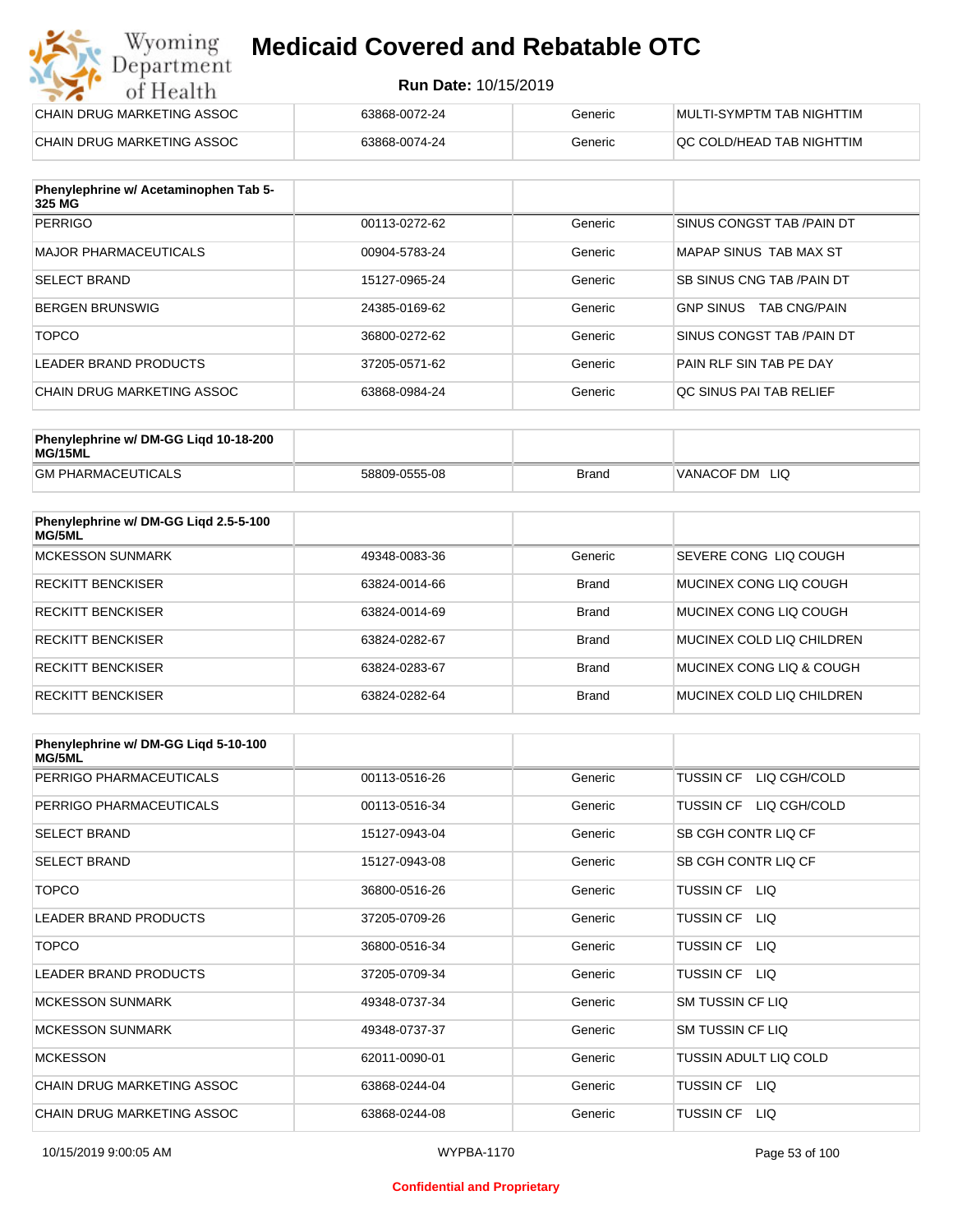# Medicaid Covered and Rebatable OTC

**Run Date:** 10/15/2019

| | | | |
|---|---|---|---|
| CHAIN DRUG MARKETING ASSOC | 63868-0072-24 | Generic | MULTI-SYMPTM TAB NIGHTTIM |
| CHAIN DRUG MARKETING ASSOC | 63868-0074-24 | Generic | QC COLD/HEAD TAB NIGHTTIM |

| Phenylephrine w/ Acetaminophen Tab 5-325 MG | | | |
|---|---|---|---|
| PERRIGO | 00113-0272-62 | Generic | SINUS CONGST TAB /PAIN DT |
| MAJOR PHARMACEUTICALS | 00904-5783-24 | Generic | MAPAP SINUS TAB MAX ST |
| SELECT BRAND | 15127-0965-24 | Generic | SB SINUS CNG TAB /PAIN DT |
| BERGEN BRUNSWIG | 24385-0169-62 | Generic | GNP SINUS TAB CNG/PAIN |
| TOPCO | 36800-0272-62 | Generic | SINUS CONGST TAB /PAIN DT |
| LEADER BRAND PRODUCTS | 37205-0571-62 | Generic | PAIN RLF SIN TAB PE DAY |
| CHAIN DRUG MARKETING ASSOC | 63868-0984-24 | Generic | QC SINUS PAI TAB RELIEF |

| Phenylephrine w/ DM-GG Liqd 10-18-200 MG/15ML | | | |
|---|---|---|---|
| GM PHARMACEUTICALS | 58809-0555-08 | Brand | VANACOF DM LIQ |

| Phenylephrine w/ DM-GG Liqd 2.5-5-100 MG/5ML | | | |
|---|---|---|---|
| MCKESSON SUNMARK | 49348-0083-36 | Generic | SEVERE CONG LIQ COUGH |
| RECKITT BENCKISER | 63824-0014-66 | Brand | MUCINEX CONG LIQ COUGH |
| RECKITT BENCKISER | 63824-0014-69 | Brand | MUCINEX CONG LIQ COUGH |
| RECKITT BENCKISER | 63824-0282-67 | Brand | MUCINEX COLD LIQ CHILDREN |
| RECKITT BENCKISER | 63824-0283-67 | Brand | MUCINEX CONG LIQ & COUGH |
| RECKITT BENCKISER | 63824-0282-64 | Brand | MUCINEX COLD LIQ CHILDREN |

| Phenylephrine w/ DM-GG Liqd 5-10-100 MG/5ML | | | |
|---|---|---|---|
| PERRIGO PHARMACEUTICALS | 00113-0516-26 | Generic | TUSSIN CF LIQ CGH/COLD |
| PERRIGO PHARMACEUTICALS | 00113-0516-34 | Generic | TUSSIN CF LIQ CGH/COLD |
| SELECT BRAND | 15127-0943-04 | Generic | SB CGH CONTR LIQ CF |
| SELECT BRAND | 15127-0943-08 | Generic | SB CGH CONTR LIQ CF |
| TOPCO | 36800-0516-26 | Generic | TUSSIN CF LIQ |
| LEADER BRAND PRODUCTS | 37205-0709-26 | Generic | TUSSIN CF LIQ |
| TOPCO | 36800-0516-34 | Generic | TUSSIN CF LIQ |
| LEADER BRAND PRODUCTS | 37205-0709-34 | Generic | TUSSIN CF LIQ |
| MCKESSON SUNMARK | 49348-0737-34 | Generic | SM TUSSIN CF LIQ |
| MCKESSON SUNMARK | 49348-0737-37 | Generic | SM TUSSIN CF LIQ |
| MCKESSON | 62011-0090-01 | Generic | TUSSIN ADULT LIQ COLD |
| CHAIN DRUG MARKETING ASSOC | 63868-0244-04 | Generic | TUSSIN CF LIQ |
| CHAIN DRUG MARKETING ASSOC | 63868-0244-08 | Generic | TUSSIN CF LIQ |

Confidential and Proprietary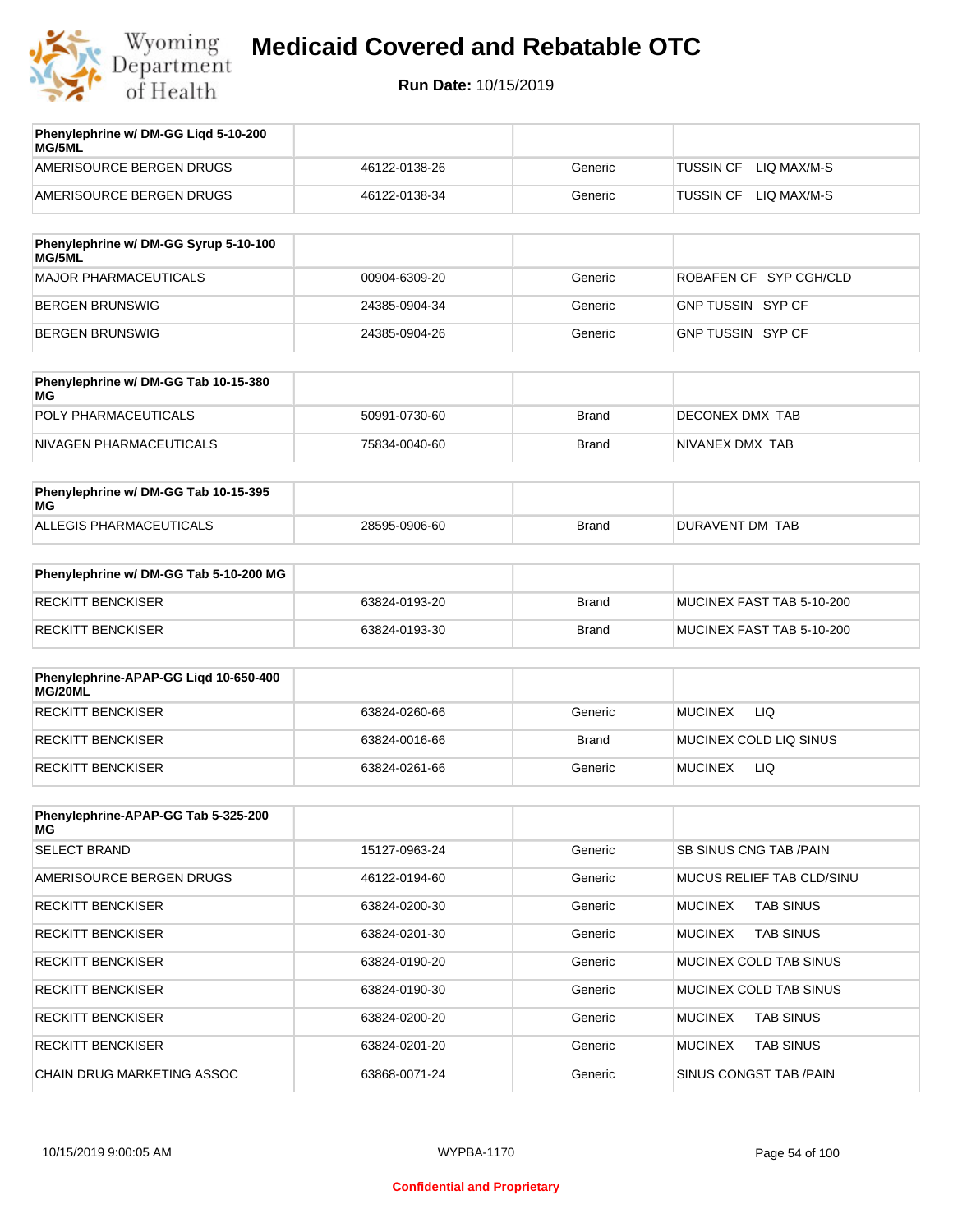# Medicaid Covered and Rebatable OTC

**Run Date:** 10/15/2019

| Phenylephrine w/ DM-GG Liqd 5-10-200 MG/5ML | | | |
|---|---|---|---|
| AMERISOURCE BERGEN DRUGS | 46122-0138-26 | Generic | TUSSIN CF LIQ MAX/M-S |
| AMERISOURCE BERGEN DRUGS | 46122-0138-34 | Generic | TUSSIN CF LIQ MAX/M-S |

| Phenylephrine w/ DM-GG Syrup 5-10-100 MG/5ML | | | |
|---|---|---|---|
| MAJOR PHARMACEUTICALS | 00904-6309-20 | Generic | ROBAFEN CF SYP CGH/CLD |
| BERGEN BRUNSWIG | 24385-0904-34 | Generic | GNP TUSSIN SYP CF |
| BERGEN BRUNSWIG | 24385-0904-26 | Generic | GNP TUSSIN SYP CF |

| Phenylephrine w/ DM-GG Tab 10-15-380 MG | | | |
|---|---|---|---|
| POLY PHARMACEUTICALS | 50991-0730-60 | Brand | DECONEX DMX TAB |
| NIVAGEN PHARMACEUTICALS | 75834-0040-60 | Brand | NIVANEX DMX TAB |

| Phenylephrine w/ DM-GG Tab 10-15-395 MG | | | |
|---|---|---|---|
| ALLEGIS PHARMACEUTICALS | 28595-0906-60 | Brand | DURAVENT DM TAB |

| Phenylephrine w/ DM-GG Tab 5-10-200 MG | | | |
|---|---|---|---|
| RECKITT BENCKISER | 63824-0193-20 | Brand | MUCINEX FAST TAB 5-10-200 |
| RECKITT BENCKISER | 63824-0193-30 | Brand | MUCINEX FAST TAB 5-10-200 |

| Phenylephrine-APAP-GG Liqd 10-650-400 MG/20ML | | | |
|---|---|---|---|
| RECKITT BENCKISER | 63824-0260-66 | Generic | MUCINEX LIQ |
| RECKITT BENCKISER | 63824-0016-66 | Brand | MUCINEX COLD LIQ SINUS |
| RECKITT BENCKISER | 63824-0261-66 | Generic | MUCINEX LIQ |

| Phenylephrine-APAP-GG Tab 5-325-200 MG | | | |
|---|---|---|---|
| SELECT BRAND | 15127-0963-24 | Generic | SB SINUS CNG TAB /PAIN |
| AMERISOURCE BERGEN DRUGS | 46122-0194-60 | Generic | MUCUS RELIEF TAB CLD/SINU |
| RECKITT BENCKISER | 63824-0200-30 | Generic | MUCINEX TAB SINUS |
| RECKITT BENCKISER | 63824-0201-30 | Generic | MUCINEX TAB SINUS |
| RECKITT BENCKISER | 63824-0190-20 | Generic | MUCINEX COLD TAB SINUS |
| RECKITT BENCKISER | 63824-0190-30 | Generic | MUCINEX COLD TAB SINUS |
| RECKITT BENCKISER | 63824-0200-20 | Generic | MUCINEX TAB SINUS |
| RECKITT BENCKISER | 63824-0201-20 | Generic | MUCINEX TAB SINUS |
| CHAIN DRUG MARKETING ASSOC | 63868-0071-24 | Generic | SINUS CONGST TAB /PAIN |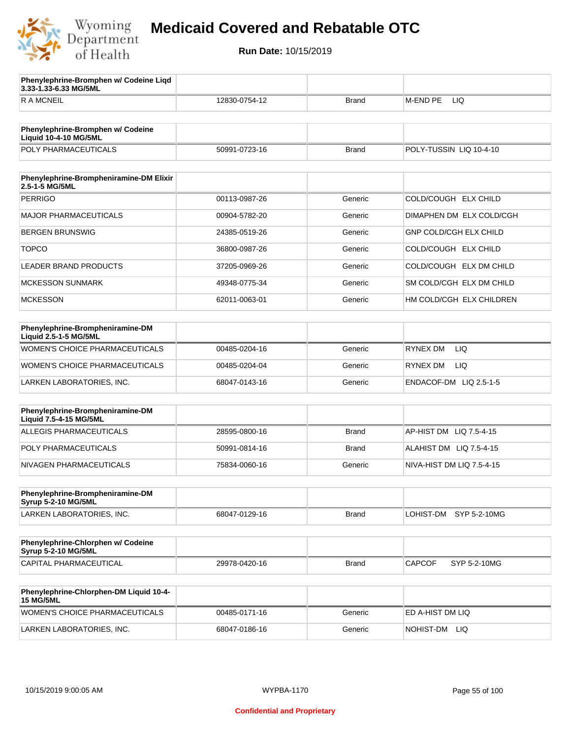# Medicaid Covered and Rebatable OTC

**Run Date:** 10/15/2019

| Phenylephrine-Bromphen w/ Codeine Liqd 3.33-1.33-6.33 MG/5ML | | | |
|---|---|---|---|
| R A MCNEIL | 12830-0754-12 | Brand | M-END PE LIQ |

| Phenylephrine-Bromphen w/ Codeine Liquid 10-4-10 MG/5ML | | | |
|---|---|---|---|
| POLY PHARMACEUTICALS | 50991-0723-16 | Brand | POLY-TUSSIN LIQ 10-4-10 |

| Phenylephrine-Brompheniramine-DM Elixir 2.5-1-5 MG/5ML | | | |
|---|---|---|---|
| PERRIGO | 00113-0987-26 | Generic | COLD/COUGH ELX CHILD |
| MAJOR PHARMACEUTICALS | 00904-5782-20 | Generic | DIMAPHEN DM ELX COLD/CGH |
| BERGEN BRUNSWIG | 24385-0519-26 | Generic | GNP COLD/CGH ELX CHILD |
| TOPCO | 36800-0987-26 | Generic | COLD/COUGH ELX CHILD |
| LEADER BRAND PRODUCTS | 37205-0969-26 | Generic | COLD/COUGH ELX DM CHILD |
| MCKESSON SUNMARK | 49348-0775-34 | Generic | SM COLD/CGH ELX DM CHILD |
| MCKESSON | 62011-0063-01 | Generic | HM COLD/CGH ELX CHILDREN |

| Phenylephrine-Brompheniramine-DM Liquid 2.5-1-5 MG/5ML | | | |
|---|---|---|---|
| WOMEN'S CHOICE PHARMACEUTICALS | 00485-0204-16 | Generic | RYNEX DM LIQ |
| WOMEN'S CHOICE PHARMACEUTICALS | 00485-0204-04 | Generic | RYNEX DM LIQ |
| LARKEN LABORATORIES, INC. | 68047-0143-16 | Generic | ENDACOF-DM LIQ 2.5-1-5 |

| Phenylephrine-Brompheniramine-DM Liquid 7.5-4-15 MG/5ML | | | |
|---|---|---|---|
| ALLEGIS PHARMACEUTICALS | 28595-0800-16 | Brand | AP-HIST DM LIQ 7.5-4-15 |
| POLY PHARMACEUTICALS | 50991-0814-16 | Brand | ALAHIST DM LIQ 7.5-4-15 |
| NIVAGEN PHARMACEUTICALS | 75834-0060-16 | Generic | NIVA-HIST DM LIQ 7.5-4-15 |

| Phenylephrine-Brompheniramine-DM Syrup 5-2-10 MG/5ML | | | |
|---|---|---|---|
| LARKEN LABORATORIES, INC. | 68047-0129-16 | Brand | LOHIST-DM SYP 5-2-10MG |

| Phenylephrine-Chlorphen w/ Codeine Syrup 5-2-10 MG/5ML | | | |
|---|---|---|---|
| CAPITAL PHARMACEUTICAL | 29978-0420-16 | Brand | CAPCOF SYP 5-2-10MG |

| Phenylephrine-Chlorphen-DM Liquid 10-4-15 MG/5ML | | | |
|---|---|---|---|
| WOMEN'S CHOICE PHARMACEUTICALS | 00485-0171-16 | Generic | ED A-HIST DM LIQ |
| LARKEN LABORATORIES, INC. | 68047-0186-16 | Generic | NOHIST-DM LIQ |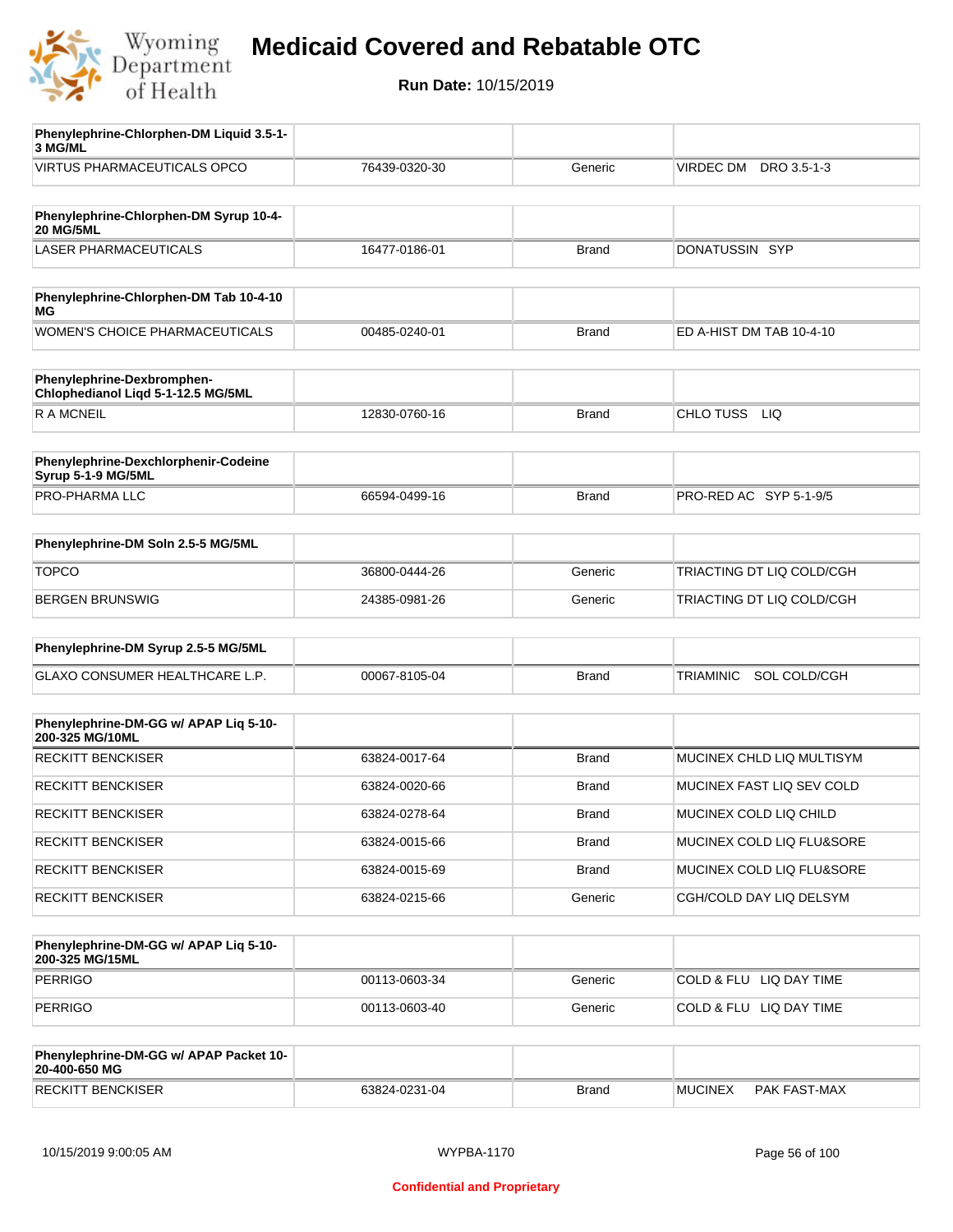# Medicaid Covered and Rebatable OTC

**Run Date:** 10/15/2019

| Phenylephrine-Chlorphen-DM Liquid 3.5-1-3 MG/ML | | | |
|---|---|---|---|
| VIRTUS PHARMACEUTICALS OPCO | 76439-0320-30 | Generic | VIRDEC DM DRO 3.5-1-3 |

| Phenylephrine-Chlorphen-DM Syrup 10-4-20 MG/5ML | | | |
|---|---|---|---|
| LASER PHARMACEUTICALS | 16477-0186-01 | Brand | DONATUSSIN SYP |

| Phenylephrine-Chlorphen-DM Tab 10-4-10 MG | | | |
|---|---|---|---|
| WOMEN'S CHOICE PHARMACEUTICALS | 00485-0240-01 | Brand | ED A-HIST DM TAB 10-4-10 |

| Phenylephrine-Dexbromphen-Chlophedianol Liqd 5-1-12.5 MG/5ML | | | |
|---|---|---|---|
| R A MCNEIL | 12830-0760-16 | Brand | CHLO TUSS LIQ |

| Phenylephrine-Dexchlorphenir-Codeine Syrup 5-1-9 MG/5ML | | | |
|---|---|---|---|
| PRO-PHARMA LLC | 66594-0499-16 | Brand | PRO-RED AC SYP 5-1-9/5 |

| Phenylephrine-DM Soln 2.5-5 MG/5ML | | | |
|---|---|---|---|
| TOPCO | 36800-0444-26 | Generic | TRIACTING DT LIQ COLD/CGH |
| BERGEN BRUNSWIG | 24385-0981-26 | Generic | TRIACTING DT LIQ COLD/CGH |

| Phenylephrine-DM Syrup 2.5-5 MG/5ML | | | |
|---|---|---|---|
| GLAXO CONSUMER HEALTHCARE L.P. | 00067-8105-04 | Brand | TRIAMINIC SOL COLD/CGH |

| Phenylephrine-DM-GG w/ APAP Liq 5-10-200-325 MG/10ML | | | |
|---|---|---|---|
| RECKITT BENCKISER | 63824-0017-64 | Brand | MUCINEX CHLD LIQ MULTISYM |
| RECKITT BENCKISER | 63824-0020-66 | Brand | MUCINEX FAST LIQ SEV COLD |
| RECKITT BENCKISER | 63824-0278-64 | Brand | MUCINEX COLD LIQ CHILD |
| RECKITT BENCKISER | 63824-0015-66 | Brand | MUCINEX COLD LIQ FLU&SORE |
| RECKITT BENCKISER | 63824-0015-69 | Brand | MUCINEX COLD LIQ FLU&SORE |
| RECKITT BENCKISER | 63824-0215-66 | Generic | CGH/COLD DAY LIQ DELSYM |

| Phenylephrine-DM-GG w/ APAP Liq 5-10-200-325 MG/15ML | | | |
|---|---|---|---|
| PERRIGO | 00113-0603-34 | Generic | COLD & FLU LIQ DAY TIME |
| PERRIGO | 00113-0603-40 | Generic | COLD & FLU LIQ DAY TIME |

| Phenylephrine-DM-GG w/ APAP Packet 10-20-400-650 MG | | | |
|---|---|---|---|
| RECKITT BENCKISER | 63824-0231-04 | Brand | MUCINEX PAK FAST-MAX |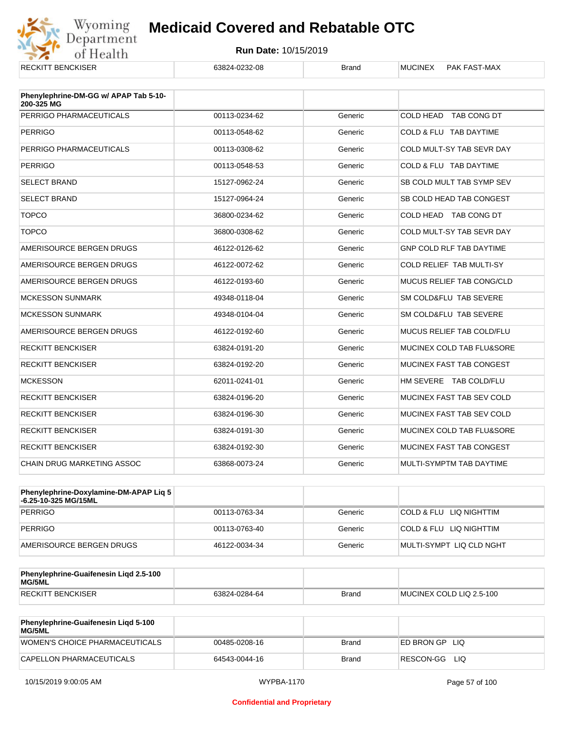| RECKITT BENCKISER | 63824-0232-08 | Brand | MUCINEX PAK FAST-MAX |
|---|---|---|---|

| Phenylephrine-DM-GG w/ APAP Tab 5-10-200-325 MG | | | |
|---|---|---|---|
| PERRIGO PHARMACEUTICALS | 00113-0234-62 | Generic | COLD HEAD TAB CONG DT |
| PERRIGO | 00113-0548-62 | Generic | COLD & FLU TAB DAYTIME |
| PERRIGO PHARMACEUTICALS | 00113-0308-62 | Generic | COLD MULT-SY TAB SEVR DAY |
| PERRIGO | 00113-0548-53 | Generic | COLD & FLU TAB DAYTIME |
| SELECT BRAND | 15127-0962-24 | Generic | SB COLD MULT TAB SYMP SEV |
| SELECT BRAND | 15127-0964-24 | Generic | SB COLD HEAD TAB CONGEST |
| TOPCO | 36800-0234-62 | Generic | COLD HEAD TAB CONG DT |
| TOPCO | 36800-0308-62 | Generic | COLD MULT-SY TAB SEVR DAY |
| AMERISOURCE BERGEN DRUGS | 46122-0126-62 | Generic | GNP COLD RLF TAB DAYTIME |
| AMERISOURCE BERGEN DRUGS | 46122-0072-62 | Generic | COLD RELIEF TAB MULTI-SY |
| AMERISOURCE BERGEN DRUGS | 46122-0193-60 | Generic | MUCUS RELIEF TAB CONG/CLD |
| MCKESSON SUNMARK | 49348-0118-04 | Generic | SM COLD&FLU TAB SEVERE |
| MCKESSON SUNMARK | 49348-0104-04 | Generic | SM COLD&FLU TAB SEVERE |
| AMERISOURCE BERGEN DRUGS | 46122-0192-60 | Generic | MUCUS RELIEF TAB COLD/FLU |
| RECKITT BENCKISER | 63824-0191-20 | Generic | MUCINEX COLD TAB FLU&SORE |
| RECKITT BENCKISER | 63824-0192-20 | Generic | MUCINEX FAST TAB CONGEST |
| MCKESSON | 62011-0241-01 | Generic | HM SEVERE TAB COLD/FLU |
| RECKITT BENCKISER | 63824-0196-20 | Generic | MUCINEX FAST TAB SEV COLD |
| RECKITT BENCKISER | 63824-0196-30 | Generic | MUCINEX FAST TAB SEV COLD |
| RECKITT BENCKISER | 63824-0191-30 | Generic | MUCINEX COLD TAB FLU&SORE |
| RECKITT BENCKISER | 63824-0192-30 | Generic | MUCINEX FAST TAB CONGEST |
| CHAIN DRUG MARKETING ASSOC | 63868-0073-24 | Generic | MULTI-SYMPTM TAB DAYTIME |

| Phenylephrine-Doxylamine-DM-APAP Liq 5-6.25-10-325 MG/15ML | | | |
|---|---|---|---|
| PERRIGO | 00113-0763-34 | Generic | COLD & FLU LIQ NIGHTTIM |
| PERRIGO | 00113-0763-40 | Generic | COLD & FLU LIQ NIGHTTIM |
| AMERISOURCE BERGEN DRUGS | 46122-0034-34 | Generic | MULTI-SYMPT LIQ CLD NGHT |

| Phenylephrine-Guaifenesin Liqd 2.5-100 MG/5ML | | | |
|---|---|---|---|
| RECKITT BENCKISER | 63824-0284-64 | Brand | MUCINEX COLD LIQ 2.5-100 |

| Phenylephrine-Guaifenesin Liqd 5-100 MG/5ML | | | |
|---|---|---|---|
| WOMEN'S CHOICE PHARMACEUTICALS | 00485-0208-16 | Brand | ED BRON GP LIQ |
| CAPELLON PHARMACEUTICALS | 64543-0044-16 | Brand | RESCON-GG LIQ |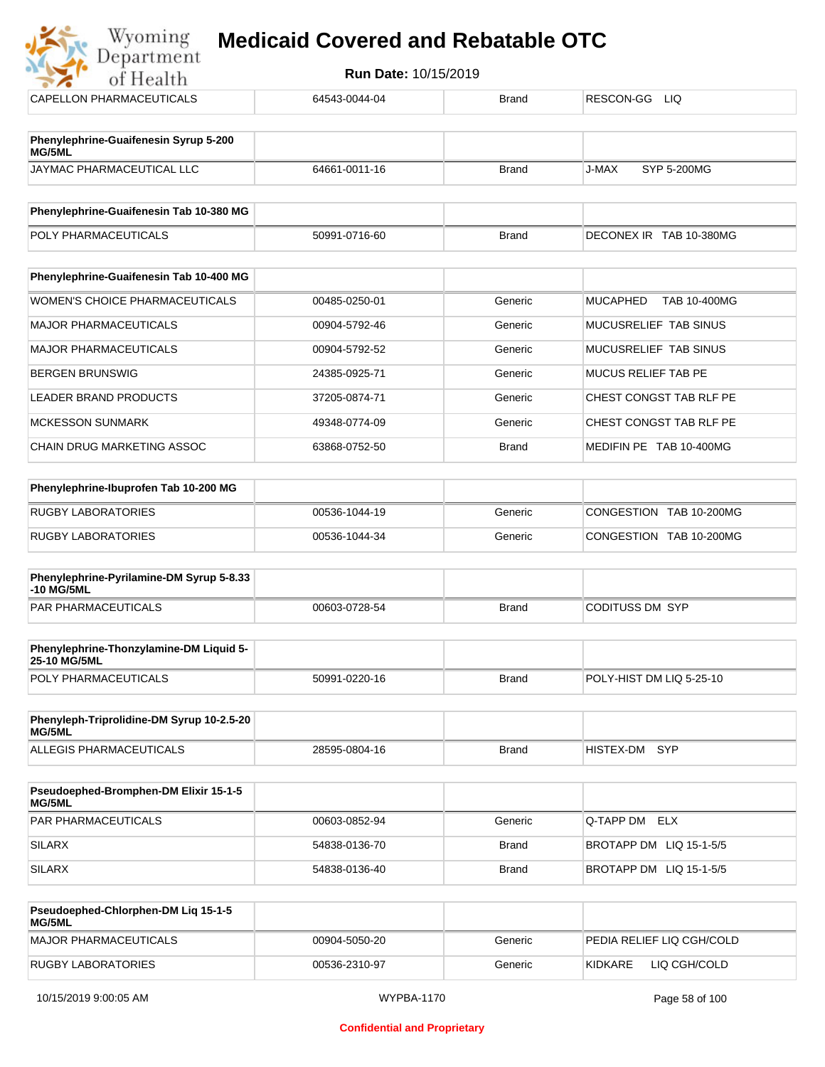| | | | |
|---|---|---|---|
| CAPELLON PHARMACEUTICALS | 64543-0044-04 | Brand | RESCON-GG LIQ |

| Phenylephrine-Guaifenesin Syrup 5-200 MG/5ML | | | |
|---|---|---|---|
| JAYMAC PHARMACEUTICAL LLC | 64661-0011-16 | Brand | J-MAX SYP 5-200MG |

| Phenylephrine-Guaifenesin Tab 10-380 MG | | | |
|---|---|---|---|
| POLY PHARMACEUTICALS | 50991-0716-60 | Brand | DECONEX IR TAB 10-380MG |

| Phenylephrine-Guaifenesin Tab 10-400 MG | | | |
|---|---|---|---|
| WOMEN'S CHOICE PHARMACEUTICALS | 00485-0250-01 | Generic | MUCAPHED TAB 10-400MG |
| MAJOR PHARMACEUTICALS | 00904-5792-46 | Generic | MUCUSRELIEF TAB SINUS |
| MAJOR PHARMACEUTICALS | 00904-5792-52 | Generic | MUCUSRELIEF TAB SINUS |
| BERGEN BRUNSWIG | 24385-0925-71 | Generic | MUCUS RELIEF TAB PE |
| LEADER BRAND PRODUCTS | 37205-0874-71 | Generic | CHEST CONGST TAB RLF PE |
| MCKESSON SUNMARK | 49348-0774-09 | Generic | CHEST CONGST TAB RLF PE |
| CHAIN DRUG MARKETING ASSOC | 63868-0752-50 | Brand | MEDIFIN PE TAB 10-400MG |

| Phenylephrine-Ibuprofen Tab 10-200 MG | | | |
|---|---|---|---|
| RUGBY LABORATORIES | 00536-1044-19 | Generic | CONGESTION TAB 10-200MG |
| RUGBY LABORATORIES | 00536-1044-34 | Generic | CONGESTION TAB 10-200MG |

| Phenylephrine-Pyrilamine-DM Syrup 5-8.33 -10 MG/5ML | | | |
|---|---|---|---|
| PAR PHARMACEUTICALS | 00603-0728-54 | Brand | CODITUSS DM SYP |

| Phenylephrine-Thonzylamine-DM Liquid 5-25-10 MG/5ML | | | |
|---|---|---|---|
| POLY PHARMACEUTICALS | 50991-0220-16 | Brand | POLY-HIST DM LIQ 5-25-10 |

| Phenyleph-Triprolidine-DM Syrup 10-2.5-20 MG/5ML | | | |
|---|---|---|---|
| ALLEGIS PHARMACEUTICALS | 28595-0804-16 | Brand | HISTEX-DM SYP |

| Pseudoephed-Bromphen-DM Elixir 15-1-5 MG/5ML | | | |
|---|---|---|---|
| PAR PHARMACEUTICALS | 00603-0852-94 | Generic | Q-TAPP DM ELX |
| SILARX | 54838-0136-70 | Brand | BROTAPP DM LIQ 15-1-5/5 |
| SILARX | 54838-0136-40 | Brand | BROTAPP DM LIQ 15-1-5/5 |

| Pseudoephed-Chlorphen-DM Liq 15-1-5 MG/5ML | | | |
|---|---|---|---|
| MAJOR PHARMACEUTICALS | 00904-5050-20 | Generic | PEDIA RELIEF LIQ CGH/COLD |
| RUGBY LABORATORIES | 00536-2310-97 | Generic | KIDKARE LIQ CGH/COLD |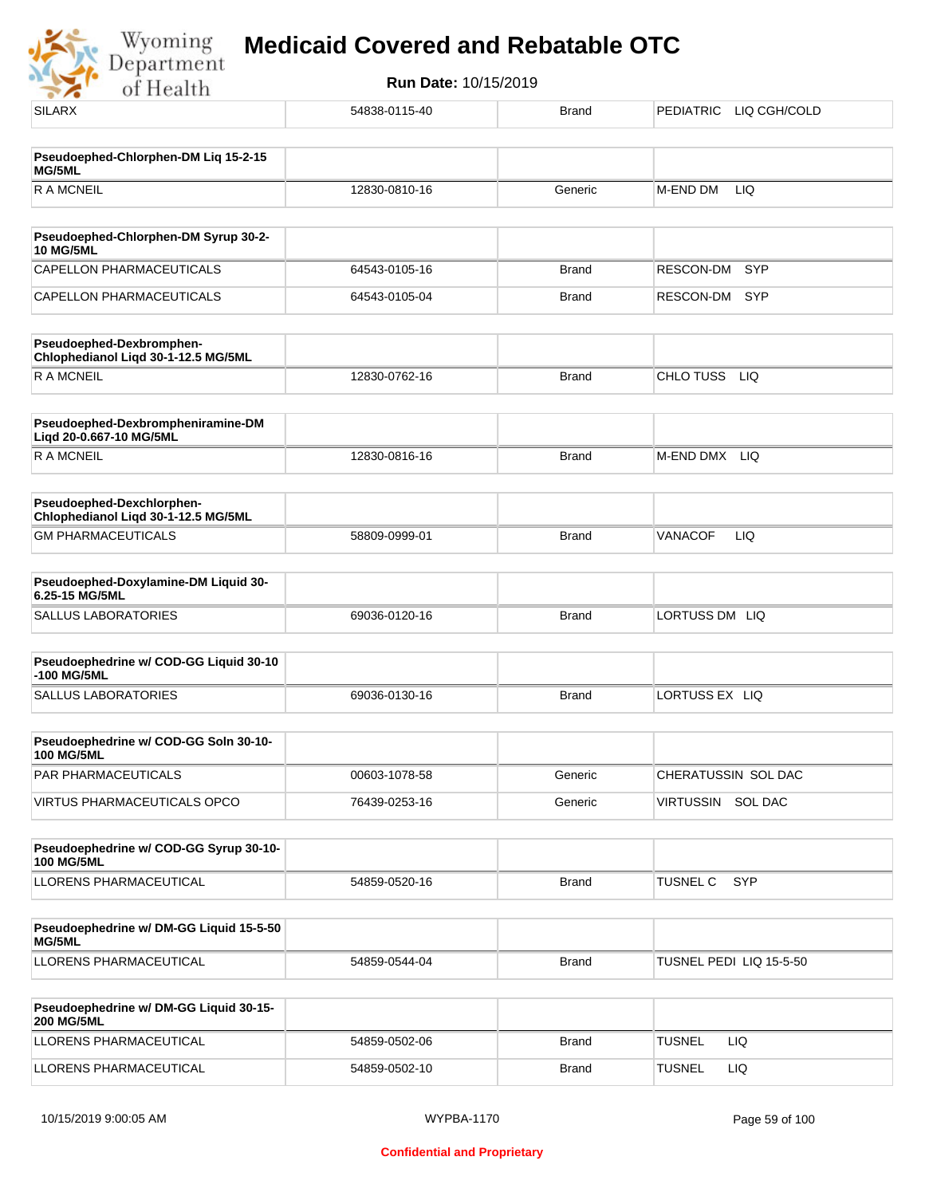| | | | |
|---|---|---|---|
| SILARX | 54838-0115-40 | Brand | PEDIATRIC LIQ CGH/COLD |

| **Pseudoephed-Chlorphen-DM Liq 15-2-15 MG/5ML** | | | |
|---|---|---|---|
| R A MCNEIL | 12830-0810-16 | Generic | M-END DM LIQ |

| **Pseudoephed-Chlorphen-DM Syrup 30-2-10 MG/5ML** | | | |
|---|---|---|---|
| CAPELLON PHARMACEUTICALS | 64543-0105-16 | Brand | RESCON-DM SYP |
| CAPELLON PHARMACEUTICALS | 64543-0105-04 | Brand | RESCON-DM SYP |

| **Pseudoephed-Dexbromphen-Chlophedianol Liqd 30-1-12.5 MG/5ML** | | | |
|---|---|---|---|
| R A MCNEIL | 12830-0762-16 | Brand | CHLO TUSS LIQ |

| **Pseudoephed-Dexbrompheniramine-DM Liqd 20-0.667-10 MG/5ML** | | | |
|---|---|---|---|
| R A MCNEIL | 12830-0816-16 | Brand | M-END DMX LIQ |

| **Pseudoephed-Dexchlorphen-Chlophedianol Liqd 30-1-12.5 MG/5ML** | | | |
|---|---|---|---|
| GM PHARMACEUTICALS | 58809-0999-01 | Brand | VANACOF LIQ |

| **Pseudoephed-Doxylamine-DM Liquid 30-6.25-15 MG/5ML** | | | |
|---|---|---|---|
| SALLUS LABORATORIES | 69036-0120-16 | Brand | LORTUSS DM LIQ |

| **Pseudoephedrine w/ COD-GG Liquid 30-10-100 MG/5ML** | | | |
|---|---|---|---|
| SALLUS LABORATORIES | 69036-0130-16 | Brand | LORTUSS EX LIQ |

| **Pseudoephedrine w/ COD-GG Soln 30-10-100 MG/5ML** | | | |
|---|---|---|---|
| PAR PHARMACEUTICALS | 00603-1078-58 | Generic | CHERATUSSIN SOL DAC |
| VIRTUS PHARMACEUTICALS OPCO | 76439-0253-16 | Generic | VIRTUSSIN SOL DAC |

| **Pseudoephedrine w/ COD-GG Syrup 30-10-100 MG/5ML** | | | |
|---|---|---|---|
| LLORENS PHARMACEUTICAL | 54859-0520-16 | Brand | TUSNEL C SYP |

| **Pseudoephedrine w/ DM-GG Liquid 15-5-50 MG/5ML** | | | |
|---|---|---|---|
| LLORENS PHARMACEUTICAL | 54859-0544-04 | Brand | TUSNEL PEDI LIQ 15-5-50 |

| **Pseudoephedrine w/ DM-GG Liquid 30-15-200 MG/5ML** | | | |
|---|---|---|---|
| LLORENS PHARMACEUTICAL | 54859-0502-06 | Brand | TUSNEL LIQ |
| LLORENS PHARMACEUTICAL | 54859-0502-10 | Brand | TUSNEL LIQ |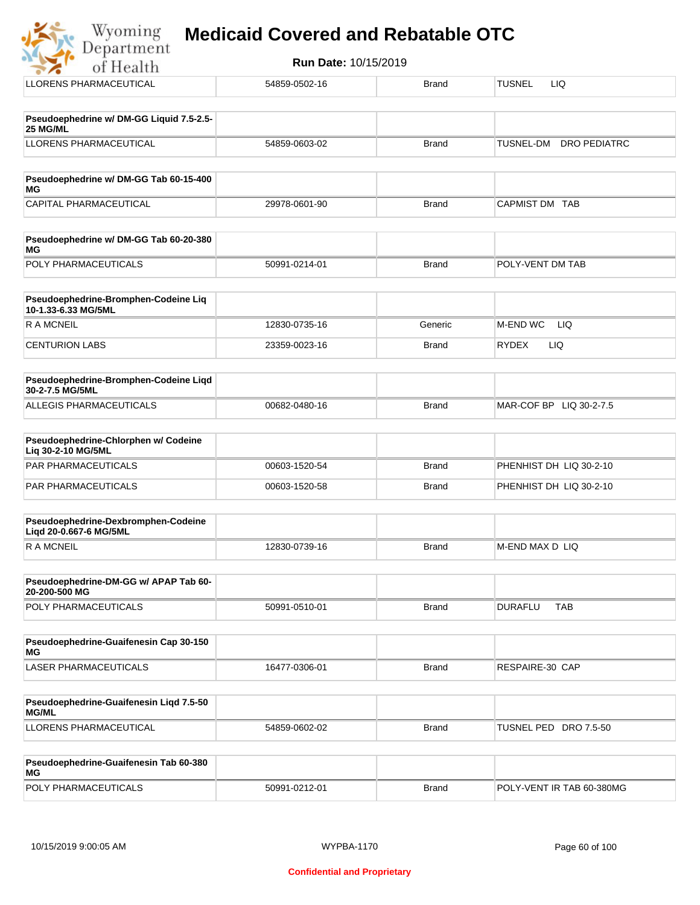| LLORENS PHARMACEUTICAL | 54859-0502-16 | Brand | TUSNEL LIQ |
|---|---|---|---|

| **Pseudoephedrine w/ DM-GG Liquid 7.5-2.5-25 MG/ML** | | | |
|---|---|---|---|
| LLORENS PHARMACEUTICAL | 54859-0603-02 | Brand | TUSNEL-DM DRO PEDIATRC |

| **Pseudoephedrine w/ DM-GG Tab 60-15-400 MG** | | | |
|---|---|---|---|
| CAPITAL PHARMACEUTICAL | 29978-0601-90 | Brand | CAPMIST DM TAB |

| **Pseudoephedrine w/ DM-GG Tab 60-20-380 MG** | | | |
|---|---|---|---|
| POLY PHARMACEUTICALS | 50991-0214-01 | Brand | POLY-VENT DM TAB |

| **Pseudoephedrine-Bromphen-Codeine Liq 10-1.33-6.33 MG/5ML** | | | |
|---|---|---|---|
| R A MCNEIL | 12830-0735-16 | Generic | M-END WC LIQ |
| CENTURION LABS | 23359-0023-16 | Brand | RYDEX LIQ |

| **Pseudoephedrine-Bromphen-Codeine Liqd 30-2-7.5 MG/5ML** | | | |
|---|---|---|---|
| ALLEGIS PHARMACEUTICALS | 00682-0480-16 | Brand | MAR-COF BP LIQ 30-2-7.5 |

| **Pseudoephedrine-Chlorphen w/ Codeine Liq 30-2-10 MG/5ML** | | | |
|---|---|---|---|
| PAR PHARMACEUTICALS | 00603-1520-54 | Brand | PHENHIST DH LIQ 30-2-10 |
| PAR PHARMACEUTICALS | 00603-1520-58 | Brand | PHENHIST DH LIQ 30-2-10 |

| **Pseudoephedrine-Dexbromphen-Codeine Liqd 20-0.667-6 MG/5ML** | | | |
|---|---|---|---|
| R A MCNEIL | 12830-0739-16 | Brand | M-END MAX D LIQ |

| **Pseudoephedrine-DM-GG w/ APAP Tab 60-20-200-500 MG** | | | |
|---|---|---|---|
| POLY PHARMACEUTICALS | 50991-0510-01 | Brand | DURAFLU TAB |

| **Pseudoephedrine-Guaifenesin Cap 30-150 MG** | | | |
|---|---|---|---|
| LASER PHARMACEUTICALS | 16477-0306-01 | Brand | RESPAIRE-30 CAP |

| **Pseudoephedrine-Guaifenesin Liqd 7.5-50 MG/ML** | | | |
|---|---|---|---|
| LLORENS PHARMACEUTICAL | 54859-0602-02 | Brand | TUSNEL PED DRO 7.5-50 |

| **Pseudoephedrine-Guaifenesin Tab 60-380 MG** | | | |
|---|---|---|---|
| POLY PHARMACEUTICALS | 50991-0212-01 | Brand | POLY-VENT IR TAB 60-380MG |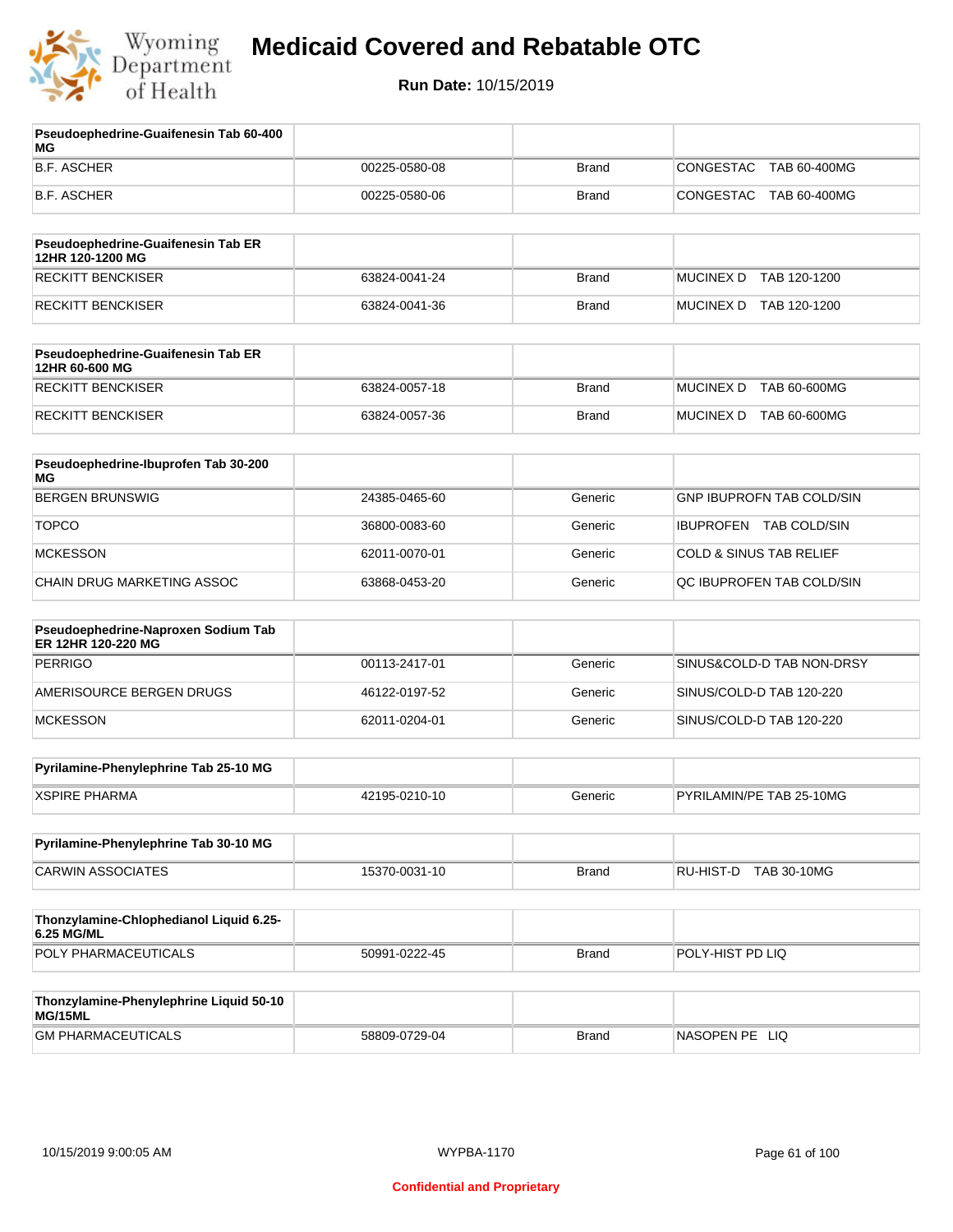# Medicaid Covered and Rebatable OTC

**Run Date:** 10/15/2019

| Pseudoephedrine-Guaifenesin Tab 60-400 MG | | | |
|---|---|---|---|
| B.F. ASCHER | 00225-0580-08 | Brand | CONGESTAC TAB 60-400MG |
| B.F. ASCHER | 00225-0580-06 | Brand | CONGESTAC TAB 60-400MG |

| Pseudoephedrine-Guaifenesin Tab ER 12HR 120-1200 MG | | | |
|---|---|---|---|
| RECKITT BENCKISER | 63824-0041-24 | Brand | MUCINEX D TAB 120-1200 |
| RECKITT BENCKISER | 63824-0041-36 | Brand | MUCINEX D TAB 120-1200 |

| Pseudoephedrine-Guaifenesin Tab ER 12HR 60-600 MG | | | |
|---|---|---|---|
| RECKITT BENCKISER | 63824-0057-18 | Brand | MUCINEX D TAB 60-600MG |
| RECKITT BENCKISER | 63824-0057-36 | Brand | MUCINEX D TAB 60-600MG |

| Pseudoephedrine-Ibuprofen Tab 30-200 MG | | | |
|---|---|---|---|
| BERGEN BRUNSWIG | 24385-0465-60 | Generic | GNP IBUPROFN TAB COLD/SIN |
| TOPCO | 36800-0083-60 | Generic | IBUPROFEN TAB COLD/SIN |
| MCKESSON | 62011-0070-01 | Generic | COLD & SINUS TAB RELIEF |
| CHAIN DRUG MARKETING ASSOC | 63868-0453-20 | Generic | QC IBUPROFEN TAB COLD/SIN |

| Pseudoephedrine-Naproxen Sodium Tab ER 12HR 120-220 MG | | | |
|---|---|---|---|
| PERRIGO | 00113-2417-01 | Generic | SINUS&COLD-D TAB NON-DRSY |
| AMERISOURCE BERGEN DRUGS | 46122-0197-52 | Generic | SINUS/COLD-D TAB 120-220 |
| MCKESSON | 62011-0204-01 | Generic | SINUS/COLD-D TAB 120-220 |

| Pyrilamine-Phenylephrine Tab 25-10 MG | | | |
|---|---|---|---|
| XSPIRE PHARMA | 42195-0210-10 | Generic | PYRILAMIN/PE TAB 25-10MG |

| Pyrilamine-Phenylephrine Tab 30-10 MG | | | |
|---|---|---|---|
| CARWIN ASSOCIATES | 15370-0031-10 | Brand | RU-HIST-D TAB 30-10MG |

| Thonzylamine-Chlophedianol Liquid 6.25-6.25 MG/ML | | | |
|---|---|---|---|
| POLY PHARMACEUTICALS | 50991-0222-45 | Brand | POLY-HIST PD LIQ |

| Thonzylamine-Phenylephrine Liquid 50-10 MG/15ML | | | |
|---|---|---|---|
| GM PHARMACEUTICALS | 58809-0729-04 | Brand | NASOPEN PE LIQ |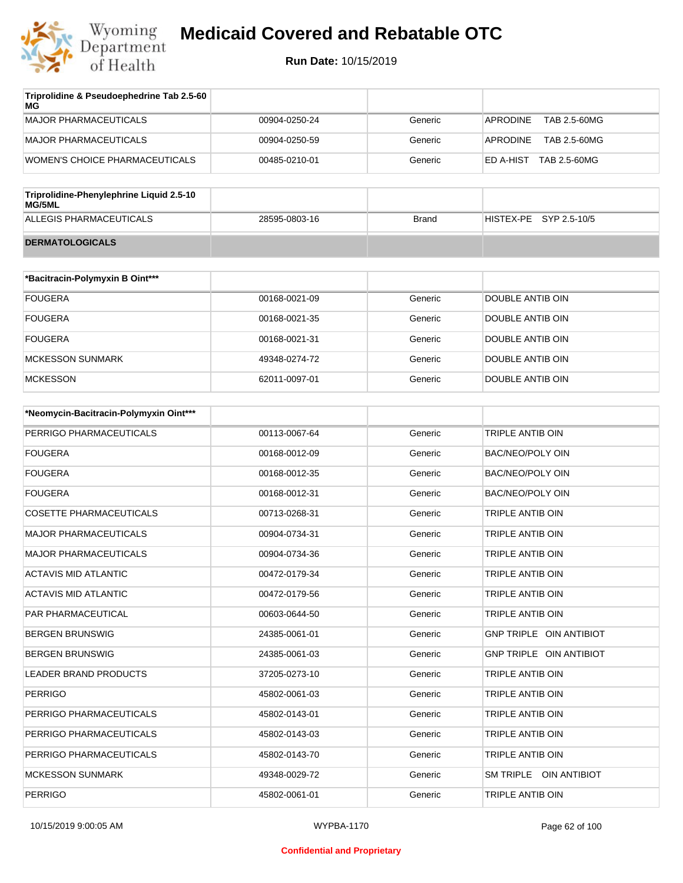| Triprolidine & Pseudoephedrine Tab 2.5-60 MG | | | |
|---|---|---|---|
| MAJOR PHARMACEUTICALS | 00904-0250-24 | Generic | APRODINE TAB 2.5-60MG |
| MAJOR PHARMACEUTICALS | 00904-0250-59 | Generic | APRODINE TAB 2.5-60MG |
| WOMEN'S CHOICE PHARMACEUTICALS | 00485-0210-01 | Generic | ED A-HIST TAB 2.5-60MG |

| Triprolidine-Phenylephrine Liquid 2.5-10 MG/5ML | | | |
|---|---|---|---|
| ALLEGIS PHARMACEUTICALS | 28595-0803-16 | Brand | HISTEX-PE SYP 2.5-10/5 |

## DERMATOLOGICALS

| *Bacitracin-Polymyxin B Oint*** | | | |
|---|---|---|---|
| FOUGERA | 00168-0021-09 | Generic | DOUBLE ANTIB OIN |
| FOUGERA | 00168-0021-35 | Generic | DOUBLE ANTIB OIN |
| FOUGERA | 00168-0021-31 | Generic | DOUBLE ANTIB OIN |
| MCKESSON SUNMARK | 49348-0274-72 | Generic | DOUBLE ANTIB OIN |
| MCKESSON | 62011-0097-01 | Generic | DOUBLE ANTIB OIN |

| *Neomycin-Bacitracin-Polymyxin Oint*** | | | |
|---|---|---|---|
| PERRIGO PHARMACEUTICALS | 00113-0067-64 | Generic | TRIPLE ANTIB OIN |
| FOUGERA | 00168-0012-09 | Generic | BAC/NEO/POLY OIN |
| FOUGERA | 00168-0012-35 | Generic | BAC/NEO/POLY OIN |
| FOUGERA | 00168-0012-31 | Generic | BAC/NEO/POLY OIN |
| COSETTE PHARMACEUTICALS | 00713-0268-31 | Generic | TRIPLE ANTIB OIN |
| MAJOR PHARMACEUTICALS | 00904-0734-31 | Generic | TRIPLE ANTIB OIN |
| MAJOR PHARMACEUTICALS | 00904-0734-36 | Generic | TRIPLE ANTIB OIN |
| ACTAVIS MID ATLANTIC | 00472-0179-34 | Generic | TRIPLE ANTIB OIN |
| ACTAVIS MID ATLANTIC | 00472-0179-56 | Generic | TRIPLE ANTIB OIN |
| PAR PHARMACEUTICAL | 00603-0644-50 | Generic | TRIPLE ANTIB OIN |
| BERGEN BRUNSWIG | 24385-0061-01 | Generic | GNP TRIPLE OIN ANTIBIOT |
| BERGEN BRUNSWIG | 24385-0061-03 | Generic | GNP TRIPLE OIN ANTIBIOT |
| LEADER BRAND PRODUCTS | 37205-0273-10 | Generic | TRIPLE ANTIB OIN |
| PERRIGO | 45802-0061-03 | Generic | TRIPLE ANTIB OIN |
| PERRIGO PHARMACEUTICALS | 45802-0143-01 | Generic | TRIPLE ANTIB OIN |
| PERRIGO PHARMACEUTICALS | 45802-0143-03 | Generic | TRIPLE ANTIB OIN |
| PERRIGO PHARMACEUTICALS | 45802-0143-70 | Generic | TRIPLE ANTIB OIN |
| MCKESSON SUNMARK | 49348-0029-72 | Generic | SM TRIPLE OIN ANTIBIOT |
| PERRIGO | 45802-0061-01 | Generic | TRIPLE ANTIB OIN |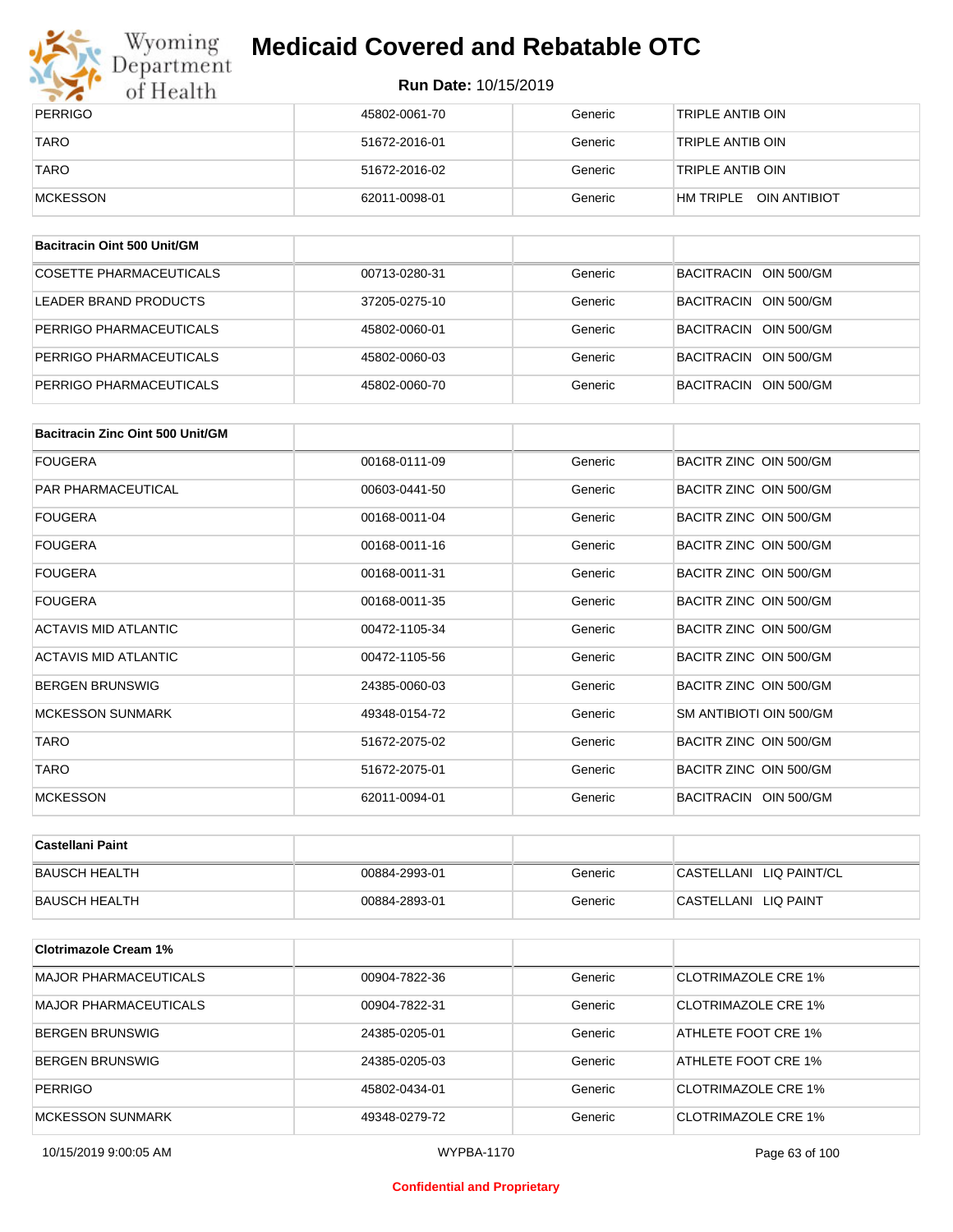| PERRIGO | 45802-0061-70 | Generic | TRIPLE ANTIB OIN |
|---|---|---|---|
| TARO | 51672-2016-01 | Generic | TRIPLE ANTIB OIN |
| TARO | 51672-2016-02 | Generic | TRIPLE ANTIB OIN |
| MCKESSON | 62011-0098-01 | Generic | HM TRIPLE OIN ANTIBIOT |

| Bacitracin Oint 500 Unit/GM | | | |
|---|---|---|---|
| COSETTE PHARMACEUTICALS | 00713-0280-31 | Generic | BACITRACIN OIN 500/GM |
| LEADER BRAND PRODUCTS | 37205-0275-10 | Generic | BACITRACIN OIN 500/GM |
| PERRIGO PHARMACEUTICALS | 45802-0060-01 | Generic | BACITRACIN OIN 500/GM |
| PERRIGO PHARMACEUTICALS | 45802-0060-03 | Generic | BACITRACIN OIN 500/GM |
| PERRIGO PHARMACEUTICALS | 45802-0060-70 | Generic | BACITRACIN OIN 500/GM |

| Bacitracin Zinc Oint 500 Unit/GM | | | |
|---|---|---|---|
| FOUGERA | 00168-0111-09 | Generic | BACITR ZINC OIN 500/GM |
| PAR PHARMACEUTICAL | 00603-0441-50 | Generic | BACITR ZINC OIN 500/GM |
| FOUGERA | 00168-0011-04 | Generic | BACITR ZINC OIN 500/GM |
| FOUGERA | 00168-0011-16 | Generic | BACITR ZINC OIN 500/GM |
| FOUGERA | 00168-0011-31 | Generic | BACITR ZINC OIN 500/GM |
| FOUGERA | 00168-0011-35 | Generic | BACITR ZINC OIN 500/GM |
| ACTAVIS MID ATLANTIC | 00472-1105-34 | Generic | BACITR ZINC OIN 500/GM |
| ACTAVIS MID ATLANTIC | 00472-1105-56 | Generic | BACITR ZINC OIN 500/GM |
| BERGEN BRUNSWIG | 24385-0060-03 | Generic | BACITR ZINC OIN 500/GM |
| MCKESSON SUNMARK | 49348-0154-72 | Generic | SM ANTIBIOTI OIN 500/GM |
| TARO | 51672-2075-02 | Generic | BACITR ZINC OIN 500/GM |
| TARO | 51672-2075-01 | Generic | BACITR ZINC OIN 500/GM |
| MCKESSON | 62011-0094-01 | Generic | BACITRACIN OIN 500/GM |

| Castellani Paint | | | |
|---|---|---|---|
| BAUSCH HEALTH | 00884-2993-01 | Generic | CASTELLANI LIQ PAINT/CL |
| BAUSCH HEALTH | 00884-2893-01 | Generic | CASTELLANI LIQ PAINT |

| Clotrimazole Cream 1% | | | |
|---|---|---|---|
| MAJOR PHARMACEUTICALS | 00904-7822-36 | Generic | CLOTRIMAZOLE CRE 1% |
| MAJOR PHARMACEUTICALS | 00904-7822-31 | Generic | CLOTRIMAZOLE CRE 1% |
| BERGEN BRUNSWIG | 24385-0205-01 | Generic | ATHLETE FOOT CRE 1% |
| BERGEN BRUNSWIG | 24385-0205-03 | Generic | ATHLETE FOOT CRE 1% |
| PERRIGO | 45802-0434-01 | Generic | CLOTRIMAZOLE CRE 1% |
| MCKESSON SUNMARK | 49348-0279-72 | Generic | CLOTRIMAZOLE CRE 1% |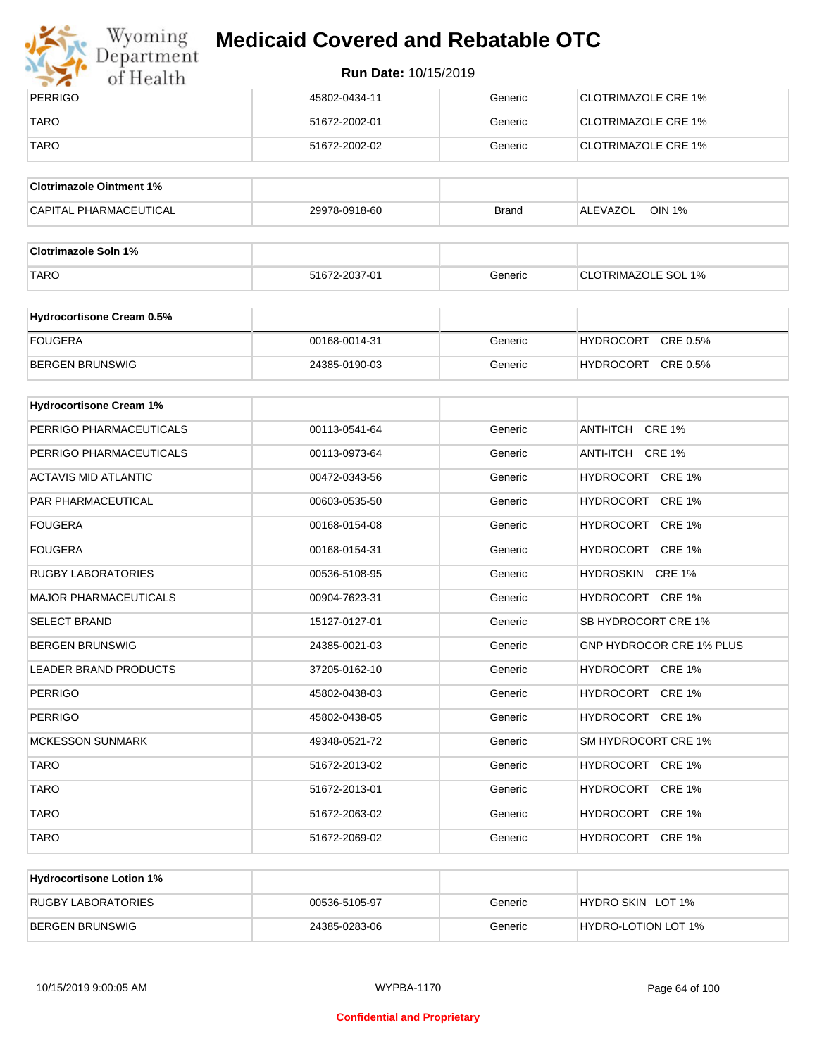| PERRIGO | 45802-0434-11 | Generic | CLOTRIMAZOLE CRE 1% |
|---|---|---|---|
| TARO | 51672-2002-01 | Generic | CLOTRIMAZOLE CRE 1% |
| TARO | 51672-2002-02 | Generic | CLOTRIMAZOLE CRE 1% |

| Clotrimazole Ointment 1% | | | |
|---|---|---|---|
| CAPITAL PHARMACEUTICAL | 29978-0918-60 | Brand | ALEVAZOL OIN 1% |

| Clotrimazole Soln 1% | | | |
|---|---|---|---|
| TARO | 51672-2037-01 | Generic | CLOTRIMAZOLE SOL 1% |

| Hydrocortisone Cream 0.5% | | | |
|---|---|---|---|
| FOUGERA | 00168-0014-31 | Generic | HYDROCORT CRE 0.5% |
| BERGEN BRUNSWIG | 24385-0190-03 | Generic | HYDROCORT CRE 0.5% |

| Hydrocortisone Cream 1% | | | |
|---|---|---|---|
| PERRIGO PHARMACEUTICALS | 00113-0541-64 | Generic | ANTI-ITCH CRE 1% |
| PERRIGO PHARMACEUTICALS | 00113-0973-64 | Generic | ANTI-ITCH CRE 1% |
| ACTAVIS MID ATLANTIC | 00472-0343-56 | Generic | HYDROCORT CRE 1% |
| PAR PHARMACEUTICAL | 00603-0535-50 | Generic | HYDROCORT CRE 1% |
| FOUGERA | 00168-0154-08 | Generic | HYDROCORT CRE 1% |
| FOUGERA | 00168-0154-31 | Generic | HYDROCORT CRE 1% |
| RUGBY LABORATORIES | 00536-5108-95 | Generic | HYDROSKIN CRE 1% |
| MAJOR PHARMACEUTICALS | 00904-7623-31 | Generic | HYDROCORT CRE 1% |
| SELECT BRAND | 15127-0127-01 | Generic | SB HYDROCORT CRE 1% |
| BERGEN BRUNSWIG | 24385-0021-03 | Generic | GNP HYDROCOR CRE 1% PLUS |
| LEADER BRAND PRODUCTS | 37205-0162-10 | Generic | HYDROCORT CRE 1% |
| PERRIGO | 45802-0438-03 | Generic | HYDROCORT CRE 1% |
| PERRIGO | 45802-0438-05 | Generic | HYDROCORT CRE 1% |
| MCKESSON SUNMARK | 49348-0521-72 | Generic | SM HYDROCORT CRE 1% |
| TARO | 51672-2013-02 | Generic | HYDROCORT CRE 1% |
| TARO | 51672-2013-01 | Generic | HYDROCORT CRE 1% |
| TARO | 51672-2063-02 | Generic | HYDROCORT CRE 1% |
| TARO | 51672-2069-02 | Generic | HYDROCORT CRE 1% |

| Hydrocortisone Lotion 1% | | | |
|---|---|---|---|
| RUGBY LABORATORIES | 00536-5105-97 | Generic | HYDRO SKIN LOT 1% |
| BERGEN BRUNSWIG | 24385-0283-06 | Generic | HYDRO-LOTION LOT 1% |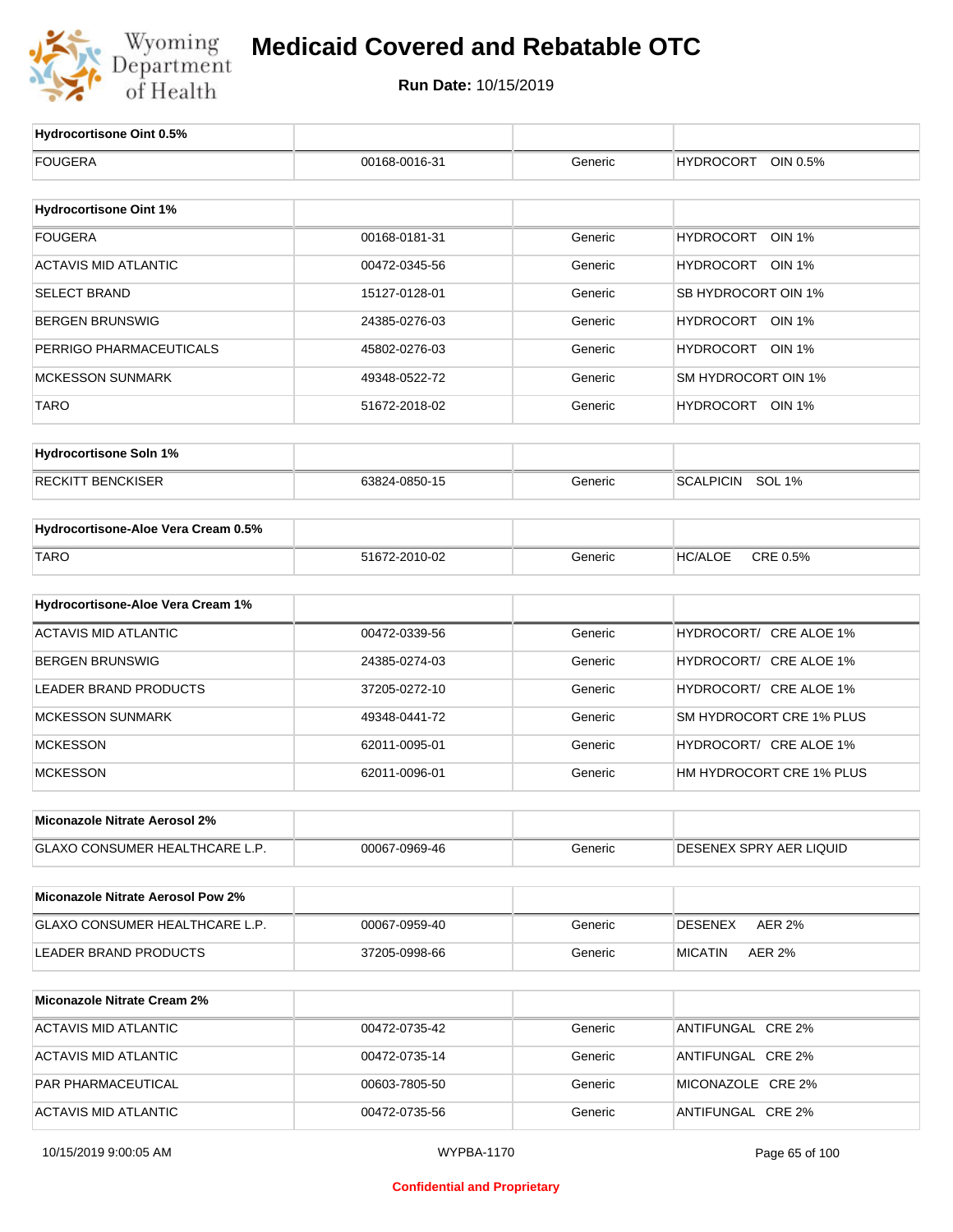# Medicaid Covered and Rebatable OTC

**Run Date:** 10/15/2019

| Hydrocortisone Oint 0.5% | | | |
|---|---|---|---|
| FOUGERA | 00168-0016-31 | Generic | HYDROCORT OIN 0.5% |

| Hydrocortisone Oint 1% | | | |
|---|---|---|---|
| FOUGERA | 00168-0181-31 | Generic | HYDROCORT OIN 1% |
| ACTAVIS MID ATLANTIC | 00472-0345-56 | Generic | HYDROCORT OIN 1% |
| SELECT BRAND | 15127-0128-01 | Generic | SB HYDROCORT OIN 1% |
| BERGEN BRUNSWIG | 24385-0276-03 | Generic | HYDROCORT OIN 1% |
| PERRIGO PHARMACEUTICALS | 45802-0276-03 | Generic | HYDROCORT OIN 1% |
| MCKESSON SUNMARK | 49348-0522-72 | Generic | SM HYDROCORT OIN 1% |
| TARO | 51672-2018-02 | Generic | HYDROCORT OIN 1% |

| Hydrocortisone Soln 1% | | | |
|---|---|---|---|
| RECKITT BENCKISER | 63824-0850-15 | Generic | SCALPICIN SOL 1% |

| Hydrocortisone-Aloe Vera Cream 0.5% | | | |
|---|---|---|---|
| TARO | 51672-2010-02 | Generic | HC/ALOE CRE 0.5% |

| Hydrocortisone-Aloe Vera Cream 1% | | | |
|---|---|---|---|
| ACTAVIS MID ATLANTIC | 00472-0339-56 | Generic | HYDROCORT/ CRE ALOE 1% |
| BERGEN BRUNSWIG | 24385-0274-03 | Generic | HYDROCORT/ CRE ALOE 1% |
| LEADER BRAND PRODUCTS | 37205-0272-10 | Generic | HYDROCORT/ CRE ALOE 1% |
| MCKESSON SUNMARK | 49348-0441-72 | Generic | SM HYDROCORT CRE 1% PLUS |
| MCKESSON | 62011-0095-01 | Generic | HYDROCORT/ CRE ALOE 1% |
| MCKESSON | 62011-0096-01 | Generic | HM HYDROCORT CRE 1% PLUS |

| Miconazole Nitrate Aerosol 2% | | | |
|---|---|---|---|
| GLAXO CONSUMER HEALTHCARE L.P. | 00067-0969-46 | Generic | DESENEX SPRY AER LIQUID |

| Miconazole Nitrate Aerosol Pow 2% | | | |
|---|---|---|---|
| GLAXO CONSUMER HEALTHCARE L.P. | 00067-0959-40 | Generic | DESENEX AER 2% |
| LEADER BRAND PRODUCTS | 37205-0998-66 | Generic | MICATIN AER 2% |

| Miconazole Nitrate Cream 2% | | | |
|---|---|---|---|
| ACTAVIS MID ATLANTIC | 00472-0735-42 | Generic | ANTIFUNGAL CRE 2% |
| ACTAVIS MID ATLANTIC | 00472-0735-14 | Generic | ANTIFUNGAL CRE 2% |
| PAR PHARMACEUTICAL | 00603-7805-50 | Generic | MICONAZOLE CRE 2% |
| ACTAVIS MID ATLANTIC | 00472-0735-56 | Generic | ANTIFUNGAL CRE 2% |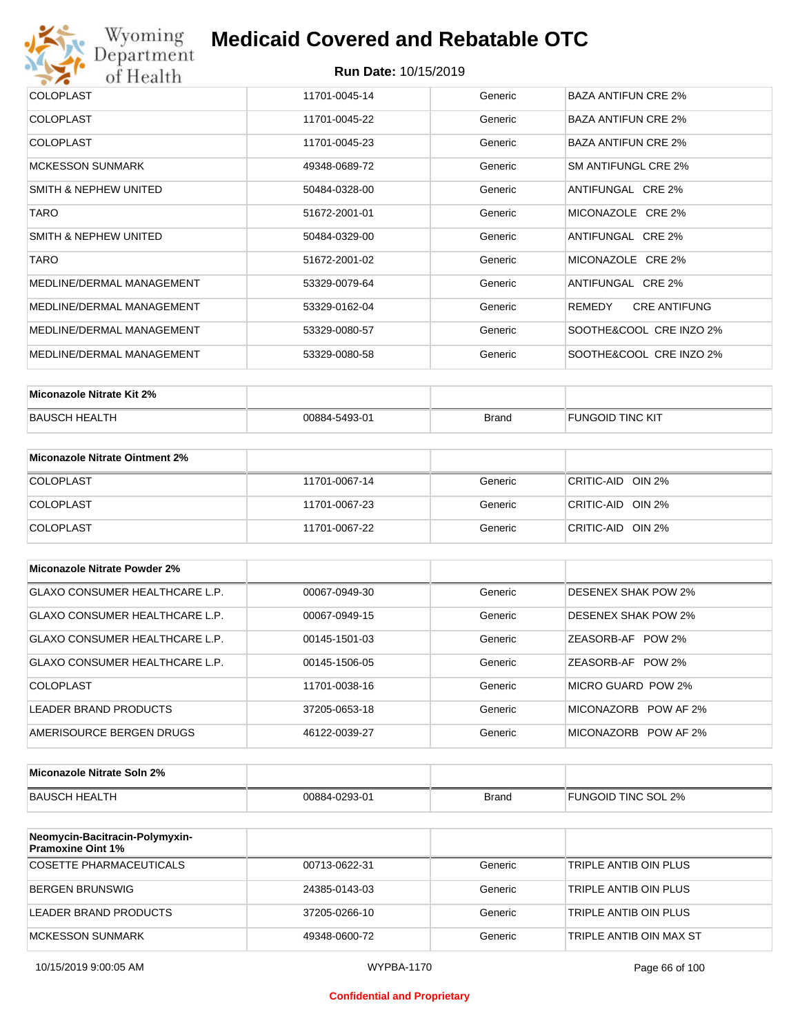| | | | |
|---|---|---|---|
| COLOPLAST | 11701-0045-14 | Generic | BAZA ANTIFUN CRE 2% |
| COLOPLAST | 11701-0045-22 | Generic | BAZA ANTIFUN CRE 2% |
| COLOPLAST | 11701-0045-23 | Generic | BAZA ANTIFUN CRE 2% |
| MCKESSON SUNMARK | 49348-0689-72 | Generic | SM ANTIFUNGL CRE 2% |
| SMITH & NEPHEW UNITED | 50484-0328-00 | Generic | ANTIFUNGAL CRE 2% |
| TARO | 51672-2001-01 | Generic | MICONAZOLE CRE 2% |
| SMITH & NEPHEW UNITED | 50484-0329-00 | Generic | ANTIFUNGAL CRE 2% |
| TARO | 51672-2001-02 | Generic | MICONAZOLE CRE 2% |
| MEDLINE/DERMAL MANAGEMENT | 53329-0079-64 | Generic | ANTIFUNGAL CRE 2% |
| MEDLINE/DERMAL MANAGEMENT | 53329-0162-04 | Generic | REMEDY CRE ANTIFUNG |
| MEDLINE/DERMAL MANAGEMENT | 53329-0080-57 | Generic | SOOTHE&COOL CRE INZO 2% |
| MEDLINE/DERMAL MANAGEMENT | 53329-0080-58 | Generic | SOOTHE&COOL CRE INZO 2% |

| **Miconazole Nitrate Kit 2%** | | | |
|---|---|---|---|
| BAUSCH HEALTH | 00884-5493-01 | Brand | FUNGOID TINC KIT |

| **Miconazole Nitrate Ointment 2%** | | | |
|---|---|---|---|
| COLOPLAST | 11701-0067-14 | Generic | CRITIC-AID OIN 2% |
| COLOPLAST | 11701-0067-23 | Generic | CRITIC-AID OIN 2% |
| COLOPLAST | 11701-0067-22 | Generic | CRITIC-AID OIN 2% |

| **Miconazole Nitrate Powder 2%** | | | |
|---|---|---|---|
| GLAXO CONSUMER HEALTHCARE L.P. | 00067-0949-30 | Generic | DESENEX SHAK POW 2% |
| GLAXO CONSUMER HEALTHCARE L.P. | 00067-0949-15 | Generic | DESENEX SHAK POW 2% |
| GLAXO CONSUMER HEALTHCARE L.P. | 00145-1501-03 | Generic | ZEASORB-AF POW 2% |
| GLAXO CONSUMER HEALTHCARE L.P. | 00145-1506-05 | Generic | ZEASORB-AF POW 2% |
| COLOPLAST | 11701-0038-16 | Generic | MICRO GUARD POW 2% |
| LEADER BRAND PRODUCTS | 37205-0653-18 | Generic | MICONAZORB POW AF 2% |
| AMERISOURCE BERGEN DRUGS | 46122-0039-27 | Generic | MICONAZORB POW AF 2% |

| **Miconazole Nitrate Soln 2%** | | | |
|---|---|---|---|
| BAUSCH HEALTH | 00884-0293-01 | Brand | FUNGOID TINC SOL 2% |

| **Neomycin-Bacitracin-Polymyxin-Pramoxine Oint 1%** | | | |
|---|---|---|---|
| COSETTE PHARMACEUTICALS | 00713-0622-31 | Generic | TRIPLE ANTIB OIN PLUS |
| BERGEN BRUNSWIG | 24385-0143-03 | Generic | TRIPLE ANTIB OIN PLUS |
| LEADER BRAND PRODUCTS | 37205-0266-10 | Generic | TRIPLE ANTIB OIN PLUS |
| MCKESSON SUNMARK | 49348-0600-72 | Generic | TRIPLE ANTIB OIN MAX ST |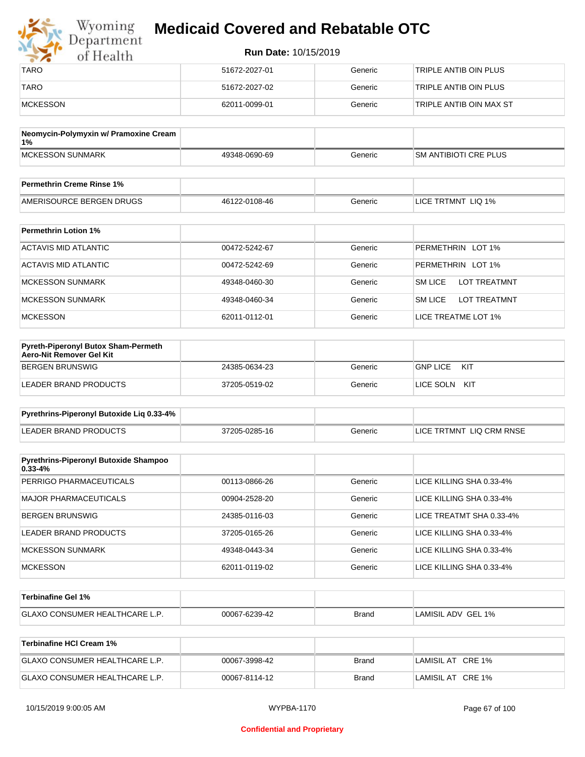# Medicaid Covered and Rebatable OTC

**Run Date:** 10/15/2019

| | | | |
|---|---|---|---|
| TARO | 51672-2027-01 | Generic | TRIPLE ANTIB OIN PLUS |
| TARO | 51672-2027-02 | Generic | TRIPLE ANTIB OIN PLUS |
| MCKESSON | 62011-0099-01 | Generic | TRIPLE ANTIB OIN MAX ST |

| Neomycin-Polymyxin w/ Pramoxine Cream 1% | | | |
|---|---|---|---|
| MCKESSON SUNMARK | 49348-0690-69 | Generic | SM ANTIBIOTI CRE PLUS |

| Permethrin Creme Rinse 1% | | | |
|---|---|---|---|
| AMERISOURCE BERGEN DRUGS | 46122-0108-46 | Generic | LICE TRTMNT LIQ 1% |

| Permethrin Lotion 1% | | | |
|---|---|---|---|
| ACTAVIS MID ATLANTIC | 00472-5242-67 | Generic | PERMETHRIN LOT 1% |
| ACTAVIS MID ATLANTIC | 00472-5242-69 | Generic | PERMETHRIN LOT 1% |
| MCKESSON SUNMARK | 49348-0460-30 | Generic | SM LICE LOT TREATMNT |
| MCKESSON SUNMARK | 49348-0460-34 | Generic | SM LICE LOT TREATMNT |
| MCKESSON | 62011-0112-01 | Generic | LICE TREATME LOT 1% |

| Pyreth-Piperonyl Butox Sham-Permeth Aero-Nit Remover Gel Kit | | | |
|---|---|---|---|
| BERGEN BRUNSWIG | 24385-0634-23 | Generic | GNP LICE KIT |
| LEADER BRAND PRODUCTS | 37205-0519-02 | Generic | LICE SOLN KIT |

| Pyrethrins-Piperonyl Butoxide Liq 0.33-4% | | | |
|---|---|---|---|
| LEADER BRAND PRODUCTS | 37205-0285-16 | Generic | LICE TRTMNT LIQ CRM RNSE |

| Pyrethrins-Piperonyl Butoxide Shampoo 0.33-4% | | | |
|---|---|---|---|
| PERRIGO PHARMACEUTICALS | 00113-0866-26 | Generic | LICE KILLING SHA 0.33-4% |
| MAJOR PHARMACEUTICALS | 00904-2528-20 | Generic | LICE KILLING SHA 0.33-4% |
| BERGEN BRUNSWIG | 24385-0116-03 | Generic | LICE TREATMT SHA 0.33-4% |
| LEADER BRAND PRODUCTS | 37205-0165-26 | Generic | LICE KILLING SHA 0.33-4% |
| MCKESSON SUNMARK | 49348-0443-34 | Generic | LICE KILLING SHA 0.33-4% |
| MCKESSON | 62011-0119-02 | Generic | LICE KILLING SHA 0.33-4% |

| Terbinafine Gel 1% | | | |
|---|---|---|---|
| GLAXO CONSUMER HEALTHCARE L.P. | 00067-6239-42 | Brand | LAMISIL ADV GEL 1% |

| Terbinafine HCl Cream 1% | | | |
|---|---|---|---|
| GLAXO CONSUMER HEALTHCARE L.P. | 00067-3998-42 | Brand | LAMISIL AT CRE 1% |
| GLAXO CONSUMER HEALTHCARE L.P. | 00067-8114-12 | Brand | LAMISIL AT CRE 1% |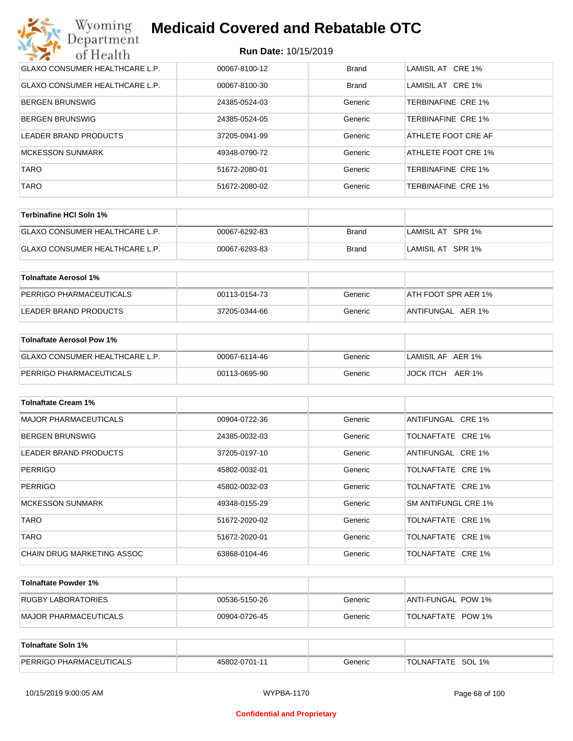| GLAXO CONSUMER HEALTHCARE L.P. | 00067-8100-12 | Brand | LAMISIL AT CRE 1% |
|---|---|---|---|
| GLAXO CONSUMER HEALTHCARE L.P. | 00067-8100-30 | Brand | LAMISIL AT CRE 1% |
| BERGEN BRUNSWIG | 24385-0524-03 | Generic | TERBINAFINE CRE 1% |
| BERGEN BRUNSWIG | 24385-0524-05 | Generic | TERBINAFINE CRE 1% |
| LEADER BRAND PRODUCTS | 37205-0941-99 | Generic | ATHLETE FOOT CRE AF |
| MCKESSON SUNMARK | 49348-0790-72 | Generic | ATHLETE FOOT CRE 1% |
| TARO | 51672-2080-01 | Generic | TERBINAFINE CRE 1% |
| TARO | 51672-2080-02 | Generic | TERBINAFINE CRE 1% |

| **Terbinafine HCl Soln 1%** | | | |
|---|---|---|---|
| GLAXO CONSUMER HEALTHCARE L.P. | 00067-6292-83 | Brand | LAMISIL AT SPR 1% |
| GLAXO CONSUMER HEALTHCARE L.P. | 00067-6293-83 | Brand | LAMISIL AT SPR 1% |

| **Tolnaftate Aerosol 1%** | | | |
|---|---|---|---|
| PERRIGO PHARMACEUTICALS | 00113-0154-73 | Generic | ATH FOOT SPR AER 1% |
| LEADER BRAND PRODUCTS | 37205-0344-66 | Generic | ANTIFUNGAL AER 1% |

| **Tolnaftate Aerosol Pow 1%** | | | |
|---|---|---|---|
| GLAXO CONSUMER HEALTHCARE L.P. | 00067-6114-46 | Generic | LAMISIL AF AER 1% |
| PERRIGO PHARMACEUTICALS | 00113-0695-90 | Generic | JOCK ITCH AER 1% |

| **Tolnaftate Cream 1%** | | | |
|---|---|---|---|
| MAJOR PHARMACEUTICALS | 00904-0722-36 | Generic | ANTIFUNGAL CRE 1% |
| BERGEN BRUNSWIG | 24385-0032-03 | Generic | TOLNAFTATE CRE 1% |
| LEADER BRAND PRODUCTS | 37205-0197-10 | Generic | ANTIFUNGAL CRE 1% |
| PERRIGO | 45802-0032-01 | Generic | TOLNAFTATE CRE 1% |
| PERRIGO | 45802-0032-03 | Generic | TOLNAFTATE CRE 1% |
| MCKESSON SUNMARK | 49348-0155-29 | Generic | SM ANTIFUNGL CRE 1% |
| TARO | 51672-2020-02 | Generic | TOLNAFTATE CRE 1% |
| TARO | 51672-2020-01 | Generic | TOLNAFTATE CRE 1% |
| CHAIN DRUG MARKETING ASSOC | 63868-0104-46 | Generic | TOLNAFTATE CRE 1% |

| **Tolnaftate Powder 1%** | | | |
|---|---|---|---|
| RUGBY LABORATORIES | 00536-5150-26 | Generic | ANTI-FUNGAL POW 1% |
| MAJOR PHARMACEUTICALS | 00904-0726-45 | Generic | TOLNAFTATE POW 1% |

| **Tolnaftate Soln 1%** | | | |
|---|---|---|---|
| PERRIGO PHARMACEUTICALS | 45802-0701-11 | Generic | TOLNAFTATE SOL 1% |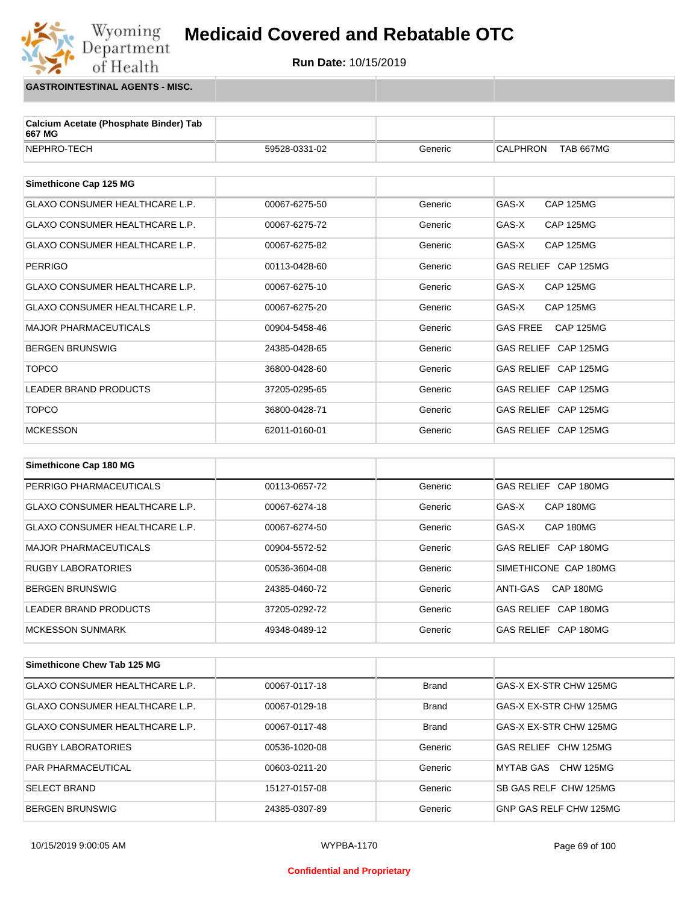# Medicaid Covered and Rebatable OTC

**Run Date:** 10/15/2019

**GASTROINTESTINAL AGENTS - MISC.**

| Calcium Acetate (Phosphate Binder) Tab 667 MG | | | |
|---|---|---|---|
| NEPHRO-TECH | 59528-0331-02 | Generic | CALPHRON TAB 667MG |

| Simethicone Cap 125 MG | | | |
|---|---|---|---|
| GLAXO CONSUMER HEALTHCARE L.P. | 00067-6275-50 | Generic | GAS-X CAP 125MG |
| GLAXO CONSUMER HEALTHCARE L.P. | 00067-6275-72 | Generic | GAS-X CAP 125MG |
| GLAXO CONSUMER HEALTHCARE L.P. | 00067-6275-82 | Generic | GAS-X CAP 125MG |
| PERRIGO | 00113-0428-60 | Generic | GAS RELIEF CAP 125MG |
| GLAXO CONSUMER HEALTHCARE L.P. | 00067-6275-10 | Generic | GAS-X CAP 125MG |
| GLAXO CONSUMER HEALTHCARE L.P. | 00067-6275-20 | Generic | GAS-X CAP 125MG |
| MAJOR PHARMACEUTICALS | 00904-5458-46 | Generic | GAS FREE CAP 125MG |
| BERGEN BRUNSWIG | 24385-0428-65 | Generic | GAS RELIEF CAP 125MG |
| TOPCO | 36800-0428-60 | Generic | GAS RELIEF CAP 125MG |
| LEADER BRAND PRODUCTS | 37205-0295-65 | Generic | GAS RELIEF CAP 125MG |
| TOPCO | 36800-0428-71 | Generic | GAS RELIEF CAP 125MG |
| MCKESSON | 62011-0160-01 | Generic | GAS RELIEF CAP 125MG |

| Simethicone Cap 180 MG | | | |
|---|---|---|---|
| PERRIGO PHARMACEUTICALS | 00113-0657-72 | Generic | GAS RELIEF CAP 180MG |
| GLAXO CONSUMER HEALTHCARE L.P. | 00067-6274-18 | Generic | GAS-X CAP 180MG |
| GLAXO CONSUMER HEALTHCARE L.P. | 00067-6274-50 | Generic | GAS-X CAP 180MG |
| MAJOR PHARMACEUTICALS | 00904-5572-52 | Generic | GAS RELIEF CAP 180MG |
| RUGBY LABORATORIES | 00536-3604-08 | Generic | SIMETHICONE CAP 180MG |
| BERGEN BRUNSWIG | 24385-0460-72 | Generic | ANTI-GAS CAP 180MG |
| LEADER BRAND PRODUCTS | 37205-0292-72 | Generic | GAS RELIEF CAP 180MG |
| MCKESSON SUNMARK | 49348-0489-12 | Generic | GAS RELIEF CAP 180MG |

| Simethicone Chew Tab 125 MG | | | |
|---|---|---|---|
| GLAXO CONSUMER HEALTHCARE L.P. | 00067-0117-18 | Brand | GAS-X EX-STR CHW 125MG |
| GLAXO CONSUMER HEALTHCARE L.P. | 00067-0129-18 | Brand | GAS-X EX-STR CHW 125MG |
| GLAXO CONSUMER HEALTHCARE L.P. | 00067-0117-48 | Brand | GAS-X EX-STR CHW 125MG |
| RUGBY LABORATORIES | 00536-1020-08 | Generic | GAS RELIEF CHW 125MG |
| PAR PHARMACEUTICAL | 00603-0211-20 | Generic | MYTAB GAS CHW 125MG |
| SELECT BRAND | 15127-0157-08 | Generic | SB GAS RELF CHW 125MG |
| BERGEN BRUNSWIG | 24385-0307-89 | Generic | GNP GAS RELF CHW 125MG |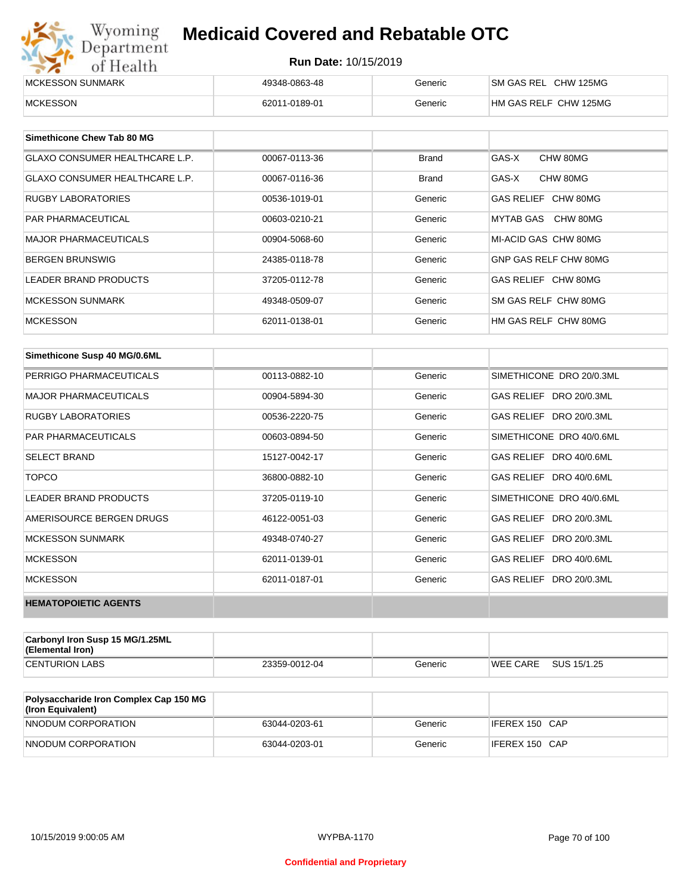| | | | |
|---|---|---|---|
| MCKESSON SUNMARK | 49348-0863-48 | Generic | SM GAS REL CHW 125MG |
| MCKESSON | 62011-0189-01 | Generic | HM GAS RELF CHW 125MG |

| Simethicone Chew Tab 80 MG | | | |
|---|---|---|---|
| GLAXO CONSUMER HEALTHCARE L.P. | 00067-0113-36 | Brand | GAS-X CHW 80MG |
| GLAXO CONSUMER HEALTHCARE L.P. | 00067-0116-36 | Brand | GAS-X CHW 80MG |
| RUGBY LABORATORIES | 00536-1019-01 | Generic | GAS RELIEF CHW 80MG |
| PAR PHARMACEUTICAL | 00603-0210-21 | Generic | MYTAB GAS CHW 80MG |
| MAJOR PHARMACEUTICALS | 00904-5068-60 | Generic | MI-ACID GAS CHW 80MG |
| BERGEN BRUNSWIG | 24385-0118-78 | Generic | GNP GAS RELF CHW 80MG |
| LEADER BRAND PRODUCTS | 37205-0112-78 | Generic | GAS RELIEF CHW 80MG |
| MCKESSON SUNMARK | 49348-0509-07 | Generic | SM GAS RELF CHW 80MG |
| MCKESSON | 62011-0138-01 | Generic | HM GAS RELF CHW 80MG |

| Simethicone Susp 40 MG/0.6ML | | | |
|---|---|---|---|
| PERRIGO PHARMACEUTICALS | 00113-0882-10 | Generic | SIMETHICONE DRO 20/0.3ML |
| MAJOR PHARMACEUTICALS | 00904-5894-30 | Generic | GAS RELIEF DRO 20/0.3ML |
| RUGBY LABORATORIES | 00536-2220-75 | Generic | GAS RELIEF DRO 20/0.3ML |
| PAR PHARMACEUTICALS | 00603-0894-50 | Generic | SIMETHICONE DRO 40/0.6ML |
| SELECT BRAND | 15127-0042-17 | Generic | GAS RELIEF DRO 40/0.6ML |
| TOPCO | 36800-0882-10 | Generic | GAS RELIEF DRO 40/0.6ML |
| LEADER BRAND PRODUCTS | 37205-0119-10 | Generic | SIMETHICONE DRO 40/0.6ML |
| AMERISOURCE BERGEN DRUGS | 46122-0051-03 | Generic | GAS RELIEF DRO 20/0.3ML |
| MCKESSON SUNMARK | 49348-0740-27 | Generic | GAS RELIEF DRO 20/0.3ML |
| MCKESSON | 62011-0139-01 | Generic | GAS RELIEF DRO 40/0.6ML |
| MCKESSON | 62011-0187-01 | Generic | GAS RELIEF DRO 20/0.3ML |
| **HEMATOPOIETIC AGENTS** | | | |

| Carbonyl Iron Susp 15 MG/1.25ML (Elemental Iron) | | | |
|---|---|---|---|
| CENTURION LABS | 23359-0012-04 | Generic | WEE CARE SUS 15/1.25 |

| Polysaccharide Iron Complex Cap 150 MG (Iron Equivalent) | | | |
|---|---|---|---|
| NNODUM CORPORATION | 63044-0203-61 | Generic | IFEREX 150 CAP |
| NNODUM CORPORATION | 63044-0203-01 | Generic | IFEREX 150 CAP |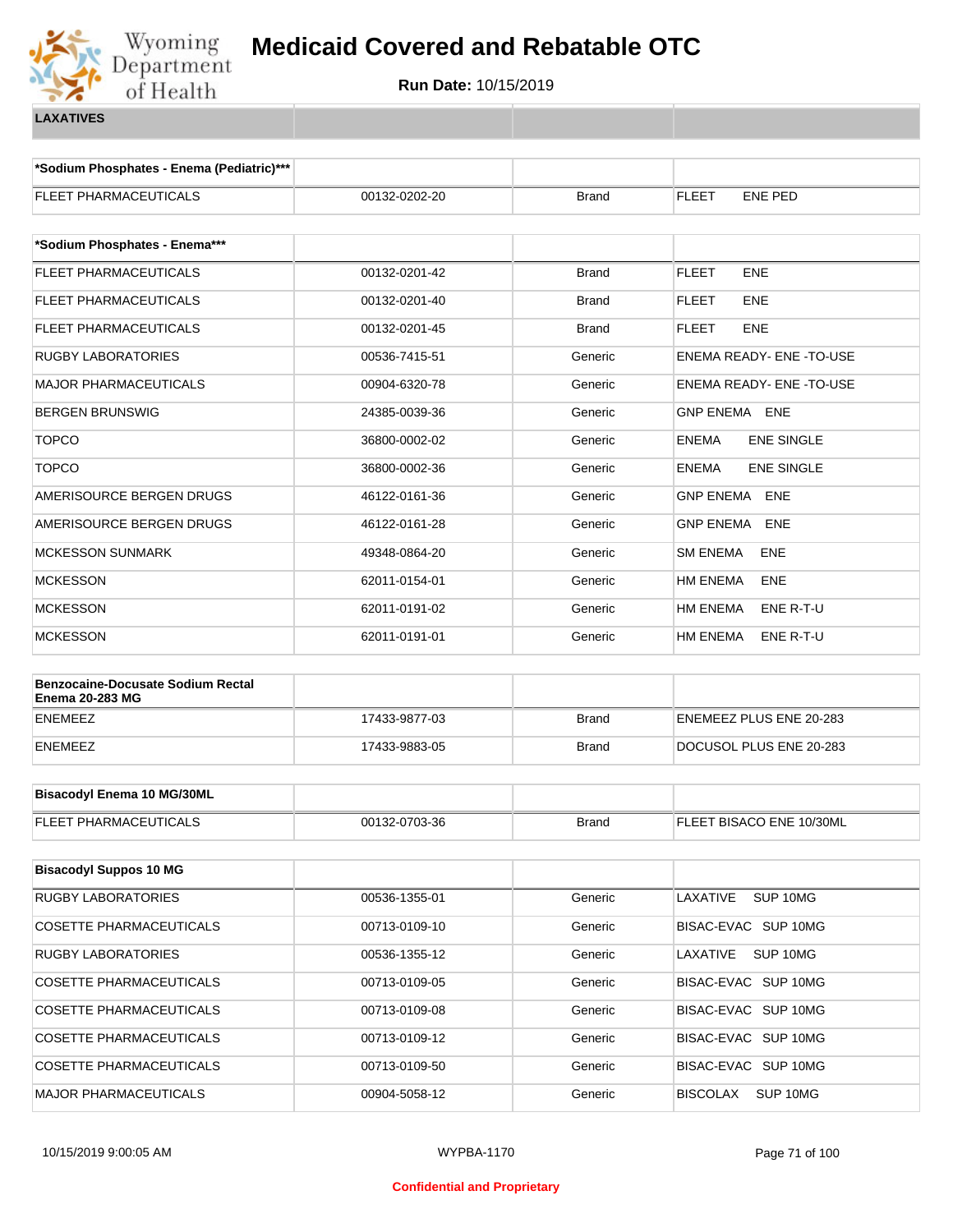# Medicaid Covered and Rebatable OTC

**Run Date:** 10/15/2019

## LAXATIVES

| *Sodium Phosphates - Enema (Pediatric)*** | | | |
|---|---|---|---|
| FLEET PHARMACEUTICALS | 00132-0202-20 | Brand | FLEET ENE PED |

| *Sodium Phosphates - Enema*** | | | |
|---|---|---|---|
| FLEET PHARMACEUTICALS | 00132-0201-42 | Brand | FLEET ENE |
| FLEET PHARMACEUTICALS | 00132-0201-40 | Brand | FLEET ENE |
| FLEET PHARMACEUTICALS | 00132-0201-45 | Brand | FLEET ENE |
| RUGBY LABORATORIES | 00536-7415-51 | Generic | ENEMA READY- ENE -TO-USE |
| MAJOR PHARMACEUTICALS | 00904-6320-78 | Generic | ENEMA READY- ENE -TO-USE |
| BERGEN BRUNSWIG | 24385-0039-36 | Generic | GNP ENEMA ENE |
| TOPCO | 36800-0002-02 | Generic | ENEMA ENE SINGLE |
| TOPCO | 36800-0002-36 | Generic | ENEMA ENE SINGLE |
| AMERISOURCE BERGEN DRUGS | 46122-0161-36 | Generic | GNP ENEMA ENE |
| AMERISOURCE BERGEN DRUGS | 46122-0161-28 | Generic | GNP ENEMA ENE |
| MCKESSON SUNMARK | 49348-0864-20 | Generic | SM ENEMA ENE |
| MCKESSON | 62011-0154-01 | Generic | HM ENEMA ENE |
| MCKESSON | 62011-0191-02 | Generic | HM ENEMA ENE R-T-U |
| MCKESSON | 62011-0191-01 | Generic | HM ENEMA ENE R-T-U |

| Benzocaine-Docusate Sodium Rectal Enema 20-283 MG | | | |
|---|---|---|---|
| ENEMEEZ | 17433-9877-03 | Brand | ENEMEEZ PLUS ENE 20-283 |
| ENEMEEZ | 17433-9883-05 | Brand | DOCUSOL PLUS ENE 20-283 |

| Bisacodyl Enema 10 MG/30ML | | | |
|---|---|---|---|
| FLEET PHARMACEUTICALS | 00132-0703-36 | Brand | FLEET BISACO ENE 10/30ML |

| Bisacodyl Suppos 10 MG | | | |
|---|---|---|---|
| RUGBY LABORATORIES | 00536-1355-01 | Generic | LAXATIVE SUP 10MG |
| COSETTE PHARMACEUTICALS | 00713-0109-10 | Generic | BISAC-EVAC SUP 10MG |
| RUGBY LABORATORIES | 00536-1355-12 | Generic | LAXATIVE SUP 10MG |
| COSETTE PHARMACEUTICALS | 00713-0109-05 | Generic | BISAC-EVAC SUP 10MG |
| COSETTE PHARMACEUTICALS | 00713-0109-08 | Generic | BISAC-EVAC SUP 10MG |
| COSETTE PHARMACEUTICALS | 00713-0109-12 | Generic | BISAC-EVAC SUP 10MG |
| COSETTE PHARMACEUTICALS | 00713-0109-50 | Generic | BISAC-EVAC SUP 10MG |
| MAJOR PHARMACEUTICALS | 00904-5058-12 | Generic | BISCOLAX SUP 10MG |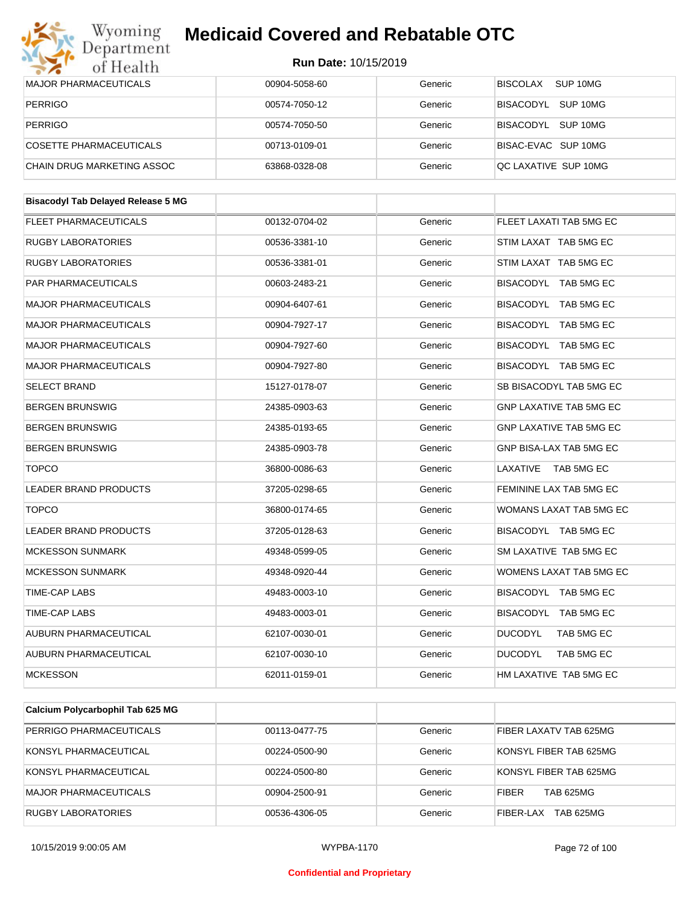| | | | |
|---|---|---|---|
| MAJOR PHARMACEUTICALS | 00904-5058-60 | Generic | BISCOLAX SUP 10MG |
| PERRIGO | 00574-7050-12 | Generic | BISACODYL SUP 10MG |
| PERRIGO | 00574-7050-50 | Generic | BISACODYL SUP 10MG |
| COSETTE PHARMACEUTICALS | 00713-0109-01 | Generic | BISAC-EVAC SUP 10MG |
| CHAIN DRUG MARKETING ASSOC | 63868-0328-08 | Generic | QC LAXATIVE SUP 10MG |

| **Bisacodyl Tab Delayed Release 5 MG** | | | |
|---|---|---|---|
| FLEET PHARMACEUTICALS | 00132-0704-02 | Generic | FLEET LAXATI TAB 5MG EC |
| RUGBY LABORATORIES | 00536-3381-10 | Generic | STIM LAXAT TAB 5MG EC |
| RUGBY LABORATORIES | 00536-3381-01 | Generic | STIM LAXAT TAB 5MG EC |
| PAR PHARMACEUTICALS | 00603-2483-21 | Generic | BISACODYL TAB 5MG EC |
| MAJOR PHARMACEUTICALS | 00904-6407-61 | Generic | BISACODYL TAB 5MG EC |
| MAJOR PHARMACEUTICALS | 00904-7927-17 | Generic | BISACODYL TAB 5MG EC |
| MAJOR PHARMACEUTICALS | 00904-7927-60 | Generic | BISACODYL TAB 5MG EC |
| MAJOR PHARMACEUTICALS | 00904-7927-80 | Generic | BISACODYL TAB 5MG EC |
| SELECT BRAND | 15127-0178-07 | Generic | SB BISACODYL TAB 5MG EC |
| BERGEN BRUNSWIG | 24385-0903-63 | Generic | GNP LAXATIVE TAB 5MG EC |
| BERGEN BRUNSWIG | 24385-0193-65 | Generic | GNP LAXATIVE TAB 5MG EC |
| BERGEN BRUNSWIG | 24385-0903-78 | Generic | GNP BISA-LAX TAB 5MG EC |
| TOPCO | 36800-0086-63 | Generic | LAXATIVE TAB 5MG EC |
| LEADER BRAND PRODUCTS | 37205-0298-65 | Generic | FEMININE LAX TAB 5MG EC |
| TOPCO | 36800-0174-65 | Generic | WOMANS LAXAT TAB 5MG EC |
| LEADER BRAND PRODUCTS | 37205-0128-63 | Generic | BISACODYL TAB 5MG EC |
| MCKESSON SUNMARK | 49348-0599-05 | Generic | SM LAXATIVE TAB 5MG EC |
| MCKESSON SUNMARK | 49348-0920-44 | Generic | WOMENS LAXAT TAB 5MG EC |
| TIME-CAP LABS | 49483-0003-10 | Generic | BISACODYL TAB 5MG EC |
| TIME-CAP LABS | 49483-0003-01 | Generic | BISACODYL TAB 5MG EC |
| AUBURN PHARMACEUTICAL | 62107-0030-01 | Generic | DUCODYL TAB 5MG EC |
| AUBURN PHARMACEUTICAL | 62107-0030-10 | Generic | DUCODYL TAB 5MG EC |
| MCKESSON | 62011-0159-01 | Generic | HM LAXATIVE TAB 5MG EC |

| **Calcium Polycarbophil Tab 625 MG** | | | |
|---|---|---|---|
| PERRIGO PHARMACEUTICALS | 00113-0477-75 | Generic | FIBER LAXATV TAB 625MG |
| KONSYL PHARMACEUTICAL | 00224-0500-90 | Generic | KONSYL FIBER TAB 625MG |
| KONSYL PHARMACEUTICAL | 00224-0500-80 | Generic | KONSYL FIBER TAB 625MG |
| MAJOR PHARMACEUTICALS | 00904-2500-91 | Generic | FIBER TAB 625MG |
| RUGBY LABORATORIES | 00536-4306-05 | Generic | FIBER-LAX TAB 625MG |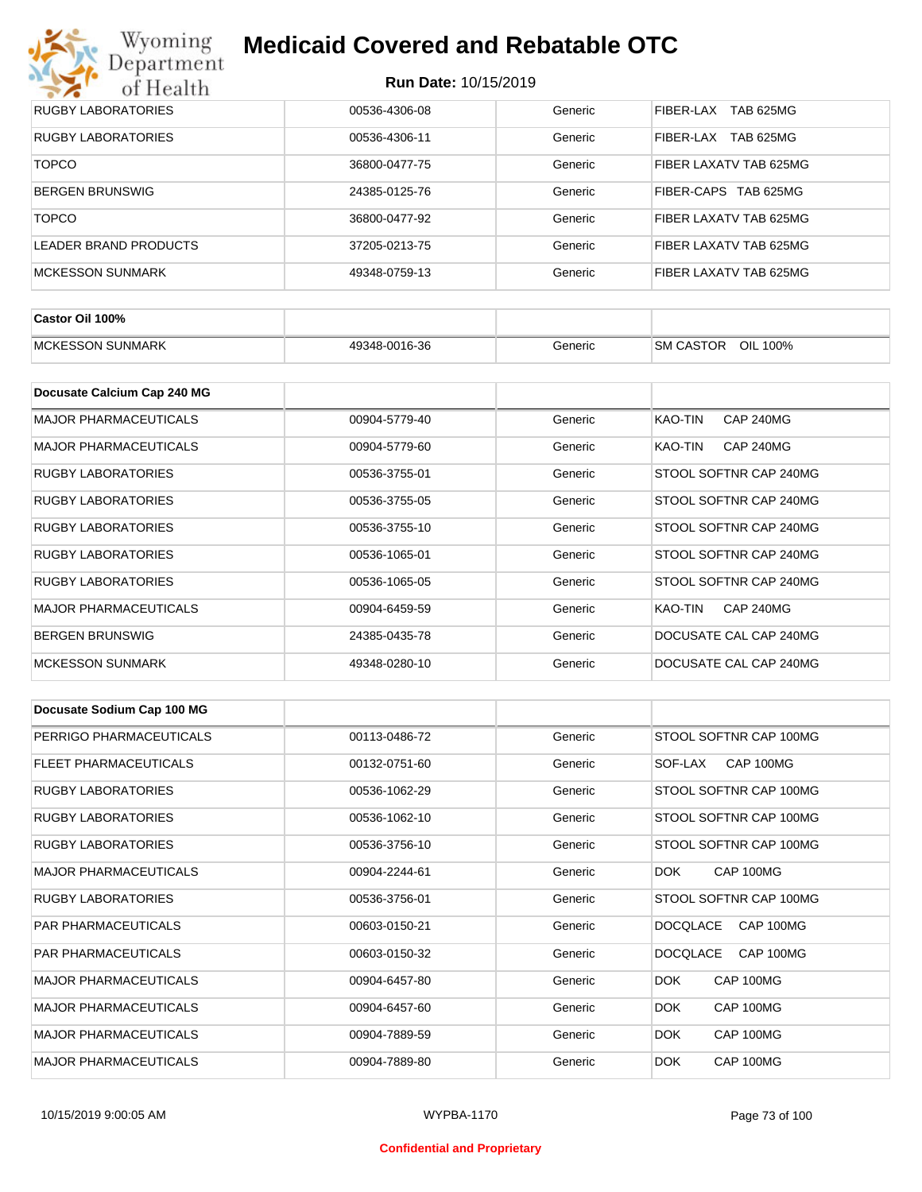| | | | |
|---|---|---|---|
| RUGBY LABORATORIES | 00536-4306-08 | Generic | FIBER-LAX TAB 625MG |
| RUGBY LABORATORIES | 00536-4306-11 | Generic | FIBER-LAX TAB 625MG |
| TOPCO | 36800-0477-75 | Generic | FIBER LAXATV TAB 625MG |
| BERGEN BRUNSWIG | 24385-0125-76 | Generic | FIBER-CAPS TAB 625MG |
| TOPCO | 36800-0477-92 | Generic | FIBER LAXATV TAB 625MG |
| LEADER BRAND PRODUCTS | 37205-0213-75 | Generic | FIBER LAXATV TAB 625MG |
| MCKESSON SUNMARK | 49348-0759-13 | Generic | FIBER LAXATV TAB 625MG |

| **Castor Oil 100%** | | | |
|---|---|---|---|
| MCKESSON SUNMARK | 49348-0016-36 | Generic | SM CASTOR OIL 100% |

| **Docusate Calcium Cap 240 MG** | | | |
|---|---|---|---|
| MAJOR PHARMACEUTICALS | 00904-5779-40 | Generic | KAO-TIN CAP 240MG |
| MAJOR PHARMACEUTICALS | 00904-5779-60 | Generic | KAO-TIN CAP 240MG |
| RUGBY LABORATORIES | 00536-3755-01 | Generic | STOOL SOFTNR CAP 240MG |
| RUGBY LABORATORIES | 00536-3755-05 | Generic | STOOL SOFTNR CAP 240MG |
| RUGBY LABORATORIES | 00536-3755-10 | Generic | STOOL SOFTNR CAP 240MG |
| RUGBY LABORATORIES | 00536-1065-01 | Generic | STOOL SOFTNR CAP 240MG |
| RUGBY LABORATORIES | 00536-1065-05 | Generic | STOOL SOFTNR CAP 240MG |
| MAJOR PHARMACEUTICALS | 00904-6459-59 | Generic | KAO-TIN CAP 240MG |
| BERGEN BRUNSWIG | 24385-0435-78 | Generic | DOCUSATE CAL CAP 240MG |
| MCKESSON SUNMARK | 49348-0280-10 | Generic | DOCUSATE CAL CAP 240MG |

| **Docusate Sodium Cap 100 MG** | | | |
|---|---|---|---|
| PERRIGO PHARMACEUTICALS | 00113-0486-72 | Generic | STOOL SOFTNR CAP 100MG |
| FLEET PHARMACEUTICALS | 00132-0751-60 | Generic | SOF-LAX CAP 100MG |
| RUGBY LABORATORIES | 00536-1062-29 | Generic | STOOL SOFTNR CAP 100MG |
| RUGBY LABORATORIES | 00536-1062-10 | Generic | STOOL SOFTNR CAP 100MG |
| RUGBY LABORATORIES | 00536-3756-10 | Generic | STOOL SOFTNR CAP 100MG |
| MAJOR PHARMACEUTICALS | 00904-2244-61 | Generic | DOK CAP 100MG |
| RUGBY LABORATORIES | 00536-3756-01 | Generic | STOOL SOFTNR CAP 100MG |
| PAR PHARMACEUTICALS | 00603-0150-21 | Generic | DOCQLACE CAP 100MG |
| PAR PHARMACEUTICALS | 00603-0150-32 | Generic | DOCQLACE CAP 100MG |
| MAJOR PHARMACEUTICALS | 00904-6457-80 | Generic | DOK CAP 100MG |
| MAJOR PHARMACEUTICALS | 00904-6457-60 | Generic | DOK CAP 100MG |
| MAJOR PHARMACEUTICALS | 00904-7889-59 | Generic | DOK CAP 100MG |
| MAJOR PHARMACEUTICALS | 00904-7889-80 | Generic | DOK CAP 100MG |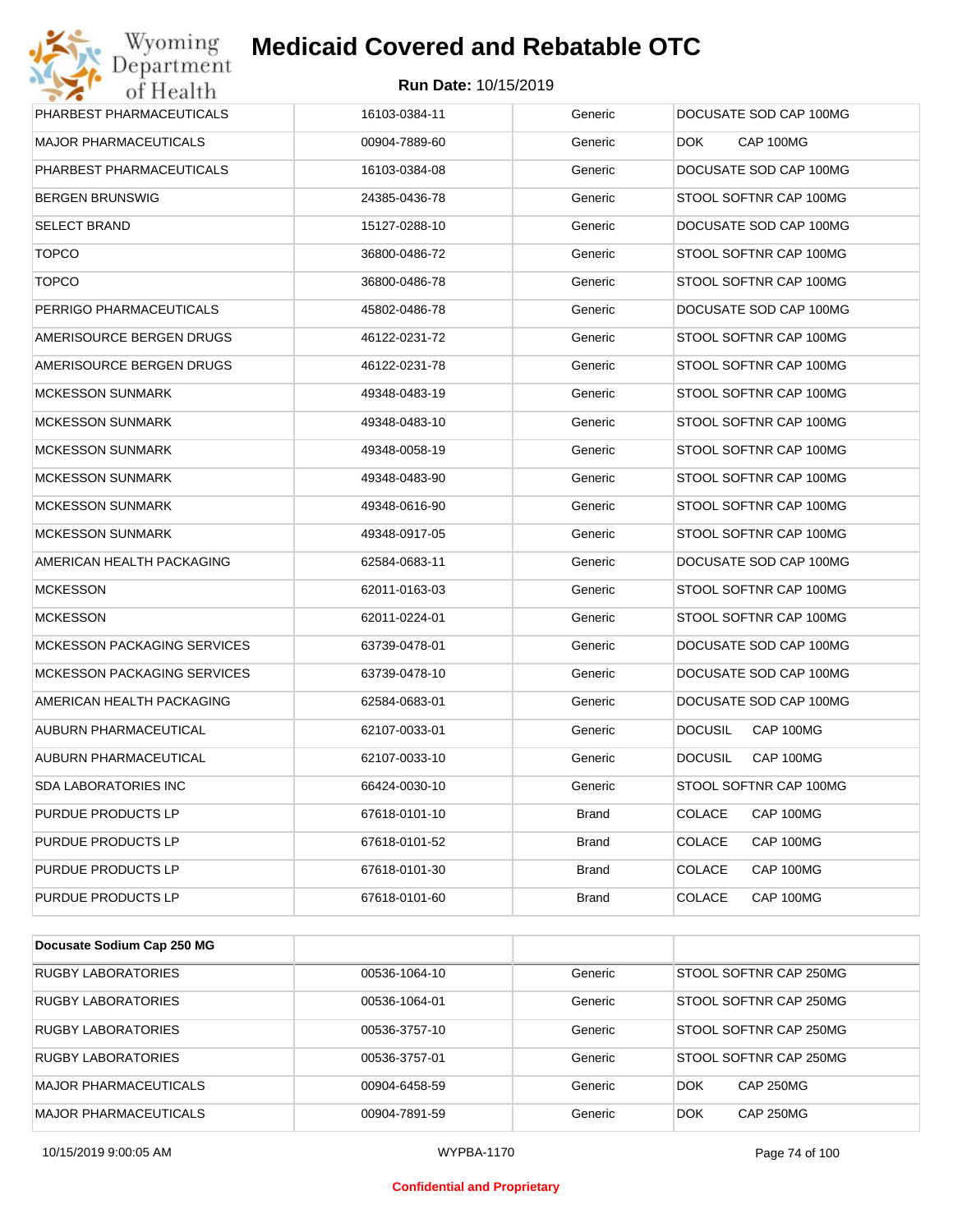| | | | |
|---|---|---|---|
| PHARBEST PHARMACEUTICALS | 16103-0384-11 | Generic | DOCUSATE SOD CAP 100MG |
| MAJOR PHARMACEUTICALS | 00904-7889-60 | Generic | DOK CAP 100MG |
| PHARBEST PHARMACEUTICALS | 16103-0384-08 | Generic | DOCUSATE SOD CAP 100MG |
| BERGEN BRUNSWIG | 24385-0436-78 | Generic | STOOL SOFTNR CAP 100MG |
| SELECT BRAND | 15127-0288-10 | Generic | DOCUSATE SOD CAP 100MG |
| TOPCO | 36800-0486-72 | Generic | STOOL SOFTNR CAP 100MG |
| TOPCO | 36800-0486-78 | Generic | STOOL SOFTNR CAP 100MG |
| PERRIGO PHARMACEUTICALS | 45802-0486-78 | Generic | DOCUSATE SOD CAP 100MG |
| AMERISOURCE BERGEN DRUGS | 46122-0231-72 | Generic | STOOL SOFTNR CAP 100MG |
| AMERISOURCE BERGEN DRUGS | 46122-0231-78 | Generic | STOOL SOFTNR CAP 100MG |
| MCKESSON SUNMARK | 49348-0483-19 | Generic | STOOL SOFTNR CAP 100MG |
| MCKESSON SUNMARK | 49348-0483-10 | Generic | STOOL SOFTNR CAP 100MG |
| MCKESSON SUNMARK | 49348-0058-19 | Generic | STOOL SOFTNR CAP 100MG |
| MCKESSON SUNMARK | 49348-0483-90 | Generic | STOOL SOFTNR CAP 100MG |
| MCKESSON SUNMARK | 49348-0616-90 | Generic | STOOL SOFTNR CAP 100MG |
| MCKESSON SUNMARK | 49348-0917-05 | Generic | STOOL SOFTNR CAP 100MG |
| AMERICAN HEALTH PACKAGING | 62584-0683-11 | Generic | DOCUSATE SOD CAP 100MG |
| MCKESSON | 62011-0163-03 | Generic | STOOL SOFTNR CAP 100MG |
| MCKESSON | 62011-0224-01 | Generic | STOOL SOFTNR CAP 100MG |
| MCKESSON PACKAGING SERVICES | 63739-0478-01 | Generic | DOCUSATE SOD CAP 100MG |
| MCKESSON PACKAGING SERVICES | 63739-0478-10 | Generic | DOCUSATE SOD CAP 100MG |
| AMERICAN HEALTH PACKAGING | 62584-0683-01 | Generic | DOCUSATE SOD CAP 100MG |
| AUBURN PHARMACEUTICAL | 62107-0033-01 | Generic | DOCUSIL CAP 100MG |
| AUBURN PHARMACEUTICAL | 62107-0033-10 | Generic | DOCUSIL CAP 100MG |
| SDA LABORATORIES INC | 66424-0030-10 | Generic | STOOL SOFTNR CAP 100MG |
| PURDUE PRODUCTS LP | 67618-0101-10 | Brand | COLACE CAP 100MG |
| PURDUE PRODUCTS LP | 67618-0101-52 | Brand | COLACE CAP 100MG |
| PURDUE PRODUCTS LP | 67618-0101-30 | Brand | COLACE CAP 100MG |
| PURDUE PRODUCTS LP | 67618-0101-60 | Brand | COLACE CAP 100MG |

| **Docusate Sodium Cap 250 MG** | | | |
|---|---|---|---|
| RUGBY LABORATORIES | 00536-1064-10 | Generic | STOOL SOFTNR CAP 250MG |
| RUGBY LABORATORIES | 00536-1064-01 | Generic | STOOL SOFTNR CAP 250MG |
| RUGBY LABORATORIES | 00536-3757-10 | Generic | STOOL SOFTNR CAP 250MG |
| RUGBY LABORATORIES | 00536-3757-01 | Generic | STOOL SOFTNR CAP 250MG |
| MAJOR PHARMACEUTICALS | 00904-6458-59 | Generic | DOK CAP 250MG |
| MAJOR PHARMACEUTICALS | 00904-7891-59 | Generic | DOK CAP 250MG |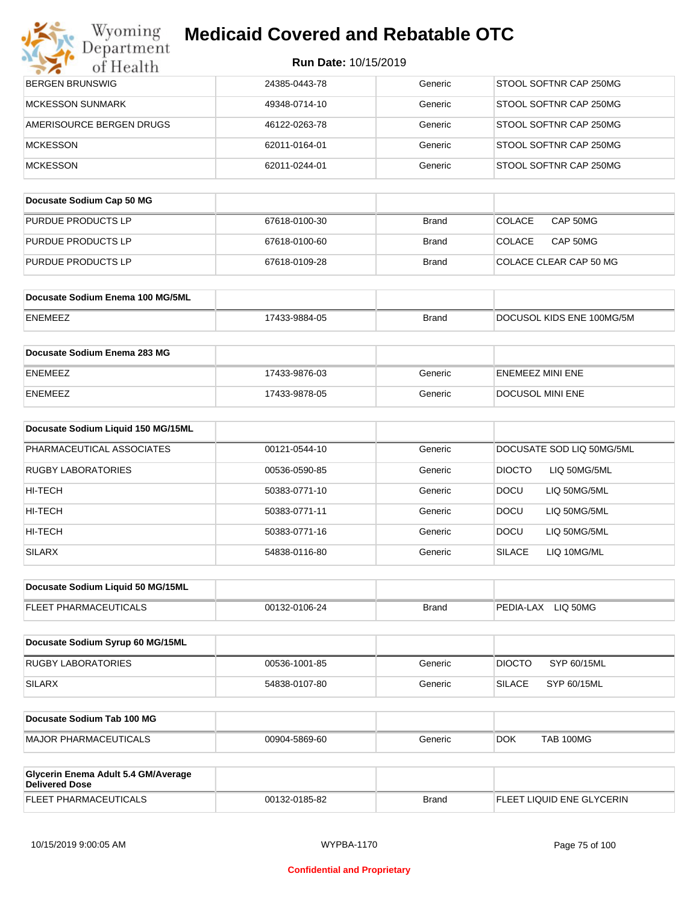# Medicaid Covered and Rebatable OTC

**Run Date:** 10/15/2019

| | | | |
|---|---|---|---|
| BERGEN BRUNSWIG | 24385-0443-78 | Generic | STOOL SOFTNR CAP 250MG |
| MCKESSON SUNMARK | 49348-0714-10 | Generic | STOOL SOFTNR CAP 250MG |
| AMERISOURCE BERGEN DRUGS | 46122-0263-78 | Generic | STOOL SOFTNR CAP 250MG |
| MCKESSON | 62011-0164-01 | Generic | STOOL SOFTNR CAP 250MG |
| MCKESSON | 62011-0244-01 | Generic | STOOL SOFTNR CAP 250MG |

| **Docusate Sodium Cap 50 MG** | | | |
|---|---|---|---|
| PURDUE PRODUCTS LP | 67618-0100-30 | Brand | COLACE CAP 50MG |
| PURDUE PRODUCTS LP | 67618-0100-60 | Brand | COLACE CAP 50MG |
| PURDUE PRODUCTS LP | 67618-0109-28 | Brand | COLACE CLEAR CAP 50 MG |

| **Docusate Sodium Enema 100 MG/5ML** | | | |
|---|---|---|---|
| ENEMEEZ | 17433-9884-05 | Brand | DOCUSOL KIDS ENE 100MG/5M |

| **Docusate Sodium Enema 283 MG** | | | |
|---|---|---|---|
| ENEMEEZ | 17433-9876-03 | Generic | ENEMEEZ MINI ENE |
| ENEMEEZ | 17433-9878-05 | Generic | DOCUSOL MINI ENE |

| **Docusate Sodium Liquid 150 MG/15ML** | | | |
|---|---|---|---|
| PHARMACEUTICAL ASSOCIATES | 00121-0544-10 | Generic | DOCUSATE SOD LIQ 50MG/5ML |
| RUGBY LABORATORIES | 00536-0590-85 | Generic | DIOCTO LIQ 50MG/5ML |
| HI-TECH | 50383-0771-10 | Generic | DOCU LIQ 50MG/5ML |
| HI-TECH | 50383-0771-11 | Generic | DOCU LIQ 50MG/5ML |
| HI-TECH | 50383-0771-16 | Generic | DOCU LIQ 50MG/5ML |
| SILARX | 54838-0116-80 | Generic | SILACE LIQ 10MG/ML |

| **Docusate Sodium Liquid 50 MG/15ML** | | | |
|---|---|---|---|
| FLEET PHARMACEUTICALS | 00132-0106-24 | Brand | PEDIA-LAX LIQ 50MG |

| **Docusate Sodium Syrup 60 MG/15ML** | | | |
|---|---|---|---|
| RUGBY LABORATORIES | 00536-1001-85 | Generic | DIOCTO SYP 60/15ML |
| SILARX | 54838-0107-80 | Generic | SILACE SYP 60/15ML |

| **Docusate Sodium Tab 100 MG** | | | |
|---|---|---|---|
| MAJOR PHARMACEUTICALS | 00904-5869-60 | Generic | DOK TAB 100MG |

| **Glycerin Enema Adult 5.4 GM/Average Delivered Dose** | | | |
|---|---|---|---|
| FLEET PHARMACEUTICALS | 00132-0185-82 | Brand | FLEET LIQUID ENE GLYCERIN |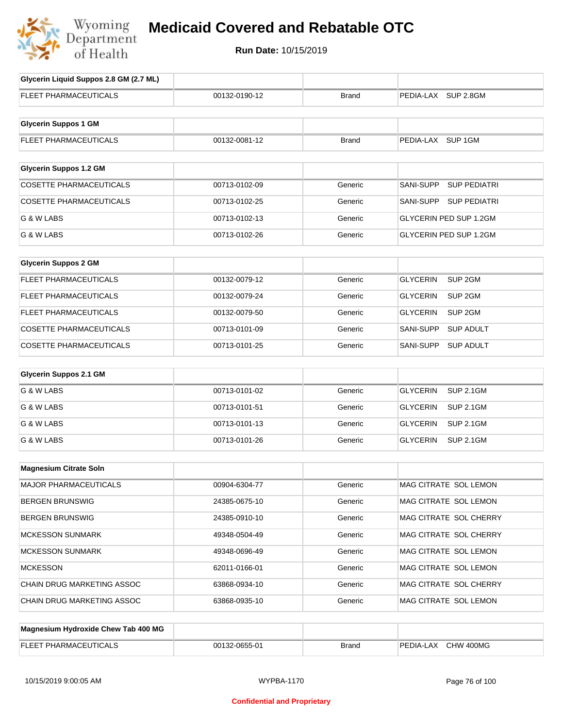# Medicaid Covered and Rebatable OTC

**Run Date:** 10/15/2019

| Glycerin Liquid Suppos 2.8 GM (2.7 ML) | | | |
|---|---|---|---|
| FLEET PHARMACEUTICALS | 00132-0190-12 | Brand | PEDIA-LAX SUP 2.8GM |

| Glycerin Suppos 1 GM | | | |
|---|---|---|---|
| FLEET PHARMACEUTICALS | 00132-0081-12 | Brand | PEDIA-LAX SUP 1GM |

| Glycerin Suppos 1.2 GM | | | |
|---|---|---|---|
| COSETTE PHARMACEUTICALS | 00713-0102-09 | Generic | SANI-SUPP SUP PEDIATRI |
| COSETTE PHARMACEUTICALS | 00713-0102-25 | Generic | SANI-SUPP SUP PEDIATRI |
| G & W LABS | 00713-0102-13 | Generic | GLYCERIN PED SUP 1.2GM |
| G & W LABS | 00713-0102-26 | Generic | GLYCERIN PED SUP 1.2GM |

| Glycerin Suppos 2 GM | | | |
|---|---|---|---|
| FLEET PHARMACEUTICALS | 00132-0079-12 | Generic | GLYCERIN SUP 2GM |
| FLEET PHARMACEUTICALS | 00132-0079-24 | Generic | GLYCERIN SUP 2GM |
| FLEET PHARMACEUTICALS | 00132-0079-50 | Generic | GLYCERIN SUP 2GM |
| COSETTE PHARMACEUTICALS | 00713-0101-09 | Generic | SANI-SUPP SUP ADULT |
| COSETTE PHARMACEUTICALS | 00713-0101-25 | Generic | SANI-SUPP SUP ADULT |

| Glycerin Suppos 2.1 GM | | | |
|---|---|---|---|
| G & W LABS | 00713-0101-02 | Generic | GLYCERIN SUP 2.1GM |
| G & W LABS | 00713-0101-51 | Generic | GLYCERIN SUP 2.1GM |
| G & W LABS | 00713-0101-13 | Generic | GLYCERIN SUP 2.1GM |
| G & W LABS | 00713-0101-26 | Generic | GLYCERIN SUP 2.1GM |

| Magnesium Citrate Soln | | | |
|---|---|---|---|
| MAJOR PHARMACEUTICALS | 00904-6304-77 | Generic | MAG CITRATE SOL LEMON |
| BERGEN BRUNSWIG | 24385-0675-10 | Generic | MAG CITRATE SOL LEMON |
| BERGEN BRUNSWIG | 24385-0910-10 | Generic | MAG CITRATE SOL CHERRY |
| MCKESSON SUNMARK | 49348-0504-49 | Generic | MAG CITRATE SOL CHERRY |
| MCKESSON SUNMARK | 49348-0696-49 | Generic | MAG CITRATE SOL LEMON |
| MCKESSON | 62011-0166-01 | Generic | MAG CITRATE SOL LEMON |
| CHAIN DRUG MARKETING ASSOC | 63868-0934-10 | Generic | MAG CITRATE SOL CHERRY |
| CHAIN DRUG MARKETING ASSOC | 63868-0935-10 | Generic | MAG CITRATE SOL LEMON |

| Magnesium Hydroxide Chew Tab 400 MG | | | |
|---|---|---|---|
| FLEET PHARMACEUTICALS | 00132-0655-01 | Brand | PEDIA-LAX CHW 400MG |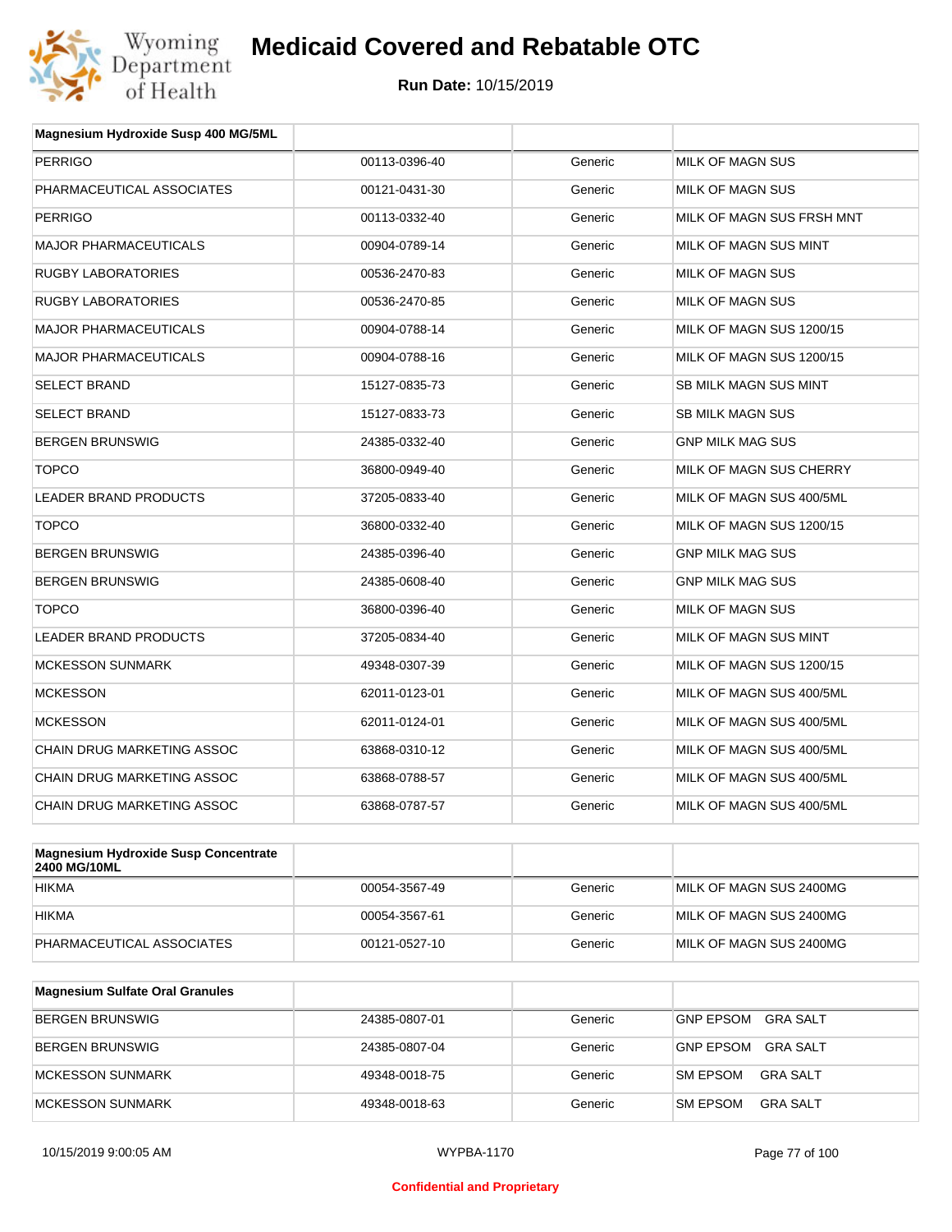# Medicaid Covered and Rebatable OTC

**Run Date:** 10/15/2019

| Magnesium Hydroxide Susp 400 MG/5ML | | | |
|---|---|---|---|
| PERRIGO | 00113-0396-40 | Generic | MILK OF MAGN SUS |
| PHARMACEUTICAL ASSOCIATES | 00121-0431-30 | Generic | MILK OF MAGN SUS |
| PERRIGO | 00113-0332-40 | Generic | MILK OF MAGN SUS FRSH MNT |
| MAJOR PHARMACEUTICALS | 00904-0789-14 | Generic | MILK OF MAGN SUS MINT |
| RUGBY LABORATORIES | 00536-2470-83 | Generic | MILK OF MAGN SUS |
| RUGBY LABORATORIES | 00536-2470-85 | Generic | MILK OF MAGN SUS |
| MAJOR PHARMACEUTICALS | 00904-0788-14 | Generic | MILK OF MAGN SUS 1200/15 |
| MAJOR PHARMACEUTICALS | 00904-0788-16 | Generic | MILK OF MAGN SUS 1200/15 |
| SELECT BRAND | 15127-0835-73 | Generic | SB MILK MAGN SUS MINT |
| SELECT BRAND | 15127-0833-73 | Generic | SB MILK MAGN SUS |
| BERGEN BRUNSWIG | 24385-0332-40 | Generic | GNP MILK MAG SUS |
| TOPCO | 36800-0949-40 | Generic | MILK OF MAGN SUS CHERRY |
| LEADER BRAND PRODUCTS | 37205-0833-40 | Generic | MILK OF MAGN SUS 400/5ML |
| TOPCO | 36800-0332-40 | Generic | MILK OF MAGN SUS 1200/15 |
| BERGEN BRUNSWIG | 24385-0396-40 | Generic | GNP MILK MAG SUS |
| BERGEN BRUNSWIG | 24385-0608-40 | Generic | GNP MILK MAG SUS |
| TOPCO | 36800-0396-40 | Generic | MILK OF MAGN SUS |
| LEADER BRAND PRODUCTS | 37205-0834-40 | Generic | MILK OF MAGN SUS MINT |
| MCKESSON SUNMARK | 49348-0307-39 | Generic | MILK OF MAGN SUS 1200/15 |
| MCKESSON | 62011-0123-01 | Generic | MILK OF MAGN SUS 400/5ML |
| MCKESSON | 62011-0124-01 | Generic | MILK OF MAGN SUS 400/5ML |
| CHAIN DRUG MARKETING ASSOC | 63868-0310-12 | Generic | MILK OF MAGN SUS 400/5ML |
| CHAIN DRUG MARKETING ASSOC | 63868-0788-57 | Generic | MILK OF MAGN SUS 400/5ML |
| CHAIN DRUG MARKETING ASSOC | 63868-0787-57 | Generic | MILK OF MAGN SUS 400/5ML |

| Magnesium Hydroxide Susp Concentrate 2400 MG/10ML | | | |
|---|---|---|---|
| HIKMA | 00054-3567-49 | Generic | MILK OF MAGN SUS 2400MG |
| HIKMA | 00054-3567-61 | Generic | MILK OF MAGN SUS 2400MG |
| PHARMACEUTICAL ASSOCIATES | 00121-0527-10 | Generic | MILK OF MAGN SUS 2400MG |

| Magnesium Sulfate Oral Granules | | | |
|---|---|---|---|
| BERGEN BRUNSWIG | 24385-0807-01 | Generic | GNP EPSOM GRA SALT |
| BERGEN BRUNSWIG | 24385-0807-04 | Generic | GNP EPSOM GRA SALT |
| MCKESSON SUNMARK | 49348-0018-75 | Generic | SM EPSOM GRA SALT |
| MCKESSON SUNMARK | 49348-0018-63 | Generic | SM EPSOM GRA SALT |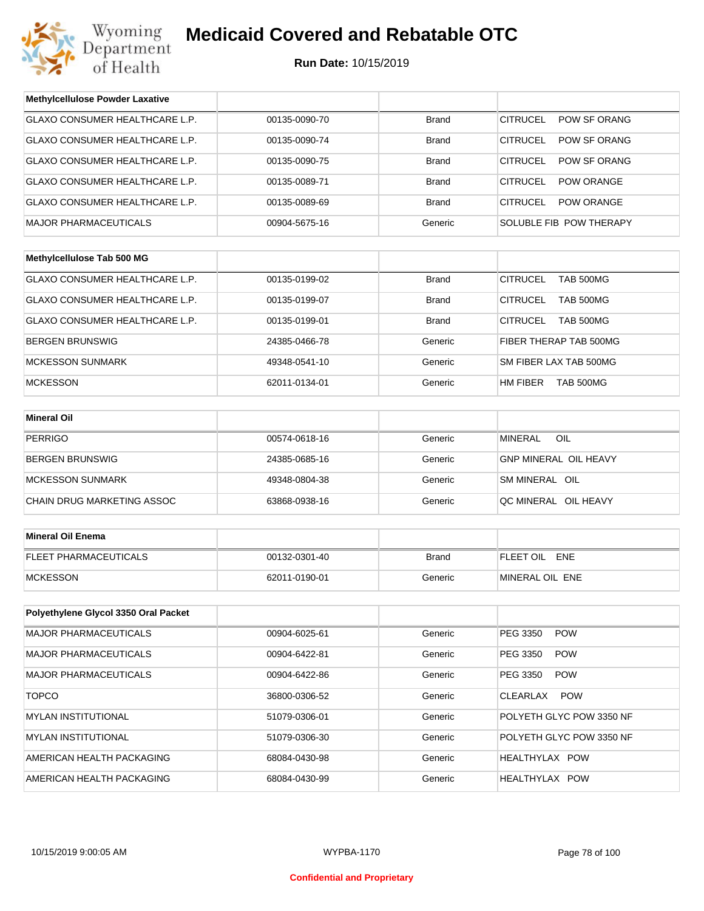# Medicaid Covered and Rebatable OTC

**Run Date:** 10/15/2019

| Methylcellulose Powder Laxative | | | |
|---|---|---|---|
| GLAXO CONSUMER HEALTHCARE L.P. | 00135-0090-70 | Brand | CITRUCEL POW SF ORANG |
| GLAXO CONSUMER HEALTHCARE L.P. | 00135-0090-74 | Brand | CITRUCEL POW SF ORANG |
| GLAXO CONSUMER HEALTHCARE L.P. | 00135-0090-75 | Brand | CITRUCEL POW SF ORANG |
| GLAXO CONSUMER HEALTHCARE L.P. | 00135-0089-71 | Brand | CITRUCEL POW ORANGE |
| GLAXO CONSUMER HEALTHCARE L.P. | 00135-0089-69 | Brand | CITRUCEL POW ORANGE |
| MAJOR PHARMACEUTICALS | 00904-5675-16 | Generic | SOLUBLE FIB POW THERAPY |

| Methylcellulose Tab 500 MG | | | |
|---|---|---|---|
| GLAXO CONSUMER HEALTHCARE L.P. | 00135-0199-02 | Brand | CITRUCEL TAB 500MG |
| GLAXO CONSUMER HEALTHCARE L.P. | 00135-0199-07 | Brand | CITRUCEL TAB 500MG |
| GLAXO CONSUMER HEALTHCARE L.P. | 00135-0199-01 | Brand | CITRUCEL TAB 500MG |
| BERGEN BRUNSWIG | 24385-0466-78 | Generic | FIBER THERAP TAB 500MG |
| MCKESSON SUNMARK | 49348-0541-10 | Generic | SM FIBER LAX TAB 500MG |
| MCKESSON | 62011-0134-01 | Generic | HM FIBER TAB 500MG |

| Mineral Oil | | | |
|---|---|---|---|
| PERRIGO | 00574-0618-16 | Generic | MINERAL OIL |
| BERGEN BRUNSWIG | 24385-0685-16 | Generic | GNP MINERAL OIL HEAVY |
| MCKESSON SUNMARK | 49348-0804-38 | Generic | SM MINERAL OIL |
| CHAIN DRUG MARKETING ASSOC | 63868-0938-16 | Generic | QC MINERAL OIL HEAVY |

| Mineral Oil Enema | | | |
|---|---|---|---|
| FLEET PHARMACEUTICALS | 00132-0301-40 | Brand | FLEET OIL ENE |
| MCKESSON | 62011-0190-01 | Generic | MINERAL OIL ENE |

| Polyethylene Glycol 3350 Oral Packet | | | |
|---|---|---|---|
| MAJOR PHARMACEUTICALS | 00904-6025-61 | Generic | PEG 3350 POW |
| MAJOR PHARMACEUTICALS | 00904-6422-81 | Generic | PEG 3350 POW |
| MAJOR PHARMACEUTICALS | 00904-6422-86 | Generic | PEG 3350 POW |
| TOPCO | 36800-0306-52 | Generic | CLEARLAX POW |
| MYLAN INSTITUTIONAL | 51079-0306-01 | Generic | POLYETH GLYC POW 3350 NF |
| MYLAN INSTITUTIONAL | 51079-0306-30 | Generic | POLYETH GLYC POW 3350 NF |
| AMERICAN HEALTH PACKAGING | 68084-0430-98 | Generic | HEALTHYLAX POW |
| AMERICAN HEALTH PACKAGING | 68084-0430-99 | Generic | HEALTHYLAX POW |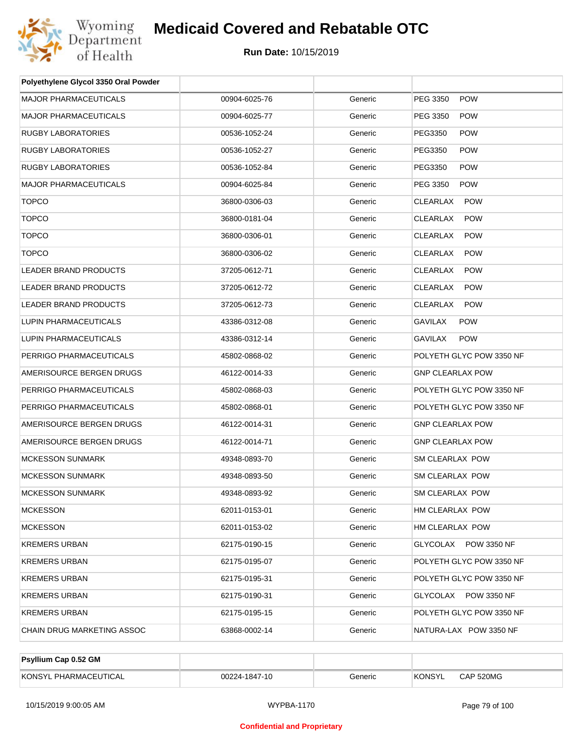# Medicaid Covered and Rebatable OTC

**Run Date:** 10/15/2019

| Polyethylene Glycol 3350 Oral Powder | | | |
|---|---|---|---|
| MAJOR PHARMACEUTICALS | 00904-6025-76 | Generic | PEG 3350 POW |
| MAJOR PHARMACEUTICALS | 00904-6025-77 | Generic | PEG 3350 POW |
| RUGBY LABORATORIES | 00536-1052-24 | Generic | PEG3350 POW |
| RUGBY LABORATORIES | 00536-1052-27 | Generic | PEG3350 POW |
| RUGBY LABORATORIES | 00536-1052-84 | Generic | PEG3350 POW |
| MAJOR PHARMACEUTICALS | 00904-6025-84 | Generic | PEG 3350 POW |
| TOPCO | 36800-0306-03 | Generic | CLEARLAX POW |
| TOPCO | 36800-0181-04 | Generic | CLEARLAX POW |
| TOPCO | 36800-0306-01 | Generic | CLEARLAX POW |
| TOPCO | 36800-0306-02 | Generic | CLEARLAX POW |
| LEADER BRAND PRODUCTS | 37205-0612-71 | Generic | CLEARLAX POW |
| LEADER BRAND PRODUCTS | 37205-0612-72 | Generic | CLEARLAX POW |
| LEADER BRAND PRODUCTS | 37205-0612-73 | Generic | CLEARLAX POW |
| LUPIN PHARMACEUTICALS | 43386-0312-08 | Generic | GAVILAX POW |
| LUPIN PHARMACEUTICALS | 43386-0312-14 | Generic | GAVILAX POW |
| PERRIGO PHARMACEUTICALS | 45802-0868-02 | Generic | POLYETH GLYC POW 3350 NF |
| AMERISOURCE BERGEN DRUGS | 46122-0014-33 | Generic | GNP CLEARLAX POW |
| PERRIGO PHARMACEUTICALS | 45802-0868-03 | Generic | POLYETH GLYC POW 3350 NF |
| PERRIGO PHARMACEUTICALS | 45802-0868-01 | Generic | POLYETH GLYC POW 3350 NF |
| AMERISOURCE BERGEN DRUGS | 46122-0014-31 | Generic | GNP CLEARLAX POW |
| AMERISOURCE BERGEN DRUGS | 46122-0014-71 | Generic | GNP CLEARLAX POW |
| MCKESSON SUNMARK | 49348-0893-70 | Generic | SM CLEARLAX POW |
| MCKESSON SUNMARK | 49348-0893-50 | Generic | SM CLEARLAX POW |
| MCKESSON SUNMARK | 49348-0893-92 | Generic | SM CLEARLAX POW |
| MCKESSON | 62011-0153-01 | Generic | HM CLEARLAX POW |
| MCKESSON | 62011-0153-02 | Generic | HM CLEARLAX POW |
| KREMERS URBAN | 62175-0190-15 | Generic | GLYCOLAX POW 3350 NF |
| KREMERS URBAN | 62175-0195-07 | Generic | POLYETH GLYC POW 3350 NF |
| KREMERS URBAN | 62175-0195-31 | Generic | POLYETH GLYC POW 3350 NF |
| KREMERS URBAN | 62175-0190-31 | Generic | GLYCOLAX POW 3350 NF |
| KREMERS URBAN | 62175-0195-15 | Generic | POLYETH GLYC POW 3350 NF |
| CHAIN DRUG MARKETING ASSOC | 63868-0002-14 | Generic | NATURA-LAX POW 3350 NF |

| Psyllium Cap 0.52 GM | | | |
|---|---|---|---|
| KONSYL PHARMACEUTICAL | 00224-1847-10 | Generic | KONSYL CAP 520MG |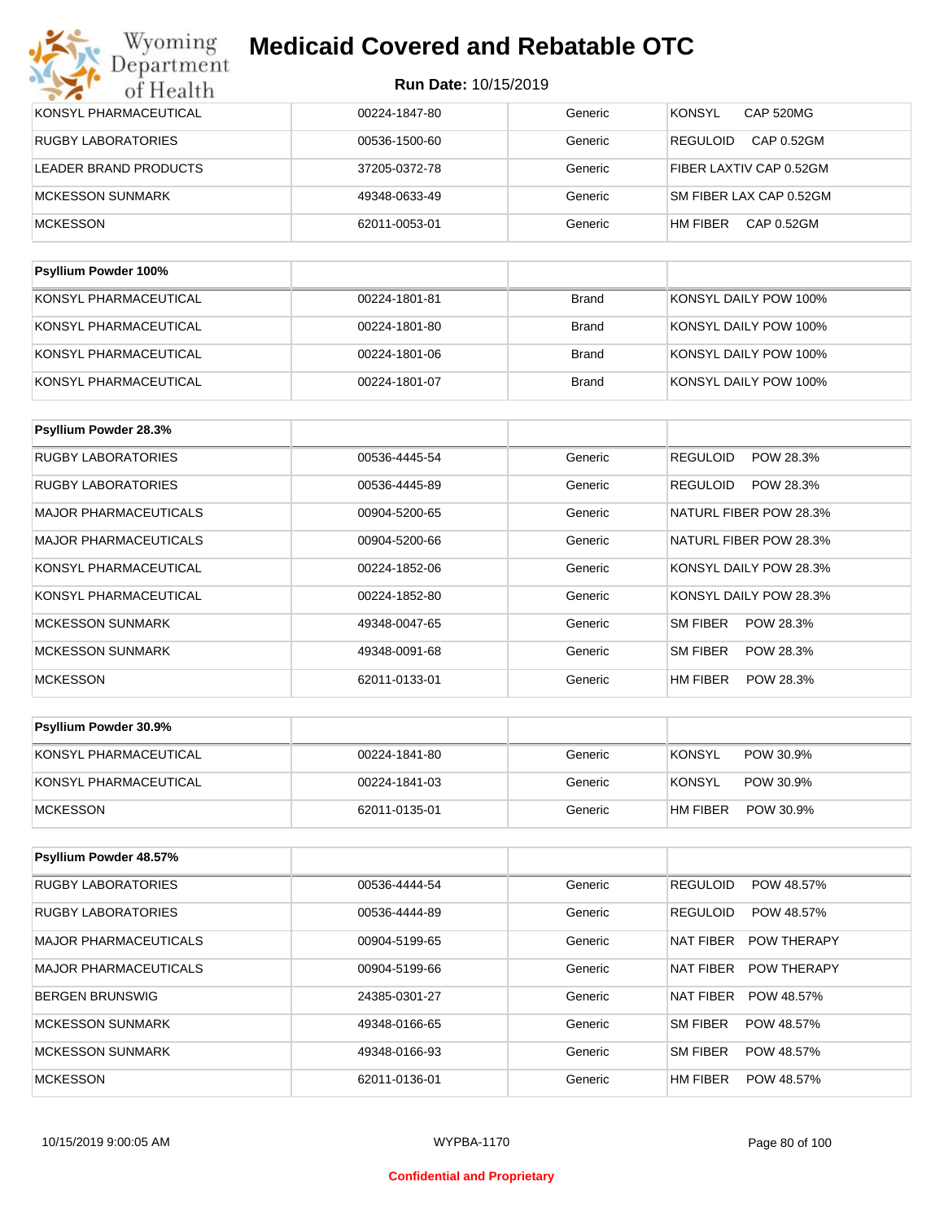# Medicaid Covered and Rebatable OTC

**Run Date:** 10/15/2019

| | | | |
|---|---|---|---|
| KONSYL PHARMACEUTICAL | 00224-1847-80 | Generic | KONSYL CAP 520MG |
| RUGBY LABORATORIES | 00536-1500-60 | Generic | REGULOID CAP 0.52GM |
| LEADER BRAND PRODUCTS | 37205-0372-78 | Generic | FIBER LAXTIV CAP 0.52GM |
| MCKESSON SUNMARK | 49348-0633-49 | Generic | SM FIBER LAX CAP 0.52GM |
| MCKESSON | 62011-0053-01 | Generic | HM FIBER CAP 0.52GM |

| **Psyllium Powder 100%** | | | |
|---|---|---|---|
| KONSYL PHARMACEUTICAL | 00224-1801-81 | Brand | KONSYL DAILY POW 100% |
| KONSYL PHARMACEUTICAL | 00224-1801-80 | Brand | KONSYL DAILY POW 100% |
| KONSYL PHARMACEUTICAL | 00224-1801-06 | Brand | KONSYL DAILY POW 100% |
| KONSYL PHARMACEUTICAL | 00224-1801-07 | Brand | KONSYL DAILY POW 100% |

| **Psyllium Powder 28.3%** | | | |
|---|---|---|---|
| RUGBY LABORATORIES | 00536-4445-54 | Generic | REGULOID POW 28.3% |
| RUGBY LABORATORIES | 00536-4445-89 | Generic | REGULOID POW 28.3% |
| MAJOR PHARMACEUTICALS | 00904-5200-65 | Generic | NATURL FIBER POW 28.3% |
| MAJOR PHARMACEUTICALS | 00904-5200-66 | Generic | NATURL FIBER POW 28.3% |
| KONSYL PHARMACEUTICAL | 00224-1852-06 | Generic | KONSYL DAILY POW 28.3% |
| KONSYL PHARMACEUTICAL | 00224-1852-80 | Generic | KONSYL DAILY POW 28.3% |
| MCKESSON SUNMARK | 49348-0047-65 | Generic | SM FIBER POW 28.3% |
| MCKESSON SUNMARK | 49348-0091-68 | Generic | SM FIBER POW 28.3% |
| MCKESSON | 62011-0133-01 | Generic | HM FIBER POW 28.3% |

| **Psyllium Powder 30.9%** | | | |
|---|---|---|---|
| KONSYL PHARMACEUTICAL | 00224-1841-80 | Generic | KONSYL POW 30.9% |
| KONSYL PHARMACEUTICAL | 00224-1841-03 | Generic | KONSYL POW 30.9% |
| MCKESSON | 62011-0135-01 | Generic | HM FIBER POW 30.9% |

| **Psyllium Powder 48.57%** | | | |
|---|---|---|---|
| RUGBY LABORATORIES | 00536-4444-54 | Generic | REGULOID POW 48.57% |
| RUGBY LABORATORIES | 00536-4444-89 | Generic | REGULOID POW 48.57% |
| MAJOR PHARMACEUTICALS | 00904-5199-65 | Generic | NAT FIBER POW THERAPY |
| MAJOR PHARMACEUTICALS | 00904-5199-66 | Generic | NAT FIBER POW THERAPY |
| BERGEN BRUNSWIG | 24385-0301-27 | Generic | NAT FIBER POW 48.57% |
| MCKESSON SUNMARK | 49348-0166-65 | Generic | SM FIBER POW 48.57% |
| MCKESSON SUNMARK | 49348-0166-93 | Generic | SM FIBER POW 48.57% |
| MCKESSON | 62011-0136-01 | Generic | HM FIBER POW 48.57% |

Confidential and Proprietary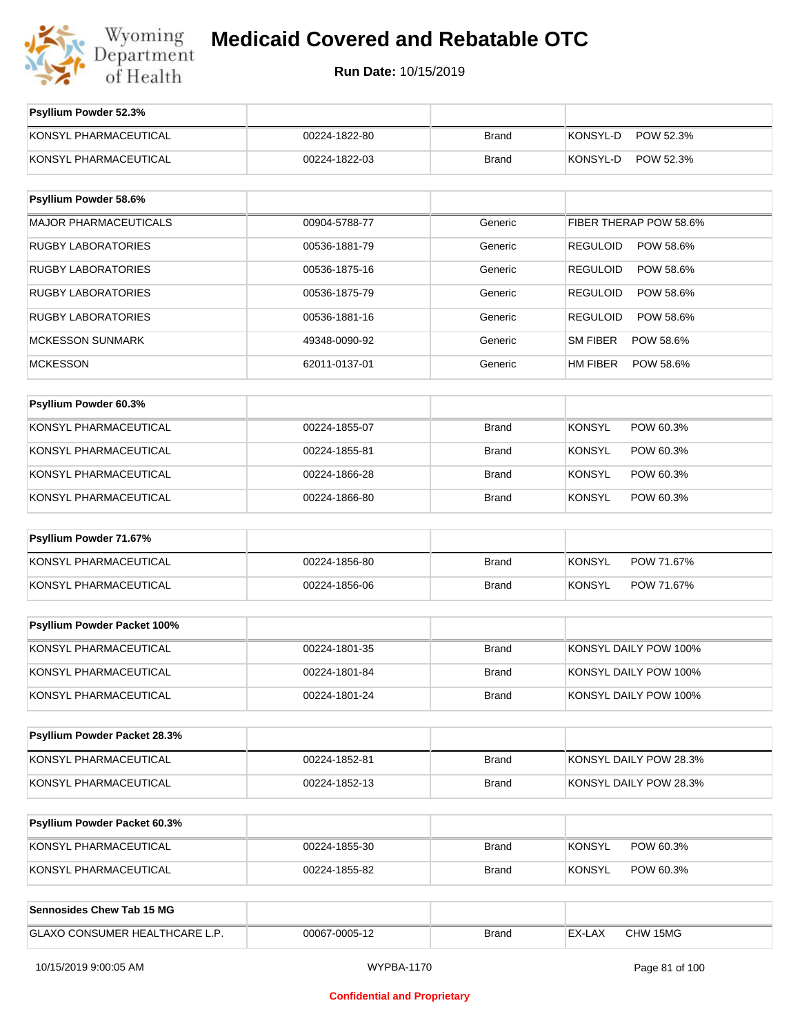# Medicaid Covered and Rebatable OTC

**Run Date:** 10/15/2019

| Psyllium Powder 52.3% | | | |
|---|---|---|---|
| KONSYL PHARMACEUTICAL | 00224-1822-80 | Brand | KONSYL-D POW 52.3% |
| KONSYL PHARMACEUTICAL | 00224-1822-03 | Brand | KONSYL-D POW 52.3% |

| Psyllium Powder 58.6% | | | |
|---|---|---|---|
| MAJOR PHARMACEUTICALS | 00904-5788-77 | Generic | FIBER THERAP POW 58.6% |
| RUGBY LABORATORIES | 00536-1881-79 | Generic | REGULOID POW 58.6% |
| RUGBY LABORATORIES | 00536-1875-16 | Generic | REGULOID POW 58.6% |
| RUGBY LABORATORIES | 00536-1875-79 | Generic | REGULOID POW 58.6% |
| RUGBY LABORATORIES | 00536-1881-16 | Generic | REGULOID POW 58.6% |
| MCKESSON SUNMARK | 49348-0090-92 | Generic | SM FIBER POW 58.6% |
| MCKESSON | 62011-0137-01 | Generic | HM FIBER POW 58.6% |

| Psyllium Powder 60.3% | | | |
|---|---|---|---|
| KONSYL PHARMACEUTICAL | 00224-1855-07 | Brand | KONSYL POW 60.3% |
| KONSYL PHARMACEUTICAL | 00224-1855-81 | Brand | KONSYL POW 60.3% |
| KONSYL PHARMACEUTICAL | 00224-1866-28 | Brand | KONSYL POW 60.3% |
| KONSYL PHARMACEUTICAL | 00224-1866-80 | Brand | KONSYL POW 60.3% |

| Psyllium Powder 71.67% | | | |
|---|---|---|---|
| KONSYL PHARMACEUTICAL | 00224-1856-80 | Brand | KONSYL POW 71.67% |
| KONSYL PHARMACEUTICAL | 00224-1856-06 | Brand | KONSYL POW 71.67% |

| Psyllium Powder Packet 100% | | | |
|---|---|---|---|
| KONSYL PHARMACEUTICAL | 00224-1801-35 | Brand | KONSYL DAILY POW 100% |
| KONSYL PHARMACEUTICAL | 00224-1801-84 | Brand | KONSYL DAILY POW 100% |
| KONSYL PHARMACEUTICAL | 00224-1801-24 | Brand | KONSYL DAILY POW 100% |

| Psyllium Powder Packet 28.3% | | | |
|---|---|---|---|
| KONSYL PHARMACEUTICAL | 00224-1852-81 | Brand | KONSYL DAILY POW 28.3% |
| KONSYL PHARMACEUTICAL | 00224-1852-13 | Brand | KONSYL DAILY POW 28.3% |

| Psyllium Powder Packet 60.3% | | | |
|---|---|---|---|
| KONSYL PHARMACEUTICAL | 00224-1855-30 | Brand | KONSYL POW 60.3% |
| KONSYL PHARMACEUTICAL | 00224-1855-82 | Brand | KONSYL POW 60.3% |

| Sennosides Chew Tab 15 MG | | | |
|---|---|---|---|
| GLAXO CONSUMER HEALTHCARE L.P. | 00067-0005-12 | Brand | EX-LAX CHW 15MG |

Confidential and Proprietary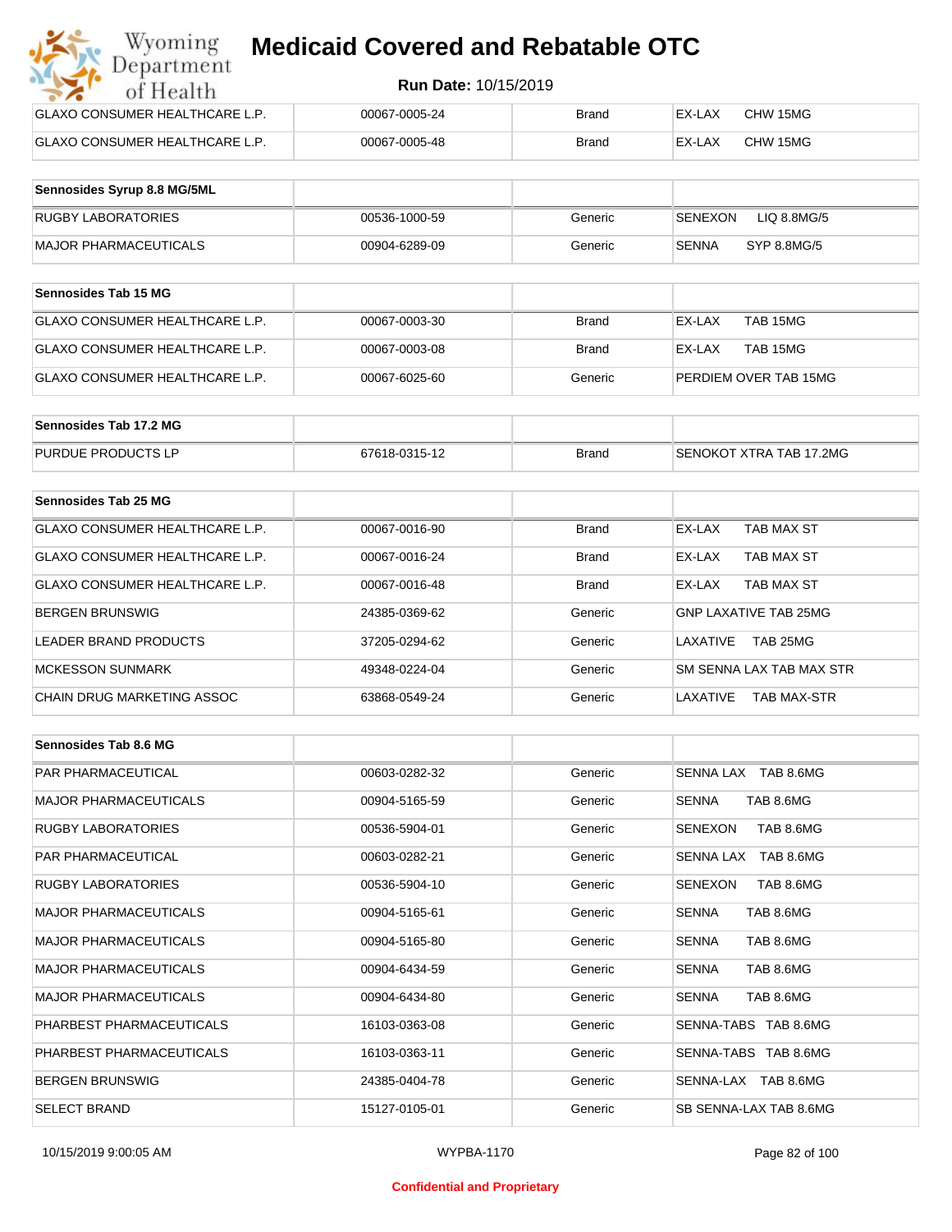| | | | |
|---|---|---|---|
| GLAXO CONSUMER HEALTHCARE L.P. | 00067-0005-24 | Brand | EX-LAX CHW 15MG |
| GLAXO CONSUMER HEALTHCARE L.P. | 00067-0005-48 | Brand | EX-LAX CHW 15MG |

| Sennosides Syrup 8.8 MG/5ML | | | |
|---|---|---|---|
| RUGBY LABORATORIES | 00536-1000-59 | Generic | SENEXON LIQ 8.8MG/5 |
| MAJOR PHARMACEUTICALS | 00904-6289-09 | Generic | SENNA SYP 8.8MG/5 |

| Sennosides Tab 15 MG | | | |
|---|---|---|---|
| GLAXO CONSUMER HEALTHCARE L.P. | 00067-0003-30 | Brand | EX-LAX TAB 15MG |
| GLAXO CONSUMER HEALTHCARE L.P. | 00067-0003-08 | Brand | EX-LAX TAB 15MG |
| GLAXO CONSUMER HEALTHCARE L.P. | 00067-6025-60 | Generic | PERDIEM OVER TAB 15MG |

| Sennosides Tab 17.2 MG | | | |
|---|---|---|---|
| PURDUE PRODUCTS LP | 67618-0315-12 | Brand | SENOKOT XTRA TAB 17.2MG |

| Sennosides Tab 25 MG | | | |
|---|---|---|---|
| GLAXO CONSUMER HEALTHCARE L.P. | 00067-0016-90 | Brand | EX-LAX TAB MAX ST |
| GLAXO CONSUMER HEALTHCARE L.P. | 00067-0016-24 | Brand | EX-LAX TAB MAX ST |
| GLAXO CONSUMER HEALTHCARE L.P. | 00067-0016-48 | Brand | EX-LAX TAB MAX ST |
| BERGEN BRUNSWIG | 24385-0369-62 | Generic | GNP LAXATIVE TAB 25MG |
| LEADER BRAND PRODUCTS | 37205-0294-62 | Generic | LAXATIVE TAB 25MG |
| MCKESSON SUNMARK | 49348-0224-04 | Generic | SM SENNA LAX TAB MAX STR |
| CHAIN DRUG MARKETING ASSOC | 63868-0549-24 | Generic | LAXATIVE TAB MAX-STR |

| Sennosides Tab 8.6 MG | | | |
|---|---|---|---|
| PAR PHARMACEUTICAL | 00603-0282-32 | Generic | SENNA LAX TAB 8.6MG |
| MAJOR PHARMACEUTICALS | 00904-5165-59 | Generic | SENNA TAB 8.6MG |
| RUGBY LABORATORIES | 00536-5904-01 | Generic | SENEXON TAB 8.6MG |
| PAR PHARMACEUTICAL | 00603-0282-21 | Generic | SENNA LAX TAB 8.6MG |
| RUGBY LABORATORIES | 00536-5904-10 | Generic | SENEXON TAB 8.6MG |
| MAJOR PHARMACEUTICALS | 00904-5165-61 | Generic | SENNA TAB 8.6MG |
| MAJOR PHARMACEUTICALS | 00904-5165-80 | Generic | SENNA TAB 8.6MG |
| MAJOR PHARMACEUTICALS | 00904-6434-59 | Generic | SENNA TAB 8.6MG |
| MAJOR PHARMACEUTICALS | 00904-6434-80 | Generic | SENNA TAB 8.6MG |
| PHARBEST PHARMACEUTICALS | 16103-0363-08 | Generic | SENNA-TABS TAB 8.6MG |
| PHARBEST PHARMACEUTICALS | 16103-0363-11 | Generic | SENNA-TABS TAB 8.6MG |
| BERGEN BRUNSWIG | 24385-0404-78 | Generic | SENNA-LAX TAB 8.6MG |
| SELECT BRAND | 15127-0105-01 | Generic | SB SENNA-LAX TAB 8.6MG |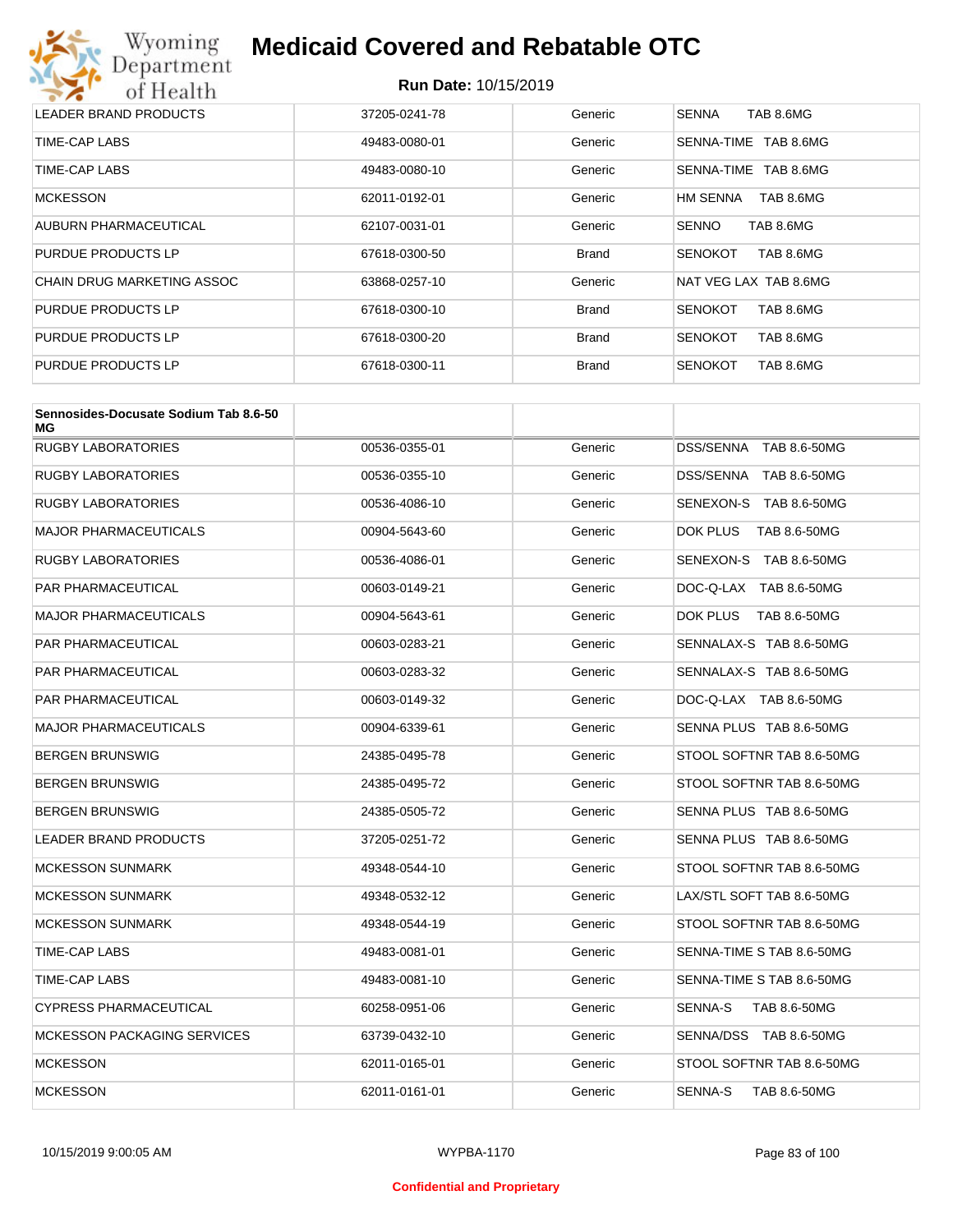| | | | |
|---|---|---|---|
| LEADER BRAND PRODUCTS | 37205-0241-78 | Generic | SENNA TAB 8.6MG |
| TIME-CAP LABS | 49483-0080-01 | Generic | SENNA-TIME TAB 8.6MG |
| TIME-CAP LABS | 49483-0080-10 | Generic | SENNA-TIME TAB 8.6MG |
| MCKESSON | 62011-0192-01 | Generic | HM SENNA TAB 8.6MG |
| AUBURN PHARMACEUTICAL | 62107-0031-01 | Generic | SENNO TAB 8.6MG |
| PURDUE PRODUCTS LP | 67618-0300-50 | Brand | SENOKOT TAB 8.6MG |
| CHAIN DRUG MARKETING ASSOC | 63868-0257-10 | Generic | NAT VEG LAX TAB 8.6MG |
| PURDUE PRODUCTS LP | 67618-0300-10 | Brand | SENOKOT TAB 8.6MG |
| PURDUE PRODUCTS LP | 67618-0300-20 | Brand | SENOKOT TAB 8.6MG |
| PURDUE PRODUCTS LP | 67618-0300-11 | Brand | SENOKOT TAB 8.6MG |

| **Sennosides-Docusate Sodium Tab 8.6-50 MG** | | | |
|---|---|---|---|
| RUGBY LABORATORIES | 00536-0355-01 | Generic | DSS/SENNA TAB 8.6-50MG |
| RUGBY LABORATORIES | 00536-0355-10 | Generic | DSS/SENNA TAB 8.6-50MG |
| RUGBY LABORATORIES | 00536-4086-10 | Generic | SENEXON-S TAB 8.6-50MG |
| MAJOR PHARMACEUTICALS | 00904-5643-60 | Generic | DOK PLUS TAB 8.6-50MG |
| RUGBY LABORATORIES | 00536-4086-01 | Generic | SENEXON-S TAB 8.6-50MG |
| PAR PHARMACEUTICAL | 00603-0149-21 | Generic | DOC-Q-LAX TAB 8.6-50MG |
| MAJOR PHARMACEUTICALS | 00904-5643-61 | Generic | DOK PLUS TAB 8.6-50MG |
| PAR PHARMACEUTICAL | 00603-0283-21 | Generic | SENNALAX-S TAB 8.6-50MG |
| PAR PHARMACEUTICAL | 00603-0283-32 | Generic | SENNALAX-S TAB 8.6-50MG |
| PAR PHARMACEUTICAL | 00603-0149-32 | Generic | DOC-Q-LAX TAB 8.6-50MG |
| MAJOR PHARMACEUTICALS | 00904-6339-61 | Generic | SENNA PLUS TAB 8.6-50MG |
| BERGEN BRUNSWIG | 24385-0495-78 | Generic | STOOL SOFTNR TAB 8.6-50MG |
| BERGEN BRUNSWIG | 24385-0495-72 | Generic | STOOL SOFTNR TAB 8.6-50MG |
| BERGEN BRUNSWIG | 24385-0505-72 | Generic | SENNA PLUS TAB 8.6-50MG |
| LEADER BRAND PRODUCTS | 37205-0251-72 | Generic | SENNA PLUS TAB 8.6-50MG |
| MCKESSON SUNMARK | 49348-0544-10 | Generic | STOOL SOFTNR TAB 8.6-50MG |
| MCKESSON SUNMARK | 49348-0532-12 | Generic | LAX/STL SOFT TAB 8.6-50MG |
| MCKESSON SUNMARK | 49348-0544-19 | Generic | STOOL SOFTNR TAB 8.6-50MG |
| TIME-CAP LABS | 49483-0081-01 | Generic | SENNA-TIME S TAB 8.6-50MG |
| TIME-CAP LABS | 49483-0081-10 | Generic | SENNA-TIME S TAB 8.6-50MG |
| CYPRESS PHARMACEUTICAL | 60258-0951-06 | Generic | SENNA-S TAB 8.6-50MG |
| MCKESSON PACKAGING SERVICES | 63739-0432-10 | Generic | SENNA/DSS TAB 8.6-50MG |
| MCKESSON | 62011-0165-01 | Generic | STOOL SOFTNR TAB 8.6-50MG |
| MCKESSON | 62011-0161-01 | Generic | SENNA-S TAB 8.6-50MG |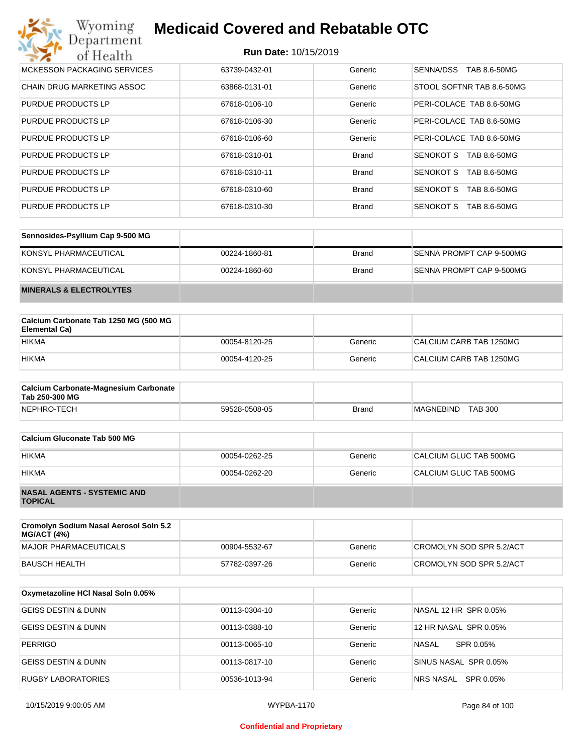| | | | |
|---|---|---|---|
| MCKESSON PACKAGING SERVICES | 63739-0432-01 | Generic | SENNA/DSS TAB 8.6-50MG |
| CHAIN DRUG MARKETING ASSOC | 63868-0131-01 | Generic | STOOL SOFTNR TAB 8.6-50MG |
| PURDUE PRODUCTS LP | 67618-0106-10 | Generic | PERI-COLACE TAB 8.6-50MG |
| PURDUE PRODUCTS LP | 67618-0106-30 | Generic | PERI-COLACE TAB 8.6-50MG |
| PURDUE PRODUCTS LP | 67618-0106-60 | Generic | PERI-COLACE TAB 8.6-50MG |
| PURDUE PRODUCTS LP | 67618-0310-01 | Brand | SENOKOT S TAB 8.6-50MG |
| PURDUE PRODUCTS LP | 67618-0310-11 | Brand | SENOKOT S TAB 8.6-50MG |
| PURDUE PRODUCTS LP | 67618-0310-60 | Brand | SENOKOT S TAB 8.6-50MG |
| PURDUE PRODUCTS LP | 67618-0310-30 | Brand | SENOKOT S TAB 8.6-50MG |

| **Sennosides-Psyllium Cap 9-500 MG** | | | |
|---|---|---|---|
| KONSYL PHARMACEUTICAL | 00224-1860-81 | Brand | SENNA PROMPT CAP 9-500MG |
| KONSYL PHARMACEUTICAL | 00224-1860-60 | Brand | SENNA PROMPT CAP 9-500MG |

## MINERALS & ELECTROLYTES

| **Calcium Carbonate Tab 1250 MG (500 MG Elemental Ca)** | | | |
|---|---|---|---|
| HIKMA | 00054-8120-25 | Generic | CALCIUM CARB TAB 1250MG |
| HIKMA | 00054-4120-25 | Generic | CALCIUM CARB TAB 1250MG |

| **Calcium Carbonate-Magnesium Carbonate Tab 250-300 MG** | | | |
|---|---|---|---|
| NEPHRO-TECH | 59528-0508-05 | Brand | MAGNEBIND TAB 300 |

| **Calcium Gluconate Tab 500 MG** | | | |
|---|---|---|---|
| HIKMA | 00054-0262-25 | Generic | CALCIUM GLUC TAB 500MG |
| HIKMA | 00054-0262-20 | Generic | CALCIUM GLUC TAB 500MG |

## NASAL AGENTS - SYSTEMIC AND TOPICAL

| **Cromolyn Sodium Nasal Aerosol Soln 5.2 MG/ACT (4%)** | | | |
|---|---|---|---|
| MAJOR PHARMACEUTICALS | 00904-5532-67 | Generic | CROMOLYN SOD SPR 5.2/ACT |
| BAUSCH HEALTH | 57782-0397-26 | Generic | CROMOLYN SOD SPR 5.2/ACT |

| **Oxymetazoline HCl Nasal Soln 0.05%** | | | |
|---|---|---|---|
| GEISS DESTIN & DUNN | 00113-0304-10 | Generic | NASAL 12 HR SPR 0.05% |
| GEISS DESTIN & DUNN | 00113-0388-10 | Generic | 12 HR NASAL SPR 0.05% |
| PERRIGO | 00113-0065-10 | Generic | NASAL SPR 0.05% |
| GEISS DESTIN & DUNN | 00113-0817-10 | Generic | SINUS NASAL SPR 0.05% |
| RUGBY LABORATORIES | 00536-1013-94 | Generic | NRS NASAL SPR 0.05% |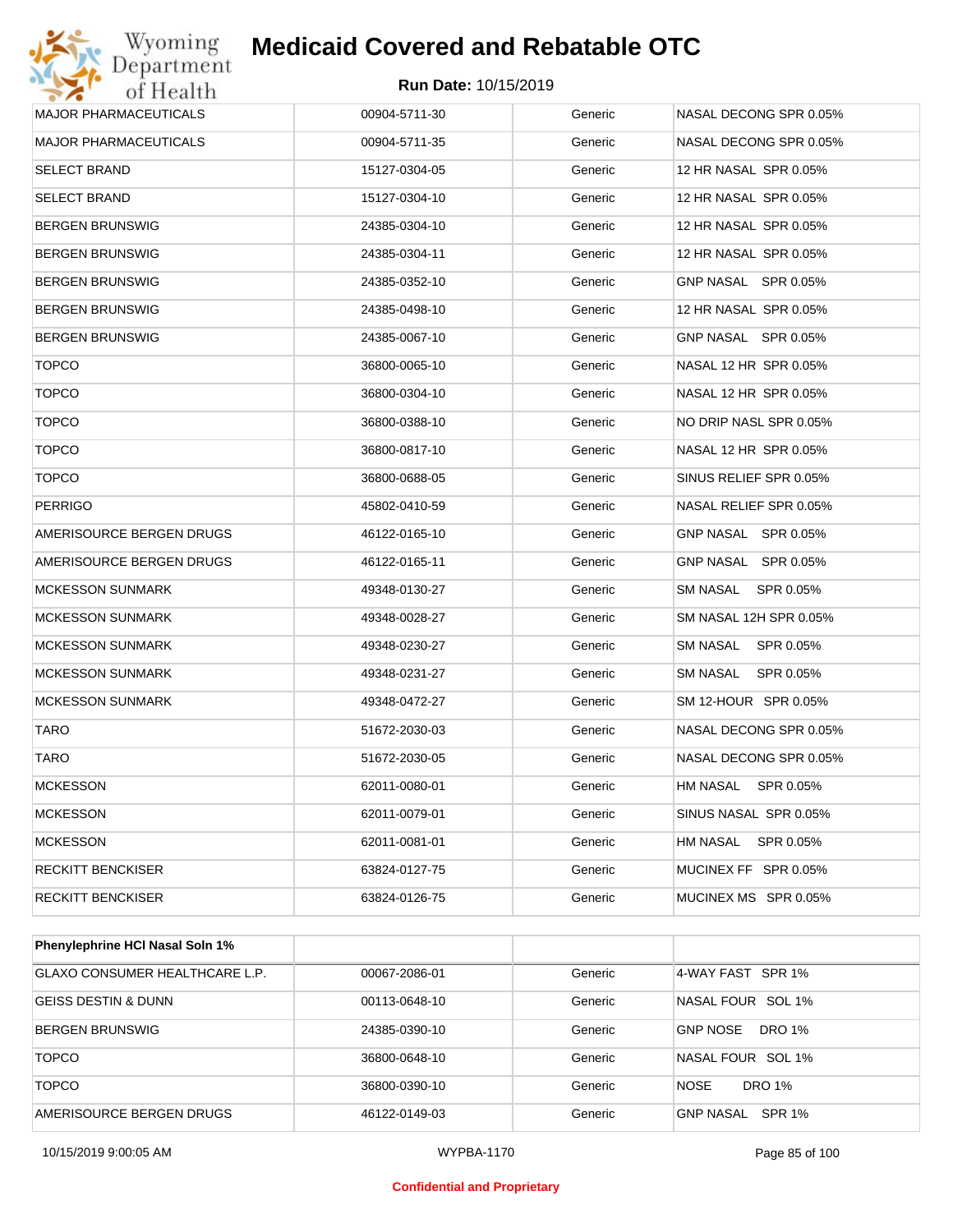| MAJOR PHARMACEUTICALS | 00904-5711-30 | Generic | NASAL DECONG SPR 0.05% |
|---|---|---|---|
| MAJOR PHARMACEUTICALS | 00904-5711-35 | Generic | NASAL DECONG SPR 0.05% |
| SELECT BRAND | 15127-0304-05 | Generic | 12 HR NASAL SPR 0.05% |
| SELECT BRAND | 15127-0304-10 | Generic | 12 HR NASAL SPR 0.05% |
| BERGEN BRUNSWIG | 24385-0304-10 | Generic | 12 HR NASAL SPR 0.05% |
| BERGEN BRUNSWIG | 24385-0304-11 | Generic | 12 HR NASAL SPR 0.05% |
| BERGEN BRUNSWIG | 24385-0352-10 | Generic | GNP NASAL SPR 0.05% |
| BERGEN BRUNSWIG | 24385-0498-10 | Generic | 12 HR NASAL SPR 0.05% |
| BERGEN BRUNSWIG | 24385-0067-10 | Generic | GNP NASAL SPR 0.05% |
| TOPCO | 36800-0065-10 | Generic | NASAL 12 HR SPR 0.05% |
| TOPCO | 36800-0304-10 | Generic | NASAL 12 HR SPR 0.05% |
| TOPCO | 36800-0388-10 | Generic | NO DRIP NASL SPR 0.05% |
| TOPCO | 36800-0817-10 | Generic | NASAL 12 HR SPR 0.05% |
| TOPCO | 36800-0688-05 | Generic | SINUS RELIEF SPR 0.05% |
| PERRIGO | 45802-0410-59 | Generic | NASAL RELIEF SPR 0.05% |
| AMERISOURCE BERGEN DRUGS | 46122-0165-10 | Generic | GNP NASAL SPR 0.05% |
| AMERISOURCE BERGEN DRUGS | 46122-0165-11 | Generic | GNP NASAL SPR 0.05% |
| MCKESSON SUNMARK | 49348-0130-27 | Generic | SM NASAL SPR 0.05% |
| MCKESSON SUNMARK | 49348-0028-27 | Generic | SM NASAL 12H SPR 0.05% |
| MCKESSON SUNMARK | 49348-0230-27 | Generic | SM NASAL SPR 0.05% |
| MCKESSON SUNMARK | 49348-0231-27 | Generic | SM NASAL SPR 0.05% |
| MCKESSON SUNMARK | 49348-0472-27 | Generic | SM 12-HOUR SPR 0.05% |
| TARO | 51672-2030-03 | Generic | NASAL DECONG SPR 0.05% |
| TARO | 51672-2030-05 | Generic | NASAL DECONG SPR 0.05% |
| MCKESSON | 62011-0080-01 | Generic | HM NASAL SPR 0.05% |
| MCKESSON | 62011-0079-01 | Generic | SINUS NASAL SPR 0.05% |
| MCKESSON | 62011-0081-01 | Generic | HM NASAL SPR 0.05% |
| RECKITT BENCKISER | 63824-0127-75 | Generic | MUCINEX FF SPR 0.05% |
| RECKITT BENCKISER | 63824-0126-75 | Generic | MUCINEX MS SPR 0.05% |

| **Phenylephrine HCl Nasal Soln 1%** | | | |
|---|---|---|---|
| GLAXO CONSUMER HEALTHCARE L.P. | 00067-2086-01 | Generic | 4-WAY FAST SPR 1% |
| GEISS DESTIN & DUNN | 00113-0648-10 | Generic | NASAL FOUR SOL 1% |
| BERGEN BRUNSWIG | 24385-0390-10 | Generic | GNP NOSE DRO 1% |
| TOPCO | 36800-0648-10 | Generic | NASAL FOUR SOL 1% |
| TOPCO | 36800-0390-10 | Generic | NOSE DRO 1% |
| AMERISOURCE BERGEN DRUGS | 46122-0149-03 | Generic | GNP NASAL SPR 1% |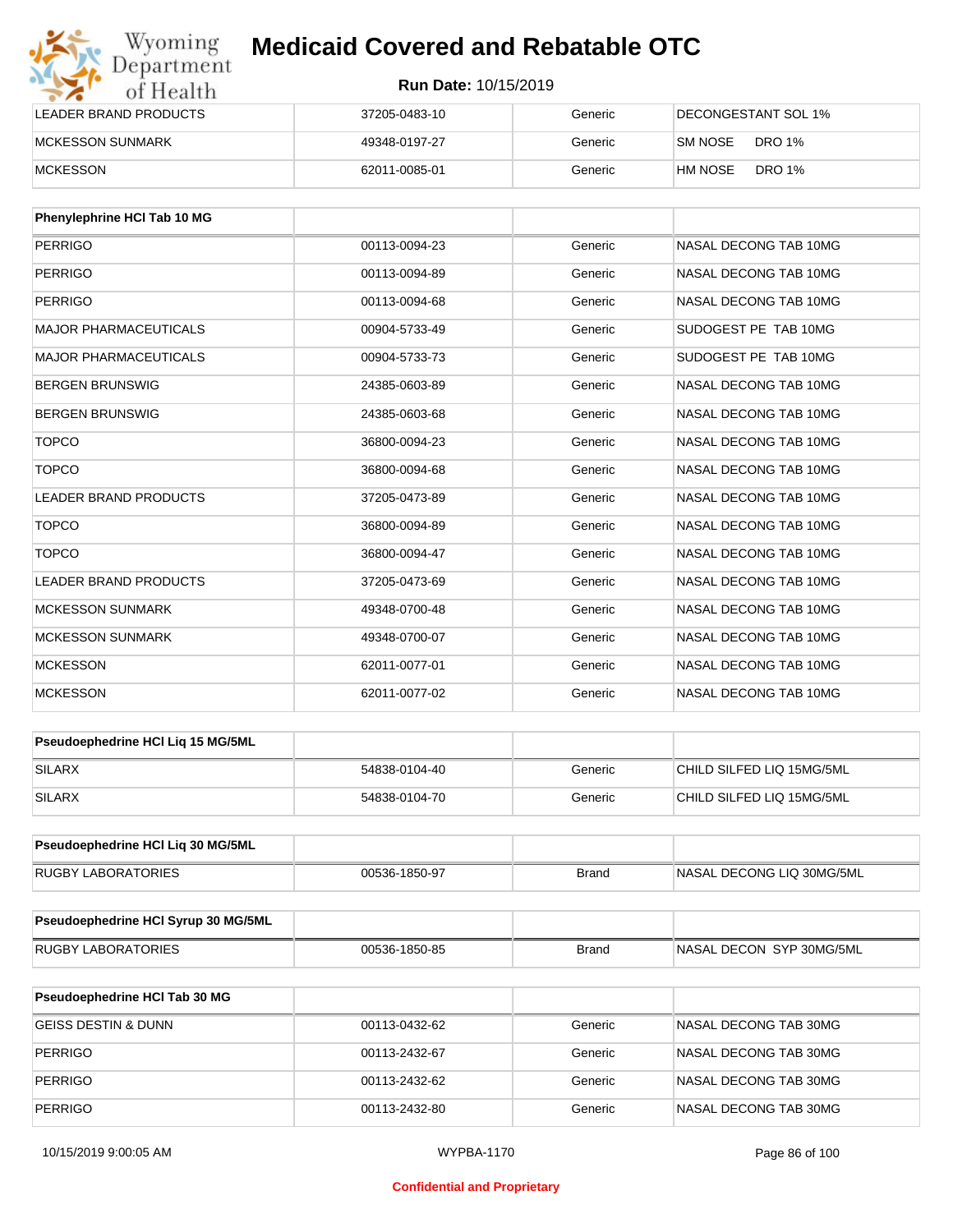| | | | |
|---|---|---|---|
| LEADER BRAND PRODUCTS | 37205-0483-10 | Generic | DECONGESTANT SOL 1% |
| MCKESSON SUNMARK | 49348-0197-27 | Generic | SM NOSE DRO 1% |
| MCKESSON | 62011-0085-01 | Generic | HM NOSE DRO 1% |

| Phenylephrine HCl Tab 10 MG | | | |
|---|---|---|---|
| PERRIGO | 00113-0094-23 | Generic | NASAL DECONG TAB 10MG |
| PERRIGO | 00113-0094-89 | Generic | NASAL DECONG TAB 10MG |
| PERRIGO | 00113-0094-68 | Generic | NASAL DECONG TAB 10MG |
| MAJOR PHARMACEUTICALS | 00904-5733-49 | Generic | SUDOGEST PE TAB 10MG |
| MAJOR PHARMACEUTICALS | 00904-5733-73 | Generic | SUDOGEST PE TAB 10MG |
| BERGEN BRUNSWIG | 24385-0603-89 | Generic | NASAL DECONG TAB 10MG |
| BERGEN BRUNSWIG | 24385-0603-68 | Generic | NASAL DECONG TAB 10MG |
| TOPCO | 36800-0094-23 | Generic | NASAL DECONG TAB 10MG |
| TOPCO | 36800-0094-68 | Generic | NASAL DECONG TAB 10MG |
| LEADER BRAND PRODUCTS | 37205-0473-89 | Generic | NASAL DECONG TAB 10MG |
| TOPCO | 36800-0094-89 | Generic | NASAL DECONG TAB 10MG |
| TOPCO | 36800-0094-47 | Generic | NASAL DECONG TAB 10MG |
| LEADER BRAND PRODUCTS | 37205-0473-69 | Generic | NASAL DECONG TAB 10MG |
| MCKESSON SUNMARK | 49348-0700-48 | Generic | NASAL DECONG TAB 10MG |
| MCKESSON SUNMARK | 49348-0700-07 | Generic | NASAL DECONG TAB 10MG |
| MCKESSON | 62011-0077-01 | Generic | NASAL DECONG TAB 10MG |
| MCKESSON | 62011-0077-02 | Generic | NASAL DECONG TAB 10MG |

| Pseudoephedrine HCl Liq 15 MG/5ML | | | |
|---|---|---|---|
| SILARX | 54838-0104-40 | Generic | CHILD SILFED LIQ 15MG/5ML |
| SILARX | 54838-0104-70 | Generic | CHILD SILFED LIQ 15MG/5ML |

| Pseudoephedrine HCl Liq 30 MG/5ML | | | |
|---|---|---|---|
| RUGBY LABORATORIES | 00536-1850-97 | Brand | NASAL DECONG LIQ 30MG/5ML |

| Pseudoephedrine HCl Syrup 30 MG/5ML | | | |
|---|---|---|---|
| RUGBY LABORATORIES | 00536-1850-85 | Brand | NASAL DECON SYP 30MG/5ML |

| Pseudoephedrine HCl Tab 30 MG | | | |
|---|---|---|---|
| GEISS DESTIN & DUNN | 00113-0432-62 | Generic | NASAL DECONG TAB 30MG |
| PERRIGO | 00113-2432-67 | Generic | NASAL DECONG TAB 30MG |
| PERRIGO | 00113-2432-62 | Generic | NASAL DECONG TAB 30MG |
| PERRIGO | 00113-2432-80 | Generic | NASAL DECONG TAB 30MG |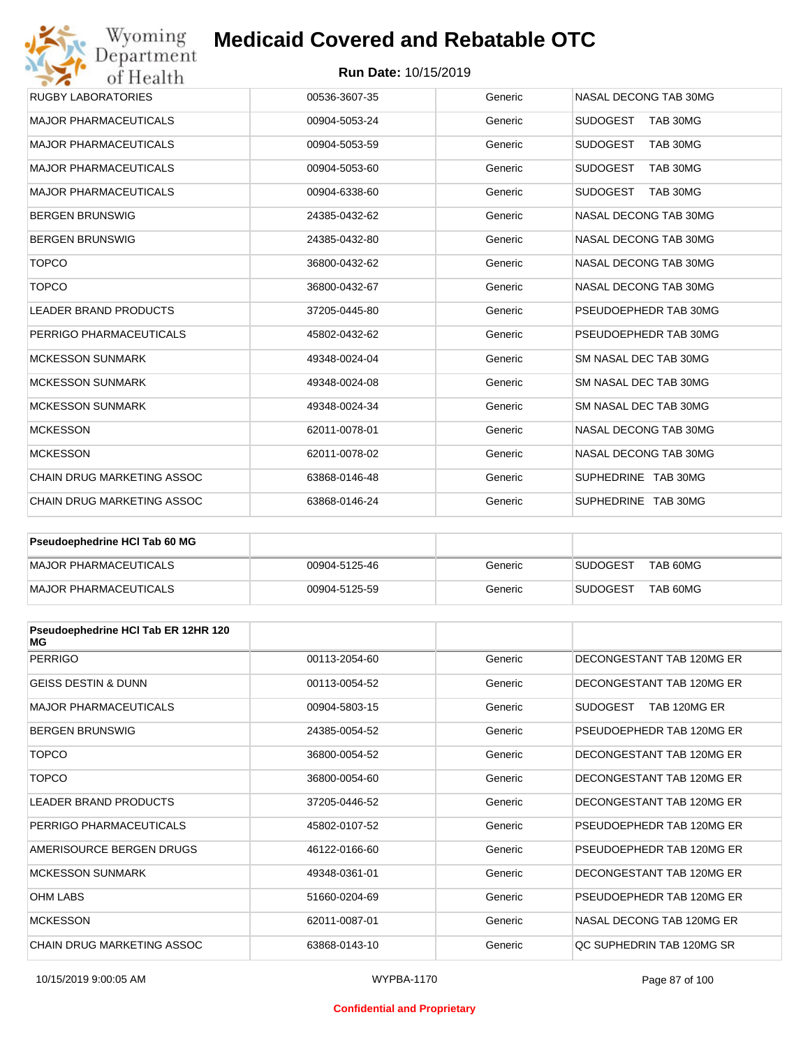| | | | |
|---|---|---|---|
| RUGBY LABORATORIES | 00536-3607-35 | Generic | NASAL DECONG TAB 30MG |
| MAJOR PHARMACEUTICALS | 00904-5053-24 | Generic | SUDOGEST TAB 30MG |
| MAJOR PHARMACEUTICALS | 00904-5053-59 | Generic | SUDOGEST TAB 30MG |
| MAJOR PHARMACEUTICALS | 00904-5053-60 | Generic | SUDOGEST TAB 30MG |
| MAJOR PHARMACEUTICALS | 00904-6338-60 | Generic | SUDOGEST TAB 30MG |
| BERGEN BRUNSWIG | 24385-0432-62 | Generic | NASAL DECONG TAB 30MG |
| BERGEN BRUNSWIG | 24385-0432-80 | Generic | NASAL DECONG TAB 30MG |
| TOPCO | 36800-0432-62 | Generic | NASAL DECONG TAB 30MG |
| TOPCO | 36800-0432-67 | Generic | NASAL DECONG TAB 30MG |
| LEADER BRAND PRODUCTS | 37205-0445-80 | Generic | PSEUDOEPHEDR TAB 30MG |
| PERRIGO PHARMACEUTICALS | 45802-0432-62 | Generic | PSEUDOEPHEDR TAB 30MG |
| MCKESSON SUNMARK | 49348-0024-04 | Generic | SM NASAL DEC TAB 30MG |
| MCKESSON SUNMARK | 49348-0024-08 | Generic | SM NASAL DEC TAB 30MG |
| MCKESSON SUNMARK | 49348-0024-34 | Generic | SM NASAL DEC TAB 30MG |
| MCKESSON | 62011-0078-01 | Generic | NASAL DECONG TAB 30MG |
| MCKESSON | 62011-0078-02 | Generic | NASAL DECONG TAB 30MG |
| CHAIN DRUG MARKETING ASSOC | 63868-0146-48 | Generic | SUPHEDRINE TAB 30MG |
| CHAIN DRUG MARKETING ASSOC | 63868-0146-24 | Generic | SUPHEDRINE TAB 30MG |

| Pseudoephedrine HCl Tab 60 MG | | | |
|---|---|---|---|
| MAJOR PHARMACEUTICALS | 00904-5125-46 | Generic | SUDOGEST TAB 60MG |
| MAJOR PHARMACEUTICALS | 00904-5125-59 | Generic | SUDOGEST TAB 60MG |

| Pseudoephedrine HCl Tab ER 12HR 120 MG | | | |
|---|---|---|---|
| PERRIGO | 00113-2054-60 | Generic | DECONGESTANT TAB 120MG ER |
| GEISS DESTIN & DUNN | 00113-0054-52 | Generic | DECONGESTANT TAB 120MG ER |
| MAJOR PHARMACEUTICALS | 00904-5803-15 | Generic | SUDOGEST TAB 120MG ER |
| BERGEN BRUNSWIG | 24385-0054-52 | Generic | PSEUDOEPHEDR TAB 120MG ER |
| TOPCO | 36800-0054-52 | Generic | DECONGESTANT TAB 120MG ER |
| TOPCO | 36800-0054-60 | Generic | DECONGESTANT TAB 120MG ER |
| LEADER BRAND PRODUCTS | 37205-0446-52 | Generic | DECONGESTANT TAB 120MG ER |
| PERRIGO PHARMACEUTICALS | 45802-0107-52 | Generic | PSEUDOEPHEDR TAB 120MG ER |
| AMERISOURCE BERGEN DRUGS | 46122-0166-60 | Generic | PSEUDOEPHEDR TAB 120MG ER |
| MCKESSON SUNMARK | 49348-0361-01 | Generic | DECONGESTANT TAB 120MG ER |
| OHM LABS | 51660-0204-69 | Generic | PSEUDOEPHEDR TAB 120MG ER |
| MCKESSON | 62011-0087-01 | Generic | NASAL DECONG TAB 120MG ER |
| CHAIN DRUG MARKETING ASSOC | 63868-0143-10 | Generic | QC SUPHEDRIN TAB 120MG SR |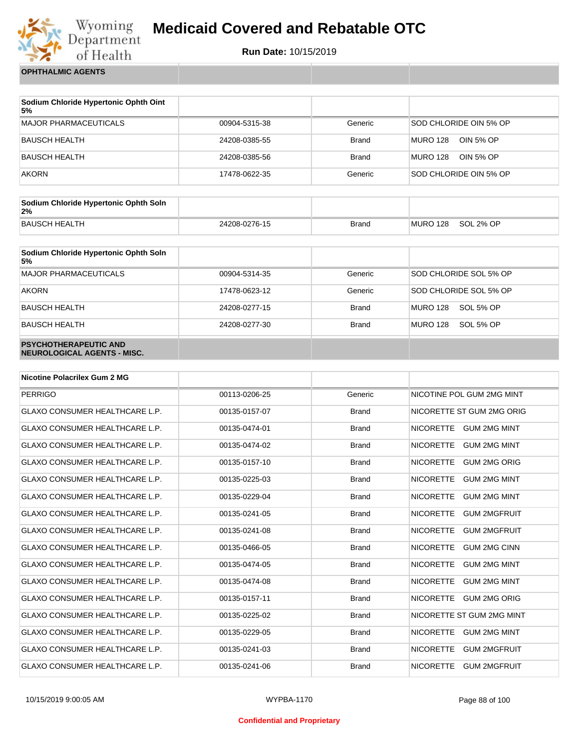## OPHTHALMIC AGENTS

| Sodium Chloride Hypertonic Ophth Oint 5% | | | |
|---|---|---|---|
| MAJOR PHARMACEUTICALS | 00904-5315-38 | Generic | SOD CHLORIDE OIN 5% OP |
| BAUSCH HEALTH | 24208-0385-55 | Brand | MURO 128 OIN 5% OP |
| BAUSCH HEALTH | 24208-0385-56 | Brand | MURO 128 OIN 5% OP |
| AKORN | 17478-0622-35 | Generic | SOD CHLORIDE OIN 5% OP |

| Sodium Chloride Hypertonic Ophth Soln 2% | | | |
|---|---|---|---|
| BAUSCH HEALTH | 24208-0276-15 | Brand | MURO 128 SOL 2% OP |

| Sodium Chloride Hypertonic Ophth Soln 5% | | | |
|---|---|---|---|
| MAJOR PHARMACEUTICALS | 00904-5314-35 | Generic | SOD CHLORIDE SOL 5% OP |
| AKORN | 17478-0623-12 | Generic | SOD CHLORIDE SOL 5% OP |
| BAUSCH HEALTH | 24208-0277-15 | Brand | MURO 128 SOL 5% OP |
| BAUSCH HEALTH | 24208-0277-30 | Brand | MURO 128 SOL 5% OP |

## PSYCHOTHERAPEUTIC AND NEUROLOGICAL AGENTS - MISC.

| Nicotine Polacrilex Gum 2 MG | | | |
|---|---|---|---|
| PERRIGO | 00113-0206-25 | Generic | NICOTINE POL GUM 2MG MINT |
| GLAXO CONSUMER HEALTHCARE L.P. | 00135-0157-07 | Brand | NICORETTE ST GUM 2MG ORIG |
| GLAXO CONSUMER HEALTHCARE L.P. | 00135-0474-01 | Brand | NICORETTE GUM 2MG MINT |
| GLAXO CONSUMER HEALTHCARE L.P. | 00135-0474-02 | Brand | NICORETTE GUM 2MG MINT |
| GLAXO CONSUMER HEALTHCARE L.P. | 00135-0157-10 | Brand | NICORETTE GUM 2MG ORIG |
| GLAXO CONSUMER HEALTHCARE L.P. | 00135-0225-03 | Brand | NICORETTE GUM 2MG MINT |
| GLAXO CONSUMER HEALTHCARE L.P. | 00135-0229-04 | Brand | NICORETTE GUM 2MG MINT |
| GLAXO CONSUMER HEALTHCARE L.P. | 00135-0241-05 | Brand | NICORETTE GUM 2MGFRUIT |
| GLAXO CONSUMER HEALTHCARE L.P. | 00135-0241-08 | Brand | NICORETTE GUM 2MGFRUIT |
| GLAXO CONSUMER HEALTHCARE L.P. | 00135-0466-05 | Brand | NICORETTE GUM 2MG CINN |
| GLAXO CONSUMER HEALTHCARE L.P. | 00135-0474-05 | Brand | NICORETTE GUM 2MG MINT |
| GLAXO CONSUMER HEALTHCARE L.P. | 00135-0474-08 | Brand | NICORETTE GUM 2MG MINT |
| GLAXO CONSUMER HEALTHCARE L.P. | 00135-0157-11 | Brand | NICORETTE GUM 2MG ORIG |
| GLAXO CONSUMER HEALTHCARE L.P. | 00135-0225-02 | Brand | NICORETTE ST GUM 2MG MINT |
| GLAXO CONSUMER HEALTHCARE L.P. | 00135-0229-05 | Brand | NICORETTE GUM 2MG MINT |
| GLAXO CONSUMER HEALTHCARE L.P. | 00135-0241-03 | Brand | NICORETTE GUM 2MGFRUIT |
| GLAXO CONSUMER HEALTHCARE L.P. | 00135-0241-06 | Brand | NICORETTE GUM 2MGFRUIT |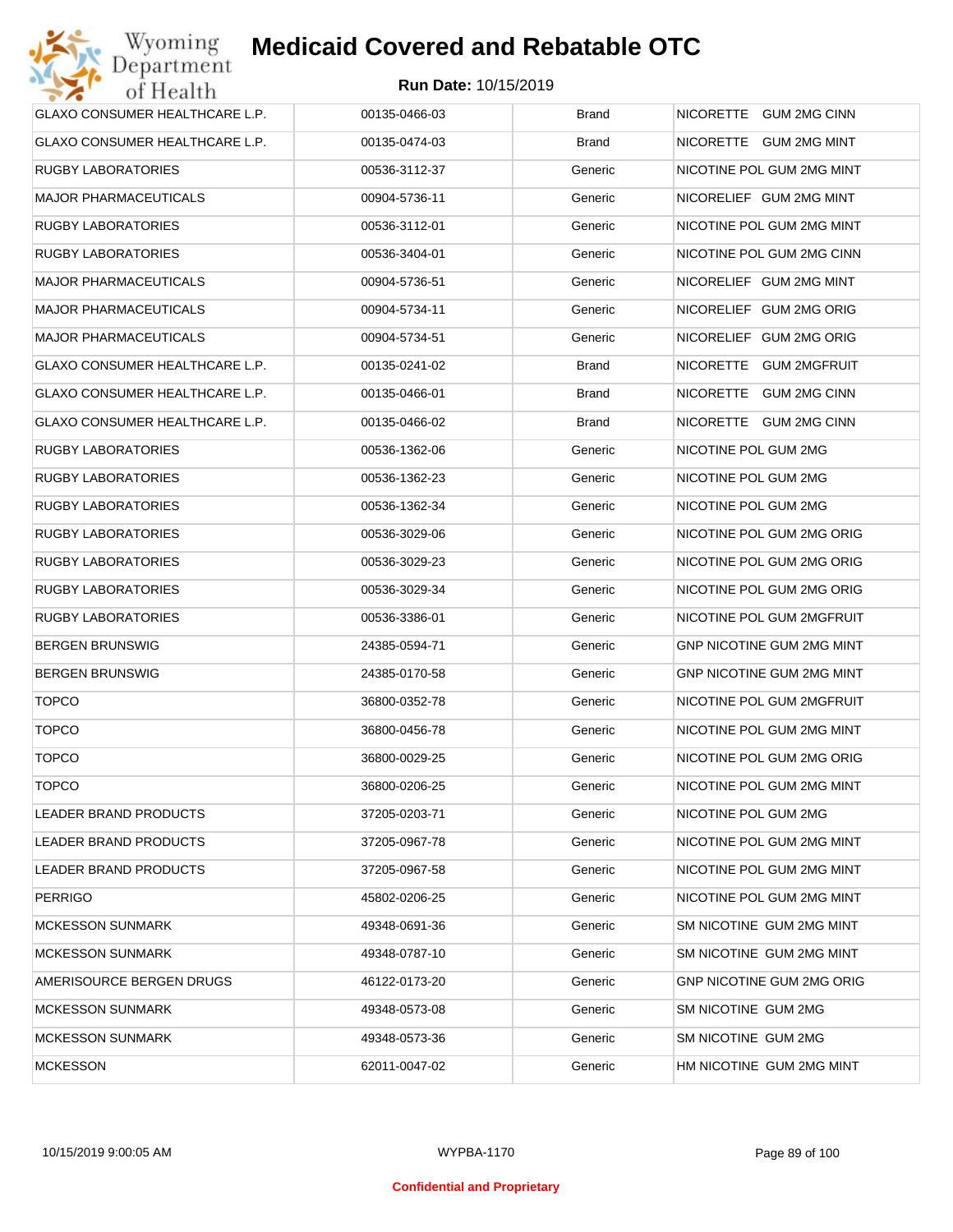# Medicaid Covered and Rebatable OTC

**Run Date:** 10/15/2019

| | | | |
|---|---|---|---|
| GLAXO CONSUMER HEALTHCARE L.P. | 00135-0466-03 | Brand | NICORETTE GUM 2MG CINN |
| GLAXO CONSUMER HEALTHCARE L.P. | 00135-0474-03 | Brand | NICORETTE GUM 2MG MINT |
| RUGBY LABORATORIES | 00536-3112-37 | Generic | NICOTINE POL GUM 2MG MINT |
| MAJOR PHARMACEUTICALS | 00904-5736-11 | Generic | NICORELIEF GUM 2MG MINT |
| RUGBY LABORATORIES | 00536-3112-01 | Generic | NICOTINE POL GUM 2MG MINT |
| RUGBY LABORATORIES | 00536-3404-01 | Generic | NICOTINE POL GUM 2MG CINN |
| MAJOR PHARMACEUTICALS | 00904-5736-51 | Generic | NICORELIEF GUM 2MG MINT |
| MAJOR PHARMACEUTICALS | 00904-5734-11 | Generic | NICORELIEF GUM 2MG ORIG |
| MAJOR PHARMACEUTICALS | 00904-5734-51 | Generic | NICORELIEF GUM 2MG ORIG |
| GLAXO CONSUMER HEALTHCARE L.P. | 00135-0241-02 | Brand | NICORETTE GUM 2MGFRUIT |
| GLAXO CONSUMER HEALTHCARE L.P. | 00135-0466-01 | Brand | NICORETTE GUM 2MG CINN |
| GLAXO CONSUMER HEALTHCARE L.P. | 00135-0466-02 | Brand | NICORETTE GUM 2MG CINN |
| RUGBY LABORATORIES | 00536-1362-06 | Generic | NICOTINE POL GUM 2MG |
| RUGBY LABORATORIES | 00536-1362-23 | Generic | NICOTINE POL GUM 2MG |
| RUGBY LABORATORIES | 00536-1362-34 | Generic | NICOTINE POL GUM 2MG |
| RUGBY LABORATORIES | 00536-3029-06 | Generic | NICOTINE POL GUM 2MG ORIG |
| RUGBY LABORATORIES | 00536-3029-23 | Generic | NICOTINE POL GUM 2MG ORIG |
| RUGBY LABORATORIES | 00536-3029-34 | Generic | NICOTINE POL GUM 2MG ORIG |
| RUGBY LABORATORIES | 00536-3386-01 | Generic | NICOTINE POL GUM 2MGFRUIT |
| BERGEN BRUNSWIG | 24385-0594-71 | Generic | GNP NICOTINE GUM 2MG MINT |
| BERGEN BRUNSWIG | 24385-0170-58 | Generic | GNP NICOTINE GUM 2MG MINT |
| TOPCO | 36800-0352-78 | Generic | NICOTINE POL GUM 2MGFRUIT |
| TOPCO | 36800-0456-78 | Generic | NICOTINE POL GUM 2MG MINT |
| TOPCO | 36800-0029-25 | Generic | NICOTINE POL GUM 2MG ORIG |
| TOPCO | 36800-0206-25 | Generic | NICOTINE POL GUM 2MG MINT |
| LEADER BRAND PRODUCTS | 37205-0203-71 | Generic | NICOTINE POL GUM 2MG |
| LEADER BRAND PRODUCTS | 37205-0967-78 | Generic | NICOTINE POL GUM 2MG MINT |
| LEADER BRAND PRODUCTS | 37205-0967-58 | Generic | NICOTINE POL GUM 2MG MINT |
| PERRIGO | 45802-0206-25 | Generic | NICOTINE POL GUM 2MG MINT |
| MCKESSON SUNMARK | 49348-0691-36 | Generic | SM NICOTINE GUM 2MG MINT |
| MCKESSON SUNMARK | 49348-0787-10 | Generic | SM NICOTINE GUM 2MG MINT |
| AMERISOURCE BERGEN DRUGS | 46122-0173-20 | Generic | GNP NICOTINE GUM 2MG ORIG |
| MCKESSON SUNMARK | 49348-0573-08 | Generic | SM NICOTINE GUM 2MG |
| MCKESSON SUNMARK | 49348-0573-36 | Generic | SM NICOTINE GUM 2MG |
| MCKESSON | 62011-0047-02 | Generic | HM NICOTINE GUM 2MG MINT |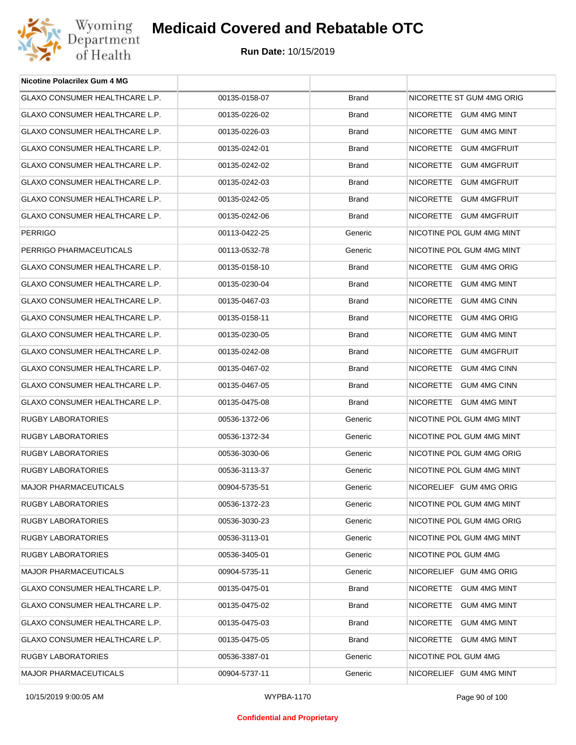| Nicotine Polacrilex Gum 4 MG | | | |
|---|---|---|---|
| GLAXO CONSUMER HEALTHCARE L.P. | 00135-0158-07 | Brand | NICORETTE ST GUM 4MG ORIG |
| GLAXO CONSUMER HEALTHCARE L.P. | 00135-0226-02 | Brand | NICORETTE GUM 4MG MINT |
| GLAXO CONSUMER HEALTHCARE L.P. | 00135-0226-03 | Brand | NICORETTE GUM 4MG MINT |
| GLAXO CONSUMER HEALTHCARE L.P. | 00135-0242-01 | Brand | NICORETTE GUM 4MGFRUIT |
| GLAXO CONSUMER HEALTHCARE L.P. | 00135-0242-02 | Brand | NICORETTE GUM 4MGFRUIT |
| GLAXO CONSUMER HEALTHCARE L.P. | 00135-0242-03 | Brand | NICORETTE GUM 4MGFRUIT |
| GLAXO CONSUMER HEALTHCARE L.P. | 00135-0242-05 | Brand | NICORETTE GUM 4MGFRUIT |
| GLAXO CONSUMER HEALTHCARE L.P. | 00135-0242-06 | Brand | NICORETTE GUM 4MGFRUIT |
| PERRIGO | 00113-0422-25 | Generic | NICOTINE POL GUM 4MG MINT |
| PERRIGO PHARMACEUTICALS | 00113-0532-78 | Generic | NICOTINE POL GUM 4MG MINT |
| GLAXO CONSUMER HEALTHCARE L.P. | 00135-0158-10 | Brand | NICORETTE GUM 4MG ORIG |
| GLAXO CONSUMER HEALTHCARE L.P. | 00135-0230-04 | Brand | NICORETTE GUM 4MG MINT |
| GLAXO CONSUMER HEALTHCARE L.P. | 00135-0467-03 | Brand | NICORETTE GUM 4MG CINN |
| GLAXO CONSUMER HEALTHCARE L.P. | 00135-0158-11 | Brand | NICORETTE GUM 4MG ORIG |
| GLAXO CONSUMER HEALTHCARE L.P. | 00135-0230-05 | Brand | NICORETTE GUM 4MG MINT |
| GLAXO CONSUMER HEALTHCARE L.P. | 00135-0242-08 | Brand | NICORETTE GUM 4MGFRUIT |
| GLAXO CONSUMER HEALTHCARE L.P. | 00135-0467-02 | Brand | NICORETTE GUM 4MG CINN |
| GLAXO CONSUMER HEALTHCARE L.P. | 00135-0467-05 | Brand | NICORETTE GUM 4MG CINN |
| GLAXO CONSUMER HEALTHCARE L.P. | 00135-0475-08 | Brand | NICORETTE GUM 4MG MINT |
| RUGBY LABORATORIES | 00536-1372-06 | Generic | NICOTINE POL GUM 4MG MINT |
| RUGBY LABORATORIES | 00536-1372-34 | Generic | NICOTINE POL GUM 4MG MINT |
| RUGBY LABORATORIES | 00536-3030-06 | Generic | NICOTINE POL GUM 4MG ORIG |
| RUGBY LABORATORIES | 00536-3113-37 | Generic | NICOTINE POL GUM 4MG MINT |
| MAJOR PHARMACEUTICALS | 00904-5735-51 | Generic | NICORELIEF GUM 4MG ORIG |
| RUGBY LABORATORIES | 00536-1372-23 | Generic | NICOTINE POL GUM 4MG MINT |
| RUGBY LABORATORIES | 00536-3030-23 | Generic | NICOTINE POL GUM 4MG ORIG |
| RUGBY LABORATORIES | 00536-3113-01 | Generic | NICOTINE POL GUM 4MG MINT |
| RUGBY LABORATORIES | 00536-3405-01 | Generic | NICOTINE POL GUM 4MG |
| MAJOR PHARMACEUTICALS | 00904-5735-11 | Generic | NICORELIEF GUM 4MG ORIG |
| GLAXO CONSUMER HEALTHCARE L.P. | 00135-0475-01 | Brand | NICORETTE GUM 4MG MINT |
| GLAXO CONSUMER HEALTHCARE L.P. | 00135-0475-02 | Brand | NICORETTE GUM 4MG MINT |
| GLAXO CONSUMER HEALTHCARE L.P. | 00135-0475-03 | Brand | NICORETTE GUM 4MG MINT |
| GLAXO CONSUMER HEALTHCARE L.P. | 00135-0475-05 | Brand | NICORETTE GUM 4MG MINT |
| RUGBY LABORATORIES | 00536-3387-01 | Generic | NICOTINE POL GUM 4MG |
| MAJOR PHARMACEUTICALS | 00904-5737-11 | Generic | NICORELIEF GUM 4MG MINT |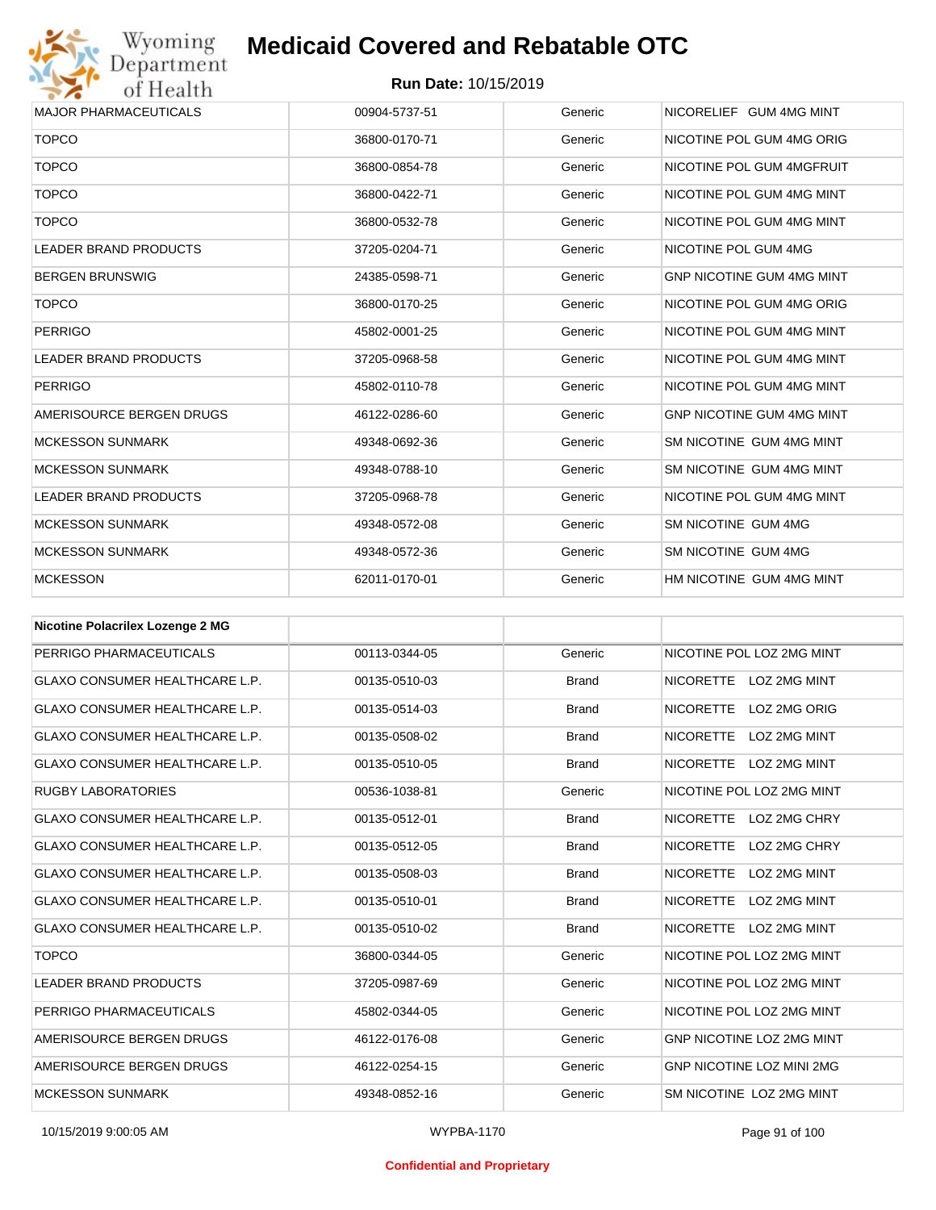| | | | |
|---|---|---|---|
| MAJOR PHARMACEUTICALS | 00904-5737-51 | Generic | NICORELIEF GUM 4MG MINT |
| TOPCO | 36800-0170-71 | Generic | NICOTINE POL GUM 4MG ORIG |
| TOPCO | 36800-0854-78 | Generic | NICOTINE POL GUM 4MGFRUIT |
| TOPCO | 36800-0422-71 | Generic | NICOTINE POL GUM 4MG MINT |
| TOPCO | 36800-0532-78 | Generic | NICOTINE POL GUM 4MG MINT |
| LEADER BRAND PRODUCTS | 37205-0204-71 | Generic | NICOTINE POL GUM 4MG |
| BERGEN BRUNSWIG | 24385-0598-71 | Generic | GNP NICOTINE GUM 4MG MINT |
| TOPCO | 36800-0170-25 | Generic | NICOTINE POL GUM 4MG ORIG |
| PERRIGO | 45802-0001-25 | Generic | NICOTINE POL GUM 4MG MINT |
| LEADER BRAND PRODUCTS | 37205-0968-58 | Generic | NICOTINE POL GUM 4MG MINT |
| PERRIGO | 45802-0110-78 | Generic | NICOTINE POL GUM 4MG MINT |
| AMERISOURCE BERGEN DRUGS | 46122-0286-60 | Generic | GNP NICOTINE GUM 4MG MINT |
| MCKESSON SUNMARK | 49348-0692-36 | Generic | SM NICOTINE GUM 4MG MINT |
| MCKESSON SUNMARK | 49348-0788-10 | Generic | SM NICOTINE GUM 4MG MINT |
| LEADER BRAND PRODUCTS | 37205-0968-78 | Generic | NICOTINE POL GUM 4MG MINT |
| MCKESSON SUNMARK | 49348-0572-08 | Generic | SM NICOTINE GUM 4MG |
| MCKESSON SUNMARK | 49348-0572-36 | Generic | SM NICOTINE GUM 4MG |
| MCKESSON | 62011-0170-01 | Generic | HM NICOTINE GUM 4MG MINT |

| **Nicotine Polacrilex Lozenge 2 MG** | | | |
|---|---|---|---|
| PERRIGO PHARMACEUTICALS | 00113-0344-05 | Generic | NICOTINE POL LOZ 2MG MINT |
| GLAXO CONSUMER HEALTHCARE L.P. | 00135-0510-03 | Brand | NICORETTE LOZ 2MG MINT |
| GLAXO CONSUMER HEALTHCARE L.P. | 00135-0514-03 | Brand | NICORETTE LOZ 2MG ORIG |
| GLAXO CONSUMER HEALTHCARE L.P. | 00135-0508-02 | Brand | NICORETTE LOZ 2MG MINT |
| GLAXO CONSUMER HEALTHCARE L.P. | 00135-0510-05 | Brand | NICORETTE LOZ 2MG MINT |
| RUGBY LABORATORIES | 00536-1038-81 | Generic | NICOTINE POL LOZ 2MG MINT |
| GLAXO CONSUMER HEALTHCARE L.P. | 00135-0512-01 | Brand | NICORETTE LOZ 2MG CHRY |
| GLAXO CONSUMER HEALTHCARE L.P. | 00135-0512-05 | Brand | NICORETTE LOZ 2MG CHRY |
| GLAXO CONSUMER HEALTHCARE L.P. | 00135-0508-03 | Brand | NICORETTE LOZ 2MG MINT |
| GLAXO CONSUMER HEALTHCARE L.P. | 00135-0510-01 | Brand | NICORETTE LOZ 2MG MINT |
| GLAXO CONSUMER HEALTHCARE L.P. | 00135-0510-02 | Brand | NICORETTE LOZ 2MG MINT |
| TOPCO | 36800-0344-05 | Generic | NICOTINE POL LOZ 2MG MINT |
| LEADER BRAND PRODUCTS | 37205-0987-69 | Generic | NICOTINE POL LOZ 2MG MINT |
| PERRIGO PHARMACEUTICALS | 45802-0344-05 | Generic | NICOTINE POL LOZ 2MG MINT |
| AMERISOURCE BERGEN DRUGS | 46122-0176-08 | Generic | GNP NICOTINE LOZ 2MG MINT |
| AMERISOURCE BERGEN DRUGS | 46122-0254-15 | Generic | GNP NICOTINE LOZ MINI 2MG |
| MCKESSON SUNMARK | 49348-0852-16 | Generic | SM NICOTINE LOZ 2MG MINT |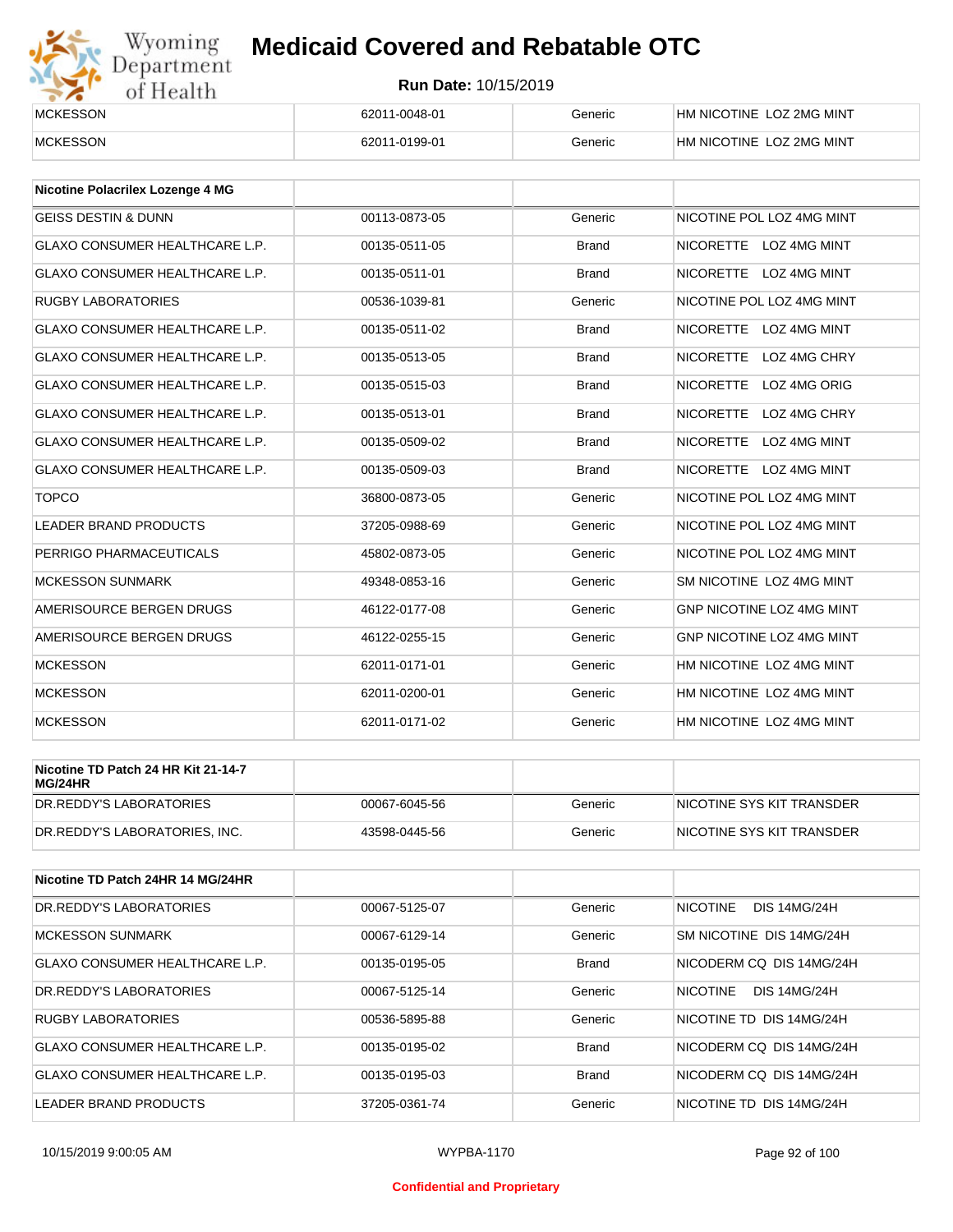| | | | |
|---|---|---|---|
| MCKESSON | 62011-0048-01 | Generic | HM NICOTINE LOZ 2MG MINT |
| MCKESSON | 62011-0199-01 | Generic | HM NICOTINE LOZ 2MG MINT |

| Nicotine Polacrilex Lozenge 4 MG | | | |
|---|---|---|---|
| GEISS DESTIN & DUNN | 00113-0873-05 | Generic | NICOTINE POL LOZ 4MG MINT |
| GLAXO CONSUMER HEALTHCARE L.P. | 00135-0511-05 | Brand | NICORETTE LOZ 4MG MINT |
| GLAXO CONSUMER HEALTHCARE L.P. | 00135-0511-01 | Brand | NICORETTE LOZ 4MG MINT |
| RUGBY LABORATORIES | 00536-1039-81 | Generic | NICOTINE POL LOZ 4MG MINT |
| GLAXO CONSUMER HEALTHCARE L.P. | 00135-0511-02 | Brand | NICORETTE LOZ 4MG MINT |
| GLAXO CONSUMER HEALTHCARE L.P. | 00135-0513-05 | Brand | NICORETTE LOZ 4MG CHRY |
| GLAXO CONSUMER HEALTHCARE L.P. | 00135-0515-03 | Brand | NICORETTE LOZ 4MG ORIG |
| GLAXO CONSUMER HEALTHCARE L.P. | 00135-0513-01 | Brand | NICORETTE LOZ 4MG CHRY |
| GLAXO CONSUMER HEALTHCARE L.P. | 00135-0509-02 | Brand | NICORETTE LOZ 4MG MINT |
| GLAXO CONSUMER HEALTHCARE L.P. | 00135-0509-03 | Brand | NICORETTE LOZ 4MG MINT |
| TOPCO | 36800-0873-05 | Generic | NICOTINE POL LOZ 4MG MINT |
| LEADER BRAND PRODUCTS | 37205-0988-69 | Generic | NICOTINE POL LOZ 4MG MINT |
| PERRIGO PHARMACEUTICALS | 45802-0873-05 | Generic | NICOTINE POL LOZ 4MG MINT |
| MCKESSON SUNMARK | 49348-0853-16 | Generic | SM NICOTINE LOZ 4MG MINT |
| AMERISOURCE BERGEN DRUGS | 46122-0177-08 | Generic | GNP NICOTINE LOZ 4MG MINT |
| AMERISOURCE BERGEN DRUGS | 46122-0255-15 | Generic | GNP NICOTINE LOZ 4MG MINT |
| MCKESSON | 62011-0171-01 | Generic | HM NICOTINE LOZ 4MG MINT |
| MCKESSON | 62011-0200-01 | Generic | HM NICOTINE LOZ 4MG MINT |
| MCKESSON | 62011-0171-02 | Generic | HM NICOTINE LOZ 4MG MINT |

| Nicotine TD Patch 24 HR Kit 21-14-7 MG/24HR | | | |
|---|---|---|---|
| DR.REDDY'S LABORATORIES | 00067-6045-56 | Generic | NICOTINE SYS KIT TRANSDER |
| DR.REDDY'S LABORATORIES, INC. | 43598-0445-56 | Generic | NICOTINE SYS KIT TRANSDER |

| Nicotine TD Patch 24HR 14 MG/24HR | | | |
|---|---|---|---|
| DR.REDDY'S LABORATORIES | 00067-5125-07 | Generic | NICOTINE DIS 14MG/24H |
| MCKESSON SUNMARK | 00067-6129-14 | Generic | SM NICOTINE DIS 14MG/24H |
| GLAXO CONSUMER HEALTHCARE L.P. | 00135-0195-05 | Brand | NICODERM CQ DIS 14MG/24H |
| DR.REDDY'S LABORATORIES | 00067-5125-14 | Generic | NICOTINE DIS 14MG/24H |
| RUGBY LABORATORIES | 00536-5895-88 | Generic | NICOTINE TD DIS 14MG/24H |
| GLAXO CONSUMER HEALTHCARE L.P. | 00135-0195-02 | Brand | NICODERM CQ DIS 14MG/24H |
| GLAXO CONSUMER HEALTHCARE L.P. | 00135-0195-03 | Brand | NICODERM CQ DIS 14MG/24H |
| LEADER BRAND PRODUCTS | 37205-0361-74 | Generic | NICOTINE TD DIS 14MG/24H |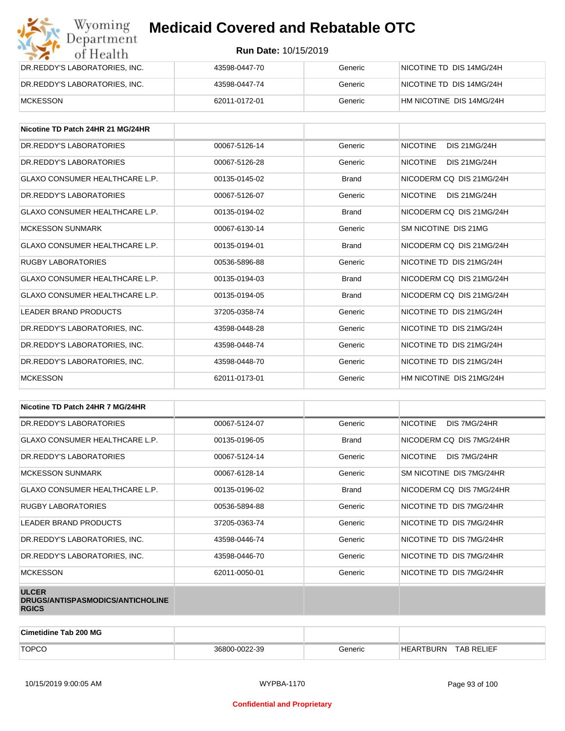| | | | |
|---|---|---|---|
| DR.REDDY'S LABORATORIES, INC. | 43598-0447-70 | Generic | NICOTINE TD DIS 14MG/24H |
| DR.REDDY'S LABORATORIES, INC. | 43598-0447-74 | Generic | NICOTINE TD DIS 14MG/24H |
| MCKESSON | 62011-0172-01 | Generic | HM NICOTINE DIS 14MG/24H |

| Nicotine TD Patch 24HR 21 MG/24HR | | | |
|---|---|---|---|
| DR.REDDY'S LABORATORIES | 00067-5126-14 | Generic | NICOTINE DIS 21MG/24H |
| DR.REDDY'S LABORATORIES | 00067-5126-28 | Generic | NICOTINE DIS 21MG/24H |
| GLAXO CONSUMER HEALTHCARE L.P. | 00135-0145-02 | Brand | NICODERM CQ DIS 21MG/24H |
| DR.REDDY'S LABORATORIES | 00067-5126-07 | Generic | NICOTINE DIS 21MG/24H |
| GLAXO CONSUMER HEALTHCARE L.P. | 00135-0194-02 | Brand | NICODERM CQ DIS 21MG/24H |
| MCKESSON SUNMARK | 00067-6130-14 | Generic | SM NICOTINE DIS 21MG |
| GLAXO CONSUMER HEALTHCARE L.P. | 00135-0194-01 | Brand | NICODERM CQ DIS 21MG/24H |
| RUGBY LABORATORIES | 00536-5896-88 | Generic | NICOTINE TD DIS 21MG/24H |
| GLAXO CONSUMER HEALTHCARE L.P. | 00135-0194-03 | Brand | NICODERM CQ DIS 21MG/24H |
| GLAXO CONSUMER HEALTHCARE L.P. | 00135-0194-05 | Brand | NICODERM CQ DIS 21MG/24H |
| LEADER BRAND PRODUCTS | 37205-0358-74 | Generic | NICOTINE TD DIS 21MG/24H |
| DR.REDDY'S LABORATORIES, INC. | 43598-0448-28 | Generic | NICOTINE TD DIS 21MG/24H |
| DR.REDDY'S LABORATORIES, INC. | 43598-0448-74 | Generic | NICOTINE TD DIS 21MG/24H |
| DR.REDDY'S LABORATORIES, INC. | 43598-0448-70 | Generic | NICOTINE TD DIS 21MG/24H |
| MCKESSON | 62011-0173-01 | Generic | HM NICOTINE DIS 21MG/24H |

| Nicotine TD Patch 24HR 7 MG/24HR | | | |
|---|---|---|---|
| DR.REDDY'S LABORATORIES | 00067-5124-07 | Generic | NICOTINE DIS 7MG/24HR |
| GLAXO CONSUMER HEALTHCARE L.P. | 00135-0196-05 | Brand | NICODERM CQ DIS 7MG/24HR |
| DR.REDDY'S LABORATORIES | 00067-5124-14 | Generic | NICOTINE DIS 7MG/24HR |
| MCKESSON SUNMARK | 00067-6128-14 | Generic | SM NICOTINE DIS 7MG/24HR |
| GLAXO CONSUMER HEALTHCARE L.P. | 00135-0196-02 | Brand | NICODERM CQ DIS 7MG/24HR |
| RUGBY LABORATORIES | 00536-5894-88 | Generic | NICOTINE TD DIS 7MG/24HR |
| LEADER BRAND PRODUCTS | 37205-0363-74 | Generic | NICOTINE TD DIS 7MG/24HR |
| DR.REDDY'S LABORATORIES, INC. | 43598-0446-74 | Generic | NICOTINE TD DIS 7MG/24HR |
| DR.REDDY'S LABORATORIES, INC. | 43598-0446-70 | Generic | NICOTINE TD DIS 7MG/24HR |
| MCKESSON | 62011-0050-01 | Generic | NICOTINE TD DIS 7MG/24HR |

| ULCER DRUGS/ANTISPASMODICS/ANTICHOLINERGICS | | | |
|---|---|---|---|

| Cimetidine Tab 200 MG | | | |
|---|---|---|---|
| TOPCO | 36800-0022-39 | Generic | HEARTBURN TAB RELIEF |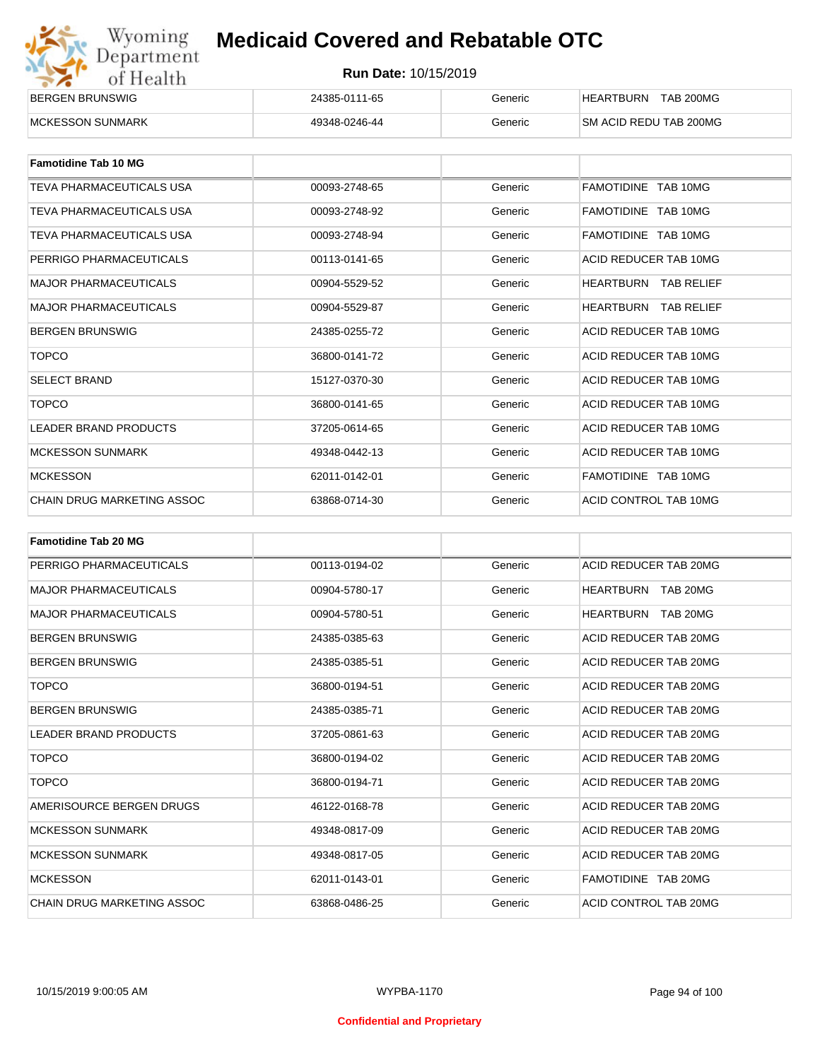| | | | |
|---|---|---|---|
| BERGEN BRUNSWIG | 24385-0111-65 | Generic | HEARTBURN TAB 200MG |
| MCKESSON SUNMARK | 49348-0246-44 | Generic | SM ACID REDU TAB 200MG |

| **Famotidine Tab 10 MG** | | | |
|---|---|---|---|
| TEVA PHARMACEUTICALS USA | 00093-2748-65 | Generic | FAMOTIDINE TAB 10MG |
| TEVA PHARMACEUTICALS USA | 00093-2748-92 | Generic | FAMOTIDINE TAB 10MG |
| TEVA PHARMACEUTICALS USA | 00093-2748-94 | Generic | FAMOTIDINE TAB 10MG |
| PERRIGO PHARMACEUTICALS | 00113-0141-65 | Generic | ACID REDUCER TAB 10MG |
| MAJOR PHARMACEUTICALS | 00904-5529-52 | Generic | HEARTBURN TAB RELIEF |
| MAJOR PHARMACEUTICALS | 00904-5529-87 | Generic | HEARTBURN TAB RELIEF |
| BERGEN BRUNSWIG | 24385-0255-72 | Generic | ACID REDUCER TAB 10MG |
| TOPCO | 36800-0141-72 | Generic | ACID REDUCER TAB 10MG |
| SELECT BRAND | 15127-0370-30 | Generic | ACID REDUCER TAB 10MG |
| TOPCO | 36800-0141-65 | Generic | ACID REDUCER TAB 10MG |
| LEADER BRAND PRODUCTS | 37205-0614-65 | Generic | ACID REDUCER TAB 10MG |
| MCKESSON SUNMARK | 49348-0442-13 | Generic | ACID REDUCER TAB 10MG |
| MCKESSON | 62011-0142-01 | Generic | FAMOTIDINE TAB 10MG |
| CHAIN DRUG MARKETING ASSOC | 63868-0714-30 | Generic | ACID CONTROL TAB 10MG |

| **Famotidine Tab 20 MG** | | | |
|---|---|---|---|
| PERRIGO PHARMACEUTICALS | 00113-0194-02 | Generic | ACID REDUCER TAB 20MG |
| MAJOR PHARMACEUTICALS | 00904-5780-17 | Generic | HEARTBURN TAB 20MG |
| MAJOR PHARMACEUTICALS | 00904-5780-51 | Generic | HEARTBURN TAB 20MG |
| BERGEN BRUNSWIG | 24385-0385-63 | Generic | ACID REDUCER TAB 20MG |
| BERGEN BRUNSWIG | 24385-0385-51 | Generic | ACID REDUCER TAB 20MG |
| TOPCO | 36800-0194-51 | Generic | ACID REDUCER TAB 20MG |
| BERGEN BRUNSWIG | 24385-0385-71 | Generic | ACID REDUCER TAB 20MG |
| LEADER BRAND PRODUCTS | 37205-0861-63 | Generic | ACID REDUCER TAB 20MG |
| TOPCO | 36800-0194-02 | Generic | ACID REDUCER TAB 20MG |
| TOPCO | 36800-0194-71 | Generic | ACID REDUCER TAB 20MG |
| AMERISOURCE BERGEN DRUGS | 46122-0168-78 | Generic | ACID REDUCER TAB 20MG |
| MCKESSON SUNMARK | 49348-0817-09 | Generic | ACID REDUCER TAB 20MG |
| MCKESSON SUNMARK | 49348-0817-05 | Generic | ACID REDUCER TAB 20MG |
| MCKESSON | 62011-0143-01 | Generic | FAMOTIDINE TAB 20MG |
| CHAIN DRUG MARKETING ASSOC | 63868-0486-25 | Generic | ACID CONTROL TAB 20MG |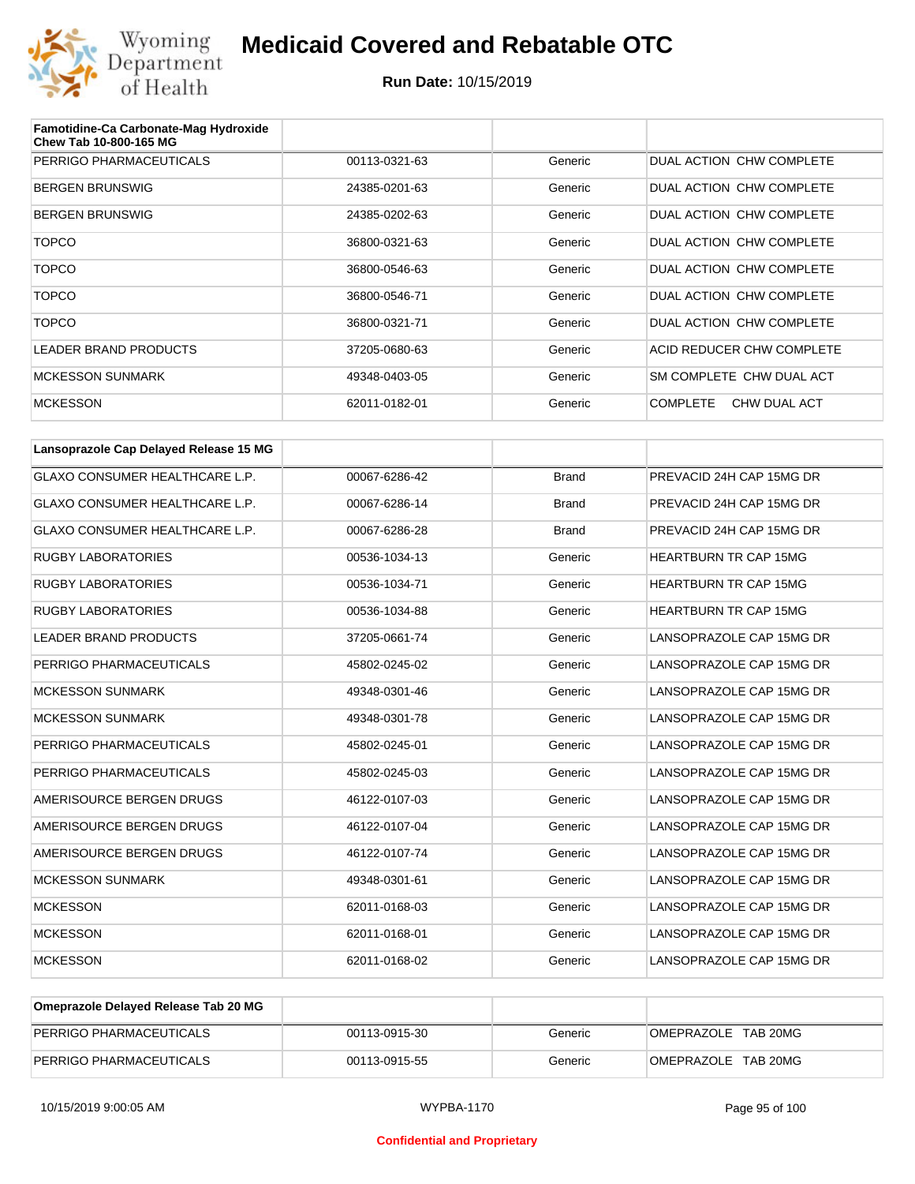| Famotidine-Ca Carbonate-Mag Hydroxide Chew Tab 10-800-165 MG | | | |
|---|---|---|---|
| PERRIGO PHARMACEUTICALS | 00113-0321-63 | Generic | DUAL ACTION CHW COMPLETE |
| BERGEN BRUNSWIG | 24385-0201-63 | Generic | DUAL ACTION CHW COMPLETE |
| BERGEN BRUNSWIG | 24385-0202-63 | Generic | DUAL ACTION CHW COMPLETE |
| TOPCO | 36800-0321-63 | Generic | DUAL ACTION CHW COMPLETE |
| TOPCO | 36800-0546-63 | Generic | DUAL ACTION CHW COMPLETE |
| TOPCO | 36800-0546-71 | Generic | DUAL ACTION CHW COMPLETE |
| TOPCO | 36800-0321-71 | Generic | DUAL ACTION CHW COMPLETE |
| LEADER BRAND PRODUCTS | 37205-0680-63 | Generic | ACID REDUCER CHW COMPLETE |
| MCKESSON SUNMARK | 49348-0403-05 | Generic | SM COMPLETE CHW DUAL ACT |
| MCKESSON | 62011-0182-01 | Generic | COMPLETE CHW DUAL ACT |

| Lansoprazole Cap Delayed Release 15 MG | | | |
|---|---|---|---|
| GLAXO CONSUMER HEALTHCARE L.P. | 00067-6286-42 | Brand | PREVACID 24H CAP 15MG DR |
| GLAXO CONSUMER HEALTHCARE L.P. | 00067-6286-14 | Brand | PREVACID 24H CAP 15MG DR |
| GLAXO CONSUMER HEALTHCARE L.P. | 00067-6286-28 | Brand | PREVACID 24H CAP 15MG DR |
| RUGBY LABORATORIES | 00536-1034-13 | Generic | HEARTBURN TR CAP 15MG |
| RUGBY LABORATORIES | 00536-1034-71 | Generic | HEARTBURN TR CAP 15MG |
| RUGBY LABORATORIES | 00536-1034-88 | Generic | HEARTBURN TR CAP 15MG |
| LEADER BRAND PRODUCTS | 37205-0661-74 | Generic | LANSOPRAZOLE CAP 15MG DR |
| PERRIGO PHARMACEUTICALS | 45802-0245-02 | Generic | LANSOPRAZOLE CAP 15MG DR |
| MCKESSON SUNMARK | 49348-0301-46 | Generic | LANSOPRAZOLE CAP 15MG DR |
| MCKESSON SUNMARK | 49348-0301-78 | Generic | LANSOPRAZOLE CAP 15MG DR |
| PERRIGO PHARMACEUTICALS | 45802-0245-01 | Generic | LANSOPRAZOLE CAP 15MG DR |
| PERRIGO PHARMACEUTICALS | 45802-0245-03 | Generic | LANSOPRAZOLE CAP 15MG DR |
| AMERISOURCE BERGEN DRUGS | 46122-0107-03 | Generic | LANSOPRAZOLE CAP 15MG DR |
| AMERISOURCE BERGEN DRUGS | 46122-0107-04 | Generic | LANSOPRAZOLE CAP 15MG DR |
| AMERISOURCE BERGEN DRUGS | 46122-0107-74 | Generic | LANSOPRAZOLE CAP 15MG DR |
| MCKESSON SUNMARK | 49348-0301-61 | Generic | LANSOPRAZOLE CAP 15MG DR |
| MCKESSON | 62011-0168-03 | Generic | LANSOPRAZOLE CAP 15MG DR |
| MCKESSON | 62011-0168-01 | Generic | LANSOPRAZOLE CAP 15MG DR |
| MCKESSON | 62011-0168-02 | Generic | LANSOPRAZOLE CAP 15MG DR |

| Omeprazole Delayed Release Tab 20 MG | | | |
|---|---|---|---|
| PERRIGO PHARMACEUTICALS | 00113-0915-30 | Generic | OMEPRAZOLE TAB 20MG |
| PERRIGO PHARMACEUTICALS | 00113-0915-55 | Generic | OMEPRAZOLE TAB 20MG |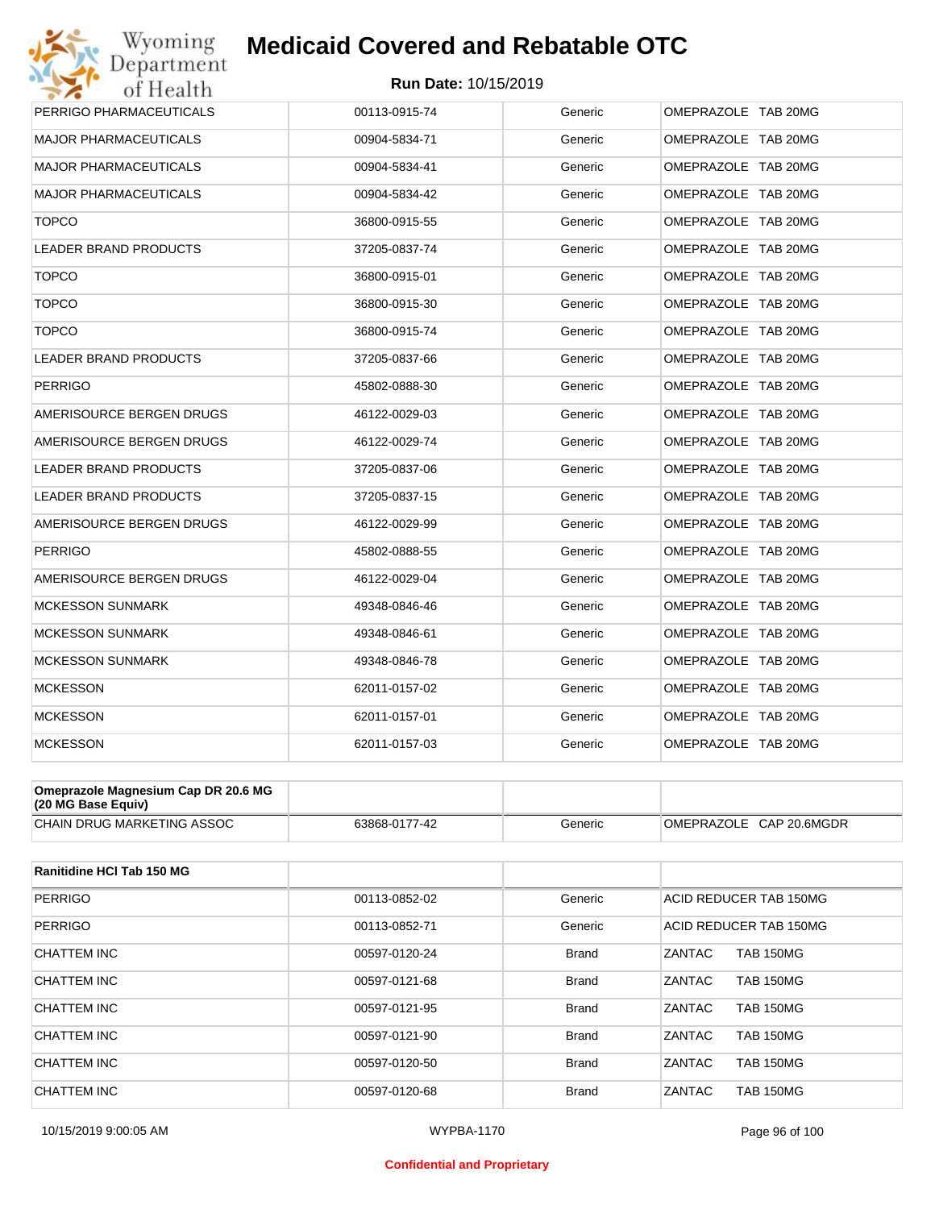| PERRIGO PHARMACEUTICALS | 00113-0915-74 | Generic | OMEPRAZOLE TAB 20MG |
|---|---|---|---|
| MAJOR PHARMACEUTICALS | 00904-5834-71 | Generic | OMEPRAZOLE TAB 20MG |
| MAJOR PHARMACEUTICALS | 00904-5834-41 | Generic | OMEPRAZOLE TAB 20MG |
| MAJOR PHARMACEUTICALS | 00904-5834-42 | Generic | OMEPRAZOLE TAB 20MG |
| TOPCO | 36800-0915-55 | Generic | OMEPRAZOLE TAB 20MG |
| LEADER BRAND PRODUCTS | 37205-0837-74 | Generic | OMEPRAZOLE TAB 20MG |
| TOPCO | 36800-0915-01 | Generic | OMEPRAZOLE TAB 20MG |
| TOPCO | 36800-0915-30 | Generic | OMEPRAZOLE TAB 20MG |
| TOPCO | 36800-0915-74 | Generic | OMEPRAZOLE TAB 20MG |
| LEADER BRAND PRODUCTS | 37205-0837-66 | Generic | OMEPRAZOLE TAB 20MG |
| PERRIGO | 45802-0888-30 | Generic | OMEPRAZOLE TAB 20MG |
| AMERISOURCE BERGEN DRUGS | 46122-0029-03 | Generic | OMEPRAZOLE TAB 20MG |
| AMERISOURCE BERGEN DRUGS | 46122-0029-74 | Generic | OMEPRAZOLE TAB 20MG |
| LEADER BRAND PRODUCTS | 37205-0837-06 | Generic | OMEPRAZOLE TAB 20MG |
| LEADER BRAND PRODUCTS | 37205-0837-15 | Generic | OMEPRAZOLE TAB 20MG |
| AMERISOURCE BERGEN DRUGS | 46122-0029-99 | Generic | OMEPRAZOLE TAB 20MG |
| PERRIGO | 45802-0888-55 | Generic | OMEPRAZOLE TAB 20MG |
| AMERISOURCE BERGEN DRUGS | 46122-0029-04 | Generic | OMEPRAZOLE TAB 20MG |
| MCKESSON SUNMARK | 49348-0846-46 | Generic | OMEPRAZOLE TAB 20MG |
| MCKESSON SUNMARK | 49348-0846-61 | Generic | OMEPRAZOLE TAB 20MG |
| MCKESSON SUNMARK | 49348-0846-78 | Generic | OMEPRAZOLE TAB 20MG |
| MCKESSON | 62011-0157-02 | Generic | OMEPRAZOLE TAB 20MG |
| MCKESSON | 62011-0157-01 | Generic | OMEPRAZOLE TAB 20MG |
| MCKESSON | 62011-0157-03 | Generic | OMEPRAZOLE TAB 20MG |

| **Omeprazole Magnesium Cap DR 20.6 MG (20 MG Base Equiv)** | | | |
|---|---|---|---|
| CHAIN DRUG MARKETING ASSOC | 63868-0177-42 | Generic | OMEPRAZOLE CAP 20.6MGDR |

| **Ranitidine HCl Tab 150 MG** | | | |
|---|---|---|---|
| PERRIGO | 00113-0852-02 | Generic | ACID REDUCER TAB 150MG |
| PERRIGO | 00113-0852-71 | Generic | ACID REDUCER TAB 150MG |
| CHATTEM INC | 00597-0120-24 | Brand | ZANTAC TAB 150MG |
| CHATTEM INC | 00597-0121-68 | Brand | ZANTAC TAB 150MG |
| CHATTEM INC | 00597-0121-95 | Brand | ZANTAC TAB 150MG |
| CHATTEM INC | 00597-0121-90 | Brand | ZANTAC TAB 150MG |
| CHATTEM INC | 00597-0120-50 | Brand | ZANTAC TAB 150MG |
| CHATTEM INC | 00597-0120-68 | Brand | ZANTAC TAB 150MG |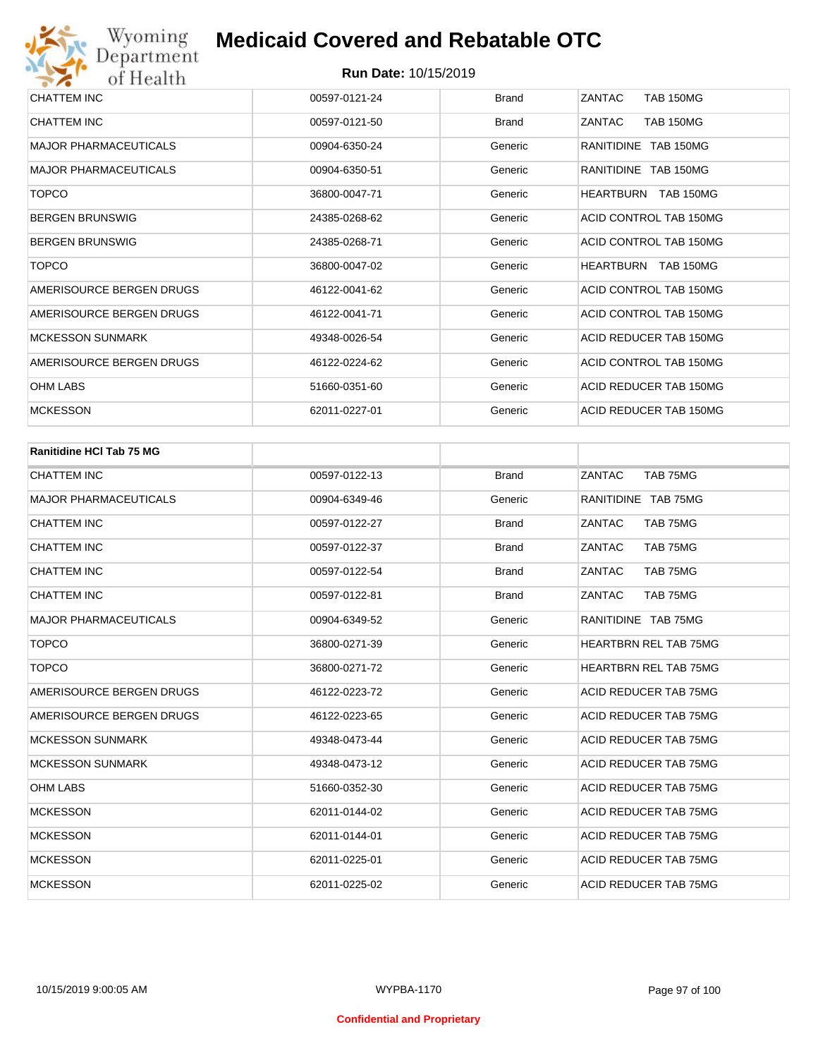# Medicaid Covered and Rebatable OTC

**Run Date:** 10/15/2019

| | | | |
|---|---|---|---|
| CHATTEM INC | 00597-0121-24 | Brand | ZANTAC TAB 150MG |
| CHATTEM INC | 00597-0121-50 | Brand | ZANTAC TAB 150MG |
| MAJOR PHARMACEUTICALS | 00904-6350-24 | Generic | RANITIDINE TAB 150MG |
| MAJOR PHARMACEUTICALS | 00904-6350-51 | Generic | RANITIDINE TAB 150MG |
| TOPCO | 36800-0047-71 | Generic | HEARTBURN TAB 150MG |
| BERGEN BRUNSWIG | 24385-0268-62 | Generic | ACID CONTROL TAB 150MG |
| BERGEN BRUNSWIG | 24385-0268-71 | Generic | ACID CONTROL TAB 150MG |
| TOPCO | 36800-0047-02 | Generic | HEARTBURN TAB 150MG |
| AMERISOURCE BERGEN DRUGS | 46122-0041-62 | Generic | ACID CONTROL TAB 150MG |
| AMERISOURCE BERGEN DRUGS | 46122-0041-71 | Generic | ACID CONTROL TAB 150MG |
| MCKESSON SUNMARK | 49348-0026-54 | Generic | ACID REDUCER TAB 150MG |
| AMERISOURCE BERGEN DRUGS | 46122-0224-62 | Generic | ACID CONTROL TAB 150MG |
| OHM LABS | 51660-0351-60 | Generic | ACID REDUCER TAB 150MG |
| MCKESSON | 62011-0227-01 | Generic | ACID REDUCER TAB 150MG |

| **Ranitidine HCl Tab 75 MG** | | | |
|---|---|---|---|
| CHATTEM INC | 00597-0122-13 | Brand | ZANTAC TAB 75MG |
| MAJOR PHARMACEUTICALS | 00904-6349-46 | Generic | RANITIDINE TAB 75MG |
| CHATTEM INC | 00597-0122-27 | Brand | ZANTAC TAB 75MG |
| CHATTEM INC | 00597-0122-37 | Brand | ZANTAC TAB 75MG |
| CHATTEM INC | 00597-0122-54 | Brand | ZANTAC TAB 75MG |
| CHATTEM INC | 00597-0122-81 | Brand | ZANTAC TAB 75MG |
| MAJOR PHARMACEUTICALS | 00904-6349-52 | Generic | RANITIDINE TAB 75MG |
| TOPCO | 36800-0271-39 | Generic | HEARTBRN REL TAB 75MG |
| TOPCO | 36800-0271-72 | Generic | HEARTBRN REL TAB 75MG |
| AMERISOURCE BERGEN DRUGS | 46122-0223-72 | Generic | ACID REDUCER TAB 75MG |
| AMERISOURCE BERGEN DRUGS | 46122-0223-65 | Generic | ACID REDUCER TAB 75MG |
| MCKESSON SUNMARK | 49348-0473-44 | Generic | ACID REDUCER TAB 75MG |
| MCKESSON SUNMARK | 49348-0473-12 | Generic | ACID REDUCER TAB 75MG |
| OHM LABS | 51660-0352-30 | Generic | ACID REDUCER TAB 75MG |
| MCKESSON | 62011-0144-02 | Generic | ACID REDUCER TAB 75MG |
| MCKESSON | 62011-0144-01 | Generic | ACID REDUCER TAB 75MG |
| MCKESSON | 62011-0225-01 | Generic | ACID REDUCER TAB 75MG |
| MCKESSON | 62011-0225-02 | Generic | ACID REDUCER TAB 75MG |

10/15/2019 9:00:05 AM WYPBA-1170

**Confidential and Proprietary**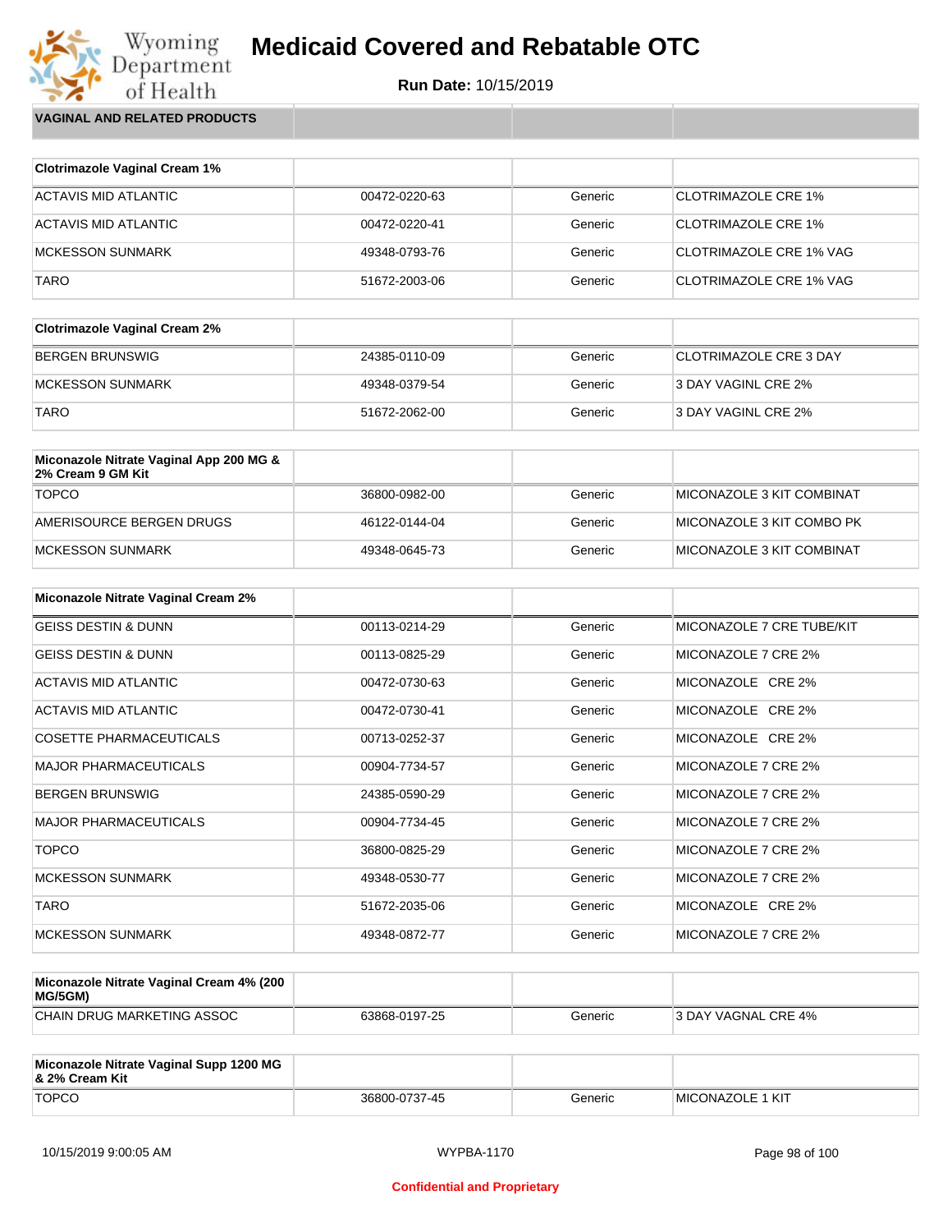# Medicaid Covered and Rebatable OTC

**Run Date:** 10/15/2019

**VAGINAL AND RELATED PRODUCTS**

| Clotrimazole Vaginal Cream 1% | | | |
|---|---|---|---|
| ACTAVIS MID ATLANTIC | 00472-0220-63 | Generic | CLOTRIMAZOLE CRE 1% |
| ACTAVIS MID ATLANTIC | 00472-0220-41 | Generic | CLOTRIMAZOLE CRE 1% |
| MCKESSON SUNMARK | 49348-0793-76 | Generic | CLOTRIMAZOLE CRE 1% VAG |
| TARO | 51672-2003-06 | Generic | CLOTRIMAZOLE CRE 1% VAG |

| Clotrimazole Vaginal Cream 2% | | | |
|---|---|---|---|
| BERGEN BRUNSWIG | 24385-0110-09 | Generic | CLOTRIMAZOLE CRE 3 DAY |
| MCKESSON SUNMARK | 49348-0379-54 | Generic | 3 DAY VAGINL CRE 2% |
| TARO | 51672-2062-00 | Generic | 3 DAY VAGINL CRE 2% |

| Miconazole Nitrate Vaginal App 200 MG & 2% Cream 9 GM Kit | | | |
|---|---|---|---|
| TOPCO | 36800-0982-00 | Generic | MICONAZOLE 3 KIT COMBINAT |
| AMERISOURCE BERGEN DRUGS | 46122-0144-04 | Generic | MICONAZOLE 3 KIT COMBO PK |
| MCKESSON SUNMARK | 49348-0645-73 | Generic | MICONAZOLE 3 KIT COMBINAT |

| Miconazole Nitrate Vaginal Cream 2% | | | |
|---|---|---|---|
| GEISS DESTIN & DUNN | 00113-0214-29 | Generic | MICONAZOLE 7 CRE TUBE/KIT |
| GEISS DESTIN & DUNN | 00113-0825-29 | Generic | MICONAZOLE 7 CRE 2% |
| ACTAVIS MID ATLANTIC | 00472-0730-63 | Generic | MICONAZOLE CRE 2% |
| ACTAVIS MID ATLANTIC | 00472-0730-41 | Generic | MICONAZOLE CRE 2% |
| COSETTE PHARMACEUTICALS | 00713-0252-37 | Generic | MICONAZOLE CRE 2% |
| MAJOR PHARMACEUTICALS | 00904-7734-57 | Generic | MICONAZOLE 7 CRE 2% |
| BERGEN BRUNSWIG | 24385-0590-29 | Generic | MICONAZOLE 7 CRE 2% |
| MAJOR PHARMACEUTICALS | 00904-7734-45 | Generic | MICONAZOLE 7 CRE 2% |
| TOPCO | 36800-0825-29 | Generic | MICONAZOLE 7 CRE 2% |
| MCKESSON SUNMARK | 49348-0530-77 | Generic | MICONAZOLE 7 CRE 2% |
| TARO | 51672-2035-06 | Generic | MICONAZOLE CRE 2% |
| MCKESSON SUNMARK | 49348-0872-77 | Generic | MICONAZOLE 7 CRE 2% |

| Miconazole Nitrate Vaginal Cream 4% (200 MG/5GM) | | | |
|---|---|---|---|
| CHAIN DRUG MARKETING ASSOC | 63868-0197-25 | Generic | 3 DAY VAGNAL CRE 4% |

| Miconazole Nitrate Vaginal Supp 1200 MG & 2% Cream Kit | | | |
|---|---|---|---|
| TOPCO | 36800-0737-45 | Generic | MICONAZOLE 1 KIT |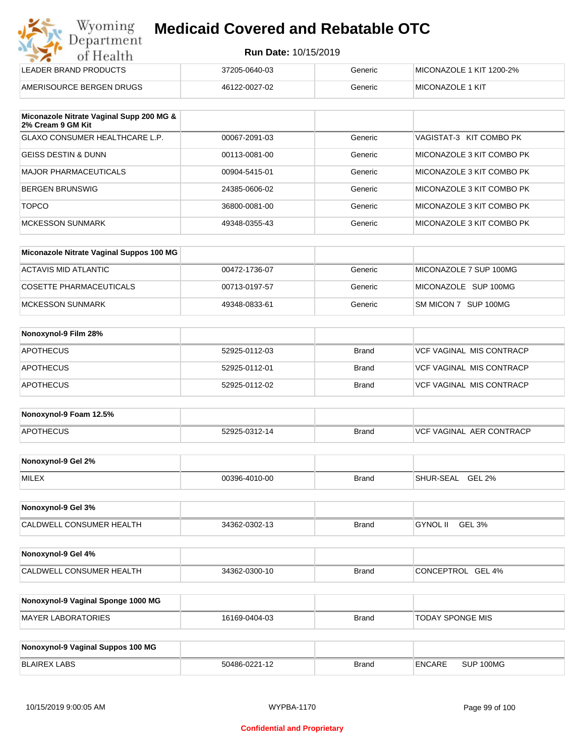| LEADER BRAND PRODUCTS | 37205-0640-03 | Generic | MICONAZOLE 1 KIT 1200-2% |
|---|---|---|---|
| AMERISOURCE BERGEN DRUGS | 46122-0027-02 | Generic | MICONAZOLE 1 KIT |

| Miconazole Nitrate Vaginal Supp 200 MG & 2% Cream 9 GM Kit | | | |
|---|---|---|---|
| GLAXO CONSUMER HEALTHCARE L.P. | 00067-2091-03 | Generic | VAGISTAT-3 KIT COMBO PK |
| GEISS DESTIN & DUNN | 00113-0081-00 | Generic | MICONAZOLE 3 KIT COMBO PK |
| MAJOR PHARMACEUTICALS | 00904-5415-01 | Generic | MICONAZOLE 3 KIT COMBO PK |
| BERGEN BRUNSWIG | 24385-0606-02 | Generic | MICONAZOLE 3 KIT COMBO PK |
| TOPCO | 36800-0081-00 | Generic | MICONAZOLE 3 KIT COMBO PK |
| MCKESSON SUNMARK | 49348-0355-43 | Generic | MICONAZOLE 3 KIT COMBO PK |

| Miconazole Nitrate Vaginal Suppos 100 MG | | | |
|---|---|---|---|
| ACTAVIS MID ATLANTIC | 00472-1736-07 | Generic | MICONAZOLE 7 SUP 100MG |
| COSETTE PHARMACEUTICALS | 00713-0197-57 | Generic | MICONAZOLE SUP 100MG |
| MCKESSON SUNMARK | 49348-0833-61 | Generic | SM MICON 7 SUP 100MG |

| Nonoxynol-9 Film 28% | | | |
|---|---|---|---|
| APOTHECUS | 52925-0112-03 | Brand | VCF VAGINAL MIS CONTRACP |
| APOTHECUS | 52925-0112-01 | Brand | VCF VAGINAL MIS CONTRACP |
| APOTHECUS | 52925-0112-02 | Brand | VCF VAGINAL MIS CONTRACP |

| Nonoxynol-9 Foam 12.5% | | | |
|---|---|---|---|
| APOTHECUS | 52925-0312-14 | Brand | VCF VAGINAL AER CONTRACP |

| Nonoxynol-9 Gel 2% | | | |
|---|---|---|---|
| MILEX | 00396-4010-00 | Brand | SHUR-SEAL GEL 2% |

| Nonoxynol-9 Gel 3% | | | |
|---|---|---|---|
| CALDWELL CONSUMER HEALTH | 34362-0302-13 | Brand | GYNOL II GEL 3% |

| Nonoxynol-9 Gel 4% | | | |
|---|---|---|---|
| CALDWELL CONSUMER HEALTH | 34362-0300-10 | Brand | CONCEPTROL GEL 4% |

| Nonoxynol-9 Vaginal Sponge 1000 MG | | | |
|---|---|---|---|
| MAYER LABORATORIES | 16169-0404-03 | Brand | TODAY SPONGE MIS |

| Nonoxynol-9 Vaginal Suppos 100 MG | | | |
|---|---|---|---|
| BLAIREX LABS | 50486-0221-12 | Brand | ENCARE SUP 100MG |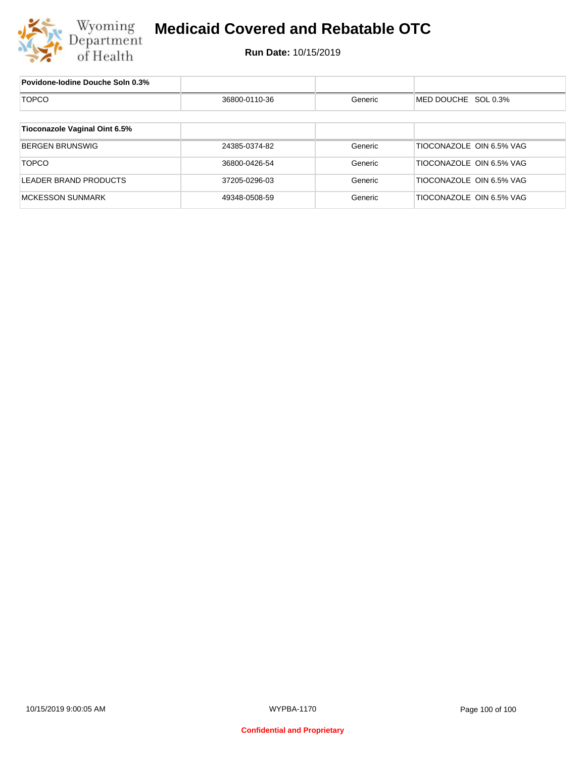| Povidone-Iodine Douche Soln 0.3% | | | |
|---|---|---|---|
| TOPCO | 36800-0110-36 | Generic | MED DOUCHE SOL 0.3% |

| Tioconazole Vaginal Oint 6.5% | | | |
|---|---|---|---|
| BERGEN BRUNSWIG | 24385-0374-82 | Generic | TIOCONAZOLE OIN 6.5% VAG |
| TOPCO | 36800-0426-54 | Generic | TIOCONAZOLE OIN 6.5% VAG |
| LEADER BRAND PRODUCTS | 37205-0296-03 | Generic | TIOCONAZOLE OIN 6.5% VAG |
| MCKESSON SUNMARK | 49348-0508-59 | Generic | TIOCONAZOLE OIN 6.5% VAG |